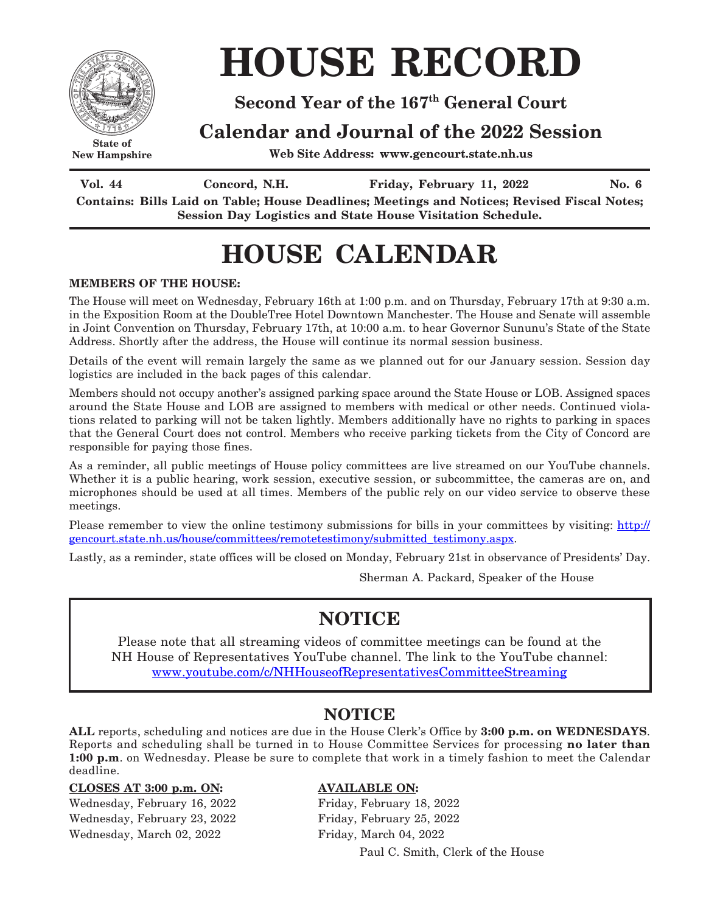State of
New Hampshire

# HOUSE RECORD

**Second Year of the 167th General Court**

## Calendar and Journal of the 2022 Session

**Web Site Address: www.gencourt.state.nh.us**

**Vol. 44** | **Concord, N.H.** | **Friday, February 11, 2022** | **No. 6**

**Contains: Bills Laid on Table; House Deadlines; Meetings and Notices; Revised Fiscal Notes; Session Day Logistics and State House Visitation Schedule.**

# HOUSE CALENDAR

**MEMBERS OF THE HOUSE:**

The House will meet on Wednesday, February 16th at 1:00 p.m. and on Thursday, February 17th at 9:30 a.m. in the Exposition Room at the DoubleTree Hotel Downtown Manchester. The House and Senate will assemble in Joint Convention on Thursday, February 17th, at 10:00 a.m. to hear Governor Sununu's State of the State Address. Shortly after the address, the House will continue its normal session business.

Details of the event will remain largely the same as we planned out for our January session. Session day logistics are included in the back pages of this calendar.

Members should not occupy another's assigned parking space around the State House or LOB. Assigned spaces around the State House and LOB are assigned to members with medical or other needs. Continued violations related to parking will not be taken lightly. Members additionally have no rights to parking in spaces that the General Court does not control. Members who receive parking tickets from the City of Concord are responsible for paying those fines.

As a reminder, all public meetings of House policy committees are live streamed on our YouTube channels. Whether it is a public hearing, work session, executive session, or subcommittee, the cameras are on, and microphones should be used at all times. Members of the public rely on our video service to observe these meetings.

Please remember to view the online testimony submissions for bills in your committees by visiting: http://gencourt.state.nh.us/house/committees/remotetestimony/submitted_testimony.aspx.

Lastly, as a reminder, state offices will be closed on Monday, February 21st in observance of Presidents' Day.

Sherman A. Packard, Speaker of the House

## NOTICE

Please note that all streaming videos of committee meetings can be found at the NH House of Representatives YouTube channel. The link to the YouTube channel: www.youtube.com/c/NHHouseofRepresentativesCommitteeStreaming

## NOTICE

**ALL** reports, scheduling and notices are due in the House Clerk's Office by **3:00 p.m. on WEDNESDAYS**. Reports and scheduling shall be turned in to House Committee Services for processing **no later than 1:00 p.m**. on Wednesday. Please be sure to complete that work in a timely fashion to meet the Calendar deadline.

| **CLOSES AT 3:00 p.m. ON:** | **AVAILABLE ON:** |
|---|---|
| Wednesday, February 16, 2022 | Friday, February 18, 2022 |
| Wednesday, February 23, 2022 | Friday, February 25, 2022 |
| Wednesday, March 02, 2022 | Friday, March 04, 2022 |

Paul C. Smith, Clerk of the House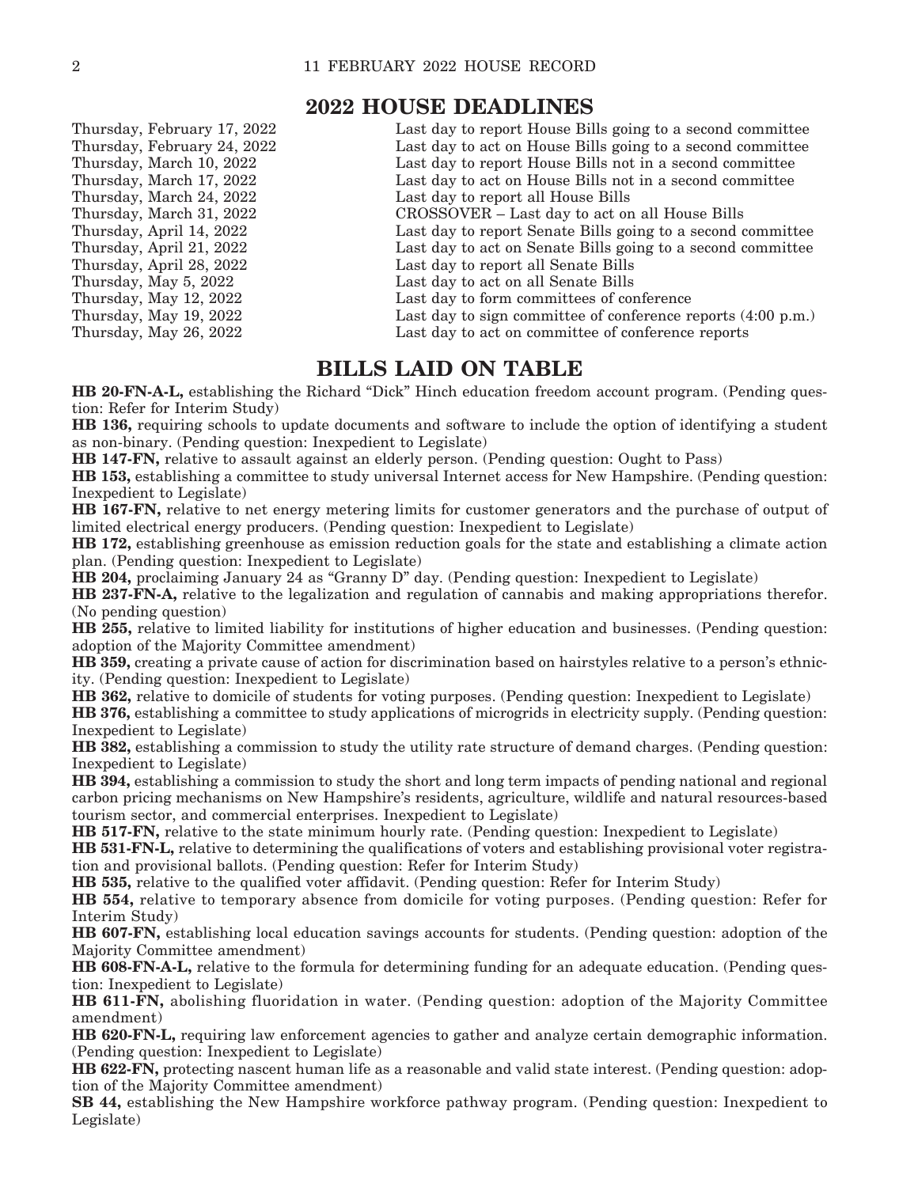## 2022 HOUSE DEADLINES

| | |
|---|---|
| Thursday, February 17, 2022 | Last day to report House Bills going to a second committee |
| Thursday, February 24, 2022 | Last day to act on House Bills going to a second committee |
| Thursday, March 10, 2022 | Last day to report House Bills not in a second committee |
| Thursday, March 17, 2022 | Last day to act on House Bills not in a second committee |
| Thursday, March 24, 2022 | Last day to report all House Bills |
| Thursday, March 31, 2022 | CROSSOVER – Last day to act on all House Bills |
| Thursday, April 14, 2022 | Last day to report Senate Bills going to a second committee |
| Thursday, April 21, 2022 | Last day to act on Senate Bills going to a second committee |
| Thursday, April 28, 2022 | Last day to report all Senate Bills |
| Thursday, May 5, 2022 | Last day to act on all Senate Bills |
| Thursday, May 12, 2022 | Last day to form committees of conference |
| Thursday, May 19, 2022 | Last day to sign committee of conference reports (4:00 p.m.) |
| Thursday, May 26, 2022 | Last day to act on committee of conference reports |

## BILLS LAID ON TABLE

**HB 20-FN-A-L,** establishing the Richard "Dick" Hinch education freedom account program. (Pending question: Refer for Interim Study)

**HB 136,** requiring schools to update documents and software to include the option of identifying a student as non-binary. (Pending question: Inexpedient to Legislate)

**HB 147-FN,** relative to assault against an elderly person. (Pending question: Ought to Pass)

**HB 153,** establishing a committee to study universal Internet access for New Hampshire. (Pending question: Inexpedient to Legislate)

**HB 167-FN,** relative to net energy metering limits for customer generators and the purchase of output of limited electrical energy producers. (Pending question: Inexpedient to Legislate)

**HB 172,** establishing greenhouse as emission reduction goals for the state and establishing a climate action plan. (Pending question: Inexpedient to Legislate)

**HB 204,** proclaiming January 24 as "Granny D" day. (Pending question: Inexpedient to Legislate)

**HB 237-FN-A,** relative to the legalization and regulation of cannabis and making appropriations therefor. (No pending question)

**HB 255,** relative to limited liability for institutions of higher education and businesses. (Pending question: adoption of the Majority Committee amendment)

**HB 359,** creating a private cause of action for discrimination based on hairstyles relative to a person's ethnicity. (Pending question: Inexpedient to Legislate)

**HB 362,** relative to domicile of students for voting purposes. (Pending question: Inexpedient to Legislate)

**HB 376,** establishing a committee to study applications of microgrids in electricity supply. (Pending question: Inexpedient to Legislate)

**HB 382,** establishing a commission to study the utility rate structure of demand charges. (Pending question: Inexpedient to Legislate)

**HB 394,** establishing a commission to study the short and long term impacts of pending national and regional carbon pricing mechanisms on New Hampshire's residents, agriculture, wildlife and natural resources-based tourism sector, and commercial enterprises. Inexpedient to Legislate)

**HB 517-FN,** relative to the state minimum hourly rate. (Pending question: Inexpedient to Legislate)

**HB 531-FN-L,** relative to determining the qualifications of voters and establishing provisional voter registration and provisional ballots. (Pending question: Refer for Interim Study)

**HB 535,** relative to the qualified voter affidavit. (Pending question: Refer for Interim Study)

**HB 554,** relative to temporary absence from domicile for voting purposes. (Pending question: Refer for Interim Study)

**HB 607-FN,** establishing local education savings accounts for students. (Pending question: adoption of the Majority Committee amendment)

**HB 608-FN-A-L,** relative to the formula for determining funding for an adequate education. (Pending question: Inexpedient to Legislate)

**HB 611-FN,** abolishing fluoridation in water. (Pending question: adoption of the Majority Committee amendment)

**HB 620-FN-L,** requiring law enforcement agencies to gather and analyze certain demographic information. (Pending question: Inexpedient to Legislate)

**HB 622-FN,** protecting nascent human life as a reasonable and valid state interest. (Pending question: adoption of the Majority Committee amendment)

**SB 44,** establishing the New Hampshire workforce pathway program. (Pending question: Inexpedient to Legislate)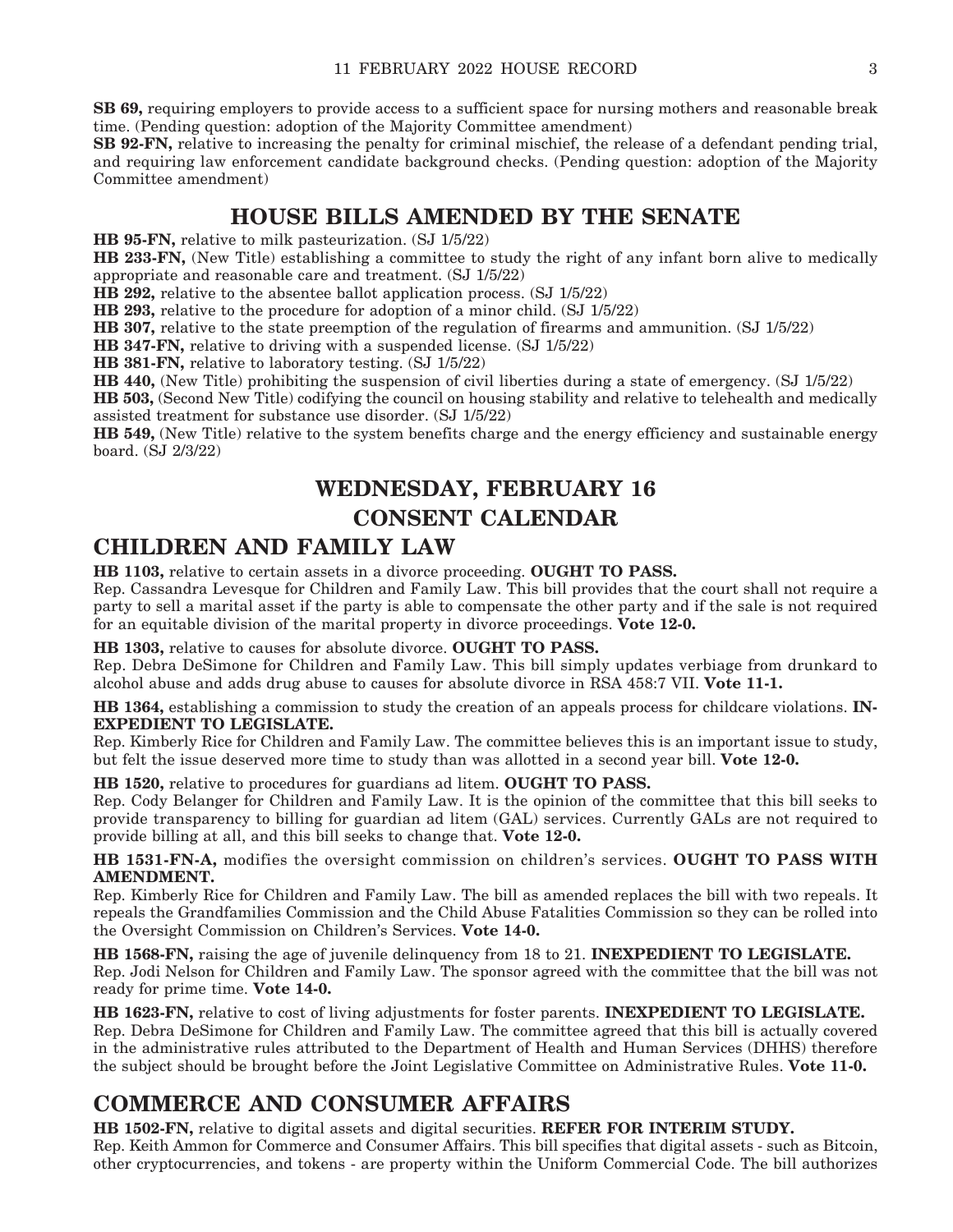**SB 69,** requiring employers to provide access to a sufficient space for nursing mothers and reasonable break time. (Pending question: adoption of the Majority Committee amendment)

**SB 92-FN,** relative to increasing the penalty for criminal mischief, the release of a defendant pending trial, and requiring law enforcement candidate background checks. (Pending question: adoption of the Majority Committee amendment)

## HOUSE BILLS AMENDED BY THE SENATE

**HB 95-FN,** relative to milk pasteurization. (SJ 1/5/22)

**HB 233-FN,** (New Title) establishing a committee to study the right of any infant born alive to medically appropriate and reasonable care and treatment. (SJ 1/5/22)

**HB 292,** relative to the absentee ballot application process. (SJ 1/5/22)

**HB 293,** relative to the procedure for adoption of a minor child. (SJ 1/5/22)

**HB 307,** relative to the state preemption of the regulation of firearms and ammunition. (SJ 1/5/22)

**HB 347-FN,** relative to driving with a suspended license. (SJ 1/5/22)

**HB 381-FN,** relative to laboratory testing. (SJ 1/5/22)

**HB 440,** (New Title) prohibiting the suspension of civil liberties during a state of emergency. (SJ 1/5/22)

**HB 503,** (Second New Title) codifying the council on housing stability and relative to telehealth and medically assisted treatment for substance use disorder. (SJ 1/5/22)

**HB 549,** (New Title) relative to the system benefits charge and the energy efficiency and sustainable energy board. (SJ 2/3/22)

## WEDNESDAY, FEBRUARY 16

## CONSENT CALENDAR

## CHILDREN AND FAMILY LAW

**HB 1103,** relative to certain assets in a divorce proceeding. **OUGHT TO PASS.**

Rep. Cassandra Levesque for Children and Family Law. This bill provides that the court shall not require a party to sell a marital asset if the party is able to compensate the other party and if the sale is not required for an equitable division of the marital property in divorce proceedings. **Vote 12-0.**

**HB 1303,** relative to causes for absolute divorce. **OUGHT TO PASS.**

Rep. Debra DeSimone for Children and Family Law. This bill simply updates verbiage from drunkard to alcohol abuse and adds drug abuse to causes for absolute divorce in RSA 458:7 VII. **Vote 11-1.**

**HB 1364,** establishing a commission to study the creation of an appeals process for childcare violations. **INEXPEDIENT TO LEGISLATE.**

Rep. Kimberly Rice for Children and Family Law. The committee believes this is an important issue to study, but felt the issue deserved more time to study than was allotted in a second year bill. **Vote 12-0.**

**HB 1520,** relative to procedures for guardians ad litem. **OUGHT TO PASS.**

Rep. Cody Belanger for Children and Family Law. It is the opinion of the committee that this bill seeks to provide transparency to billing for guardian ad litem (GAL) services. Currently GALs are not required to provide billing at all, and this bill seeks to change that. **Vote 12-0.**

**HB 1531-FN-A,** modifies the oversight commission on children's services. **OUGHT TO PASS WITH AMENDMENT.**

Rep. Kimberly Rice for Children and Family Law. The bill as amended replaces the bill with two repeals. It repeals the Grandfamilies Commission and the Child Abuse Fatalities Commission so they can be rolled into the Oversight Commission on Children's Services. **Vote 14-0.**

**HB 1568-FN,** raising the age of juvenile delinquency from 18 to 21. **INEXPEDIENT TO LEGISLATE.**

Rep. Jodi Nelson for Children and Family Law. The sponsor agreed with the committee that the bill was not ready for prime time. **Vote 14-0.**

**HB 1623-FN,** relative to cost of living adjustments for foster parents. **INEXPEDIENT TO LEGISLATE.**

Rep. Debra DeSimone for Children and Family Law. The committee agreed that this bill is actually covered in the administrative rules attributed to the Department of Health and Human Services (DHHS) therefore the subject should be brought before the Joint Legislative Committee on Administrative Rules. **Vote 11-0.**

## COMMERCE AND CONSUMER AFFAIRS

**HB 1502-FN,** relative to digital assets and digital securities. **REFER FOR INTERIM STUDY.**

Rep. Keith Ammon for Commerce and Consumer Affairs. This bill specifies that digital assets - such as Bitcoin, other cryptocurrencies, and tokens - are property within the Uniform Commercial Code. The bill authorizes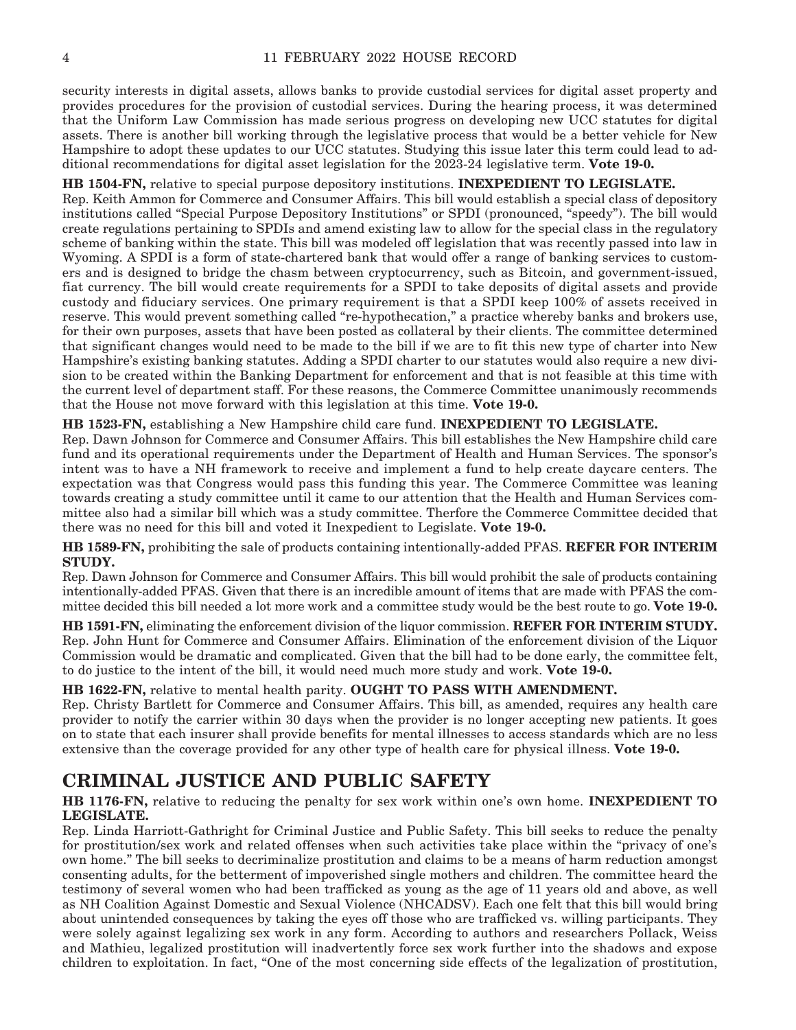security interests in digital assets, allows banks to provide custodial services for digital asset property and provides procedures for the provision of custodial services. During the hearing process, it was determined that the Uniform Law Commission has made serious progress on developing new UCC statutes for digital assets. There is another bill working through the legislative process that would be a better vehicle for New Hampshire to adopt these updates to our UCC statutes. Studying this issue later this term could lead to additional recommendations for digital asset legislation for the 2023-24 legislative term. **Vote 19-0.**

**HB 1504-FN,** relative to special purpose depository institutions. **INEXPEDIENT TO LEGISLATE.**
Rep. Keith Ammon for Commerce and Consumer Affairs. This bill would establish a special class of depository institutions called "Special Purpose Depository Institutions" or SPDI (pronounced, "speedy"). The bill would create regulations pertaining to SPDIs and amend existing law to allow for the special class in the regulatory scheme of banking within the state. This bill was modeled off legislation that was recently passed into law in Wyoming. A SPDI is a form of state-chartered bank that would offer a range of banking services to customers and is designed to bridge the chasm between cryptocurrency, such as Bitcoin, and government-issued, fiat currency. The bill would create requirements for a SPDI to take deposits of digital assets and provide custody and fiduciary services. One primary requirement is that a SPDI keep 100% of assets received in reserve. This would prevent something called "re-hypothecation," a practice whereby banks and brokers use, for their own purposes, assets that have been posted as collateral by their clients. The committee determined that significant changes would need to be made to the bill if we are to fit this new type of charter into New Hampshire's existing banking statutes. Adding a SPDI charter to our statutes would also require a new division to be created within the Banking Department for enforcement and that is not feasible at this time with the current level of department staff. For these reasons, the Commerce Committee unanimously recommends that the House not move forward with this legislation at this time. **Vote 19-0.**

**HB 1523-FN,** establishing a New Hampshire child care fund. **INEXPEDIENT TO LEGISLATE.**
Rep. Dawn Johnson for Commerce and Consumer Affairs. This bill establishes the New Hampshire child care fund and its operational requirements under the Department of Health and Human Services. The sponsor's intent was to have a NH framework to receive and implement a fund to help create daycare centers. The expectation was that Congress would pass this funding this year. The Commerce Committee was leaning towards creating a study committee until it came to our attention that the Health and Human Services committee also had a similar bill which was a study committee. Therfore the Commerce Committee decided that there was no need for this bill and voted it Inexpedient to Legislate. **Vote 19-0.**

**HB 1589-FN,** prohibiting the sale of products containing intentionally-added PFAS. **REFER FOR INTERIM STUDY.**
Rep. Dawn Johnson for Commerce and Consumer Affairs. This bill would prohibit the sale of products containing intentionally-added PFAS. Given that there is an incredible amount of items that are made with PFAS the committee decided this bill needed a lot more work and a committee study would be the best route to go. **Vote 19-0.**

**HB 1591-FN,** eliminating the enforcement division of the liquor commission. **REFER FOR INTERIM STUDY.**
Rep. John Hunt for Commerce and Consumer Affairs. Elimination of the enforcement division of the Liquor Commission would be dramatic and complicated. Given that the bill had to be done early, the committee felt, to do justice to the intent of the bill, it would need much more study and work. **Vote 19-0.**

**HB 1622-FN,** relative to mental health parity. **OUGHT TO PASS WITH AMENDMENT.**
Rep. Christy Bartlett for Commerce and Consumer Affairs. This bill, as amended, requires any health care provider to notify the carrier within 30 days when the provider is no longer accepting new patients. It goes on to state that each insurer shall provide benefits for mental illnesses to access standards which are no less extensive than the coverage provided for any other type of health care for physical illness. **Vote 19-0.**

## CRIMINAL JUSTICE AND PUBLIC SAFETY

**HB 1176-FN,** relative to reducing the penalty for sex work within one's own home. **INEXPEDIENT TO LEGISLATE.**
Rep. Linda Harriott-Gathright for Criminal Justice and Public Safety. This bill seeks to reduce the penalty for prostitution/sex work and related offenses when such activities take place within the "privacy of one's own home." The bill seeks to decriminalize prostitution and claims to be a means of harm reduction amongst consenting adults, for the betterment of impoverished single mothers and children. The committee heard the testimony of several women who had been trafficked as young as the age of 11 years old and above, as well as NH Coalition Against Domestic and Sexual Violence (NHCADSV). Each one felt that this bill would bring about unintended consequences by taking the eyes off those who are trafficked vs. willing participants. They were solely against legalizing sex work in any form. According to authors and researchers Pollack, Weiss and Mathieu, legalized prostitution will inadvertently force sex work further into the shadows and expose children to exploitation. In fact, "One of the most concerning side effects of the legalization of prostitution,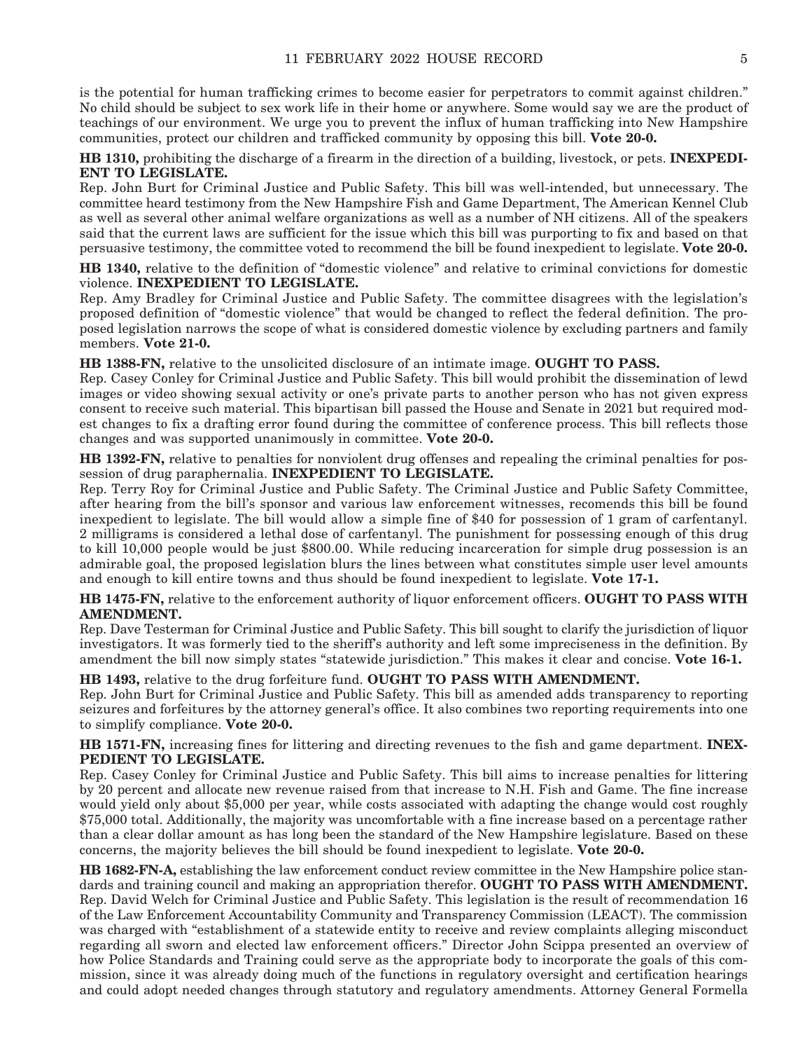is the potential for human trafficking crimes to become easier for perpetrators to commit against children." No child should be subject to sex work life in their home or anywhere. Some would say we are the product of teachings of our environment. We urge you to prevent the influx of human trafficking into New Hampshire communities, protect our children and trafficked community by opposing this bill. **Vote 20-0.**

**HB 1310,** prohibiting the discharge of a firearm in the direction of a building, livestock, or pets. **INEXPEDIENT TO LEGISLATE.**

Rep. John Burt for Criminal Justice and Public Safety. This bill was well-intended, but unnecessary. The committee heard testimony from the New Hampshire Fish and Game Department, The American Kennel Club as well as several other animal welfare organizations as well as a number of NH citizens. All of the speakers said that the current laws are sufficient for the issue which this bill was purporting to fix and based on that persuasive testimony, the committee voted to recommend the bill be found inexpedient to legislate. **Vote 20-0.**

**HB 1340,** relative to the definition of "domestic violence" and relative to criminal convictions for domestic violence. **INEXPEDIENT TO LEGISLATE.**

Rep. Amy Bradley for Criminal Justice and Public Safety. The committee disagrees with the legislation's proposed definition of "domestic violence" that would be changed to reflect the federal definition. The proposed legislation narrows the scope of what is considered domestic violence by excluding partners and family members. **Vote 21-0.**

**HB 1388-FN,** relative to the unsolicited disclosure of an intimate image. **OUGHT TO PASS.**

Rep. Casey Conley for Criminal Justice and Public Safety. This bill would prohibit the dissemination of lewd images or video showing sexual activity or one's private parts to another person who has not given express consent to receive such material. This bipartisan bill passed the House and Senate in 2021 but required modest changes to fix a drafting error found during the committee of conference process. This bill reflects those changes and was supported unanimously in committee. **Vote 20-0.**

**HB 1392-FN,** relative to penalties for nonviolent drug offenses and repealing the criminal penalties for possession of drug paraphernalia. **INEXPEDIENT TO LEGISLATE.**

Rep. Terry Roy for Criminal Justice and Public Safety. The Criminal Justice and Public Safety Committee, after hearing from the bill's sponsor and various law enforcement witnesses, recomends this bill be found inexpedient to legislate. The bill would allow a simple fine of $40 for possession of 1 gram of carfentanyl. 2 milligrams is considered a lethal dose of carfentanyl. The punishment for possessing enough of this drug to kill 10,000 people would be just $800.00. While reducing incarceration for simple drug possession is an admirable goal, the proposed legislation blurs the lines between what constitutes simple user level amounts and enough to kill entire towns and thus should be found inexpedient to legislate. **Vote 17-1.**

**HB 1475-FN,** relative to the enforcement authority of liquor enforcement officers. **OUGHT TO PASS WITH AMENDMENT.**

Rep. Dave Testerman for Criminal Justice and Public Safety. This bill sought to clarify the jurisdiction of liquor investigators. It was formerly tied to the sheriff's authority and left some impreciseness in the definition. By amendment the bill now simply states "statewide jurisdiction." This makes it clear and concise. **Vote 16-1.**

**HB 1493,** relative to the drug forfeiture fund. **OUGHT TO PASS WITH AMENDMENT.**

Rep. John Burt for Criminal Justice and Public Safety. This bill as amended adds transparency to reporting seizures and forfeitures by the attorney general's office. It also combines two reporting requirements into one to simplify compliance. **Vote 20-0.**

**HB 1571-FN,** increasing fines for littering and directing revenues to the fish and game department. **INEXPEDIENT TO LEGISLATE.**

Rep. Casey Conley for Criminal Justice and Public Safety. This bill aims to increase penalties for littering by 20 percent and allocate new revenue raised from that increase to N.H. Fish and Game. The fine increase would yield only about $5,000 per year, while costs associated with adapting the change would cost roughly $75,000 total. Additionally, the majority was uncomfortable with a fine increase based on a percentage rather than a clear dollar amount as has long been the standard of the New Hampshire legislature. Based on these concerns, the majority believes the bill should be found inexpedient to legislate. **Vote 20-0.**

**HB 1682-FN-A,** establishing the law enforcement conduct review committee in the New Hampshire police standards and training council and making an appropriation therefor. **OUGHT TO PASS WITH AMENDMENT.**

Rep. David Welch for Criminal Justice and Public Safety. This legislation is the result of recommendation 16 of the Law Enforcement Accountability Community and Transparency Commission (LEACT). The commission was charged with "establishment of a statewide entity to receive and review complaints alleging misconduct regarding all sworn and elected law enforcement officers." Director John Scippa presented an overview of how Police Standards and Training could serve as the appropriate body to incorporate the goals of this commission, since it was already doing much of the functions in regulatory oversight and certification hearings and could adopt needed changes through statutory and regulatory amendments. Attorney General Formella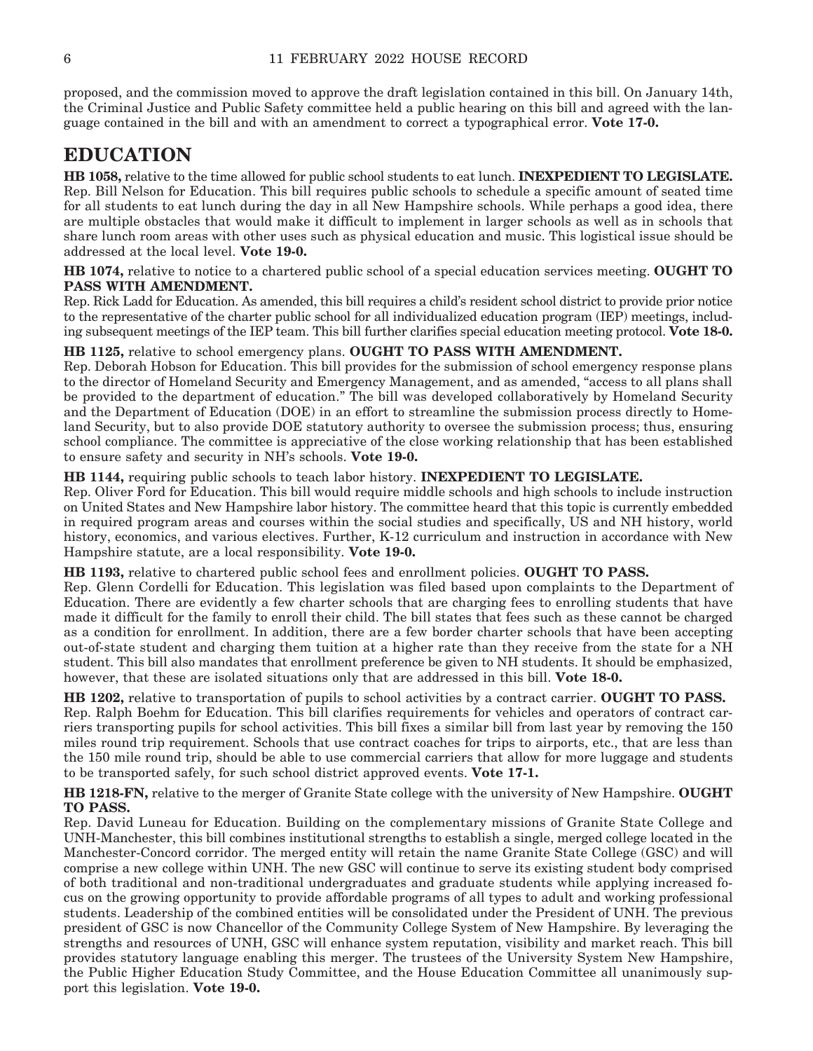proposed, and the commission moved to approve the draft legislation contained in this bill. On January 14th, the Criminal Justice and Public Safety committee held a public hearing on this bill and agreed with the language contained in the bill and with an amendment to correct a typographical error. **Vote 17-0.**

## EDUCATION

**HB 1058,** relative to the time allowed for public school students to eat lunch. **INEXPEDIENT TO LEGISLATE.**
Rep. Bill Nelson for Education. This bill requires public schools to schedule a specific amount of seated time for all students to eat lunch during the day in all New Hampshire schools. While perhaps a good idea, there are multiple obstacles that would make it difficult to implement in larger schools as well as in schools that share lunch room areas with other uses such as physical education and music. This logistical issue should be addressed at the local level. **Vote 19-0.**

**HB 1074,** relative to notice to a chartered public school of a special education services meeting. **OUGHT TO PASS WITH AMENDMENT.**
Rep. Rick Ladd for Education. As amended, this bill requires a child's resident school district to provide prior notice to the representative of the charter public school for all individualized education program (IEP) meetings, including subsequent meetings of the IEP team. This bill further clarifies special education meeting protocol. **Vote 18-0.**

**HB 1125,** relative to school emergency plans. **OUGHT TO PASS WITH AMENDMENT.**
Rep. Deborah Hobson for Education. This bill provides for the submission of school emergency response plans to the director of Homeland Security and Emergency Management, and as amended, "access to all plans shall be provided to the department of education." The bill was developed collaboratively by Homeland Security and the Department of Education (DOE) in an effort to streamline the submission process directly to Homeland Security, but to also provide DOE statutory authority to oversee the submission process; thus, ensuring school compliance. The committee is appreciative of the close working relationship that has been established to ensure safety and security in NH's schools. **Vote 19-0.**

**HB 1144,** requiring public schools to teach labor history. **INEXPEDIENT TO LEGISLATE.**
Rep. Oliver Ford for Education. This bill would require middle schools and high schools to include instruction on United States and New Hampshire labor history. The committee heard that this topic is currently embedded in required program areas and courses within the social studies and specifically, US and NH history, world history, economics, and various electives. Further, K-12 curriculum and instruction in accordance with New Hampshire statute, are a local responsibility. **Vote 19-0.**

**HB 1193,** relative to chartered public school fees and enrollment policies. **OUGHT TO PASS.**
Rep. Glenn Cordelli for Education. This legislation was filed based upon complaints to the Department of Education. There are evidently a few charter schools that are charging fees to enrolling students that have made it difficult for the family to enroll their child. The bill states that fees such as these cannot be charged as a condition for enrollment. In addition, there are a few border charter schools that have been accepting out-of-state student and charging them tuition at a higher rate than they receive from the state for a NH student. This bill also mandates that enrollment preference be given to NH students. It should be emphasized, however, that these are isolated situations only that are addressed in this bill. **Vote 18-0.**

**HB 1202,** relative to transportation of pupils to school activities by a contract carrier. **OUGHT TO PASS.**
Rep. Ralph Boehm for Education. This bill clarifies requirements for vehicles and operators of contract carriers transporting pupils for school activities. This bill fixes a similar bill from last year by removing the 150 miles round trip requirement. Schools that use contract coaches for trips to airports, etc., that are less than the 150 mile round trip, should be able to use commercial carriers that allow for more luggage and students to be transported safely, for such school district approved events. **Vote 17-1.**

**HB 1218-FN,** relative to the merger of Granite State college with the university of New Hampshire. **OUGHT TO PASS.**
Rep. David Luneau for Education. Building on the complementary missions of Granite State College and UNH-Manchester, this bill combines institutional strengths to establish a single, merged college located in the Manchester-Concord corridor. The merged entity will retain the name Granite State College (GSC) and will comprise a new college within UNH. The new GSC will continue to serve its existing student body comprised of both traditional and non-traditional undergraduates and graduate students while applying increased focus on the growing opportunity to provide affordable programs of all types to adult and working professional students. Leadership of the combined entities will be consolidated under the President of UNH. The previous president of GSC is now Chancellor of the Community College System of New Hampshire. By leveraging the strengths and resources of UNH, GSC will enhance system reputation, visibility and market reach. This bill provides statutory language enabling this merger. The trustees of the University System New Hampshire, the Public Higher Education Study Committee, and the House Education Committee all unanimously support this legislation. **Vote 19-0.**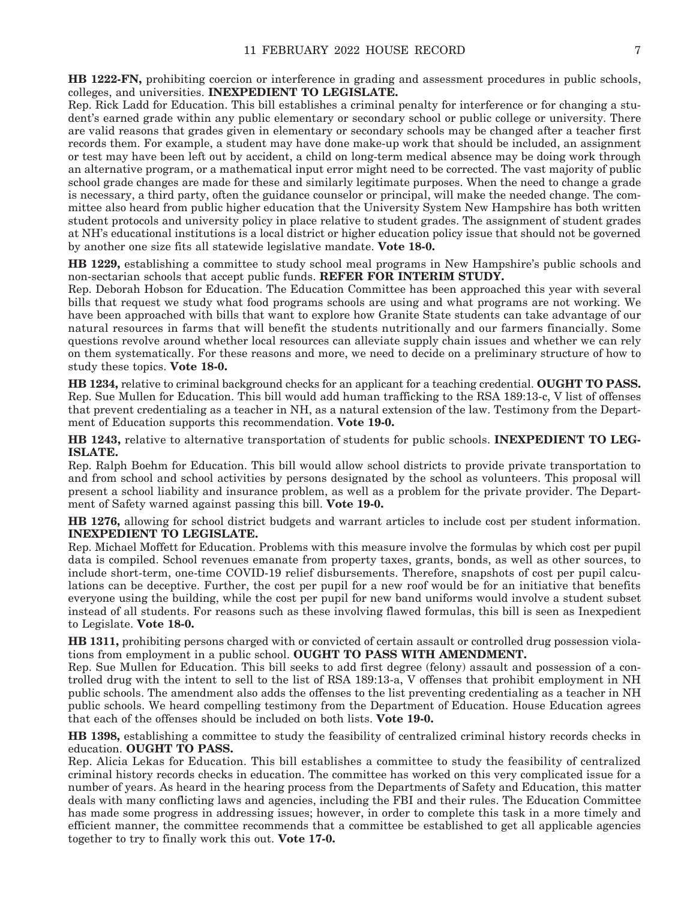**HB 1222-FN,** prohibiting coercion or interference in grading and assessment procedures in public schools, colleges, and universities. **INEXPEDIENT TO LEGISLATE.**

Rep. Rick Ladd for Education. This bill establishes a criminal penalty for interference or for changing a student's earned grade within any public elementary or secondary school or public college or university. There are valid reasons that grades given in elementary or secondary schools may be changed after a teacher first records them. For example, a student may have done make-up work that should be included, an assignment or test may have been left out by accident, a child on long-term medical absence may be doing work through an alternative program, or a mathematical input error might need to be corrected. The vast majority of public school grade changes are made for these and similarly legitimate purposes. When the need to change a grade is necessary, a third party, often the guidance counselor or principal, will make the needed change. The committee also heard from public higher education that the University System New Hampshire has both written student protocols and university policy in place relative to student grades. The assignment of student grades at NH's educational institutions is a local district or higher education policy issue that should not be governed by another one size fits all statewide legislative mandate. **Vote 18-0.**

**HB 1229,** establishing a committee to study school meal programs in New Hampshire's public schools and non-sectarian schools that accept public funds. **REFER FOR INTERIM STUDY.**

Rep. Deborah Hobson for Education. The Education Committee has been approached this year with several bills that request we study what food programs schools are using and what programs are not working. We have been approached with bills that want to explore how Granite State students can take advantage of our natural resources in farms that will benefit the students nutritionally and our farmers financially. Some questions revolve around whether local resources can alleviate supply chain issues and whether we can rely on them systematically. For these reasons and more, we need to decide on a preliminary structure of how to study these topics. **Vote 18-0.**

**HB 1234,** relative to criminal background checks for an applicant for a teaching credential. **OUGHT TO PASS.**

Rep. Sue Mullen for Education. This bill would add human trafficking to the RSA 189:13-c, V list of offenses that prevent credentialing as a teacher in NH, as a natural extension of the law. Testimony from the Department of Education supports this recommendation. **Vote 19-0.**

**HB 1243,** relative to alternative transportation of students for public schools. **INEXPEDIENT TO LEGISLATE.**

Rep. Ralph Boehm for Education. This bill would allow school districts to provide private transportation to and from school and school activities by persons designated by the school as volunteers. This proposal will present a school liability and insurance problem, as well as a problem for the private provider. The Department of Safety warned against passing this bill. **Vote 19-0.**

**HB 1276,** allowing for school district budgets and warrant articles to include cost per student information. **INEXPEDIENT TO LEGISLATE.**

Rep. Michael Moffett for Education. Problems with this measure involve the formulas by which cost per pupil data is compiled. School revenues emanate from property taxes, grants, bonds, as well as other sources, to include short-term, one-time COVID-19 relief disbursements. Therefore, snapshots of cost per pupil calculations can be deceptive. Further, the cost per pupil for a new roof would be for an initiative that benefits everyone using the building, while the cost per pupil for new band uniforms would involve a student subset instead of all students. For reasons such as these involving flawed formulas, this bill is seen as Inexpedient to Legislate. **Vote 18-0.**

**HB 1311,** prohibiting persons charged with or convicted of certain assault or controlled drug possession violations from employment in a public school. **OUGHT TO PASS WITH AMENDMENT.**

Rep. Sue Mullen for Education. This bill seeks to add first degree (felony) assault and possession of a controlled drug with the intent to sell to the list of RSA 189:13-a, V offenses that prohibit employment in NH public schools. The amendment also adds the offenses to the list preventing credentialing as a teacher in NH public schools. We heard compelling testimony from the Department of Education. House Education agrees that each of the offenses should be included on both lists. **Vote 19-0.**

**HB 1398,** establishing a committee to study the feasibility of centralized criminal history records checks in education. **OUGHT TO PASS.**

Rep. Alicia Lekas for Education. This bill establishes a committee to study the feasibility of centralized criminal history records checks in education. The committee has worked on this very complicated issue for a number of years. As heard in the hearing process from the Departments of Safety and Education, this matter deals with many conflicting laws and agencies, including the FBI and their rules. The Education Committee has made some progress in addressing issues; however, in order to complete this task in a more timely and efficient manner, the committee recommends that a committee be established to get all applicable agencies together to try to finally work this out. **Vote 17-0.**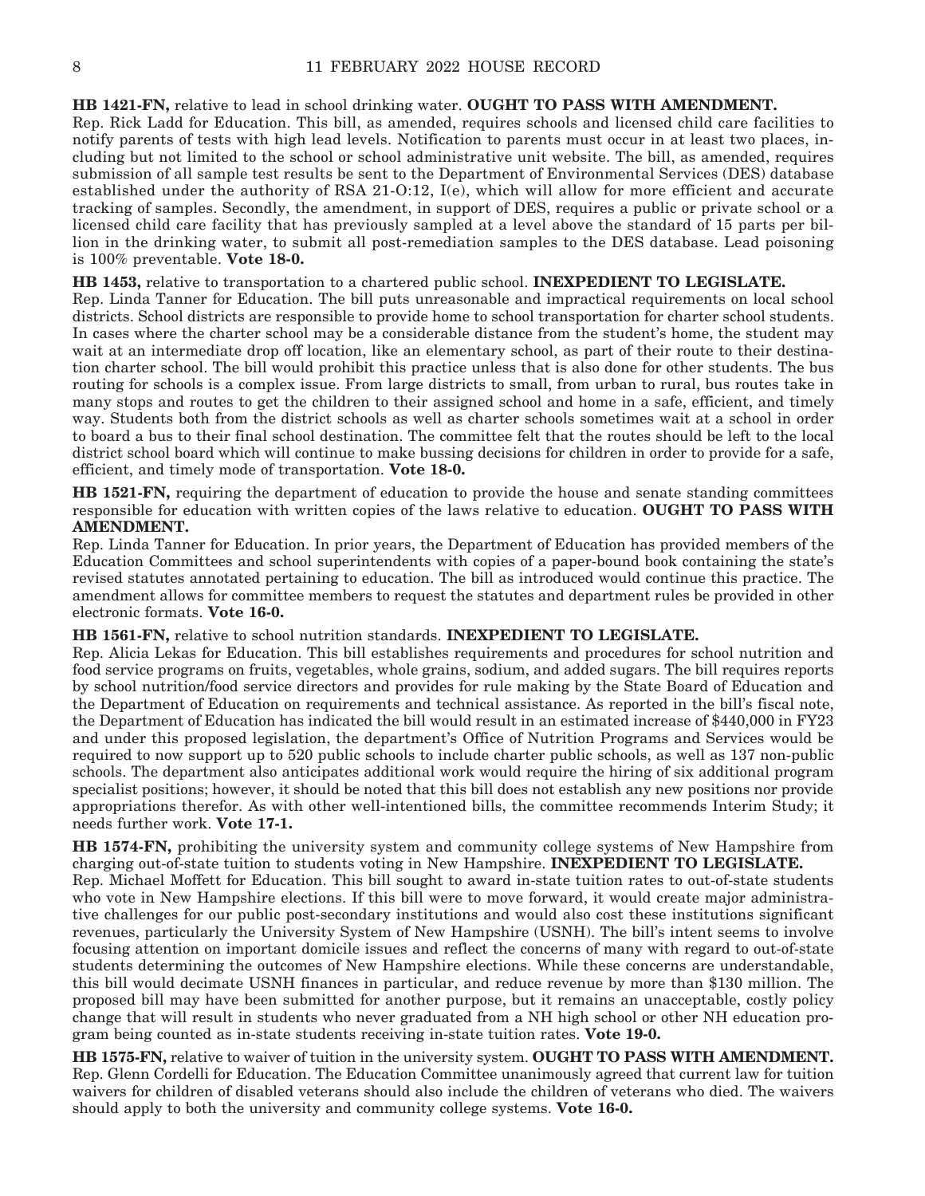**HB 1421-FN,** relative to lead in school drinking water. **OUGHT TO PASS WITH AMENDMENT.**
Rep. Rick Ladd for Education. This bill, as amended, requires schools and licensed child care facilities to notify parents of tests with high lead levels. Notification to parents must occur in at least two places, including but not limited to the school or school administrative unit website. The bill, as amended, requires submission of all sample test results be sent to the Department of Environmental Services (DES) database established under the authority of RSA 21-O:12, I(e), which will allow for more efficient and accurate tracking of samples. Secondly, the amendment, in support of DES, requires a public or private school or a licensed child care facility that has previously sampled at a level above the standard of 15 parts per billion in the drinking water, to submit all post-remediation samples to the DES database. Lead poisoning is 100% preventable. **Vote 18-0.**

**HB 1453,** relative to transportation to a chartered public school. **INEXPEDIENT TO LEGISLATE.**
Rep. Linda Tanner for Education. The bill puts unreasonable and impractical requirements on local school districts. School districts are responsible to provide home to school transportation for charter school students. In cases where the charter school may be a considerable distance from the student's home, the student may wait at an intermediate drop off location, like an elementary school, as part of their route to their destination charter school. The bill would prohibit this practice unless that is also done for other students. The bus routing for schools is a complex issue. From large districts to small, from urban to rural, bus routes take in many stops and routes to get the children to their assigned school and home in a safe, efficient, and timely way. Students both from the district schools as well as charter schools sometimes wait at a school in order to board a bus to their final school destination. The committee felt that the routes should be left to the local district school board which will continue to make bussing decisions for children in order to provide for a safe, efficient, and timely mode of transportation. **Vote 18-0.**

**HB 1521-FN,** requiring the department of education to provide the house and senate standing committees responsible for education with written copies of the laws relative to education. **OUGHT TO PASS WITH AMENDMENT.**
Rep. Linda Tanner for Education. In prior years, the Department of Education has provided members of the Education Committees and school superintendents with copies of a paper-bound book containing the state's revised statutes annotated pertaining to education. The bill as introduced would continue this practice. The amendment allows for committee members to request the statutes and department rules be provided in other electronic formats. **Vote 16-0.**

**HB 1561-FN,** relative to school nutrition standards. **INEXPEDIENT TO LEGISLATE.**
Rep. Alicia Lekas for Education. This bill establishes requirements and procedures for school nutrition and food service programs on fruits, vegetables, whole grains, sodium, and added sugars. The bill requires reports by school nutrition/food service directors and provides for rule making by the State Board of Education and the Department of Education on requirements and technical assistance. As reported in the bill's fiscal note, the Department of Education has indicated the bill would result in an estimated increase of $440,000 in FY23 and under this proposed legislation, the department's Office of Nutrition Programs and Services would be required to now support up to 520 public schools to include charter public schools, as well as 137 non-public schools. The department also anticipates additional work would require the hiring of six additional program specialist positions; however, it should be noted that this bill does not establish any new positions nor provide appropriations therefor. As with other well-intentioned bills, the committee recommends Interim Study; it needs further work. **Vote 17-1.**

**HB 1574-FN,** prohibiting the university system and community college systems of New Hampshire from charging out-of-state tuition to students voting in New Hampshire. **INEXPEDIENT TO LEGISLATE.**
Rep. Michael Moffett for Education. This bill sought to award in-state tuition rates to out-of-state students who vote in New Hampshire elections. If this bill were to move forward, it would create major administrative challenges for our public post-secondary institutions and would also cost these institutions significant revenues, particularly the University System of New Hampshire (USNH). The bill's intent seems to involve focusing attention on important domicile issues and reflect the concerns of many with regard to out-of-state students determining the outcomes of New Hampshire elections. While these concerns are understandable, this bill would decimate USNH finances in particular, and reduce revenue by more than $130 million. The proposed bill may have been submitted for another purpose, but it remains an unacceptable, costly policy change that will result in students who never graduated from a NH high school or other NH education program being counted as in-state students receiving in-state tuition rates. **Vote 19-0.**

**HB 1575-FN,** relative to waiver of tuition in the university system. **OUGHT TO PASS WITH AMENDMENT.**
Rep. Glenn Cordelli for Education. The Education Committee unanimously agreed that current law for tuition waivers for children of disabled veterans should also include the children of veterans who died. The waivers should apply to both the university and community college systems. **Vote 16-0.**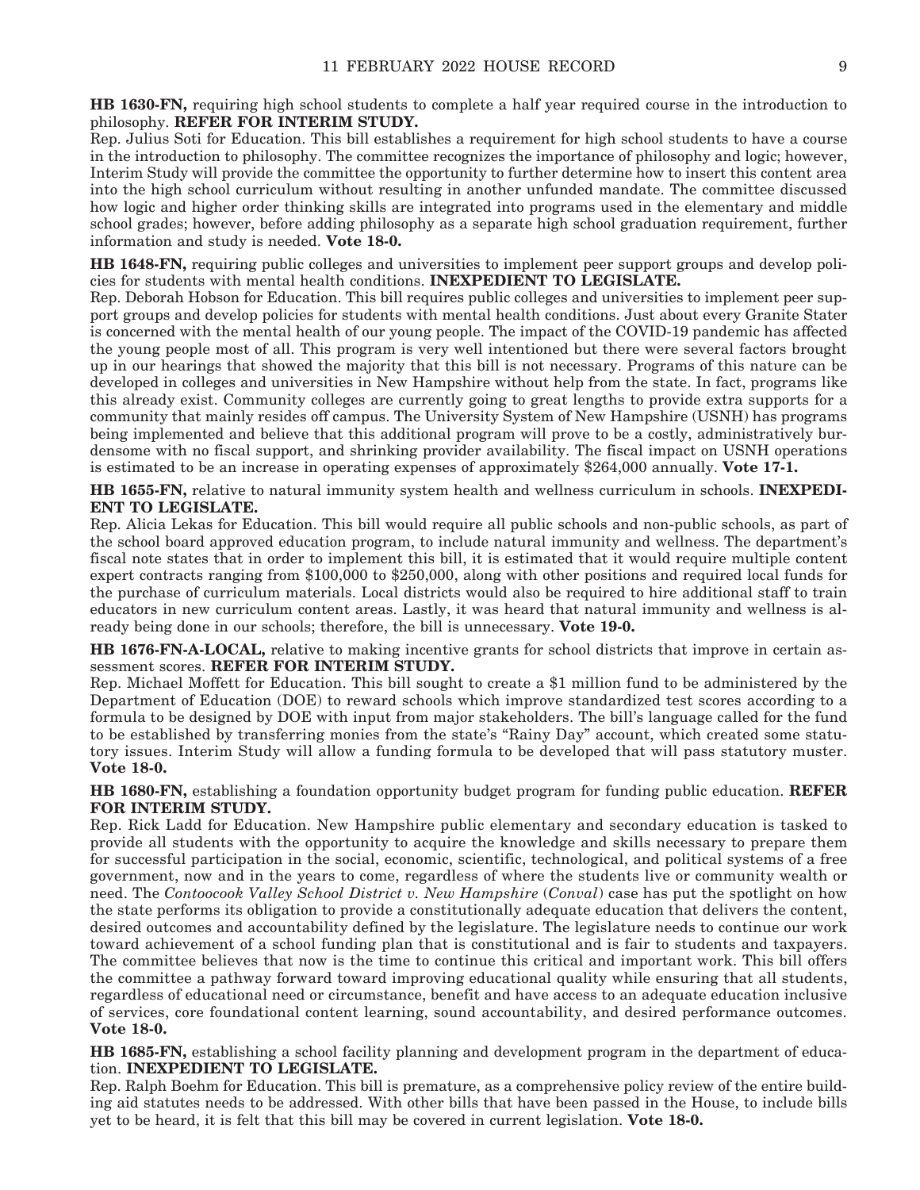**HB 1630-FN,** requiring high school students to complete a half year required course in the introduction to philosophy. **REFER FOR INTERIM STUDY.**

Rep. Julius Soti for Education. This bill establishes a requirement for high school students to have a course in the introduction to philosophy. The committee recognizes the importance of philosophy and logic; however, Interim Study will provide the committee the opportunity to further determine how to insert this content area into the high school curriculum without resulting in another unfunded mandate. The committee discussed how logic and higher order thinking skills are integrated into programs used in the elementary and middle school grades; however, before adding philosophy as a separate high school graduation requirement, further information and study is needed. **Vote 18-0.**

**HB 1648-FN,** requiring public colleges and universities to implement peer support groups and develop policies for students with mental health conditions. **INEXPEDIENT TO LEGISLATE.**

Rep. Deborah Hobson for Education. This bill requires public colleges and universities to implement peer support groups and develop policies for students with mental health conditions. Just about every Granite Stater is concerned with the mental health of our young people. The impact of the COVID-19 pandemic has affected the young people most of all. This program is very well intentioned but there were several factors brought up in our hearings that showed the majority that this bill is not necessary. Programs of this nature can be developed in colleges and universities in New Hampshire without help from the state. In fact, programs like this already exist. Community colleges are currently going to great lengths to provide extra supports for a community that mainly resides off campus. The University System of New Hampshire (USNH) has programs being implemented and believe that this additional program will prove to be a costly, administratively burdensome with no fiscal support, and shrinking provider availability. The fiscal impact on USNH operations is estimated to be an increase in operating expenses of approximately $264,000 annually. **Vote 17-1.**

**HB 1655-FN,** relative to natural immunity system health and wellness curriculum in schools. **INEXPEDIENT TO LEGISLATE.**

Rep. Alicia Lekas for Education. This bill would require all public schools and non-public schools, as part of the school board approved education program, to include natural immunity and wellness. The department's fiscal note states that in order to implement this bill, it is estimated that it would require multiple content expert contracts ranging from $100,000 to $250,000, along with other positions and required local funds for the purchase of curriculum materials. Local districts would also be required to hire additional staff to train educators in new curriculum content areas. Lastly, it was heard that natural immunity and wellness is already being done in our schools; therefore, the bill is unnecessary. **Vote 19-0.**

**HB 1676-FN-A-LOCAL,** relative to making incentive grants for school districts that improve in certain assessment scores. **REFER FOR INTERIM STUDY.**

Rep. Michael Moffett for Education. This bill sought to create a $1 million fund to be administered by the Department of Education (DOE) to reward schools which improve standardized test scores according to a formula to be designed by DOE with input from major stakeholders. The bill's language called for the fund to be established by transferring monies from the state's "Rainy Day" account, which created some statutory issues. Interim Study will allow a funding formula to be developed that will pass statutory muster. **Vote 18-0.**

**HB 1680-FN,** establishing a foundation opportunity budget program for funding public education. **REFER FOR INTERIM STUDY.**

Rep. Rick Ladd for Education. New Hampshire public elementary and secondary education is tasked to provide all students with the opportunity to acquire the knowledge and skills necessary to prepare them for successful participation in the social, economic, scientific, technological, and political systems of a free government, now and in the years to come, regardless of where the students live or community wealth or need. The *Contoocook Valley School District v. New Hampshire* (*Conval*) case has put the spotlight on how the state performs its obligation to provide a constitutionally adequate education that delivers the content, desired outcomes and accountability defined by the legislature. The legislature needs to continue our work toward achievement of a school funding plan that is constitutional and is fair to students and taxpayers. The committee believes that now is the time to continue this critical and important work. This bill offers the committee a pathway forward toward improving educational quality while ensuring that all students, regardless of educational need or circumstance, benefit and have access to an adequate education inclusive of services, core foundational content learning, sound accountability, and desired performance outcomes. **Vote 18-0.**

**HB 1685-FN,** establishing a school facility planning and development program in the department of education. **INEXPEDIENT TO LEGISLATE.**

Rep. Ralph Boehm for Education. This bill is premature, as a comprehensive policy review of the entire building aid statutes needs to be addressed. With other bills that have been passed in the House, to include bills yet to be heard, it is felt that this bill may be covered in current legislation. **Vote 18-0.**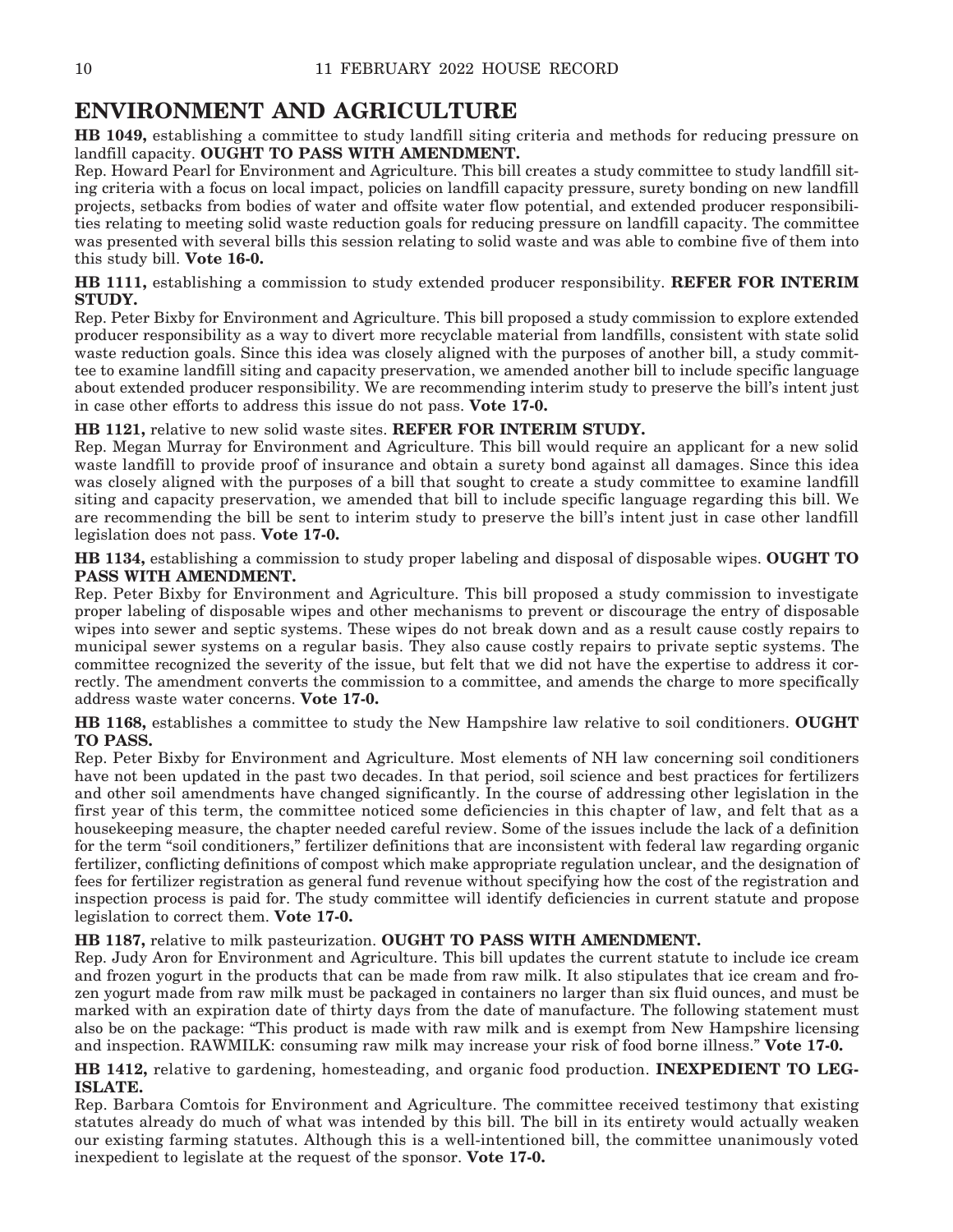## ENVIRONMENT AND AGRICULTURE

**HB 1049,** establishing a committee to study landfill siting criteria and methods for reducing pressure on landfill capacity. **OUGHT TO PASS WITH AMENDMENT.**

Rep. Howard Pearl for Environment and Agriculture. This bill creates a study committee to study landfill siting criteria with a focus on local impact, policies on landfill capacity pressure, surety bonding on new landfill projects, setbacks from bodies of water and offsite water flow potential, and extended producer responsibilities relating to meeting solid waste reduction goals for reducing pressure on landfill capacity. The committee was presented with several bills this session relating to solid waste and was able to combine five of them into this study bill. **Vote 16-0.**

**HB 1111,** establishing a commission to study extended producer responsibility. **REFER FOR INTERIM STUDY.**

Rep. Peter Bixby for Environment and Agriculture. This bill proposed a study commission to explore extended producer responsibility as a way to divert more recyclable material from landfills, consistent with state solid waste reduction goals. Since this idea was closely aligned with the purposes of another bill, a study committee to examine landfill siting and capacity preservation, we amended another bill to include specific language about extended producer responsibility. We are recommending interim study to preserve the bill's intent just in case other efforts to address this issue do not pass. **Vote 17-0.**

**HB 1121,** relative to new solid waste sites. **REFER FOR INTERIM STUDY.**

Rep. Megan Murray for Environment and Agriculture. This bill would require an applicant for a new solid waste landfill to provide proof of insurance and obtain a surety bond against all damages. Since this idea was closely aligned with the purposes of a bill that sought to create a study committee to examine landfill siting and capacity preservation, we amended that bill to include specific language regarding this bill. We are recommending the bill be sent to interim study to preserve the bill's intent just in case other landfill legislation does not pass. **Vote 17-0.**

**HB 1134,** establishing a commission to study proper labeling and disposal of disposable wipes. **OUGHT TO PASS WITH AMENDMENT.**

Rep. Peter Bixby for Environment and Agriculture. This bill proposed a study commission to investigate proper labeling of disposable wipes and other mechanisms to prevent or discourage the entry of disposable wipes into sewer and septic systems. These wipes do not break down and as a result cause costly repairs to municipal sewer systems on a regular basis. They also cause costly repairs to private septic systems. The committee recognized the severity of the issue, but felt that we did not have the expertise to address it correctly. The amendment converts the commission to a committee, and amends the charge to more specifically address waste water concerns. **Vote 17-0.**

**HB 1168,** establishes a committee to study the New Hampshire law relative to soil conditioners. **OUGHT TO PASS.**

Rep. Peter Bixby for Environment and Agriculture. Most elements of NH law concerning soil conditioners have not been updated in the past two decades. In that period, soil science and best practices for fertilizers and other soil amendments have changed significantly. In the course of addressing other legislation in the first year of this term, the committee noticed some deficiencies in this chapter of law, and felt that as a housekeeping measure, the chapter needed careful review. Some of the issues include the lack of a definition for the term "soil conditioners," fertilizer definitions that are inconsistent with federal law regarding organic fertilizer, conflicting definitions of compost which make appropriate regulation unclear, and the designation of fees for fertilizer registration as general fund revenue without specifying how the cost of the registration and inspection process is paid for. The study committee will identify deficiencies in current statute and propose legislation to correct them. **Vote 17-0.**

**HB 1187,** relative to milk pasteurization. **OUGHT TO PASS WITH AMENDMENT.**

Rep. Judy Aron for Environment and Agriculture. This bill updates the current statute to include ice cream and frozen yogurt in the products that can be made from raw milk. It also stipulates that ice cream and frozen yogurt made from raw milk must be packaged in containers no larger than six fluid ounces, and must be marked with an expiration date of thirty days from the date of manufacture. The following statement must also be on the package: "This product is made with raw milk and is exempt from New Hampshire licensing and inspection. RAWMILK: consuming raw milk may increase your risk of food borne illness." **Vote 17-0.**

**HB 1412,** relative to gardening, homesteading, and organic food production. **INEXPEDIENT TO LEGISLATE.**

Rep. Barbara Comtois for Environment and Agriculture. The committee received testimony that existing statutes already do much of what was intended by this bill. The bill in its entirety would actually weaken our existing farming statutes. Although this is a well-intentioned bill, the committee unanimously voted inexpedient to legislate at the request of the sponsor. **Vote 17-0.**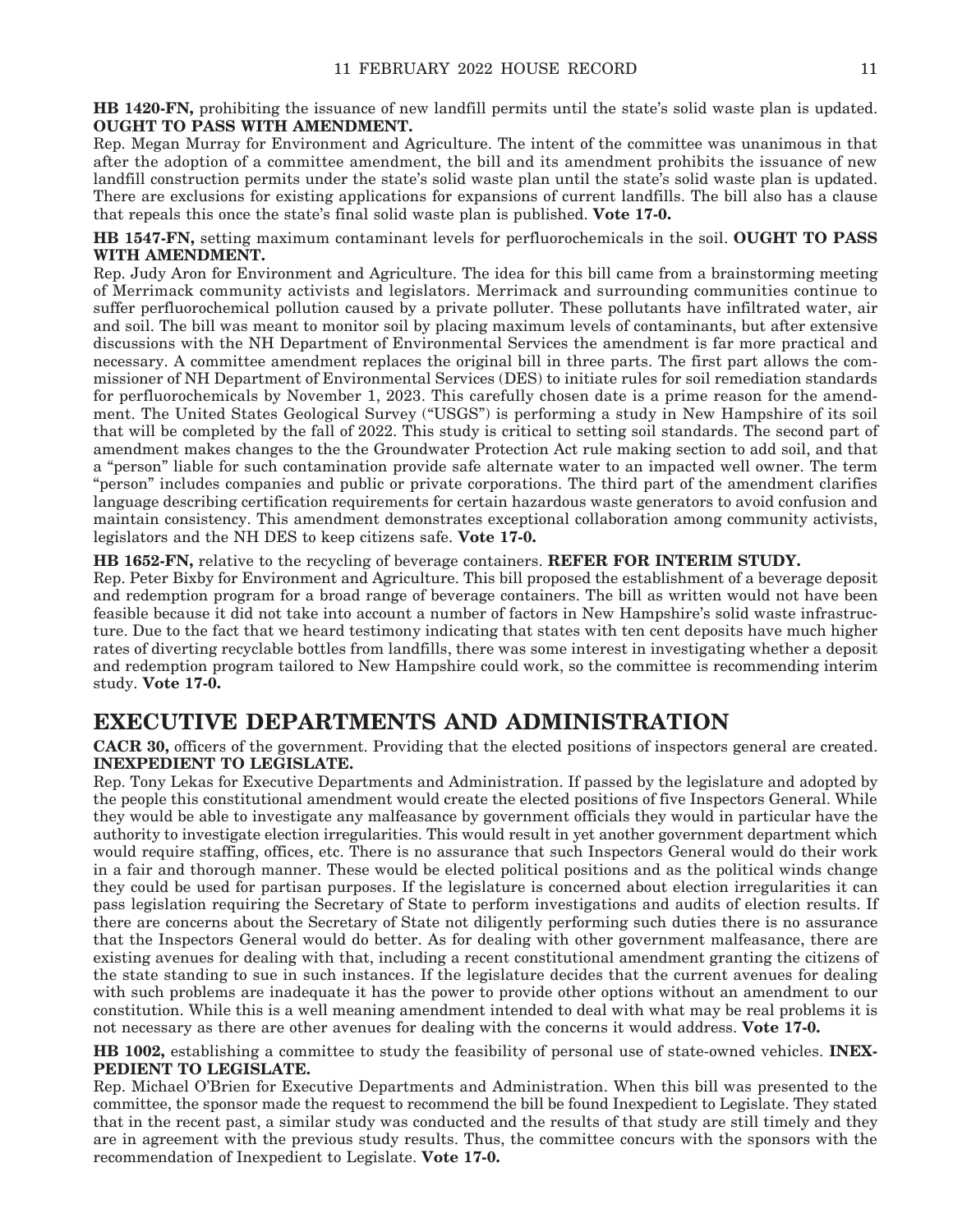**HB 1420-FN,** prohibiting the issuance of new landfill permits until the state's solid waste plan is updated. **OUGHT TO PASS WITH AMENDMENT.**

Rep. Megan Murray for Environment and Agriculture. The intent of the committee was unanimous in that after the adoption of a committee amendment, the bill and its amendment prohibits the issuance of new landfill construction permits under the state's solid waste plan until the state's solid waste plan is updated. There are exclusions for existing applications for expansions of current landfills. The bill also has a clause that repeals this once the state's final solid waste plan is published. **Vote 17-0.**

**HB 1547-FN,** setting maximum contaminant levels for perfluorochemicals in the soil. **OUGHT TO PASS WITH AMENDMENT.**

Rep. Judy Aron for Environment and Agriculture. The idea for this bill came from a brainstorming meeting of Merrimack community activists and legislators. Merrimack and surrounding communities continue to suffer perfluorochemical pollution caused by a private polluter. These pollutants have infiltrated water, air and soil. The bill was meant to monitor soil by placing maximum levels of contaminants, but after extensive discussions with the NH Department of Environmental Services the amendment is far more practical and necessary. A committee amendment replaces the original bill in three parts. The first part allows the commissioner of NH Department of Environmental Services (DES) to initiate rules for soil remediation standards for perfluorochemicals by November 1, 2023. This carefully chosen date is a prime reason for the amendment. The United States Geological Survey ("USGS") is performing a study in New Hampshire of its soil that will be completed by the fall of 2022. This study is critical to setting soil standards. The second part of amendment makes changes to the the Groundwater Protection Act rule making section to add soil, and that a "person" liable for such contamination provide safe alternate water to an impacted well owner. The term "person" includes companies and public or private corporations. The third part of the amendment clarifies language describing certification requirements for certain hazardous waste generators to avoid confusion and maintain consistency. This amendment demonstrates exceptional collaboration among community activists, legislators and the NH DES to keep citizens safe. **Vote 17-0.**

**HB 1652-FN,** relative to the recycling of beverage containers. **REFER FOR INTERIM STUDY.**

Rep. Peter Bixby for Environment and Agriculture. This bill proposed the establishment of a beverage deposit and redemption program for a broad range of beverage containers. The bill as written would not have been feasible because it did not take into account a number of factors in New Hampshire's solid waste infrastructure. Due to the fact that we heard testimony indicating that states with ten cent deposits have much higher rates of diverting recyclable bottles from landfills, there was some interest in investigating whether a deposit and redemption program tailored to New Hampshire could work, so the committee is recommending interim study. **Vote 17-0.**

## EXECUTIVE DEPARTMENTS AND ADMINISTRATION

**CACR 30,** officers of the government. Providing that the elected positions of inspectors general are created. **INEXPEDIENT TO LEGISLATE.**

Rep. Tony Lekas for Executive Departments and Administration. If passed by the legislature and adopted by the people this constitutional amendment would create the elected positions of five Inspectors General. While they would be able to investigate any malfeasance by government officials they would in particular have the authority to investigate election irregularities. This would result in yet another government department which would require staffing, offices, etc. There is no assurance that such Inspectors General would do their work in a fair and thorough manner. These would be elected political positions and as the political winds change they could be used for partisan purposes. If the legislature is concerned about election irregularities it can pass legislation requiring the Secretary of State to perform investigations and audits of election results. If there are concerns about the Secretary of State not diligently performing such duties there is no assurance that the Inspectors General would do better. As for dealing with other government malfeasance, there are existing avenues for dealing with that, including a recent constitutional amendment granting the citizens of the state standing to sue in such instances. If the legislature decides that the current avenues for dealing with such problems are inadequate it has the power to provide other options without an amendment to our constitution. While this is a well meaning amendment intended to deal with what may be real problems it is not necessary as there are other avenues for dealing with the concerns it would address. **Vote 17-0.**

**HB 1002,** establishing a committee to study the feasibility of personal use of state-owned vehicles. **INEXPEDIENT TO LEGISLATE.**

Rep. Michael O'Brien for Executive Departments and Administration. When this bill was presented to the committee, the sponsor made the request to recommend the bill be found Inexpedient to Legislate. They stated that in the recent past, a similar study was conducted and the results of that study are still timely and they are in agreement with the previous study results. Thus, the committee concurs with the sponsors with the recommendation of Inexpedient to Legislate. **Vote 17-0.**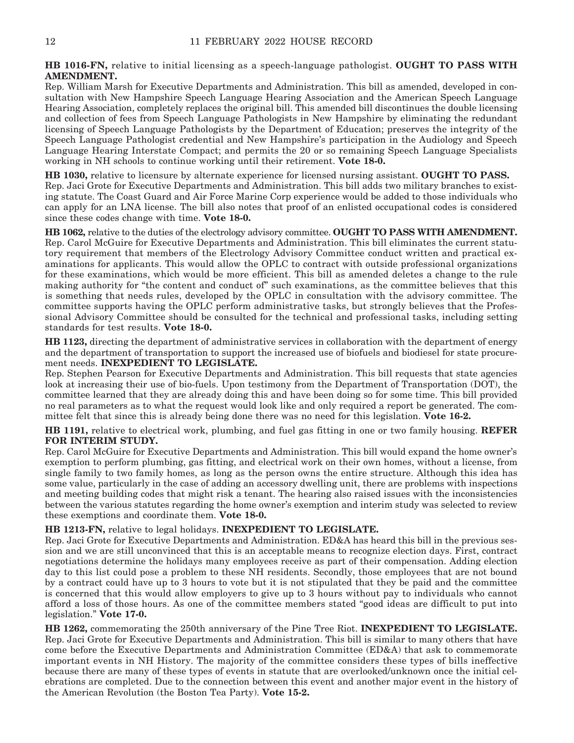**HB 1016-FN,** relative to initial licensing as a speech-language pathologist. **OUGHT TO PASS WITH AMENDMENT.**

Rep. William Marsh for Executive Departments and Administration. This bill as amended, developed in consultation with New Hampshire Speech Language Hearing Association and the American Speech Language Hearing Association, completely replaces the original bill. This amended bill discontinues the double licensing and collection of fees from Speech Language Pathologists in New Hampshire by eliminating the redundant licensing of Speech Language Pathologists by the Department of Education; preserves the integrity of the Speech Language Pathologist credential and New Hampshire's participation in the Audiology and Speech Language Hearing Interstate Compact; and permits the 20 or so remaining Speech Language Specialists working in NH schools to continue working until their retirement. **Vote 18-0.**

**HB 1030,** relative to licensure by alternate experience for licensed nursing assistant. **OUGHT TO PASS.**

Rep. Jaci Grote for Executive Departments and Administration. This bill adds two military branches to existing statute. The Coast Guard and Air Force Marine Corp experience would be added to those individuals who can apply for an LNA license. The bill also notes that proof of an enlisted occupational codes is considered since these codes change with time. **Vote 18-0.**

**HB 1062,** relative to the duties of the electrology advisory committee. **OUGHT TO PASS WITH AMENDMENT.**

Rep. Carol McGuire for Executive Departments and Administration. This bill eliminates the current statutory requirement that members of the Electrology Advisory Committee conduct written and practical examinations for applicants. This would allow the OPLC to contract with outside professional organizations for these examinations, which would be more efficient. This bill as amended deletes a change to the rule making authority for "the content and conduct of" such examinations, as the committee believes that this is something that needs rules, developed by the OPLC in consultation with the advisory committee. The committee supports having the OPLC perform administrative tasks, but strongly believes that the Professional Advisory Committee should be consulted for the technical and professional tasks, including setting standards for test results. **Vote 18-0.**

**HB 1123,** directing the department of administrative services in collaboration with the department of energy and the department of transportation to support the increased use of biofuels and biodiesel for state procurement needs. **INEXPEDIENT TO LEGISLATE.**

Rep. Stephen Pearson for Executive Departments and Administration. This bill requests that state agencies look at increasing their use of bio-fuels. Upon testimony from the Department of Transportation (DOT), the committee learned that they are already doing this and have been doing so for some time. This bill provided no real parameters as to what the request would look like and only required a report be generated. The committee felt that since this is already being done there was no need for this legislation. **Vote 16-2.**

**HB 1191,** relative to electrical work, plumbing, and fuel gas fitting in one or two family housing. **REFER FOR INTERIM STUDY.**

Rep. Carol McGuire for Executive Departments and Administration. This bill would expand the home owner's exemption to perform plumbing, gas fitting, and electrical work on their own homes, without a license, from single family to two family homes, as long as the person owns the entire structure. Although this idea has some value, particularly in the case of adding an accessory dwelling unit, there are problems with inspections and meeting building codes that might risk a tenant. The hearing also raised issues with the inconsistencies between the various statutes regarding the home owner's exemption and interim study was selected to review these exemptions and coordinate them. **Vote 18-0.**

**HB 1213-FN,** relative to legal holidays. **INEXPEDIENT TO LEGISLATE.**

Rep. Jaci Grote for Executive Departments and Administration. ED&A has heard this bill in the previous session and we are still unconvinced that this is an acceptable means to recognize election days. First, contract negotiations determine the holidays many employees receive as part of their compensation. Adding election day to this list could pose a problem to these NH residents. Secondly, those employees that are not bound by a contract could have up to 3 hours to vote but it is not stipulated that they be paid and the committee is concerned that this would allow employers to give up to 3 hours without pay to individuals who cannot afford a loss of those hours. As one of the committee members stated "good ideas are difficult to put into legislation." **Vote 17-0.**

**HB 1262,** commemorating the 250th anniversary of the Pine Tree Riot. **INEXPEDIENT TO LEGISLATE.**

Rep. Jaci Grote for Executive Departments and Administration. This bill is similar to many others that have come before the Executive Departments and Administration Committee (ED&A) that ask to commemorate important events in NH History. The majority of the committee considers these types of bills ineffective because there are many of these types of events in statute that are overlooked/unknown once the initial celebrations are completed. Due to the connection between this event and another major event in the history of the American Revolution (the Boston Tea Party). **Vote 15-2.**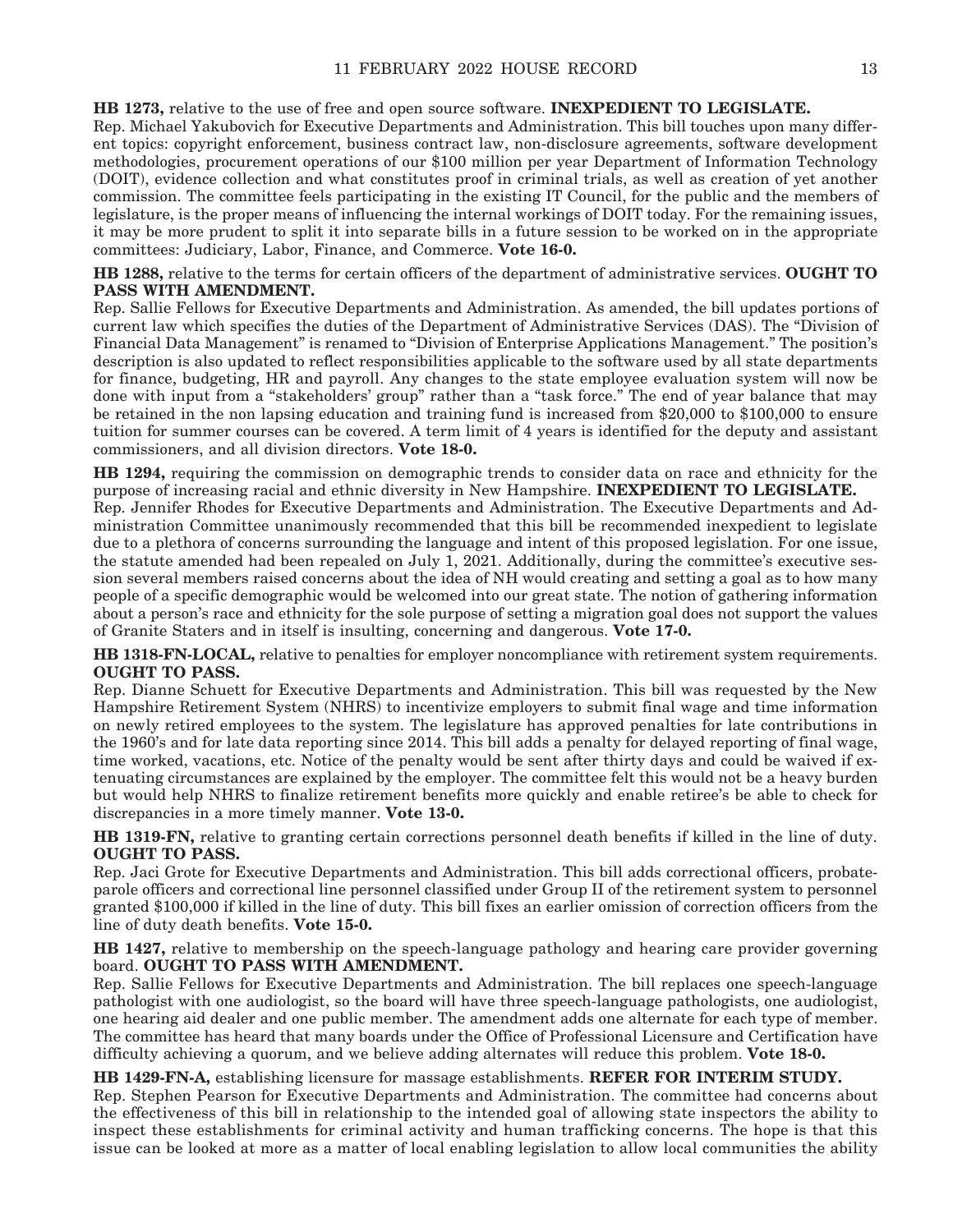**HB 1273,** relative to the use of free and open source software. **INEXPEDIENT TO LEGISLATE.**

Rep. Michael Yakubovich for Executive Departments and Administration. This bill touches upon many different topics: copyright enforcement, business contract law, non-disclosure agreements, software development methodologies, procurement operations of our $100 million per year Department of Information Technology (DOIT), evidence collection and what constitutes proof in criminal trials, as well as creation of yet another commission. The committee feels participating in the existing IT Council, for the public and the members of legislature, is the proper means of influencing the internal workings of DOIT today. For the remaining issues, it may be more prudent to split it into separate bills in a future session to be worked on in the appropriate committees: Judiciary, Labor, Finance, and Commerce. **Vote 16-0.**

**HB 1288,** relative to the terms for certain officers of the department of administrative services. **OUGHT TO PASS WITH AMENDMENT.**

Rep. Sallie Fellows for Executive Departments and Administration. As amended, the bill updates portions of current law which specifies the duties of the Department of Administrative Services (DAS). The "Division of Financial Data Management" is renamed to "Division of Enterprise Applications Management." The position's description is also updated to reflect responsibilities applicable to the software used by all state departments for finance, budgeting, HR and payroll. Any changes to the state employee evaluation system will now be done with input from a "stakeholders' group" rather than a "task force." The end of year balance that may be retained in the non lapsing education and training fund is increased from $20,000 to $100,000 to ensure tuition for summer courses can be covered. A term limit of 4 years is identified for the deputy and assistant commissioners, and all division directors. **Vote 18-0.**

**HB 1294,** requiring the commission on demographic trends to consider data on race and ethnicity for the purpose of increasing racial and ethnic diversity in New Hampshire. **INEXPEDIENT TO LEGISLATE.**

Rep. Jennifer Rhodes for Executive Departments and Administration. The Executive Departments and Administration Committee unanimously recommended that this bill be recommended inexpedient to legislate due to a plethora of concerns surrounding the language and intent of this proposed legislation. For one issue, the statute amended had been repealed on July 1, 2021. Additionally, during the committee's executive session several members raised concerns about the idea of NH would creating and setting a goal as to how many people of a specific demographic would be welcomed into our great state. The notion of gathering information about a person's race and ethnicity for the sole purpose of setting a migration goal does not support the values of Granite Staters and in itself is insulting, concerning and dangerous. **Vote 17-0.**

**HB 1318-FN-LOCAL,** relative to penalties for employer noncompliance with retirement system requirements. **OUGHT TO PASS.**

Rep. Dianne Schuett for Executive Departments and Administration. This bill was requested by the New Hampshire Retirement System (NHRS) to incentivize employers to submit final wage and time information on newly retired employees to the system. The legislature has approved penalties for late contributions in the 1960's and for late data reporting since 2014. This bill adds a penalty for delayed reporting of final wage, time worked, vacations, etc. Notice of the penalty would be sent after thirty days and could be waived if extenuating circumstances are explained by the employer. The committee felt this would not be a heavy burden but would help NHRS to finalize retirement benefits more quickly and enable retiree's be able to check for discrepancies in a more timely manner. **Vote 13-0.**

**HB 1319-FN,** relative to granting certain corrections personnel death benefits if killed in the line of duty. **OUGHT TO PASS.**

Rep. Jaci Grote for Executive Departments and Administration. This bill adds correctional officers, probate-parole officers and correctional line personnel classified under Group II of the retirement system to personnel granted $100,000 if killed in the line of duty. This bill fixes an earlier omission of correction officers from the line of duty death benefits. **Vote 15-0.**

**HB 1427,** relative to membership on the speech-language pathology and hearing care provider governing board. **OUGHT TO PASS WITH AMENDMENT.**

Rep. Sallie Fellows for Executive Departments and Administration. The bill replaces one speech-language pathologist with one audiologist, so the board will have three speech-language pathologists, one audiologist, one hearing aid dealer and one public member. The amendment adds one alternate for each type of member. The committee has heard that many boards under the Office of Professional Licensure and Certification have difficulty achieving a quorum, and we believe adding alternates will reduce this problem. **Vote 18-0.**

**HB 1429-FN-A,** establishing licensure for massage establishments. **REFER FOR INTERIM STUDY.**

Rep. Stephen Pearson for Executive Departments and Administration. The committee had concerns about the effectiveness of this bill in relationship to the intended goal of allowing state inspectors the ability to inspect these establishments for criminal activity and human trafficking concerns. The hope is that this issue can be looked at more as a matter of local enabling legislation to allow local communities the ability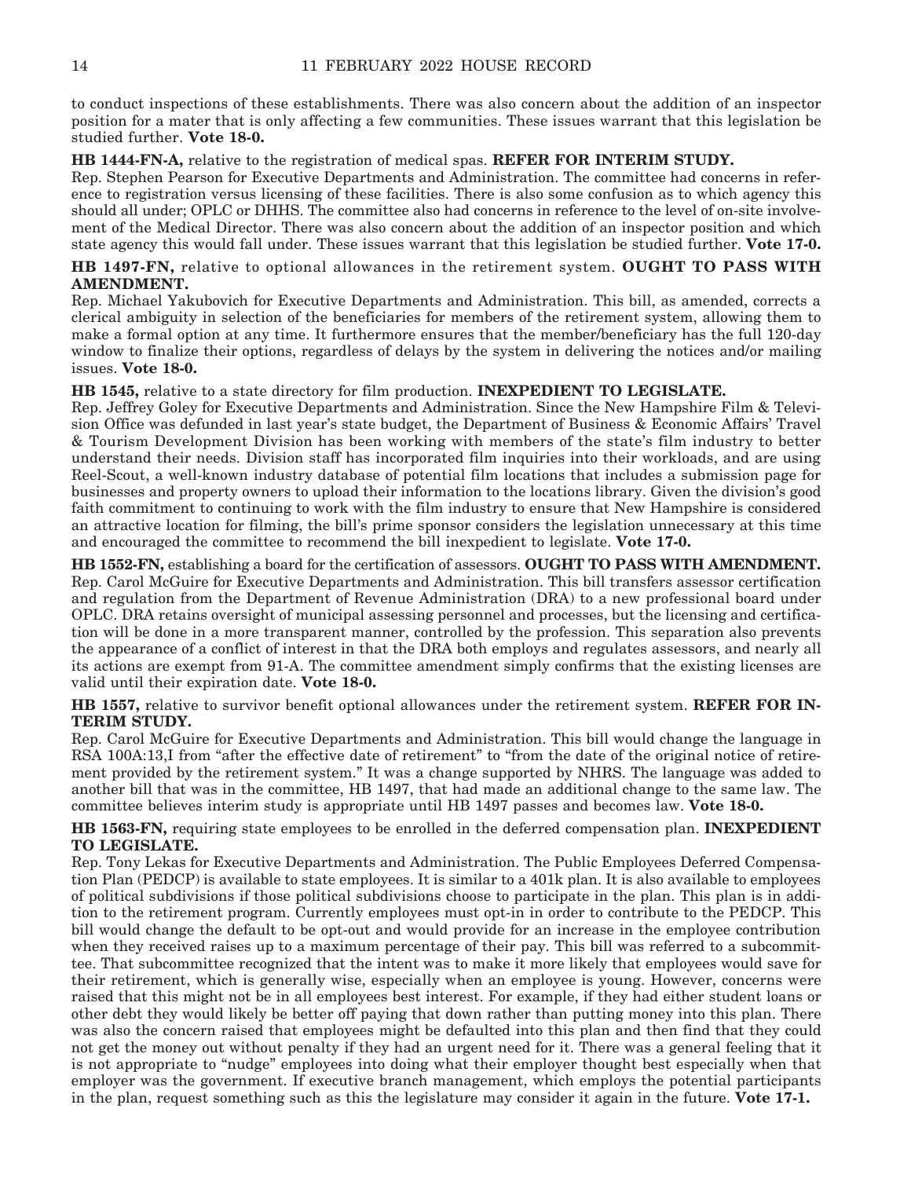to conduct inspections of these establishments. There was also concern about the addition of an inspector position for a mater that is only affecting a few communities. These issues warrant that this legislation be studied further. **Vote 18-0.**

**HB 1444-FN-A,** relative to the registration of medical spas. **REFER FOR INTERIM STUDY.**

Rep. Stephen Pearson for Executive Departments and Administration. The committee had concerns in reference to registration versus licensing of these facilities. There is also some confusion as to which agency this should all under; OPLC or DHHS. The committee also had concerns in reference to the level of on-site involvement of the Medical Director. There was also concern about the addition of an inspector position and which state agency this would fall under. These issues warrant that this legislation be studied further. **Vote 17-0.**

**HB 1497-FN,** relative to optional allowances in the retirement system. **OUGHT TO PASS WITH AMENDMENT.**

Rep. Michael Yakubovich for Executive Departments and Administration. This bill, as amended, corrects a clerical ambiguity in selection of the beneficiaries for members of the retirement system, allowing them to make a formal option at any time. It furthermore ensures that the member/beneficiary has the full 120-day window to finalize their options, regardless of delays by the system in delivering the notices and/or mailing issues. **Vote 18-0.**

**HB 1545,** relative to a state directory for film production. **INEXPEDIENT TO LEGISLATE.**

Rep. Jeffrey Goley for Executive Departments and Administration. Since the New Hampshire Film & Television Office was defunded in last year's state budget, the Department of Business & Economic Affairs' Travel & Tourism Development Division has been working with members of the state's film industry to better understand their needs. Division staff has incorporated film inquiries into their workloads, and are using Reel-Scout, a well-known industry database of potential film locations that includes a submission page for businesses and property owners to upload their information to the locations library. Given the division's good faith commitment to continuing to work with the film industry to ensure that New Hampshire is considered an attractive location for filming, the bill's prime sponsor considers the legislation unnecessary at this time and encouraged the committee to recommend the bill inexpedient to legislate. **Vote 17-0.**

**HB 1552-FN,** establishing a board for the certification of assessors. **OUGHT TO PASS WITH AMENDMENT.**

Rep. Carol McGuire for Executive Departments and Administration. This bill transfers assessor certification and regulation from the Department of Revenue Administration (DRA) to a new professional board under OPLC. DRA retains oversight of municipal assessing personnel and processes, but the licensing and certification will be done in a more transparent manner, controlled by the profession. This separation also prevents the appearance of a conflict of interest in that the DRA both employs and regulates assessors, and nearly all its actions are exempt from 91-A. The committee amendment simply confirms that the existing licenses are valid until their expiration date. **Vote 18-0.**

**HB 1557,** relative to survivor benefit optional allowances under the retirement system. **REFER FOR INTERIM STUDY.**

Rep. Carol McGuire for Executive Departments and Administration. This bill would change the language in RSA 100A:13,I from "after the effective date of retirement" to "from the date of the original notice of retirement provided by the retirement system." It was a change supported by NHRS. The language was added to another bill that was in the committee, HB 1497, that had made an additional change to the same law. The committee believes interim study is appropriate until HB 1497 passes and becomes law. **Vote 18-0.**

**HB 1563-FN,** requiring state employees to be enrolled in the deferred compensation plan. **INEXPEDIENT TO LEGISLATE.**

Rep. Tony Lekas for Executive Departments and Administration. The Public Employees Deferred Compensation Plan (PEDCP) is available to state employees. It is similar to a 401k plan. It is also available to employees of political subdivisions if those political subdivisions choose to participate in the plan. This plan is in addition to the retirement program. Currently employees must opt-in in order to contribute to the PEDCP. This bill would change the default to be opt-out and would provide for an increase in the employee contribution when they received raises up to a maximum percentage of their pay. This bill was referred to a subcommittee. That subcommittee recognized that the intent was to make it more likely that employees would save for their retirement, which is generally wise, especially when an employee is young. However, concerns were raised that this might not be in all employees best interest. For example, if they had either student loans or other debt they would likely be better off paying that down rather than putting money into this plan. There was also the concern raised that employees might be defaulted into this plan and then find that they could not get the money out without penalty if they had an urgent need for it. There was a general feeling that it is not appropriate to "nudge" employees into doing what their employer thought best especially when that employer was the government. If executive branch management, which employs the potential participants in the plan, request something such as this the legislature may consider it again in the future. **Vote 17-1.**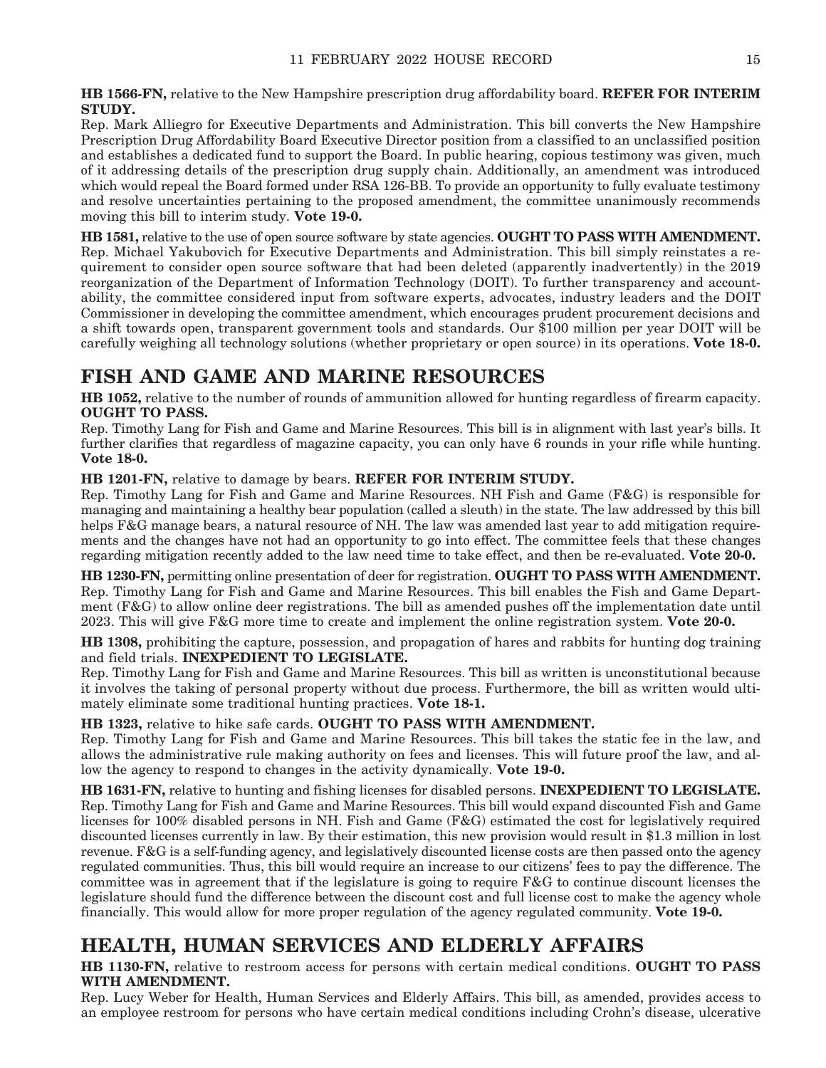**HB 1566-FN,** relative to the New Hampshire prescription drug affordability board. **REFER FOR INTERIM STUDY.**

Rep. Mark Alliegro for Executive Departments and Administration. This bill converts the New Hampshire Prescription Drug Affordability Board Executive Director position from a classified to an unclassified position and establishes a dedicated fund to support the Board. In public hearing, copious testimony was given, much of it addressing details of the prescription drug supply chain. Additionally, an amendment was introduced which would repeal the Board formed under RSA 126-BB. To provide an opportunity to fully evaluate testimony and resolve uncertainties pertaining to the proposed amendment, the committee unanimously recommends moving this bill to interim study. **Vote 19-0.**

**HB 1581,** relative to the use of open source software by state agencies. **OUGHT TO PASS WITH AMENDMENT.**

Rep. Michael Yakubovich for Executive Departments and Administration. This bill simply reinstates a requirement to consider open source software that had been deleted (apparently inadvertently) in the 2019 reorganization of the Department of Information Technology (DOIT). To further transparency and accountability, the committee considered input from software experts, advocates, industry leaders and the DOIT Commissioner in developing the committee amendment, which encourages prudent procurement decisions and a shift towards open, transparent government tools and standards. Our $100 million per year DOIT will be carefully weighing all technology solutions (whether proprietary or open source) in its operations. **Vote 18-0.**

## FISH AND GAME AND MARINE RESOURCES

**HB 1052,** relative to the number of rounds of ammunition allowed for hunting regardless of firearm capacity. **OUGHT TO PASS.**

Rep. Timothy Lang for Fish and Game and Marine Resources. This bill is in alignment with last year's bills. It further clarifies that regardless of magazine capacity, you can only have 6 rounds in your rifle while hunting. **Vote 18-0.**

**HB 1201-FN,** relative to damage by bears. **REFER FOR INTERIM STUDY.**

Rep. Timothy Lang for Fish and Game and Marine Resources. NH Fish and Game (F&G) is responsible for managing and maintaining a healthy bear population (called a sleuth) in the state. The law addressed by this bill helps F&G manage bears, a natural resource of NH. The law was amended last year to add mitigation requirements and the changes have not had an opportunity to go into effect. The committee feels that these changes regarding mitigation recently added to the law need time to take effect, and then be re-evaluated. **Vote 20-0.**

**HB 1230-FN,** permitting online presentation of deer for registration. **OUGHT TO PASS WITH AMENDMENT.**

Rep. Timothy Lang for Fish and Game and Marine Resources. This bill enables the Fish and Game Department (F&G) to allow online deer registrations. The bill as amended pushes off the implementation date until 2023. This will give F&G more time to create and implement the online registration system. **Vote 20-0.**

**HB 1308,** prohibiting the capture, possession, and propagation of hares and rabbits for hunting dog training and field trials. **INEXPEDIENT TO LEGISLATE.**

Rep. Timothy Lang for Fish and Game and Marine Resources. This bill as written is unconstitutional because it involves the taking of personal property without due process. Furthermore, the bill as written would ultimately eliminate some traditional hunting practices. **Vote 18-1.**

**HB 1323,** relative to hike safe cards. **OUGHT TO PASS WITH AMENDMENT.**

Rep. Timothy Lang for Fish and Game and Marine Resources. This bill takes the static fee in the law, and allows the administrative rule making authority on fees and licenses. This will future proof the law, and allow the agency to respond to changes in the activity dynamically. **Vote 19-0.**

**HB 1631-FN,** relative to hunting and fishing licenses for disabled persons. **INEXPEDIENT TO LEGISLATE.**

Rep. Timothy Lang for Fish and Game and Marine Resources. This bill would expand discounted Fish and Game licenses for 100% disabled persons in NH. Fish and Game (F&G) estimated the cost for legislatively required discounted licenses currently in law. By their estimation, this new provision would result in $1.3 million in lost revenue. F&G is a self-funding agency, and legislatively discounted license costs are then passed onto the agency regulated communities. Thus, this bill would require an increase to our citizens' fees to pay the difference. The committee was in agreement that if the legislature is going to require F&G to continue discount licenses the legislature should fund the difference between the discount cost and full license cost to make the agency whole financially. This would allow for more proper regulation of the agency regulated community. **Vote 19-0.**

## HEALTH, HUMAN SERVICES AND ELDERLY AFFAIRS

**HB 1130-FN,** relative to restroom access for persons with certain medical conditions. **OUGHT TO PASS WITH AMENDMENT.**

Rep. Lucy Weber for Health, Human Services and Elderly Affairs. This bill, as amended, provides access to an employee restroom for persons who have certain medical conditions including Crohn's disease, ulcerative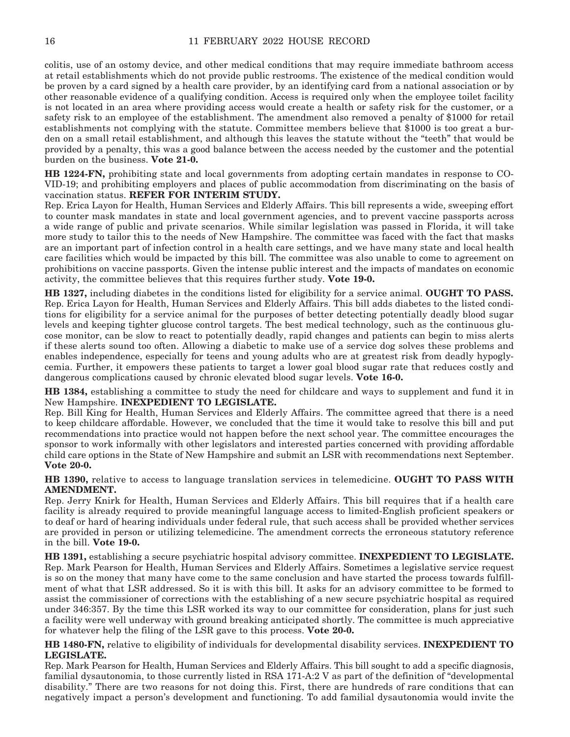colitis, use of an ostomy device, and other medical conditions that may require immediate bathroom access at retail establishments which do not provide public restrooms. The existence of the medical condition would be proven by a card signed by a health care provider, by an identifying card from a national association or by other reasonable evidence of a qualifying condition. Access is required only when the employee toilet facility is not located in an area where providing access would create a health or safety risk for the customer, or a safety risk to an employee of the establishment. The amendment also removed a penalty of $1000 for retail establishments not complying with the statute. Committee members believe that $1000 is too great a burden on a small retail establishment, and although this leaves the statute without the "teeth" that would be provided by a penalty, this was a good balance between the access needed by the customer and the potential burden on the business. **Vote 21-0.**

**HB 1224-FN,** prohibiting state and local governments from adopting certain mandates in response to COVID-19; and prohibiting employers and places of public accommodation from discriminating on the basis of vaccination status. **REFER FOR INTERIM STUDY.**
Rep. Erica Layon for Health, Human Services and Elderly Affairs. This bill represents a wide, sweeping effort to counter mask mandates in state and local government agencies, and to prevent vaccine passports across a wide range of public and private scenarios. While similar legislation was passed in Florida, it will take more study to tailor this to the needs of New Hampshire. The committee was faced with the fact that masks are an important part of infection control in a health care settings, and we have many state and local health care facilities which would be impacted by this bill. The committee was also unable to come to agreement on prohibitions on vaccine passports. Given the intense public interest and the impacts of mandates on economic activity, the committee believes that this requires further study. **Vote 19-0.**

**HB 1327,** including diabetes in the conditions listed for eligibility for a service animal. **OUGHT TO PASS.**
Rep. Erica Layon for Health, Human Services and Elderly Affairs. This bill adds diabetes to the listed conditions for eligibility for a service animal for the purposes of better detecting potentially deadly blood sugar levels and keeping tighter glucose control targets. The best medical technology, such as the continuous glucose monitor, can be slow to react to potentially deadly, rapid changes and patients can begin to miss alerts if these alerts sound too often. Allowing a diabetic to make use of a service dog solves these problems and enables independence, especially for teens and young adults who are at greatest risk from deadly hypoglycemia. Further, it empowers these patients to target a lower goal blood sugar rate that reduces costly and dangerous complications caused by chronic elevated blood sugar levels. **Vote 16-0.**

**HB 1384,** establishing a committee to study the need for childcare and ways to supplement and fund it in New Hampshire. **INEXPEDIENT TO LEGISLATE.**
Rep. Bill King for Health, Human Services and Elderly Affairs. The committee agreed that there is a need to keep childcare affordable. However, we concluded that the time it would take to resolve this bill and put recommendations into practice would not happen before the next school year. The committee encourages the sponsor to work informally with other legislators and interested parties concerned with providing affordable child care options in the State of New Hampshire and submit an LSR with recommendations next September. **Vote 20-0.**

**HB 1390,** relative to access to language translation services in telemedicine. **OUGHT TO PASS WITH AMENDMENT.**
Rep. Jerry Knirk for Health, Human Services and Elderly Affairs. This bill requires that if a health care facility is already required to provide meaningful language access to limited-English proficient speakers or to deaf or hard of hearing individuals under federal rule, that such access shall be provided whether services are provided in person or utilizing telemedicine. The amendment corrects the erroneous statutory reference in the bill. **Vote 19-0.**

**HB 1391,** establishing a secure psychiatric hospital advisory committee. **INEXPEDIENT TO LEGISLATE.**
Rep. Mark Pearson for Health, Human Services and Elderly Affairs. Sometimes a legislative service request is so on the money that many have come to the same conclusion and have started the process towards fulfillment of what that LSR addressed. So it is with this bill. It asks for an advisory committee to be formed to assist the commissioner of corrections with the establishing of a new secure psychiatric hospital as required under 346:357. By the time this LSR worked its way to our committee for consideration, plans for just such a facility were well underway with ground breaking anticipated shortly. The committee is much appreciative for whatever help the filing of the LSR gave to this process. **Vote 20-0.**

**HB 1480-FN,** relative to eligibility of individuals for developmental disability services. **INEXPEDIENT TO LEGISLATE.**
Rep. Mark Pearson for Health, Human Services and Elderly Affairs. This bill sought to add a specific diagnosis, familial dysautonomia, to those currently listed in RSA 171-A:2 V as part of the definition of "developmental disability." There are two reasons for not doing this. First, there are hundreds of rare conditions that can negatively impact a person's development and functioning. To add familial dysautonomia would invite the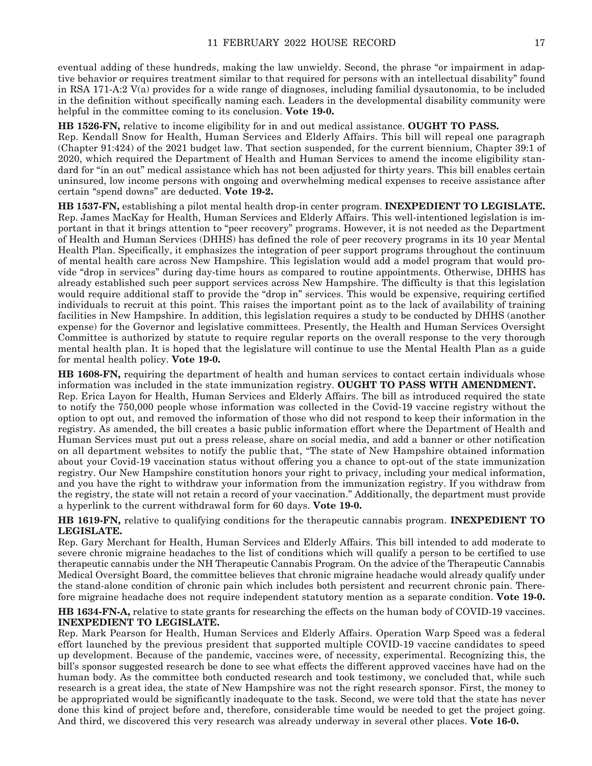eventual adding of these hundreds, making the law unwieldy. Second, the phrase "or impairment in adaptive behavior or requires treatment similar to that required for persons with an intellectual disability" found in RSA 171-A:2 V(a) provides for a wide range of diagnoses, including familial dysautonomia, to be included in the definition without specifically naming each. Leaders in the developmental disability community were helpful in the committee coming to its conclusion. **Vote 19-0.**

**HB 1526-FN,** relative to income eligibility for in and out medical assistance. **OUGHT TO PASS.**
Rep. Kendall Snow for Health, Human Services and Elderly Affairs. This bill will repeal one paragraph (Chapter 91:424) of the 2021 budget law. That section suspended, for the current biennium, Chapter 39:1 of 2020, which required the Department of Health and Human Services to amend the income eligibility standard for "in an out" medical assistance which has not been adjusted for thirty years. This bill enables certain uninsured, low income persons with ongoing and overwhelming medical expenses to receive assistance after certain "spend downs" are deducted. **Vote 19-2.**

**HB 1537-FN,** establishing a pilot mental health drop-in center program. **INEXPEDIENT TO LEGISLATE.**
Rep. James MacKay for Health, Human Services and Elderly Affairs. This well-intentioned legislation is important in that it brings attention to "peer recovery" programs. However, it is not needed as the Department of Health and Human Services (DHHS) has defined the role of peer recovery programs in its 10 year Mental Health Plan. Specifically, it emphasizes the integration of peer support programs throughout the continuum of mental health care across New Hampshire. This legislation would add a model program that would provide "drop in services" during day-time hours as compared to routine appointments. Otherwise, DHHS has already established such peer support services across New Hampshire. The difficulty is that this legislation would require additional staff to provide the "drop in" services. This would be expensive, requiring certified individuals to recruit at this point. This raises the important point as to the lack of availability of training facilities in New Hampshire. In addition, this legislation requires a study to be conducted by DHHS (another expense) for the Governor and legislative committees. Presently, the Health and Human Services Oversight Committee is authorized by statute to require regular reports on the overall response to the very thorough mental health plan. It is hoped that the legislature will continue to use the Mental Health Plan as a guide for mental health policy. **Vote 19-0.**

**HB 1608-FN,** requiring the department of health and human services to contact certain individuals whose information was included in the state immunization registry. **OUGHT TO PASS WITH AMENDMENT.**
Rep. Erica Layon for Health, Human Services and Elderly Affairs. The bill as introduced required the state to notify the 750,000 people whose information was collected in the Covid-19 vaccine registry without the option to opt out, and removed the information of those who did not respond to keep their information in the registry. As amended, the bill creates a basic public information effort where the Department of Health and Human Services must put out a press release, share on social media, and add a banner or other notification on all department websites to notify the public that, "The state of New Hampshire obtained information about your Covid-19 vaccination status without offering you a chance to opt-out of the state immunization registry. Our New Hampshire constitution honors your right to privacy, including your medical information, and you have the right to withdraw your information from the immunization registry. If you withdraw from the registry, the state will not retain a record of your vaccination." Additionally, the department must provide a hyperlink to the current withdrawal form for 60 days. **Vote 19-0.**

**HB 1619-FN,** relative to qualifying conditions for the therapeutic cannabis program. **INEXPEDIENT TO LEGISLATE.**
Rep. Gary Merchant for Health, Human Services and Elderly Affairs. This bill intended to add moderate to severe chronic migraine headaches to the list of conditions which will qualify a person to be certified to use therapeutic cannabis under the NH Therapeutic Cannabis Program. On the advice of the Therapeutic Cannabis Medical Oversight Board, the committee believes that chronic migraine headache would already qualify under the stand-alone condition of chronic pain which includes both persistent and recurrent chronic pain. Therefore migraine headache does not require independent statutory mention as a separate condition. **Vote 19-0.**

**HB 1634-FN-A,** relative to state grants for researching the effects on the human body of COVID-19 vaccines. **INEXPEDIENT TO LEGISLATE.**
Rep. Mark Pearson for Health, Human Services and Elderly Affairs. Operation Warp Speed was a federal effort launched by the previous president that supported multiple COVID-19 vaccine candidates to speed up development. Because of the pandemic, vaccines were, of necessity, experimental. Recognizing this, the bill's sponsor suggested research be done to see what effects the different approved vaccines have had on the human body. As the committee both conducted research and took testimony, we concluded that, while such research is a great idea, the state of New Hampshire was not the right research sponsor. First, the money to be appropriated would be significantly inadequate to the task. Second, we were told that the state has never done this kind of project before and, therefore, considerable time would be needed to get the project going. And third, we discovered this very research was already underway in several other places. **Vote 16-0.**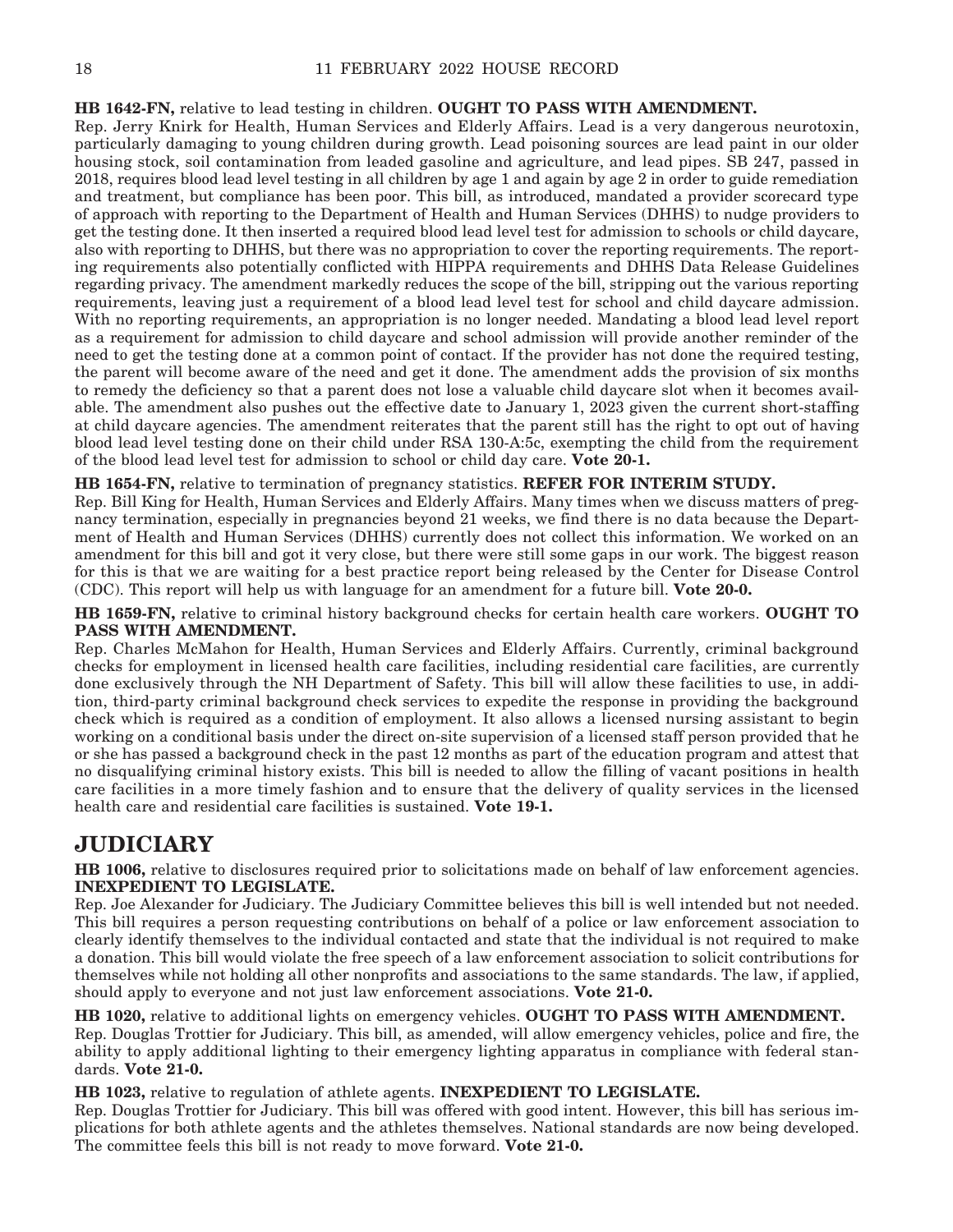**HB 1642-FN,** relative to lead testing in children. **OUGHT TO PASS WITH AMENDMENT.**

Rep. Jerry Knirk for Health, Human Services and Elderly Affairs. Lead is a very dangerous neurotoxin, particularly damaging to young children during growth. Lead poisoning sources are lead paint in our older housing stock, soil contamination from leaded gasoline and agriculture, and lead pipes. SB 247, passed in 2018, requires blood lead level testing in all children by age 1 and again by age 2 in order to guide remediation and treatment, but compliance has been poor. This bill, as introduced, mandated a provider scorecard type of approach with reporting to the Department of Health and Human Services (DHHS) to nudge providers to get the testing done. It then inserted a required blood lead level test for admission to schools or child daycare, also with reporting to DHHS, but there was no appropriation to cover the reporting requirements. The reporting requirements also potentially conflicted with HIPPA requirements and DHHS Data Release Guidelines regarding privacy. The amendment markedly reduces the scope of the bill, stripping out the various reporting requirements, leaving just a requirement of a blood lead level test for school and child daycare admission. With no reporting requirements, an appropriation is no longer needed. Mandating a blood lead level report as a requirement for admission to child daycare and school admission will provide another reminder of the need to get the testing done at a common point of contact. If the provider has not done the required testing, the parent will become aware of the need and get it done. The amendment adds the provision of six months to remedy the deficiency so that a parent does not lose a valuable child daycare slot when it becomes available. The amendment also pushes out the effective date to January 1, 2023 given the current short-staffing at child daycare agencies. The amendment reiterates that the parent still has the right to opt out of having blood lead level testing done on their child under RSA 130-A:5c, exempting the child from the requirement of the blood lead level test for admission to school or child day care. **Vote 20-1.**

**HB 1654-FN,** relative to termination of pregnancy statistics. **REFER FOR INTERIM STUDY.**

Rep. Bill King for Health, Human Services and Elderly Affairs. Many times when we discuss matters of pregnancy termination, especially in pregnancies beyond 21 weeks, we find there is no data because the Department of Health and Human Services (DHHS) currently does not collect this information. We worked on an amendment for this bill and got it very close, but there were still some gaps in our work. The biggest reason for this is that we are waiting for a best practice report being released by the Center for Disease Control (CDC). This report will help us with language for an amendment for a future bill. **Vote 20-0.**

**HB 1659-FN,** relative to criminal history background checks for certain health care workers. **OUGHT TO PASS WITH AMENDMENT.**

Rep. Charles McMahon for Health, Human Services and Elderly Affairs. Currently, criminal background checks for employment in licensed health care facilities, including residential care facilities, are currently done exclusively through the NH Department of Safety. This bill will allow these facilities to use, in addition, third-party criminal background check services to expedite the response in providing the background check which is required as a condition of employment. It also allows a licensed nursing assistant to begin working on a conditional basis under the direct on-site supervision of a licensed staff person provided that he or she has passed a background check in the past 12 months as part of the education program and attest that no disqualifying criminal history exists. This bill is needed to allow the filling of vacant positions in health care facilities in a more timely fashion and to ensure that the delivery of quality services in the licensed health care and residential care facilities is sustained. **Vote 19-1.**

## JUDICIARY

**HB 1006,** relative to disclosures required prior to solicitations made on behalf of law enforcement agencies. **INEXPEDIENT TO LEGISLATE.**

Rep. Joe Alexander for Judiciary. The Judiciary Committee believes this bill is well intended but not needed. This bill requires a person requesting contributions on behalf of a police or law enforcement association to clearly identify themselves to the individual contacted and state that the individual is not required to make a donation. This bill would violate the free speech of a law enforcement association to solicit contributions for themselves while not holding all other nonprofits and associations to the same standards. The law, if applied, should apply to everyone and not just law enforcement associations. **Vote 21-0.**

**HB 1020,** relative to additional lights on emergency vehicles. **OUGHT TO PASS WITH AMENDMENT.**

Rep. Douglas Trottier for Judiciary. This bill, as amended, will allow emergency vehicles, police and fire, the ability to apply additional lighting to their emergency lighting apparatus in compliance with federal standards. **Vote 21-0.**

**HB 1023,** relative to regulation of athlete agents. **INEXPEDIENT TO LEGISLATE.**

Rep. Douglas Trottier for Judiciary. This bill was offered with good intent. However, this bill has serious implications for both athlete agents and the athletes themselves. National standards are now being developed. The committee feels this bill is not ready to move forward. **Vote 21-0.**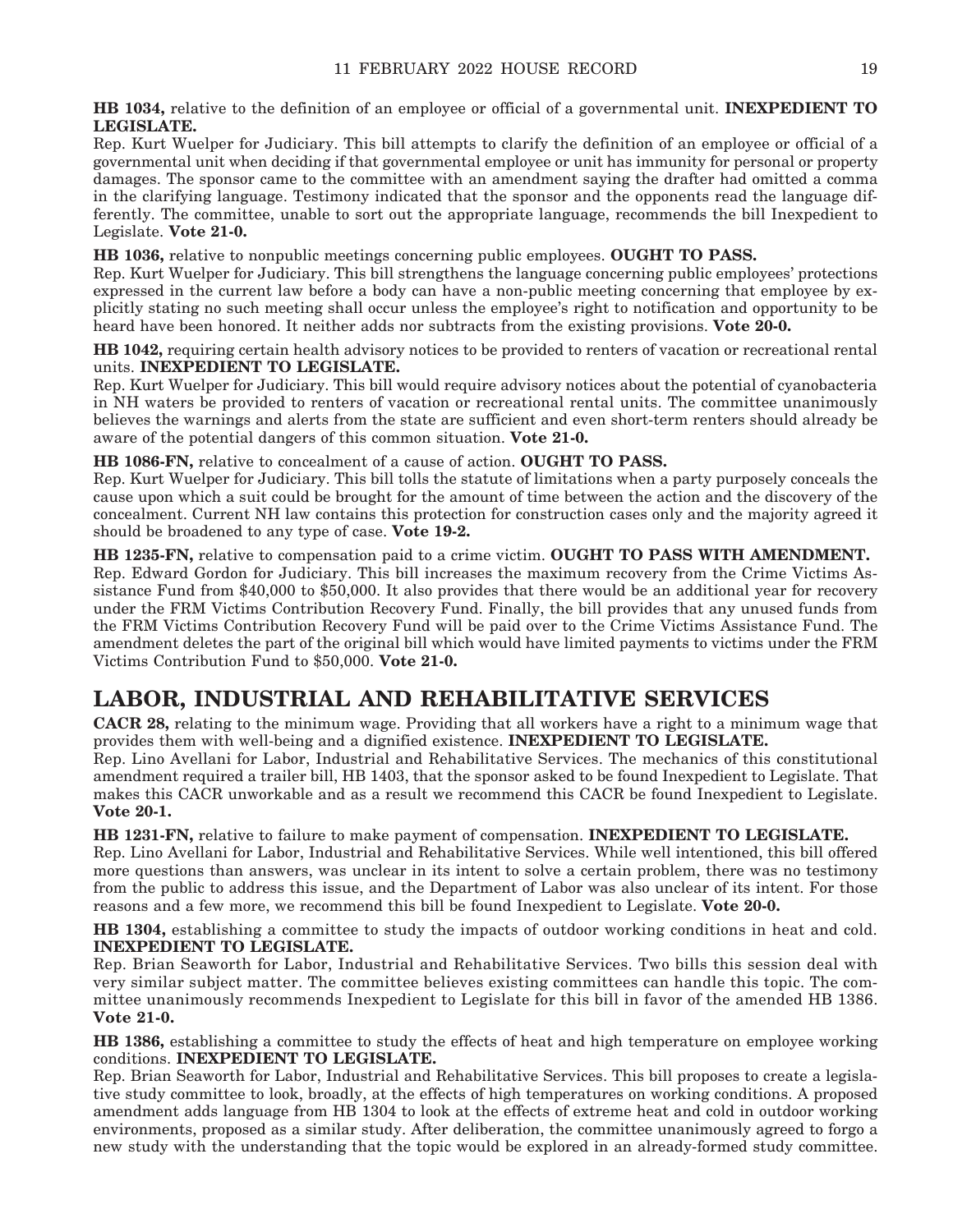**HB 1034,** relative to the definition of an employee or official of a governmental unit. **INEXPEDIENT TO LEGISLATE.**

Rep. Kurt Wuelper for Judiciary. This bill attempts to clarify the definition of an employee or official of a governmental unit when deciding if that governmental employee or unit has immunity for personal or property damages. The sponsor came to the committee with an amendment saying the drafter had omitted a comma in the clarifying language. Testimony indicated that the sponsor and the opponents read the language differently. The committee, unable to sort out the appropriate language, recommends the bill Inexpedient to Legislate. **Vote 21-0.**

**HB 1036,** relative to nonpublic meetings concerning public employees. **OUGHT TO PASS.**

Rep. Kurt Wuelper for Judiciary. This bill strengthens the language concerning public employees' protections expressed in the current law before a body can have a non-public meeting concerning that employee by explicitly stating no such meeting shall occur unless the employee's right to notification and opportunity to be heard have been honored. It neither adds nor subtracts from the existing provisions. **Vote 20-0.**

**HB 1042,** requiring certain health advisory notices to be provided to renters of vacation or recreational rental units. **INEXPEDIENT TO LEGISLATE.**

Rep. Kurt Wuelper for Judiciary. This bill would require advisory notices about the potential of cyanobacteria in NH waters be provided to renters of vacation or recreational rental units. The committee unanimously believes the warnings and alerts from the state are sufficient and even short-term renters should already be aware of the potential dangers of this common situation. **Vote 21-0.**

**HB 1086-FN,** relative to concealment of a cause of action. **OUGHT TO PASS.**

Rep. Kurt Wuelper for Judiciary. This bill tolls the statute of limitations when a party purposely conceals the cause upon which a suit could be brought for the amount of time between the action and the discovery of the concealment. Current NH law contains this protection for construction cases only and the majority agreed it should be broadened to any type of case. **Vote 19-2.**

**HB 1235-FN,** relative to compensation paid to a crime victim. **OUGHT TO PASS WITH AMENDMENT.**

Rep. Edward Gordon for Judiciary. This bill increases the maximum recovery from the Crime Victims Assistance Fund from $40,000 to $50,000. It also provides that there would be an additional year for recovery under the FRM Victims Contribution Recovery Fund. Finally, the bill provides that any unused funds from the FRM Victims Contribution Recovery Fund will be paid over to the Crime Victims Assistance Fund. The amendment deletes the part of the original bill which would have limited payments to victims under the FRM Victims Contribution Fund to $50,000. **Vote 21-0.**

## LABOR, INDUSTRIAL AND REHABILITATIVE SERVICES

**CACR 28,** relating to the minimum wage. Providing that all workers have a right to a minimum wage that provides them with well-being and a dignified existence. **INEXPEDIENT TO LEGISLATE.**

Rep. Lino Avellani for Labor, Industrial and Rehabilitative Services. The mechanics of this constitutional amendment required a trailer bill, HB 1403, that the sponsor asked to be found Inexpedient to Legislate. That makes this CACR unworkable and as a result we recommend this CACR be found Inexpedient to Legislate. **Vote 20-1.**

**HB 1231-FN,** relative to failure to make payment of compensation. **INEXPEDIENT TO LEGISLATE.**

Rep. Lino Avellani for Labor, Industrial and Rehabilitative Services. While well intentioned, this bill offered more questions than answers, was unclear in its intent to solve a certain problem, there was no testimony from the public to address this issue, and the Department of Labor was also unclear of its intent. For those reasons and a few more, we recommend this bill be found Inexpedient to Legislate. **Vote 20-0.**

**HB 1304,** establishing a committee to study the impacts of outdoor working conditions in heat and cold. **INEXPEDIENT TO LEGISLATE.**

Rep. Brian Seaworth for Labor, Industrial and Rehabilitative Services. Two bills this session deal with very similar subject matter. The committee believes existing committees can handle this topic. The committee unanimously recommends Inexpedient to Legislate for this bill in favor of the amended HB 1386. **Vote 21-0.**

**HB 1386,** establishing a committee to study the effects of heat and high temperature on employee working conditions. **INEXPEDIENT TO LEGISLATE.**

Rep. Brian Seaworth for Labor, Industrial and Rehabilitative Services. This bill proposes to create a legislative study committee to look, broadly, at the effects of high temperatures on working conditions. A proposed amendment adds language from HB 1304 to look at the effects of extreme heat and cold in outdoor working environments, proposed as a similar study. After deliberation, the committee unanimously agreed to forgo a new study with the understanding that the topic would be explored in an already-formed study committee.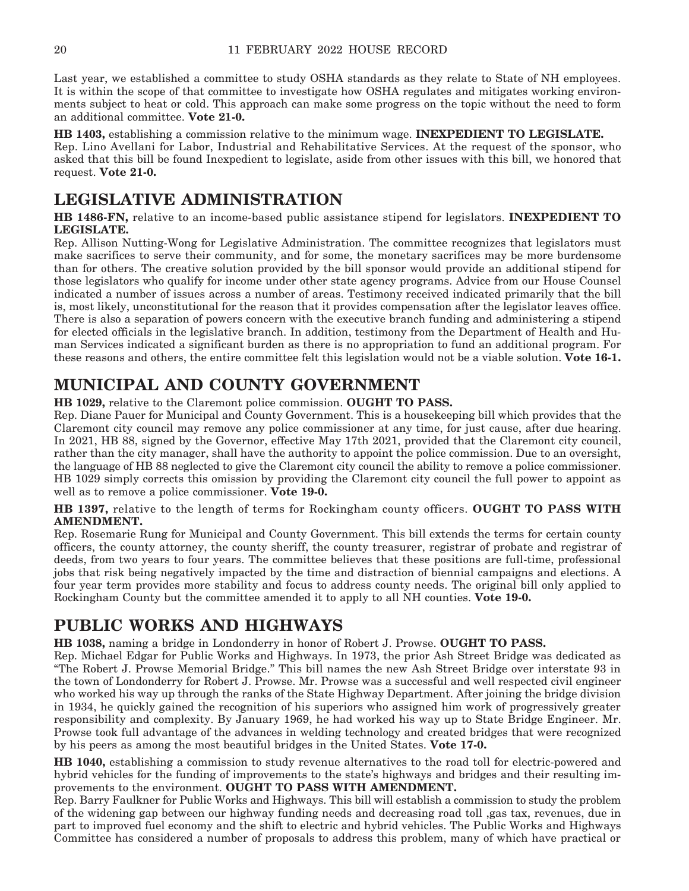Last year, we established a committee to study OSHA standards as they relate to State of NH employees. It is within the scope of that committee to investigate how OSHA regulates and mitigates working environments subject to heat or cold. This approach can make some progress on the topic without the need to form an additional committee. **Vote 21-0.**

**HB 1403,** establishing a commission relative to the minimum wage. **INEXPEDIENT TO LEGISLATE.**
Rep. Lino Avellani for Labor, Industrial and Rehabilitative Services. At the request of the sponsor, who asked that this bill be found Inexpedient to legislate, aside from other issues with this bill, we honored that request. **Vote 21-0.**

## LEGISLATIVE ADMINISTRATION

**HB 1486-FN,** relative to an income-based public assistance stipend for legislators. **INEXPEDIENT TO LEGISLATE.**
Rep. Allison Nutting-Wong for Legislative Administration. The committee recognizes that legislators must make sacrifices to serve their community, and for some, the monetary sacrifices may be more burdensome than for others. The creative solution provided by the bill sponsor would provide an additional stipend for those legislators who qualify for income under other state agency programs. Advice from our House Counsel indicated a number of issues across a number of areas. Testimony received indicated primarily that the bill is, most likely, unconstitutional for the reason that it provides compensation after the legislator leaves office. There is also a separation of powers concern with the executive branch funding and administering a stipend for elected officials in the legislative branch. In addition, testimony from the Department of Health and Human Services indicated a significant burden as there is no appropriation to fund an additional program. For these reasons and others, the entire committee felt this legislation would not be a viable solution. **Vote 16-1.**

## MUNICIPAL AND COUNTY GOVERNMENT

**HB 1029,** relative to the Claremont police commission. **OUGHT TO PASS.**
Rep. Diane Pauer for Municipal and County Government. This is a housekeeping bill which provides that the Claremont city council may remove any police commissioner at any time, for just cause, after due hearing. In 2021, HB 88, signed by the Governor, effective May 17th 2021, provided that the Claremont city council, rather than the city manager, shall have the authority to appoint the police commission. Due to an oversight, the language of HB 88 neglected to give the Claremont city council the ability to remove a police commissioner. HB 1029 simply corrects this omission by providing the Claremont city council the full power to appoint as well as to remove a police commissioner. **Vote 19-0.**

**HB 1397,** relative to the length of terms for Rockingham county officers. **OUGHT TO PASS WITH AMENDMENT.**
Rep. Rosemarie Rung for Municipal and County Government. This bill extends the terms for certain county officers, the county attorney, the county sheriff, the county treasurer, registrar of probate and registrar of deeds, from two years to four years. The committee believes that these positions are full-time, professional jobs that risk being negatively impacted by the time and distraction of biennial campaigns and elections. A four year term provides more stability and focus to address county needs. The original bill only applied to Rockingham County but the committee amended it to apply to all NH counties. **Vote 19-0.**

## PUBLIC WORKS AND HIGHWAYS

**HB 1038,** naming a bridge in Londonderry in honor of Robert J. Prowse. **OUGHT TO PASS.**
Rep. Michael Edgar for Public Works and Highways. In 1973, the prior Ash Street Bridge was dedicated as "The Robert J. Prowse Memorial Bridge." This bill names the new Ash Street Bridge over interstate 93 in the town of Londonderry for Robert J. Prowse. Mr. Prowse was a successful and well respected civil engineer who worked his way up through the ranks of the State Highway Department. After joining the bridge division in 1934, he quickly gained the recognition of his superiors who assigned him work of progressively greater responsibility and complexity. By January 1969, he had worked his way up to State Bridge Engineer. Mr. Prowse took full advantage of the advances in welding technology and created bridges that were recognized by his peers as among the most beautiful bridges in the United States. **Vote 17-0.**

**HB 1040,** establishing a commission to study revenue alternatives to the road toll for electric-powered and hybrid vehicles for the funding of improvements to the state's highways and bridges and their resulting improvements to the environment. **OUGHT TO PASS WITH AMENDMENT.**
Rep. Barry Faulkner for Public Works and Highways. This bill will establish a commission to study the problem of the widening gap between our highway funding needs and decreasing road toll ,gas tax, revenues, due in part to improved fuel economy and the shift to electric and hybrid vehicles. The Public Works and Highways Committee has considered a number of proposals to address this problem, many of which have practical or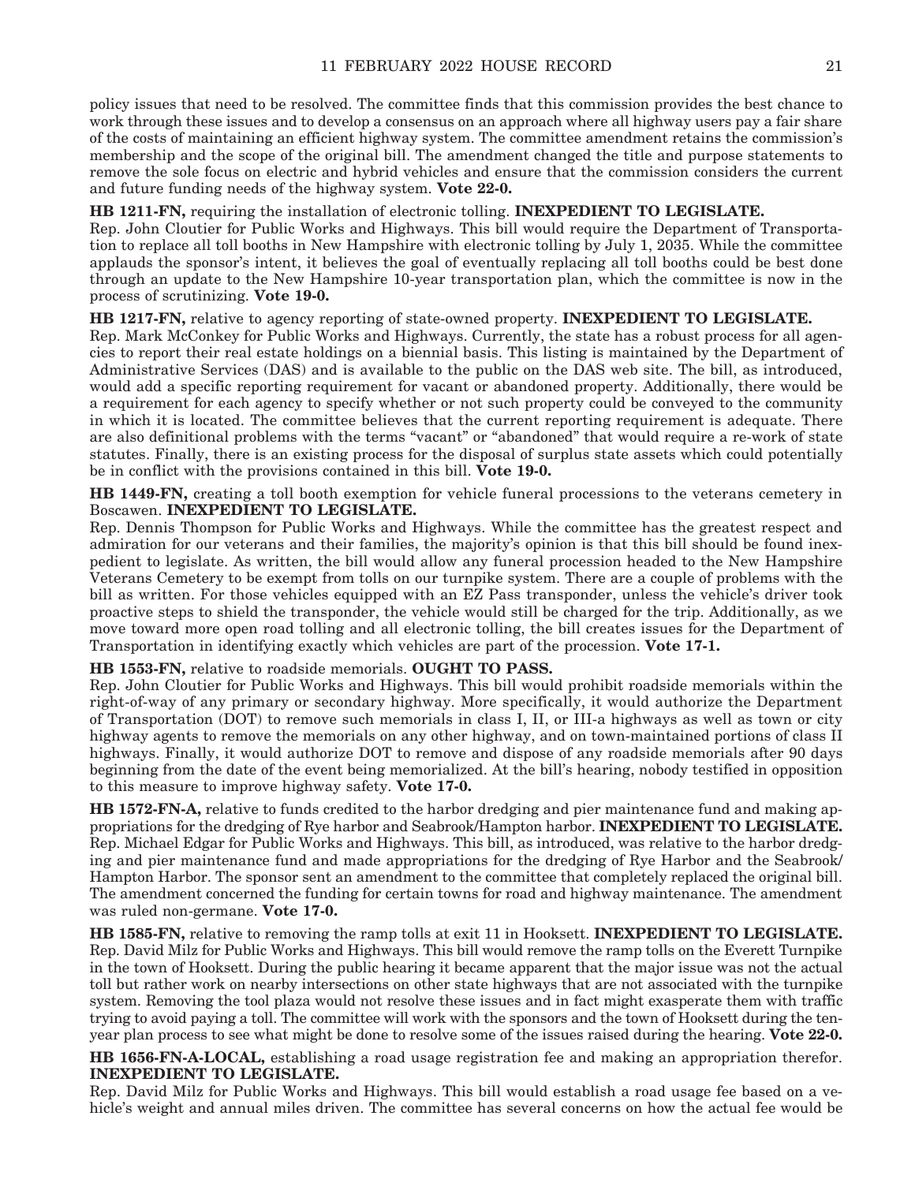policy issues that need to be resolved. The committee finds that this commission provides the best chance to work through these issues and to develop a consensus on an approach where all highway users pay a fair share of the costs of maintaining an efficient highway system. The committee amendment retains the commission's membership and the scope of the original bill. The amendment changed the title and purpose statements to remove the sole focus on electric and hybrid vehicles and ensure that the commission considers the current and future funding needs of the highway system. **Vote 22-0.**

**HB 1211-FN,** requiring the installation of electronic tolling. **INEXPEDIENT TO LEGISLATE.**
Rep. John Cloutier for Public Works and Highways. This bill would require the Department of Transportation to replace all toll booths in New Hampshire with electronic tolling by July 1, 2035. While the committee applauds the sponsor's intent, it believes the goal of eventually replacing all toll booths could be best done through an update to the New Hampshire 10-year transportation plan, which the committee is now in the process of scrutinizing. **Vote 19-0.**

**HB 1217-FN,** relative to agency reporting of state-owned property. **INEXPEDIENT TO LEGISLATE.**
Rep. Mark McConkey for Public Works and Highways. Currently, the state has a robust process for all agencies to report their real estate holdings on a biennial basis. This listing is maintained by the Department of Administrative Services (DAS) and is available to the public on the DAS web site. The bill, as introduced, would add a specific reporting requirement for vacant or abandoned property. Additionally, there would be a requirement for each agency to specify whether or not such property could be conveyed to the community in which it is located. The committee believes that the current reporting requirement is adequate. There are also definitional problems with the terms "vacant" or "abandoned" that would require a re-work of state statutes. Finally, there is an existing process for the disposal of surplus state assets which could potentially be in conflict with the provisions contained in this bill. **Vote 19-0.**

**HB 1449-FN,** creating a toll booth exemption for vehicle funeral processions to the veterans cemetery in Boscawen. **INEXPEDIENT TO LEGISLATE.**
Rep. Dennis Thompson for Public Works and Highways. While the committee has the greatest respect and admiration for our veterans and their families, the majority's opinion is that this bill should be found inexpedient to legislate. As written, the bill would allow any funeral procession headed to the New Hampshire Veterans Cemetery to be exempt from tolls on our turnpike system. There are a couple of problems with the bill as written. For those vehicles equipped with an EZ Pass transponder, unless the vehicle's driver took proactive steps to shield the transponder, the vehicle would still be charged for the trip. Additionally, as we move toward more open road tolling and all electronic tolling, the bill creates issues for the Department of Transportation in identifying exactly which vehicles are part of the procession. **Vote 17-1.**

**HB 1553-FN,** relative to roadside memorials. **OUGHT TO PASS.**
Rep. John Cloutier for Public Works and Highways. This bill would prohibit roadside memorials within the right-of-way of any primary or secondary highway. More specifically, it would authorize the Department of Transportation (DOT) to remove such memorials in class I, II, or III-a highways as well as town or city highway agents to remove the memorials on any other highway, and on town-maintained portions of class II highways. Finally, it would authorize DOT to remove and dispose of any roadside memorials after 90 days beginning from the date of the event being memorialized. At the bill's hearing, nobody testified in opposition to this measure to improve highway safety. **Vote 17-0.**

**HB 1572-FN-A,** relative to funds credited to the harbor dredging and pier maintenance fund and making appropriations for the dredging of Rye harbor and Seabrook/Hampton harbor. **INEXPEDIENT TO LEGISLATE.**
Rep. Michael Edgar for Public Works and Highways. This bill, as introduced, was relative to the harbor dredging and pier maintenance fund and made appropriations for the dredging of Rye Harbor and the Seabrook/Hampton Harbor. The sponsor sent an amendment to the committee that completely replaced the original bill. The amendment concerned the funding for certain towns for road and highway maintenance. The amendment was ruled non-germane. **Vote 17-0.**

**HB 1585-FN,** relative to removing the ramp tolls at exit 11 in Hooksett. **INEXPEDIENT TO LEGISLATE.**
Rep. David Milz for Public Works and Highways. This bill would remove the ramp tolls on the Everett Turnpike in the town of Hooksett. During the public hearing it became apparent that the major issue was not the actual toll but rather work on nearby intersections on other state highways that are not associated with the turnpike system. Removing the tool plaza would not resolve these issues and in fact might exasperate them with traffic trying to avoid paying a toll. The committee will work with the sponsors and the town of Hooksett during the ten-year plan process to see what might be done to resolve some of the issues raised during the hearing. **Vote 22-0.**

**HB 1656-FN-A-LOCAL,** establishing a road usage registration fee and making an appropriation therefor. **INEXPEDIENT TO LEGISLATE.**
Rep. David Milz for Public Works and Highways. This bill would establish a road usage fee based on a vehicle's weight and annual miles driven. The committee has several concerns on how the actual fee would be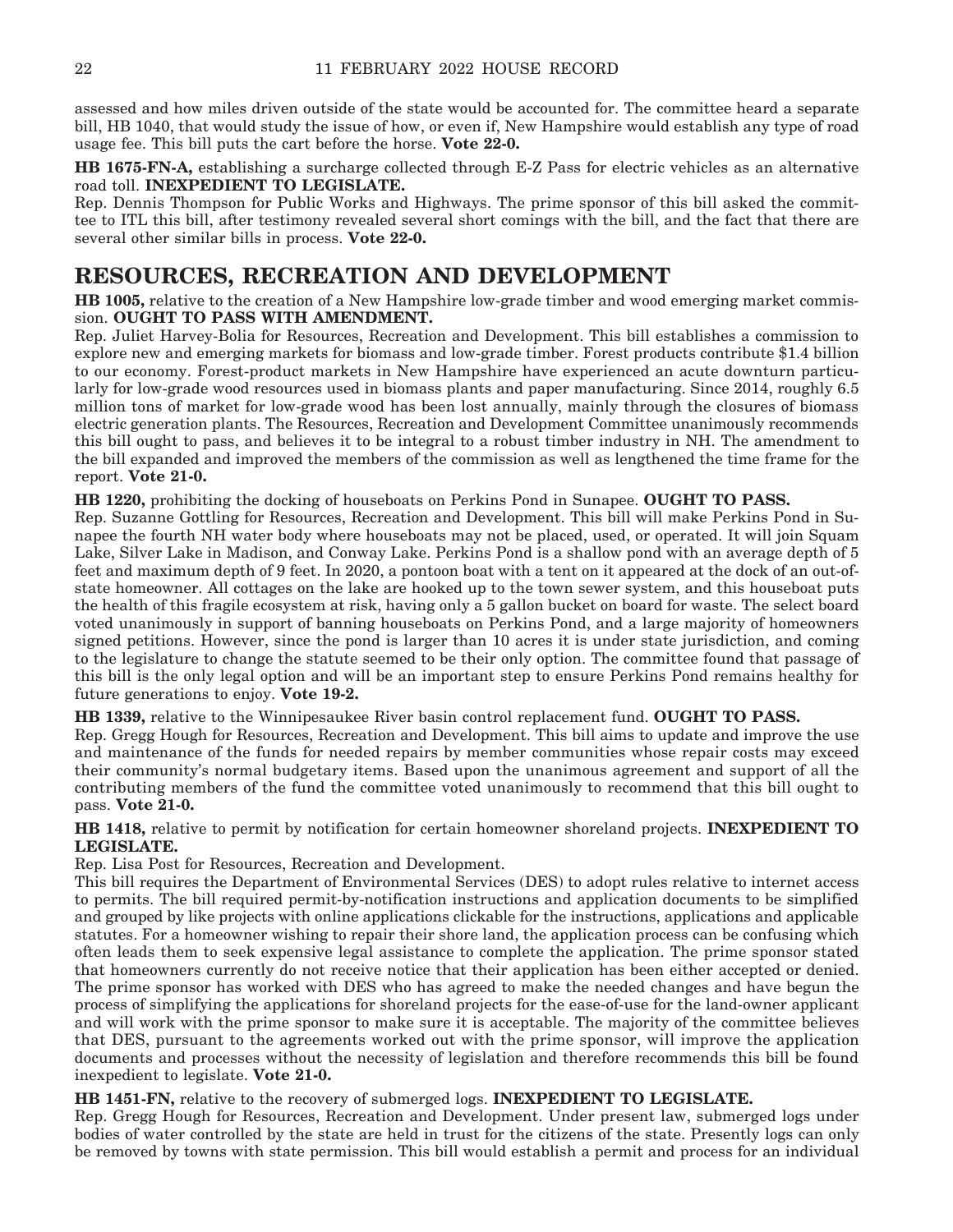assessed and how miles driven outside of the state would be accounted for. The committee heard a separate bill, HB 1040, that would study the issue of how, or even if, New Hampshire would establish any type of road usage fee. This bill puts the cart before the horse. **Vote 22-0.**

**HB 1675-FN-A,** establishing a surcharge collected through E-Z Pass for electric vehicles as an alternative road toll. **INEXPEDIENT TO LEGISLATE.**

Rep. Dennis Thompson for Public Works and Highways. The prime sponsor of this bill asked the committee to ITL this bill, after testimony revealed several short comings with the bill, and the fact that there are several other similar bills in process. **Vote 22-0.**

## RESOURCES, RECREATION AND DEVELOPMENT

**HB 1005,** relative to the creation of a New Hampshire low-grade timber and wood emerging market commission. **OUGHT TO PASS WITH AMENDMENT.**

Rep. Juliet Harvey-Bolia for Resources, Recreation and Development. This bill establishes a commission to explore new and emerging markets for biomass and low-grade timber. Forest products contribute $1.4 billion to our economy. Forest-product markets in New Hampshire have experienced an acute downturn particularly for low-grade wood resources used in biomass plants and paper manufacturing. Since 2014, roughly 6.5 million tons of market for low-grade wood has been lost annually, mainly through the closures of biomass electric generation plants. The Resources, Recreation and Development Committee unanimously recommends this bill ought to pass, and believes it to be integral to a robust timber industry in NH. The amendment to the bill expanded and improved the members of the commission as well as lengthened the time frame for the report. **Vote 21-0.**

**HB 1220,** prohibiting the docking of houseboats on Perkins Pond in Sunapee. **OUGHT TO PASS.**

Rep. Suzanne Gottling for Resources, Recreation and Development. This bill will make Perkins Pond in Sunapee the fourth NH water body where houseboats may not be placed, used, or operated. It will join Squam Lake, Silver Lake in Madison, and Conway Lake. Perkins Pond is a shallow pond with an average depth of 5 feet and maximum depth of 9 feet. In 2020, a pontoon boat with a tent on it appeared at the dock of an out-of-state homeowner. All cottages on the lake are hooked up to the town sewer system, and this houseboat puts the health of this fragile ecosystem at risk, having only a 5 gallon bucket on board for waste. The select board voted unanimously in support of banning houseboats on Perkins Pond, and a large majority of homeowners signed petitions. However, since the pond is larger than 10 acres it is under state jurisdiction, and coming to the legislature to change the statute seemed to be their only option. The committee found that passage of this bill is the only legal option and will be an important step to ensure Perkins Pond remains healthy for future generations to enjoy. **Vote 19-2.**

**HB 1339,** relative to the Winnipesaukee River basin control replacement fund. **OUGHT TO PASS.**

Rep. Gregg Hough for Resources, Recreation and Development. This bill aims to update and improve the use and maintenance of the funds for needed repairs by member communities whose repair costs may exceed their community's normal budgetary items. Based upon the unanimous agreement and support of all the contributing members of the fund the committee voted unanimously to recommend that this bill ought to pass. **Vote 21-0.**

**HB 1418,** relative to permit by notification for certain homeowner shoreland projects. **INEXPEDIENT TO LEGISLATE.**

Rep. Lisa Post for Resources, Recreation and Development.

This bill requires the Department of Environmental Services (DES) to adopt rules relative to internet access to permits. The bill required permit-by-notification instructions and application documents to be simplified and grouped by like projects with online applications clickable for the instructions, applications and applicable statutes. For a homeowner wishing to repair their shore land, the application process can be confusing which often leads them to seek expensive legal assistance to complete the application. The prime sponsor stated that homeowners currently do not receive notice that their application has been either accepted or denied. The prime sponsor has worked with DES who has agreed to make the needed changes and have begun the process of simplifying the applications for shoreland projects for the ease-of-use for the land-owner applicant and will work with the prime sponsor to make sure it is acceptable. The majority of the committee believes that DES, pursuant to the agreements worked out with the prime sponsor, will improve the application documents and processes without the necessity of legislation and therefore recommends this bill be found inexpedient to legislate. **Vote 21-0.**

**HB 1451-FN,** relative to the recovery of submerged logs. **INEXPEDIENT TO LEGISLATE.**

Rep. Gregg Hough for Resources, Recreation and Development. Under present law, submerged logs under bodies of water controlled by the state are held in trust for the citizens of the state. Presently logs can only be removed by towns with state permission. This bill would establish a permit and process for an individual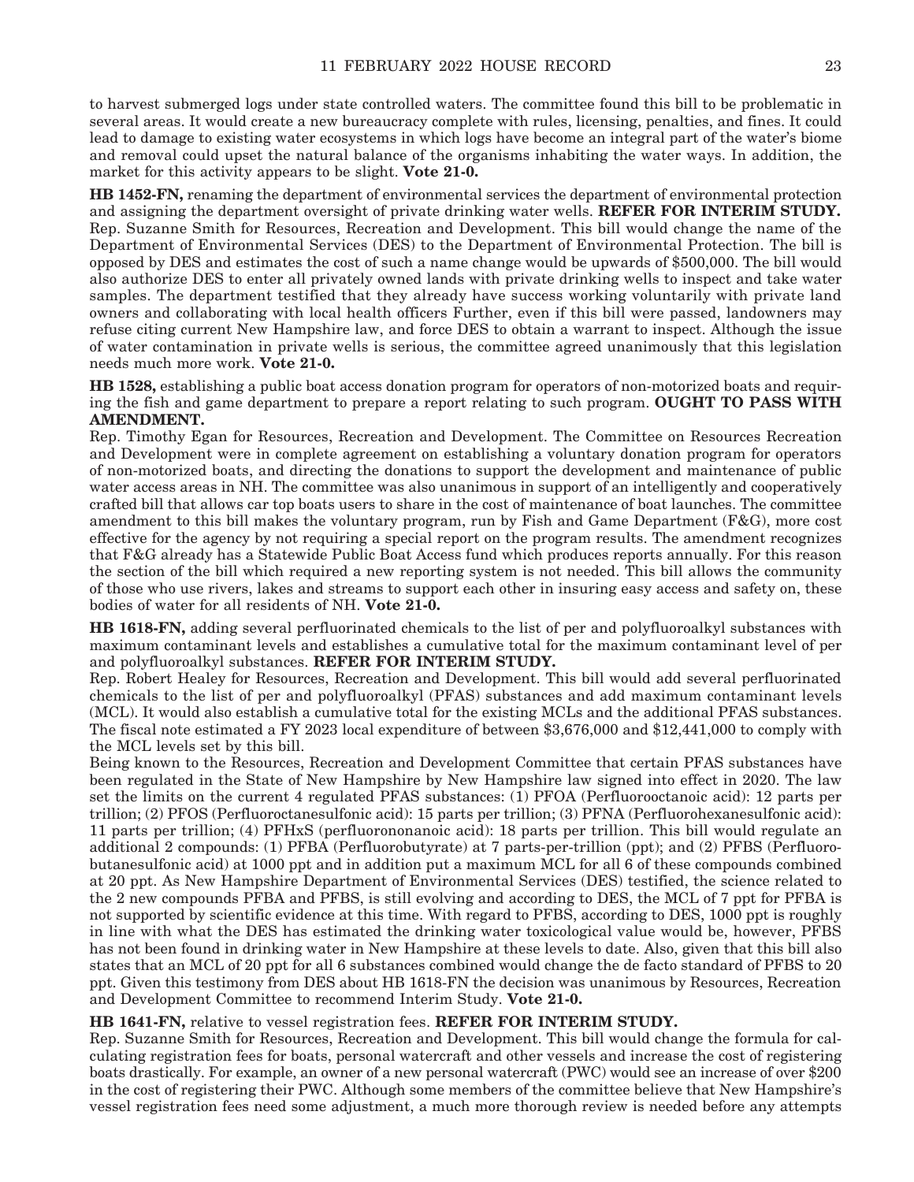to harvest submerged logs under state controlled waters. The committee found this bill to be problematic in several areas. It would create a new bureaucracy complete with rules, licensing, penalties, and fines. It could lead to damage to existing water ecosystems in which logs have become an integral part of the water's biome and removal could upset the natural balance of the organisms inhabiting the water ways. In addition, the market for this activity appears to be slight. **Vote 21-0.**

**HB 1452-FN,** renaming the department of environmental services the department of environmental protection and assigning the department oversight of private drinking water wells. **REFER FOR INTERIM STUDY.** Rep. Suzanne Smith for Resources, Recreation and Development. This bill would change the name of the Department of Environmental Services (DES) to the Department of Environmental Protection. The bill is opposed by DES and estimates the cost of such a name change would be upwards of $500,000. The bill would also authorize DES to enter all privately owned lands with private drinking wells to inspect and take water samples. The department testified that they already have success working voluntarily with private land owners and collaborating with local health officers Further, even if this bill were passed, landowners may refuse citing current New Hampshire law, and force DES to obtain a warrant to inspect. Although the issue of water contamination in private wells is serious, the committee agreed unanimously that this legislation needs much more work. **Vote 21-0.**

**HB 1528,** establishing a public boat access donation program for operators of non-motorized boats and requiring the fish and game department to prepare a report relating to such program. **OUGHT TO PASS WITH AMENDMENT.**

Rep. Timothy Egan for Resources, Recreation and Development. The Committee on Resources Recreation and Development were in complete agreement on establishing a voluntary donation program for operators of non-motorized boats, and directing the donations to support the development and maintenance of public water access areas in NH. The committee was also unanimous in support of an intelligently and cooperatively crafted bill that allows car top boats users to share in the cost of maintenance of boat launches. The committee amendment to this bill makes the voluntary program, run by Fish and Game Department (F&G), more cost effective for the agency by not requiring a special report on the program results. The amendment recognizes that F&G already has a Statewide Public Boat Access fund which produces reports annually. For this reason the section of the bill which required a new reporting system is not needed. This bill allows the community of those who use rivers, lakes and streams to support each other in insuring easy access and safety on, these bodies of water for all residents of NH. **Vote 21-0.**

**HB 1618-FN,** adding several perfluorinated chemicals to the list of per and polyfluoroalkyl substances with maximum contaminant levels and establishes a cumulative total for the maximum contaminant level of per and polyfluoroalkyl substances. **REFER FOR INTERIM STUDY.**

Rep. Robert Healey for Resources, Recreation and Development. This bill would add several perfluorinated chemicals to the list of per and polyfluoroalkyl (PFAS) substances and add maximum contaminant levels (MCL). It would also establish a cumulative total for the existing MCLs and the additional PFAS substances. The fiscal note estimated a FY 2023 local expenditure of between $3,676,000 and $12,441,000 to comply with the MCL levels set by this bill.

Being known to the Resources, Recreation and Development Committee that certain PFAS substances have been regulated in the State of New Hampshire by New Hampshire law signed into effect in 2020. The law set the limits on the current 4 regulated PFAS substances: (1) PFOA (Perfluorooctanoic acid): 12 parts per trillion; (2) PFOS (Perfluoroctanesulfonic acid): 15 parts per trillion; (3) PFNA (Perfluorohexanesulfonic acid): 11 parts per trillion; (4) PFHxS (perfluorononanoic acid): 18 parts per trillion. This bill would regulate an additional 2 compounds: (1) PFBA (Perfluorobutyrate) at 7 parts-per-trillion (ppt); and (2) PFBS (Perfluorobutanesulfonic acid) at 1000 ppt and in addition put a maximum MCL for all 6 of these compounds combined at 20 ppt. As New Hampshire Department of Environmental Services (DES) testified, the science related to the 2 new compounds PFBA and PFBS, is still evolving and according to DES, the MCL of 7 ppt for PFBA is not supported by scientific evidence at this time. With regard to PFBS, according to DES, 1000 ppt is roughly in line with what the DES has estimated the drinking water toxicological value would be, however, PFBS has not been found in drinking water in New Hampshire at these levels to date. Also, given that this bill also states that an MCL of 20 ppt for all 6 substances combined would change the de facto standard of PFBS to 20 ppt. Given this testimony from DES about HB 1618-FN the decision was unanimous by Resources, Recreation and Development Committee to recommend Interim Study. **Vote 21-0.**

**HB 1641-FN,** relative to vessel registration fees. **REFER FOR INTERIM STUDY.**

Rep. Suzanne Smith for Resources, Recreation and Development. This bill would change the formula for calculating registration fees for boats, personal watercraft and other vessels and increase the cost of registering boats drastically. For example, an owner of a new personal watercraft (PWC) would see an increase of over $200 in the cost of registering their PWC. Although some members of the committee believe that New Hampshire's vessel registration fees need some adjustment, a much more thorough review is needed before any attempts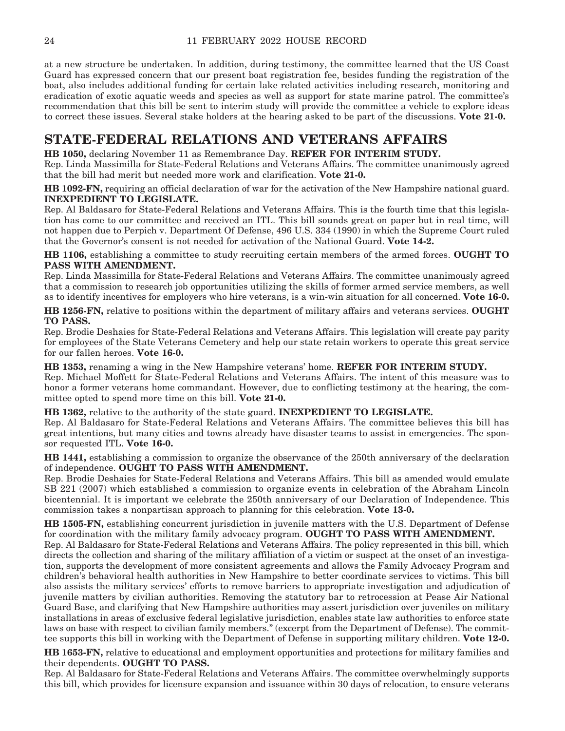at a new structure be undertaken. In addition, during testimony, the committee learned that the US Coast Guard has expressed concern that our present boat registration fee, besides funding the registration of the boat, also includes additional funding for certain lake related activities including research, monitoring and eradication of exotic aquatic weeds and species as well as support for state marine patrol. The committee's recommendation that this bill be sent to interim study will provide the committee a vehicle to explore ideas to correct these issues. Several stake holders at the hearing asked to be part of the discussions. **Vote 21-0.**

## STATE-FEDERAL RELATIONS AND VETERANS AFFAIRS

**HB 1050,** declaring November 11 as Remembrance Day. **REFER FOR INTERIM STUDY.**
Rep. Linda Massimilla for State-Federal Relations and Veterans Affairs. The committee unanimously agreed that the bill had merit but needed more work and clarification. **Vote 21-0.**

**HB 1092-FN,** requiring an official declaration of war for the activation of the New Hampshire national guard. **INEXPEDIENT TO LEGISLATE.**
Rep. Al Baldasaro for State-Federal Relations and Veterans Affairs. This is the fourth time that this legislation has come to our committee and received an ITL. This bill sounds great on paper but in real time, will not happen due to Perpich v. Department Of Defense, 496 U.S. 334 (1990) in which the Supreme Court ruled that the Governor's consent is not needed for activation of the National Guard. **Vote 14-2.**

**HB 1106,** establishing a committee to study recruiting certain members of the armed forces. **OUGHT TO PASS WITH AMENDMENT.**
Rep. Linda Massimilla for State-Federal Relations and Veterans Affairs. The committee unanimously agreed that a commission to research job opportunities utilizing the skills of former armed service members, as well as to identify incentives for employers who hire veterans, is a win-win situation for all concerned. **Vote 16-0.**

**HB 1256-FN,** relative to positions within the department of military affairs and veterans services. **OUGHT TO PASS.**
Rep. Brodie Deshaies for State-Federal Relations and Veterans Affairs. This legislation will create pay parity for employees of the State Veterans Cemetery and help our state retain workers to operate this great service for our fallen heroes. **Vote 16-0.**

**HB 1353,** renaming a wing in the New Hampshire veterans' home. **REFER FOR INTERIM STUDY.**
Rep. Michael Moffett for State-Federal Relations and Veterans Affairs. The intent of this measure was to honor a former veterans home commandant. However, due to conflicting testimony at the hearing, the committee opted to spend more time on this bill. **Vote 21-0.**

**HB 1362,** relative to the authority of the state guard. **INEXPEDIENT TO LEGISLATE.**
Rep. Al Baldasaro for State-Federal Relations and Veterans Affairs. The committee believes this bill has great intentions, but many cities and towns already have disaster teams to assist in emergencies. The sponsor requested ITL. **Vote 16-0.**

**HB 1441,** establishing a commission to organize the observance of the 250th anniversary of the declaration of independence. **OUGHT TO PASS WITH AMENDMENT.**
Rep. Brodie Deshaies for State-Federal Relations and Veterans Affairs. This bill as amended would emulate SB 221 (2007) which established a commission to organize events in celebration of the Abraham Lincoln bicentennial. It is important we celebrate the 250th anniversary of our Declaration of Independence. This commission takes a nonpartisan approach to planning for this celebration. **Vote 13-0.**

**HB 1505-FN,** establishing concurrent jurisdiction in juvenile matters with the U.S. Department of Defense for coordination with the military family advocacy program. **OUGHT TO PASS WITH AMENDMENT.**
Rep. Al Baldasaro for State-Federal Relations and Veterans Affairs. The policy represented in this bill, which directs the collection and sharing of the military affiliation of a victim or suspect at the onset of an investigation, supports the development of more consistent agreements and allows the Family Advocacy Program and children's behavioral health authorities in New Hampshire to better coordinate services to victims. This bill also assists the military services' efforts to remove barriers to appropriate investigation and adjudication of juvenile matters by civilian authorities. Removing the statutory bar to retrocession at Pease Air National Guard Base, and clarifying that New Hampshire authorities may assert jurisdiction over juveniles on military installations in areas of exclusive federal legislative jurisdiction, enables state law authorities to enforce state laws on base with respect to civilian family members." (excerpt from the Department of Defense). The committee supports this bill in working with the Department of Defense in supporting military children. **Vote 12-0.**

**HB 1653-FN,** relative to educational and employment opportunities and protections for military families and their dependents. **OUGHT TO PASS.**
Rep. Al Baldasaro for State-Federal Relations and Veterans Affairs. The committee overwhelmingly supports this bill, which provides for licensure expansion and issuance within 30 days of relocation, to ensure veterans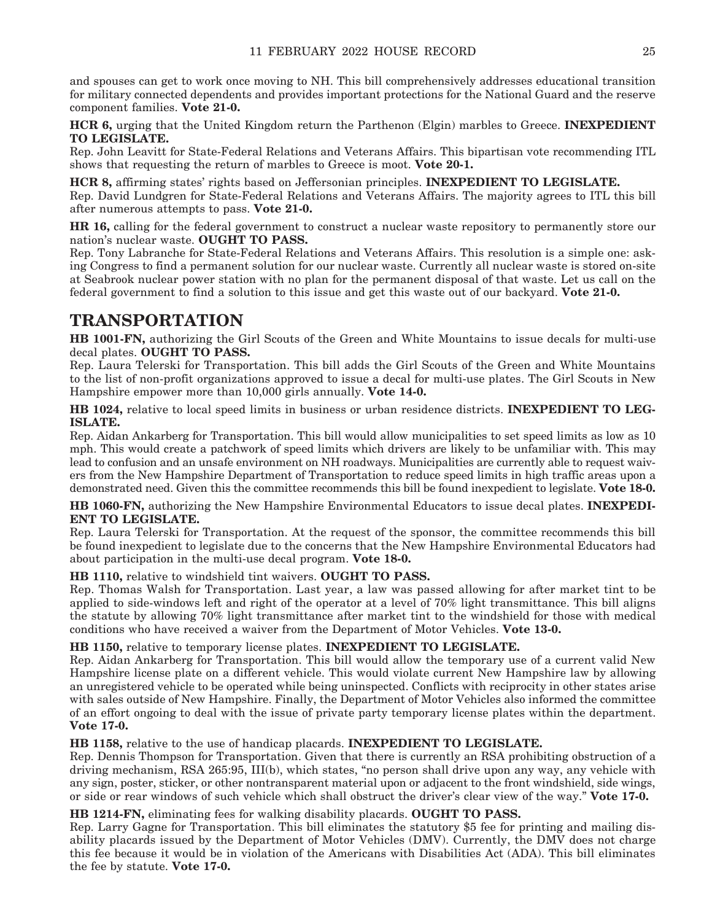and spouses can get to work once moving to NH. This bill comprehensively addresses educational transition for military connected dependents and provides important protections for the National Guard and the reserve component families. **Vote 21-0.**

**HCR 6,** urging that the United Kingdom return the Parthenon (Elgin) marbles to Greece. **INEXPEDIENT TO LEGISLATE.**
Rep. John Leavitt for State-Federal Relations and Veterans Affairs. This bipartisan vote recommending ITL shows that requesting the return of marbles to Greece is moot. **Vote 20-1.**

**HCR 8,** affirming states' rights based on Jeffersonian principles. **INEXPEDIENT TO LEGISLATE.**
Rep. David Lundgren for State-Federal Relations and Veterans Affairs. The majority agrees to ITL this bill after numerous attempts to pass. **Vote 21-0.**

**HR 16,** calling for the federal government to construct a nuclear waste repository to permanently store our nation's nuclear waste. **OUGHT TO PASS.**
Rep. Tony Labranche for State-Federal Relations and Veterans Affairs. This resolution is a simple one: asking Congress to find a permanent solution for our nuclear waste. Currently all nuclear waste is stored on-site at Seabrook nuclear power station with no plan for the permanent disposal of that waste. Let us call on the federal government to find a solution to this issue and get this waste out of our backyard. **Vote 21-0.**

## TRANSPORTATION

**HB 1001-FN,** authorizing the Girl Scouts of the Green and White Mountains to issue decals for multi-use decal plates. **OUGHT TO PASS.**
Rep. Laura Telerski for Transportation. This bill adds the Girl Scouts of the Green and White Mountains to the list of non-profit organizations approved to issue a decal for multi-use plates. The Girl Scouts in New Hampshire empower more than 10,000 girls annually. **Vote 14-0.**

**HB 1024,** relative to local speed limits in business or urban residence districts. **INEXPEDIENT TO LEGISLATE.**
Rep. Aidan Ankarberg for Transportation. This bill would allow municipalities to set speed limits as low as 10 mph. This would create a patchwork of speed limits which drivers are likely to be unfamiliar with. This may lead to confusion and an unsafe environment on NH roadways. Municipalities are currently able to request waivers from the New Hampshire Department of Transportation to reduce speed limits in high traffic areas upon a demonstrated need. Given this the committee recommends this bill be found inexpedient to legislate. **Vote 18-0.**

**HB 1060-FN,** authorizing the New Hampshire Environmental Educators to issue decal plates. **INEXPEDIENT TO LEGISLATE.**
Rep. Laura Telerski for Transportation. At the request of the sponsor, the committee recommends this bill be found inexpedient to legislate due to the concerns that the New Hampshire Environmental Educators had about participation in the multi-use decal program. **Vote 18-0.**

**HB 1110,** relative to windshield tint waivers. **OUGHT TO PASS.**
Rep. Thomas Walsh for Transportation. Last year, a law was passed allowing for after market tint to be applied to side-windows left and right of the operator at a level of 70% light transmittance. This bill aligns the statute by allowing 70% light transmittance after market tint to the windshield for those with medical conditions who have received a waiver from the Department of Motor Vehicles. **Vote 13-0.**

**HB 1150,** relative to temporary license plates. **INEXPEDIENT TO LEGISLATE.**
Rep. Aidan Ankarberg for Transportation. This bill would allow the temporary use of a current valid New Hampshire license plate on a different vehicle. This would violate current New Hampshire law by allowing an unregistered vehicle to be operated while being uninspected. Conflicts with reciprocity in other states arise with sales outside of New Hampshire. Finally, the Department of Motor Vehicles also informed the committee of an effort ongoing to deal with the issue of private party temporary license plates within the department. **Vote 17-0.**

**HB 1158,** relative to the use of handicap placards. **INEXPEDIENT TO LEGISLATE.**
Rep. Dennis Thompson for Transportation. Given that there is currently an RSA prohibiting obstruction of a driving mechanism, RSA 265:95, III(b), which states, "no person shall drive upon any way, any vehicle with any sign, poster, sticker, or other nontransparent material upon or adjacent to the front windshield, side wings, or side or rear windows of such vehicle which shall obstruct the driver's clear view of the way." **Vote 17-0.**

**HB 1214-FN,** eliminating fees for walking disability placards. **OUGHT TO PASS.**
Rep. Larry Gagne for Transportation. This bill eliminates the statutory $5 fee for printing and mailing disability placards issued by the Department of Motor Vehicles (DMV). Currently, the DMV does not charge this fee because it would be in violation of the Americans with Disabilities Act (ADA). This bill eliminates the fee by statute. **Vote 17-0.**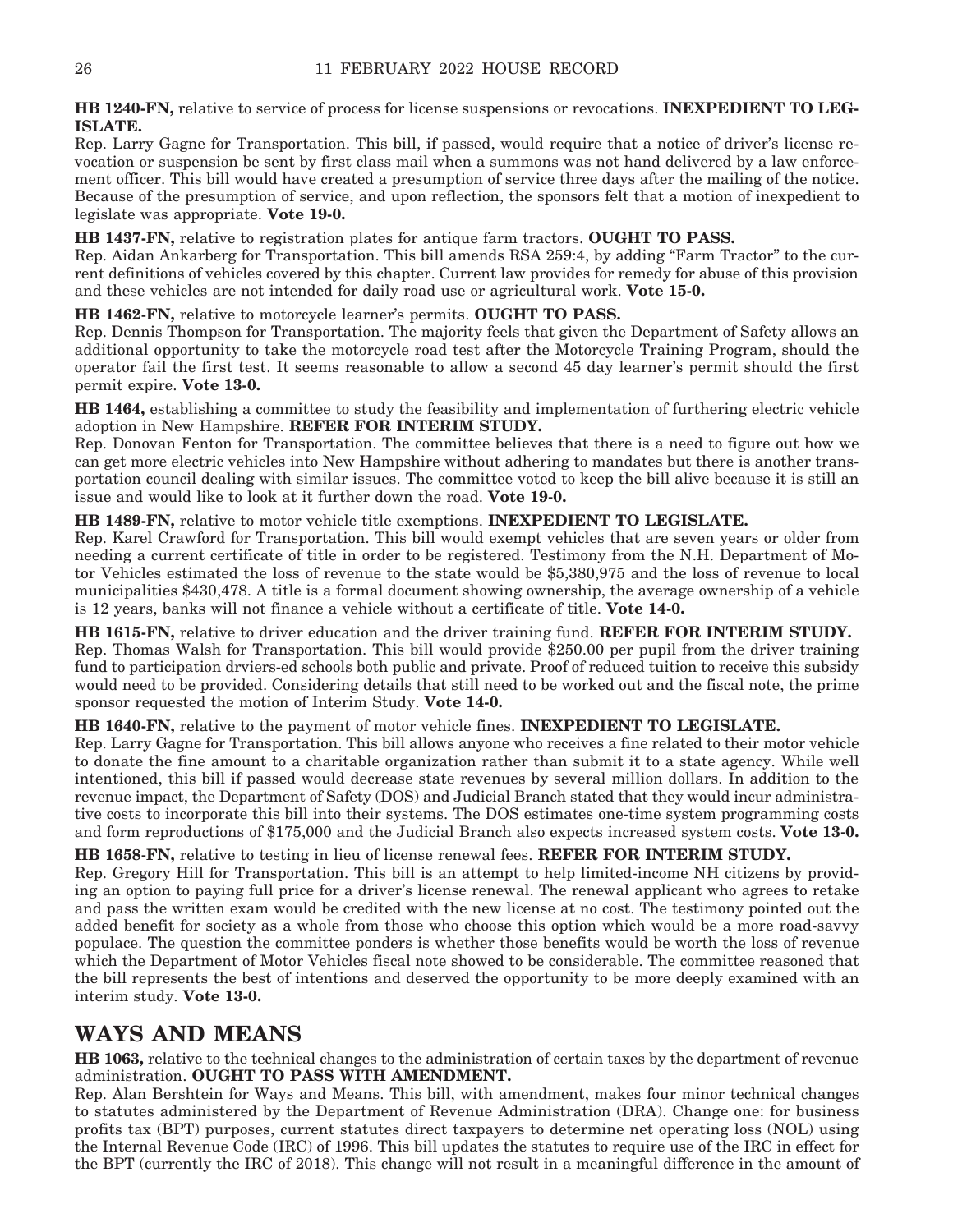**HB 1240-FN,** relative to service of process for license suspensions or revocations. **INEXPEDIENT TO LEGISLATE.**

Rep. Larry Gagne for Transportation. This bill, if passed, would require that a notice of driver's license revocation or suspension be sent by first class mail when a summons was not hand delivered by a law enforcement officer. This bill would have created a presumption of service three days after the mailing of the notice. Because of the presumption of service, and upon reflection, the sponsors felt that a motion of inexpedient to legislate was appropriate. **Vote 19-0.**

**HB 1437-FN,** relative to registration plates for antique farm tractors. **OUGHT TO PASS.**

Rep. Aidan Ankarberg for Transportation. This bill amends RSA 259:4, by adding "Farm Tractor" to the current definitions of vehicles covered by this chapter. Current law provides for remedy for abuse of this provision and these vehicles are not intended for daily road use or agricultural work. **Vote 15-0.**

**HB 1462-FN,** relative to motorcycle learner's permits. **OUGHT TO PASS.**

Rep. Dennis Thompson for Transportation. The majority feels that given the Department of Safety allows an additional opportunity to take the motorcycle road test after the Motorcycle Training Program, should the operator fail the first test. It seems reasonable to allow a second 45 day learner's permit should the first permit expire. **Vote 13-0.**

**HB 1464,** establishing a committee to study the feasibility and implementation of furthering electric vehicle adoption in New Hampshire. **REFER FOR INTERIM STUDY.**

Rep. Donovan Fenton for Transportation. The committee believes that there is a need to figure out how we can get more electric vehicles into New Hampshire without adhering to mandates but there is another transportation council dealing with similar issues. The committee voted to keep the bill alive because it is still an issue and would like to look at it further down the road. **Vote 19-0.**

**HB 1489-FN,** relative to motor vehicle title exemptions. **INEXPEDIENT TO LEGISLATE.**

Rep. Karel Crawford for Transportation. This bill would exempt vehicles that are seven years or older from needing a current certificate of title in order to be registered. Testimony from the N.H. Department of Motor Vehicles estimated the loss of revenue to the state would be $5,380,975 and the loss of revenue to local municipalities $430,478. A title is a formal document showing ownership, the average ownership of a vehicle is 12 years, banks will not finance a vehicle without a certificate of title. **Vote 14-0.**

**HB 1615-FN,** relative to driver education and the driver training fund. **REFER FOR INTERIM STUDY.**

Rep. Thomas Walsh for Transportation. This bill would provide $250.00 per pupil from the driver training fund to participation drviers-ed schools both public and private. Proof of reduced tuition to receive this subsidy would need to be provided. Considering details that still need to be worked out and the fiscal note, the prime sponsor requested the motion of Interim Study. **Vote 14-0.**

**HB 1640-FN,** relative to the payment of motor vehicle fines. **INEXPEDIENT TO LEGISLATE.**

Rep. Larry Gagne for Transportation. This bill allows anyone who receives a fine related to their motor vehicle to donate the fine amount to a charitable organization rather than submit it to a state agency. While well intentioned, this bill if passed would decrease state revenues by several million dollars. In addition to the revenue impact, the Department of Safety (DOS) and Judicial Branch stated that they would incur administrative costs to incorporate this bill into their systems. The DOS estimates one-time system programming costs and form reproductions of $175,000 and the Judicial Branch also expects increased system costs. **Vote 13-0.**

**HB 1658-FN,** relative to testing in lieu of license renewal fees. **REFER FOR INTERIM STUDY.**

Rep. Gregory Hill for Transportation. This bill is an attempt to help limited-income NH citizens by providing an option to paying full price for a driver's license renewal. The renewal applicant who agrees to retake and pass the written exam would be credited with the new license at no cost. The testimony pointed out the added benefit for society as a whole from those who choose this option which would be a more road-savvy populace. The question the committee ponders is whether those benefits would be worth the loss of revenue which the Department of Motor Vehicles fiscal note showed to be considerable. The committee reasoned that the bill represents the best of intentions and deserved the opportunity to be more deeply examined with an interim study. **Vote 13-0.**

## WAYS AND MEANS

**HB 1063,** relative to the technical changes to the administration of certain taxes by the department of revenue administration. **OUGHT TO PASS WITH AMENDMENT.**

Rep. Alan Bershtein for Ways and Means. This bill, with amendment, makes four minor technical changes to statutes administered by the Department of Revenue Administration (DRA). Change one: for business profits tax (BPT) purposes, current statutes direct taxpayers to determine net operating loss (NOL) using the Internal Revenue Code (IRC) of 1996. This bill updates the statutes to require use of the IRC in effect for the BPT (currently the IRC of 2018). This change will not result in a meaningful difference in the amount of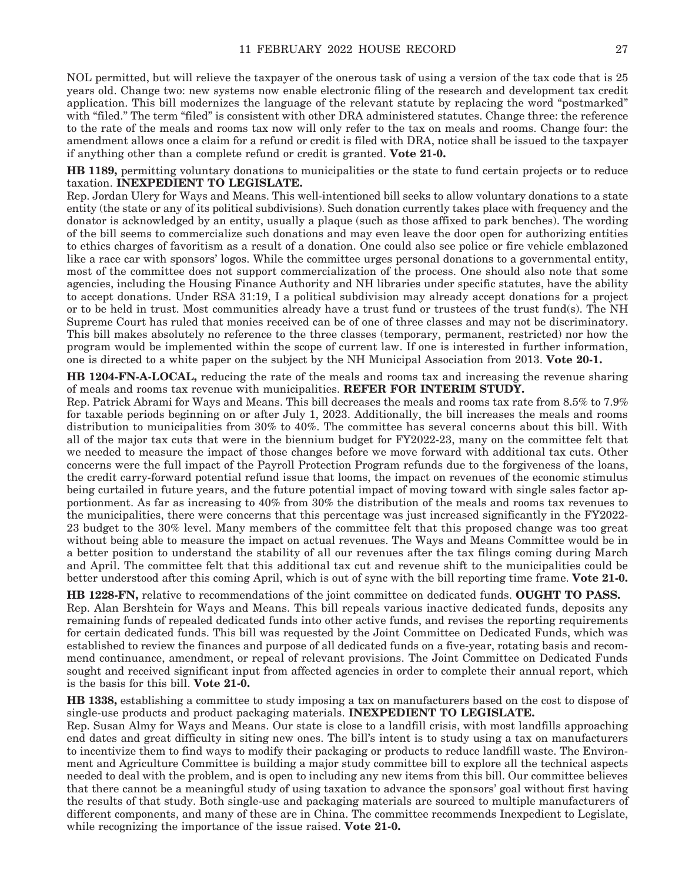NOL permitted, but will relieve the taxpayer of the onerous task of using a version of the tax code that is 25 years old. Change two: new systems now enable electronic filing of the research and development tax credit application. This bill modernizes the language of the relevant statute by replacing the word "postmarked" with "filed." The term "filed" is consistent with other DRA administered statutes. Change three: the reference to the rate of the meals and rooms tax now will only refer to the tax on meals and rooms. Change four: the amendment allows once a claim for a refund or credit is filed with DRA, notice shall be issued to the taxpayer if anything other than a complete refund or credit is granted. **Vote 21-0.**

**HB 1189,** permitting voluntary donations to municipalities or the state to fund certain projects or to reduce taxation. **INEXPEDIENT TO LEGISLATE.**

Rep. Jordan Ulery for Ways and Means. This well-intentioned bill seeks to allow voluntary donations to a state entity (the state or any of its political subdivisions). Such donation currently takes place with frequency and the donator is acknowledged by an entity, usually a plaque (such as those affixed to park benches). The wording of the bill seems to commercialize such donations and may even leave the door open for authorizing entities to ethics charges of favoritism as a result of a donation. One could also see police or fire vehicle emblazoned like a race car with sponsors' logos. While the committee urges personal donations to a governmental entity, most of the committee does not support commercialization of the process. One should also note that some agencies, including the Housing Finance Authority and NH libraries under specific statutes, have the ability to accept donations. Under RSA 31:19, I a political subdivision may already accept donations for a project or to be held in trust. Most communities already have a trust fund or trustees of the trust fund(s). The NH Supreme Court has ruled that monies received can be of one of three classes and may not be discriminatory. This bill makes absolutely no reference to the three classes (temporary, permanent, restricted) nor how the program would be implemented within the scope of current law. If one is interested in further information, one is directed to a white paper on the subject by the NH Municipal Association from 2013. **Vote 20-1.**

**HB 1204-FN-A-LOCAL,** reducing the rate of the meals and rooms tax and increasing the revenue sharing of meals and rooms tax revenue with municipalities. **REFER FOR INTERIM STUDY.**

Rep. Patrick Abrami for Ways and Means. This bill decreases the meals and rooms tax rate from 8.5% to 7.9% for taxable periods beginning on or after July 1, 2023. Additionally, the bill increases the meals and rooms distribution to municipalities from 30% to 40%. The committee has several concerns about this bill. With all of the major tax cuts that were in the biennium budget for FY2022-23, many on the committee felt that we needed to measure the impact of those changes before we move forward with additional tax cuts. Other concerns were the full impact of the Payroll Protection Program refunds due to the forgiveness of the loans, the credit carry-forward potential refund issue that looms, the impact on revenues of the economic stimulus being curtailed in future years, and the future potential impact of moving toward with single sales factor apportionment. As far as increasing to 40% from 30% the distribution of the meals and rooms tax revenues to the municipalities, there were concerns that this percentage was just increased significantly in the FY2022-23 budget to the 30% level. Many members of the committee felt that this proposed change was too great without being able to measure the impact on actual revenues. The Ways and Means Committee would be in a better position to understand the stability of all our revenues after the tax filings coming during March and April. The committee felt that this additional tax cut and revenue shift to the municipalities could be better understood after this coming April, which is out of sync with the bill reporting time frame. **Vote 21-0.**

**HB 1228-FN,** relative to recommendations of the joint committee on dedicated funds. **OUGHT TO PASS.**

Rep. Alan Bershtein for Ways and Means. This bill repeals various inactive dedicated funds, deposits any remaining funds of repealed dedicated funds into other active funds, and revises the reporting requirements for certain dedicated funds. This bill was requested by the Joint Committee on Dedicated Funds, which was established to review the finances and purpose of all dedicated funds on a five-year, rotating basis and recommend continuance, amendment, or repeal of relevant provisions. The Joint Committee on Dedicated Funds sought and received significant input from affected agencies in order to complete their annual report, which is the basis for this bill. **Vote 21-0.**

**HB 1338,** establishing a committee to study imposing a tax on manufacturers based on the cost to dispose of single-use products and product packaging materials. **INEXPEDIENT TO LEGISLATE.**

Rep. Susan Almy for Ways and Means. Our state is close to a landfill crisis, with most landfills approaching end dates and great difficulty in siting new ones. The bill's intent is to study using a tax on manufacturers to incentivize them to find ways to modify their packaging or products to reduce landfill waste. The Environment and Agriculture Committee is building a major study committee bill to explore all the technical aspects needed to deal with the problem, and is open to including any new items from this bill. Our committee believes that there cannot be a meaningful study of using taxation to advance the sponsors' goal without first having the results of that study. Both single-use and packaging materials are sourced to multiple manufacturers of different components, and many of these are in China. The committee recommends Inexpedient to Legislate, while recognizing the importance of the issue raised. **Vote 21-0.**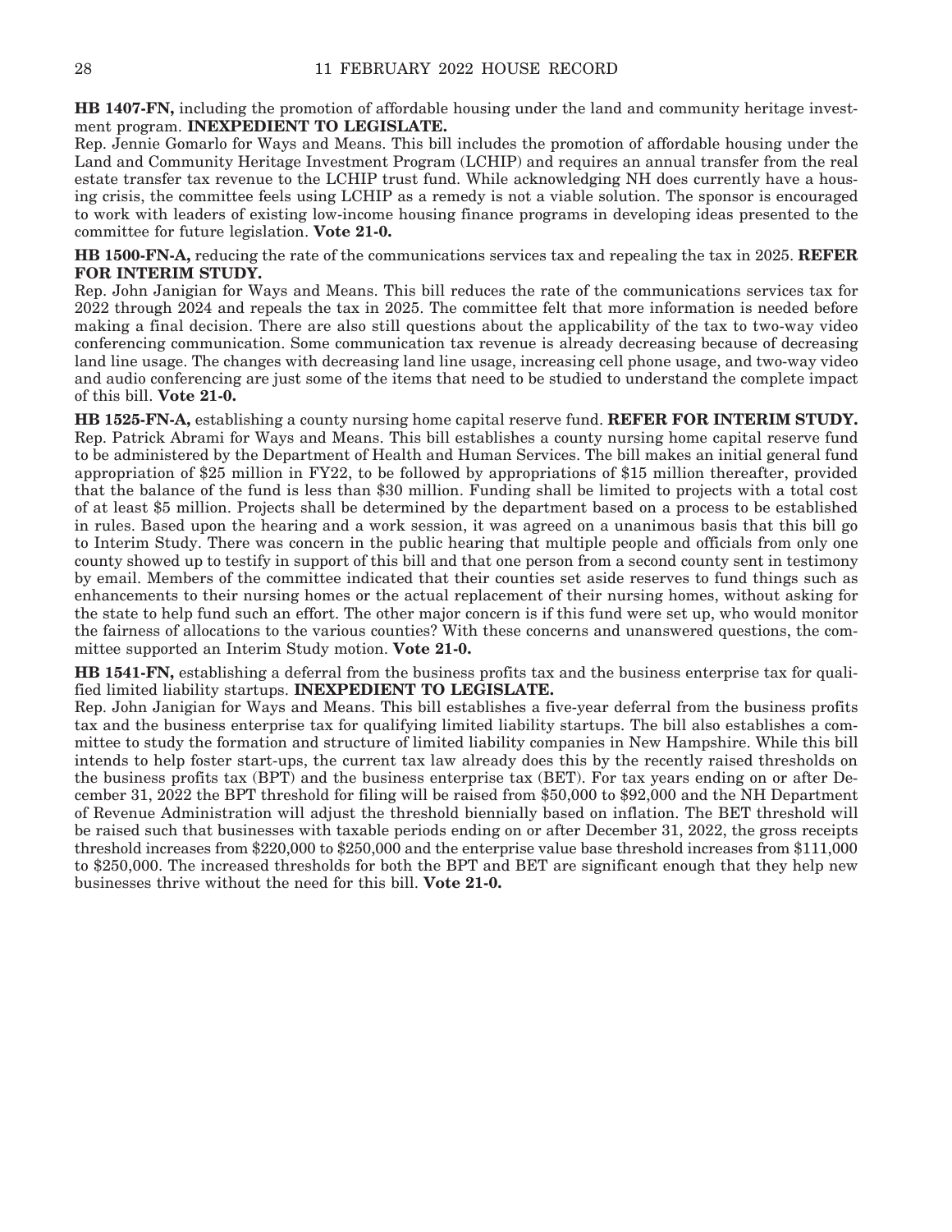**HB 1407-FN,** including the promotion of affordable housing under the land and community heritage investment program. **INEXPEDIENT TO LEGISLATE.**

Rep. Jennie Gomarlo for Ways and Means. This bill includes the promotion of affordable housing under the Land and Community Heritage Investment Program (LCHIP) and requires an annual transfer from the real estate transfer tax revenue to the LCHIP trust fund. While acknowledging NH does currently have a housing crisis, the committee feels using LCHIP as a remedy is not a viable solution. The sponsor is encouraged to work with leaders of existing low-income housing finance programs in developing ideas presented to the committee for future legislation. **Vote 21-0.**

**HB 1500-FN-A,** reducing the rate of the communications services tax and repealing the tax in 2025. **REFER FOR INTERIM STUDY.**

Rep. John Janigian for Ways and Means. This bill reduces the rate of the communications services tax for 2022 through 2024 and repeals the tax in 2025. The committee felt that more information is needed before making a final decision. There are also still questions about the applicability of the tax to two-way video conferencing communication. Some communication tax revenue is already decreasing because of decreasing land line usage. The changes with decreasing land line usage, increasing cell phone usage, and two-way video and audio conferencing are just some of the items that need to be studied to understand the complete impact of this bill. **Vote 21-0.**

**HB 1525-FN-A,** establishing a county nursing home capital reserve fund. **REFER FOR INTERIM STUDY.**

Rep. Patrick Abrami for Ways and Means. This bill establishes a county nursing home capital reserve fund to be administered by the Department of Health and Human Services. The bill makes an initial general fund appropriation of $25 million in FY22, to be followed by appropriations of $15 million thereafter, provided that the balance of the fund is less than $30 million. Funding shall be limited to projects with a total cost of at least $5 million. Projects shall be determined by the department based on a process to be established in rules. Based upon the hearing and a work session, it was agreed on a unanimous basis that this bill go to Interim Study. There was concern in the public hearing that multiple people and officials from only one county showed up to testify in support of this bill and that one person from a second county sent in testimony by email. Members of the committee indicated that their counties set aside reserves to fund things such as enhancements to their nursing homes or the actual replacement of their nursing homes, without asking for the state to help fund such an effort. The other major concern is if this fund were set up, who would monitor the fairness of allocations to the various counties? With these concerns and unanswered questions, the committee supported an Interim Study motion. **Vote 21-0.**

**HB 1541-FN,** establishing a deferral from the business profits tax and the business enterprise tax for qualified limited liability startups. **INEXPEDIENT TO LEGISLATE.**

Rep. John Janigian for Ways and Means. This bill establishes a five-year deferral from the business profits tax and the business enterprise tax for qualifying limited liability startups. The bill also establishes a committee to study the formation and structure of limited liability companies in New Hampshire. While this bill intends to help foster start-ups, the current tax law already does this by the recently raised thresholds on the business profits tax (BPT) and the business enterprise tax (BET). For tax years ending on or after December 31, 2022 the BPT threshold for filing will be raised from $50,000 to $92,000 and the NH Department of Revenue Administration will adjust the threshold biennially based on inflation. The BET threshold will be raised such that businesses with taxable periods ending on or after December 31, 2022, the gross receipts threshold increases from $220,000 to $250,000 and the enterprise value base threshold increases from $111,000 to $250,000. The increased thresholds for both the BPT and BET are significant enough that they help new businesses thrive without the need for this bill. **Vote 21-0.**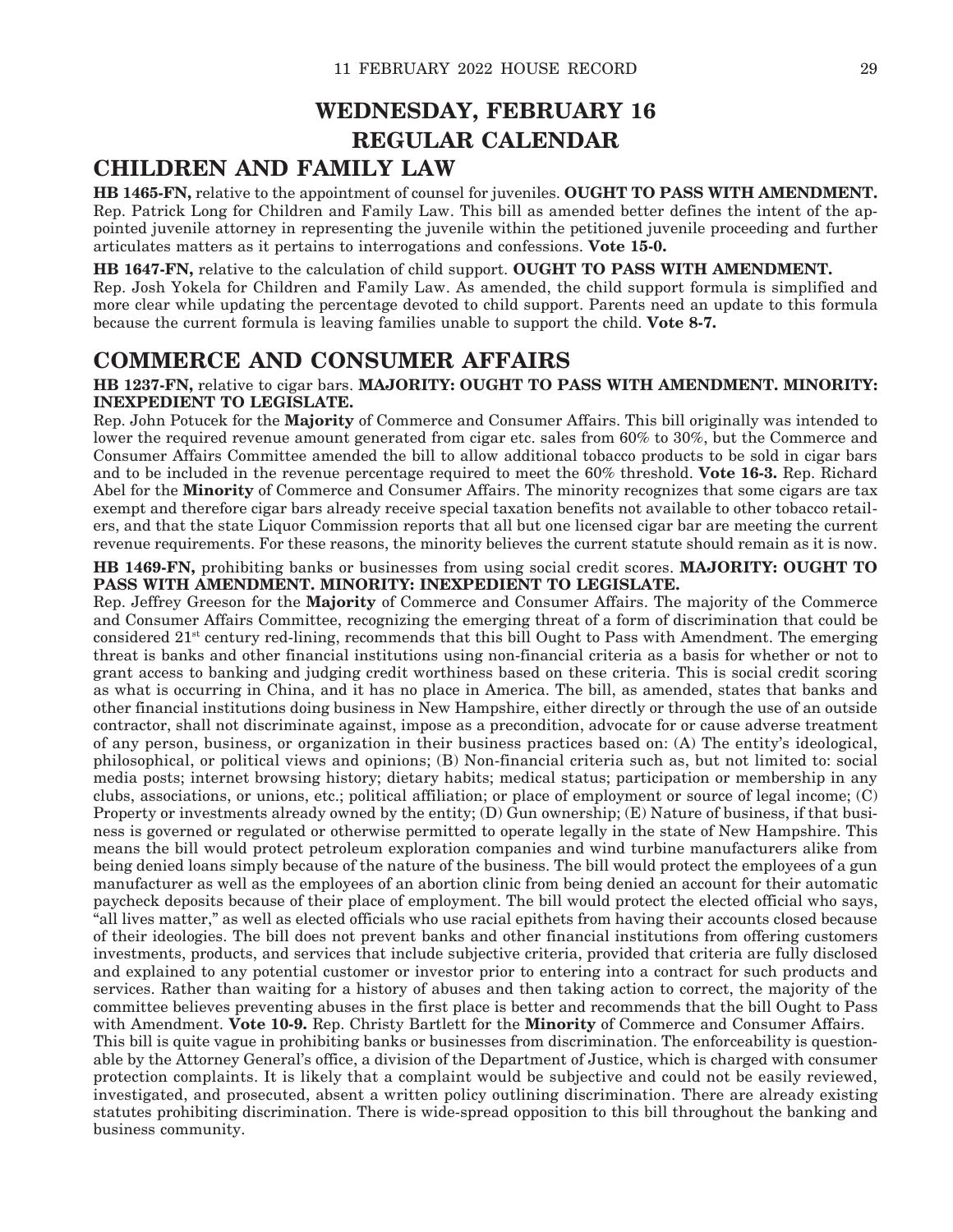# WEDNESDAY, FEBRUARY 16
# REGULAR CALENDAR

## CHILDREN AND FAMILY LAW

**HB 1465-FN,** relative to the appointment of counsel for juveniles. **OUGHT TO PASS WITH AMENDMENT.**
Rep. Patrick Long for Children and Family Law. This bill as amended better defines the intent of the appointed juvenile attorney in representing the juvenile within the petitioned juvenile proceeding and further articulates matters as it pertains to interrogations and confessions. **Vote 15-0.**

**HB 1647-FN,** relative to the calculation of child support. **OUGHT TO PASS WITH AMENDMENT.**
Rep. Josh Yokela for Children and Family Law. As amended, the child support formula is simplified and more clear while updating the percentage devoted to child support. Parents need an update to this formula because the current formula is leaving families unable to support the child. **Vote 8-7.**

## COMMERCE AND CONSUMER AFFAIRS

**HB 1237-FN,** relative to cigar bars. **MAJORITY: OUGHT TO PASS WITH AMENDMENT. MINORITY: INEXPEDIENT TO LEGISLATE.**
Rep. John Potucek for the **Majority** of Commerce and Consumer Affairs. This bill originally was intended to lower the required revenue amount generated from cigar etc. sales from 60% to 30%, but the Commerce and Consumer Affairs Committee amended the bill to allow additional tobacco products to be sold in cigar bars and to be included in the revenue percentage required to meet the 60% threshold. **Vote 16-3.** Rep. Richard Abel for the **Minority** of Commerce and Consumer Affairs. The minority recognizes that some cigars are tax exempt and therefore cigar bars already receive special taxation benefits not available to other tobacco retailers, and that the state Liquor Commission reports that all but one licensed cigar bar are meeting the current revenue requirements. For these reasons, the minority believes the current statute should remain as it is now.

**HB 1469-FN,** prohibiting banks or businesses from using social credit scores. **MAJORITY: OUGHT TO PASS WITH AMENDMENT. MINORITY: INEXPEDIENT TO LEGISLATE.**
Rep. Jeffrey Greeson for the **Majority** of Commerce and Consumer Affairs. The majority of the Commerce and Consumer Affairs Committee, recognizing the emerging threat of a form of discrimination that could be considered 21st century red-lining, recommends that this bill Ought to Pass with Amendment. The emerging threat is banks and other financial institutions using non-financial criteria as a basis for whether or not to grant access to banking and judging credit worthiness based on these criteria. This is social credit scoring as what is occurring in China, and it has no place in America. The bill, as amended, states that banks and other financial institutions doing business in New Hampshire, either directly or through the use of an outside contractor, shall not discriminate against, impose as a precondition, advocate for or cause adverse treatment of any person, business, or organization in their business practices based on: (A) The entity's ideological, philosophical, or political views and opinions; (B) Non-financial criteria such as, but not limited to: social media posts; internet browsing history; dietary habits; medical status; participation or membership in any clubs, associations, or unions, etc.; political affiliation; or place of employment or source of legal income; (C) Property or investments already owned by the entity; (D) Gun ownership; (E) Nature of business, if that business is governed or regulated or otherwise permitted to operate legally in the state of New Hampshire. This means the bill would protect petroleum exploration companies and wind turbine manufacturers alike from being denied loans simply because of the nature of the business. The bill would protect the employees of a gun manufacturer as well as the employees of an abortion clinic from being denied an account for their automatic paycheck deposits because of their place of employment. The bill would protect the elected official who says, "all lives matter," as well as elected officials who use racial epithets from having their accounts closed because of their ideologies. The bill does not prevent banks and other financial institutions from offering customers investments, products, and services that include subjective criteria, provided that criteria are fully disclosed and explained to any potential customer or investor prior to entering into a contract for such products and services. Rather than waiting for a history of abuses and then taking action to correct, the majority of the committee believes preventing abuses in the first place is better and recommends that the bill Ought to Pass with Amendment. **Vote 10-9.** Rep. Christy Bartlett for the **Minority** of Commerce and Consumer Affairs.
This bill is quite vague in prohibiting banks or businesses from discrimination. The enforceability is questionable by the Attorney General's office, a division of the Department of Justice, which is charged with consumer protection complaints. It is likely that a complaint would be subjective and could not be easily reviewed, investigated, and prosecuted, absent a written policy outlining discrimination. There are already existing statutes prohibiting discrimination. There is wide-spread opposition to this bill throughout the banking and business community.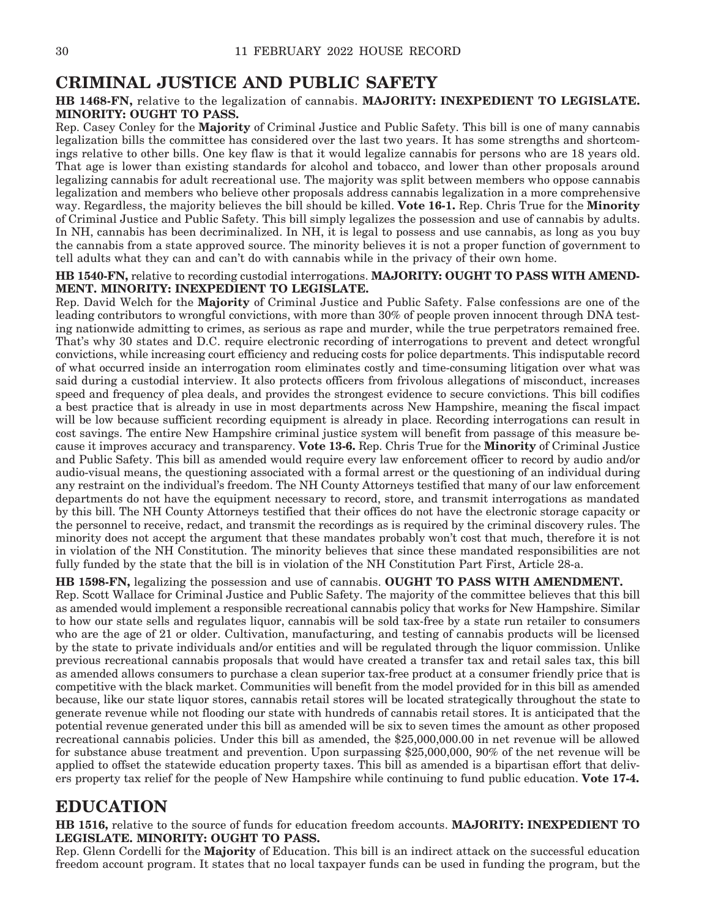## CRIMINAL JUSTICE AND PUBLIC SAFETY

**HB 1468-FN,** relative to the legalization of cannabis. **MAJORITY: INEXPEDIENT TO LEGISLATE. MINORITY: OUGHT TO PASS.**

Rep. Casey Conley for the **Majority** of Criminal Justice and Public Safety. This bill is one of many cannabis legalization bills the committee has considered over the last two years. It has some strengths and shortcomings relative to other bills. One key flaw is that it would legalize cannabis for persons who are 18 years old. That age is lower than existing standards for alcohol and tobacco, and lower than other proposals around legalizing cannabis for adult recreational use. The majority was split between members who oppose cannabis legalization and members who believe other proposals address cannabis legalization in a more comprehensive way. Regardless, the majority believes the bill should be killed. **Vote 16-1.** Rep. Chris True for the **Minority** of Criminal Justice and Public Safety. This bill simply legalizes the possession and use of cannabis by adults. In NH, cannabis has been decriminalized. In NH, it is legal to possess and use cannabis, as long as you buy the cannabis from a state approved source. The minority believes it is not a proper function of government to tell adults what they can and can't do with cannabis while in the privacy of their own home.

**HB 1540-FN,** relative to recording custodial interrogations. **MAJORITY: OUGHT TO PASS WITH AMENDMENT. MINORITY: INEXPEDIENT TO LEGISLATE.**

Rep. David Welch for the **Majority** of Criminal Justice and Public Safety. False confessions are one of the leading contributors to wrongful convictions, with more than 30% of people proven innocent through DNA testing nationwide admitting to crimes, as serious as rape and murder, while the true perpetrators remained free. That's why 30 states and D.C. require electronic recording of interrogations to prevent and detect wrongful convictions, while increasing court efficiency and reducing costs for police departments. This indisputable record of what occurred inside an interrogation room eliminates costly and time-consuming litigation over what was said during a custodial interview. It also protects officers from frivolous allegations of misconduct, increases speed and frequency of plea deals, and provides the strongest evidence to secure convictions. This bill codifies a best practice that is already in use in most departments across New Hampshire, meaning the fiscal impact will be low because sufficient recording equipment is already in place. Recording interrogations can result in cost savings. The entire New Hampshire criminal justice system will benefit from passage of this measure because it improves accuracy and transparency. **Vote 13-6.** Rep. Chris True for the **Minority** of Criminal Justice and Public Safety. This bill as amended would require every law enforcement officer to record by audio and/or audio-visual means, the questioning associated with a formal arrest or the questioning of an individual during any restraint on the individual's freedom. The NH County Attorneys testified that many of our law enforcement departments do not have the equipment necessary to record, store, and transmit interrogations as mandated by this bill. The NH County Attorneys testified that their offices do not have the electronic storage capacity or the personnel to receive, redact, and transmit the recordings as is required by the criminal discovery rules. The minority does not accept the argument that these mandates probably won't cost that much, therefore it is not in violation of the NH Constitution. The minority believes that since these mandated responsibilities are not fully funded by the state that the bill is in violation of the NH Constitution Part First, Article 28-a.

**HB 1598-FN,** legalizing the possession and use of cannabis. **OUGHT TO PASS WITH AMENDMENT.**

Rep. Scott Wallace for Criminal Justice and Public Safety. The majority of the committee believes that this bill as amended would implement a responsible recreational cannabis policy that works for New Hampshire. Similar to how our state sells and regulates liquor, cannabis will be sold tax-free by a state run retailer to consumers who are the age of 21 or older. Cultivation, manufacturing, and testing of cannabis products will be licensed by the state to private individuals and/or entities and will be regulated through the liquor commission. Unlike previous recreational cannabis proposals that would have created a transfer tax and retail sales tax, this bill as amended allows consumers to purchase a clean superior tax-free product at a consumer friendly price that is competitive with the black market. Communities will benefit from the model provided for in this bill as amended because, like our state liquor stores, cannabis retail stores will be located strategically throughout the state to generate revenue while not flooding our state with hundreds of cannabis retail stores. It is anticipated that the potential revenue generated under this bill as amended will be six to seven times the amount as other proposed recreational cannabis policies. Under this bill as amended, the $25,000,000.00 in net revenue will be allowed for substance abuse treatment and prevention. Upon surpassing $25,000,000, 90% of the net revenue will be applied to offset the statewide education property taxes. This bill as amended is a bipartisan effort that delivers property tax relief for the people of New Hampshire while continuing to fund public education. **Vote 17-4.**

## EDUCATION

**HB 1516,** relative to the source of funds for education freedom accounts. **MAJORITY: INEXPEDIENT TO LEGISLATE. MINORITY: OUGHT TO PASS.**

Rep. Glenn Cordelli for the **Majority** of Education. This bill is an indirect attack on the successful education freedom account program. It states that no local taxpayer funds can be used in funding the program, but the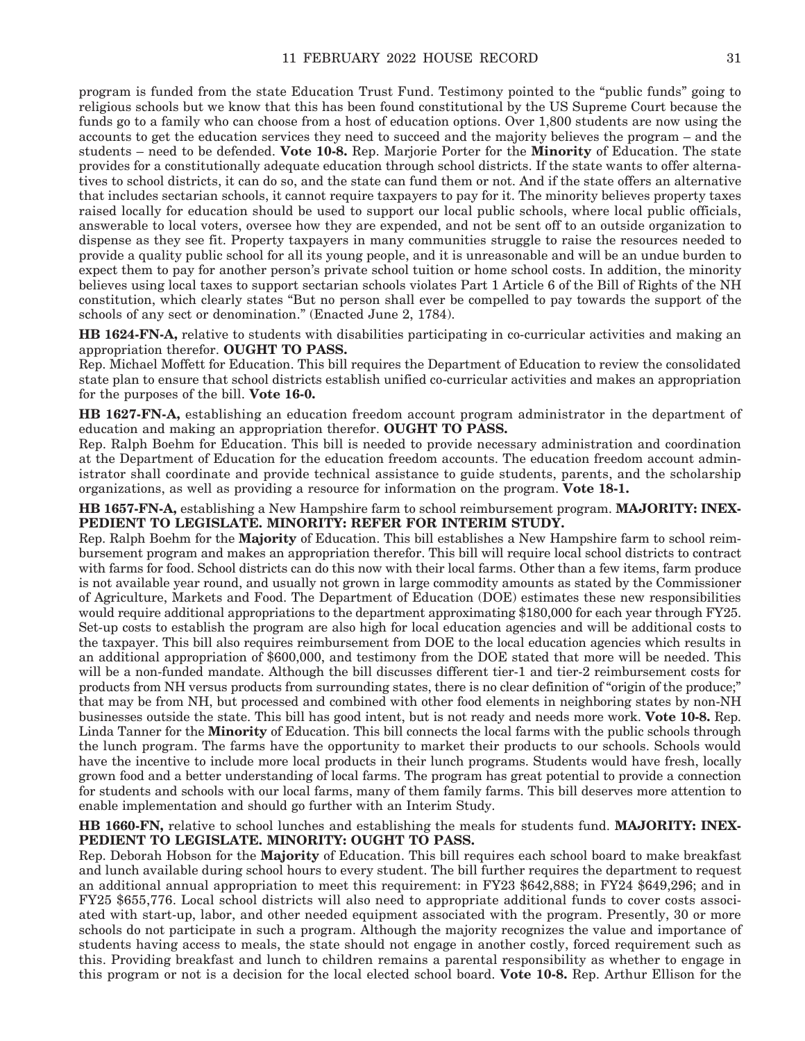program is funded from the state Education Trust Fund. Testimony pointed to the "public funds" going to religious schools but we know that this has been found constitutional by the US Supreme Court because the funds go to a family who can choose from a host of education options. Over 1,800 students are now using the accounts to get the education services they need to succeed and the majority believes the program – and the students – need to be defended. **Vote 10-8.** Rep. Marjorie Porter for the **Minority** of Education. The state provides for a constitutionally adequate education through school districts. If the state wants to offer alternatives to school districts, it can do so, and the state can fund them or not. And if the state offers an alternative that includes sectarian schools, it cannot require taxpayers to pay for it. The minority believes property taxes raised locally for education should be used to support our local public schools, where local public officials, answerable to local voters, oversee how they are expended, and not be sent off to an outside organization to dispense as they see fit. Property taxpayers in many communities struggle to raise the resources needed to provide a quality public school for all its young people, and it is unreasonable and will be an undue burden to expect them to pay for another person's private school tuition or home school costs. In addition, the minority believes using local taxes to support sectarian schools violates Part 1 Article 6 of the Bill of Rights of the NH constitution, which clearly states "But no person shall ever be compelled to pay towards the support of the schools of any sect or denomination." (Enacted June 2, 1784).

**HB 1624-FN-A,** relative to students with disabilities participating in co-curricular activities and making an appropriation therefor. **OUGHT TO PASS.**

Rep. Michael Moffett for Education. This bill requires the Department of Education to review the consolidated state plan to ensure that school districts establish unified co-curricular activities and makes an appropriation for the purposes of the bill. **Vote 16-0.**

**HB 1627-FN-A,** establishing an education freedom account program administrator in the department of education and making an appropriation therefor. **OUGHT TO PASS.**

Rep. Ralph Boehm for Education. This bill is needed to provide necessary administration and coordination at the Department of Education for the education freedom accounts. The education freedom account administrator shall coordinate and provide technical assistance to guide students, parents, and the scholarship organizations, as well as providing a resource for information on the program. **Vote 18-1.**

**HB 1657-FN-A,** establishing a New Hampshire farm to school reimbursement program. **MAJORITY: INEXPEDIENT TO LEGISLATE. MINORITY: REFER FOR INTERIM STUDY.**

Rep. Ralph Boehm for the **Majority** of Education. This bill establishes a New Hampshire farm to school reimbursement program and makes an appropriation therefor. This bill will require local school districts to contract with farms for food. School districts can do this now with their local farms. Other than a few items, farm produce is not available year round, and usually not grown in large commodity amounts as stated by the Commissioner of Agriculture, Markets and Food. The Department of Education (DOE) estimates these new responsibilities would require additional appropriations to the department approximating $180,000 for each year through FY25. Set-up costs to establish the program are also high for local education agencies and will be additional costs to the taxpayer. This bill also requires reimbursement from DOE to the local education agencies which results in an additional appropriation of $600,000, and testimony from the DOE stated that more will be needed. This will be a non-funded mandate. Although the bill discusses different tier-1 and tier-2 reimbursement costs for products from NH versus products from surrounding states, there is no clear definition of "origin of the produce;" that may be from NH, but processed and combined with other food elements in neighboring states by non-NH businesses outside the state. This bill has good intent, but is not ready and needs more work. **Vote 10-8.** Rep. Linda Tanner for the **Minority** of Education. This bill connects the local farms with the public schools through the lunch program. The farms have the opportunity to market their products to our schools. Schools would have the incentive to include more local products in their lunch programs. Students would have fresh, locally grown food and a better understanding of local farms. The program has great potential to provide a connection for students and schools with our local farms, many of them family farms. This bill deserves more attention to enable implementation and should go further with an Interim Study.

**HB 1660-FN,** relative to school lunches and establishing the meals for students fund. **MAJORITY: INEXPEDIENT TO LEGISLATE. MINORITY: OUGHT TO PASS.**

Rep. Deborah Hobson for the **Majority** of Education. This bill requires each school board to make breakfast and lunch available during school hours to every student. The bill further requires the department to request an additional annual appropriation to meet this requirement: in FY23 $642,888; in FY24 $649,296; and in FY25 $655,776. Local school districts will also need to appropriate additional funds to cover costs associated with start-up, labor, and other needed equipment associated with the program. Presently, 30 or more schools do not participate in such a program. Although the majority recognizes the value and importance of students having access to meals, the state should not engage in another costly, forced requirement such as this. Providing breakfast and lunch to children remains a parental responsibility as whether to engage in this program or not is a decision for the local elected school board. **Vote 10-8.** Rep. Arthur Ellison for the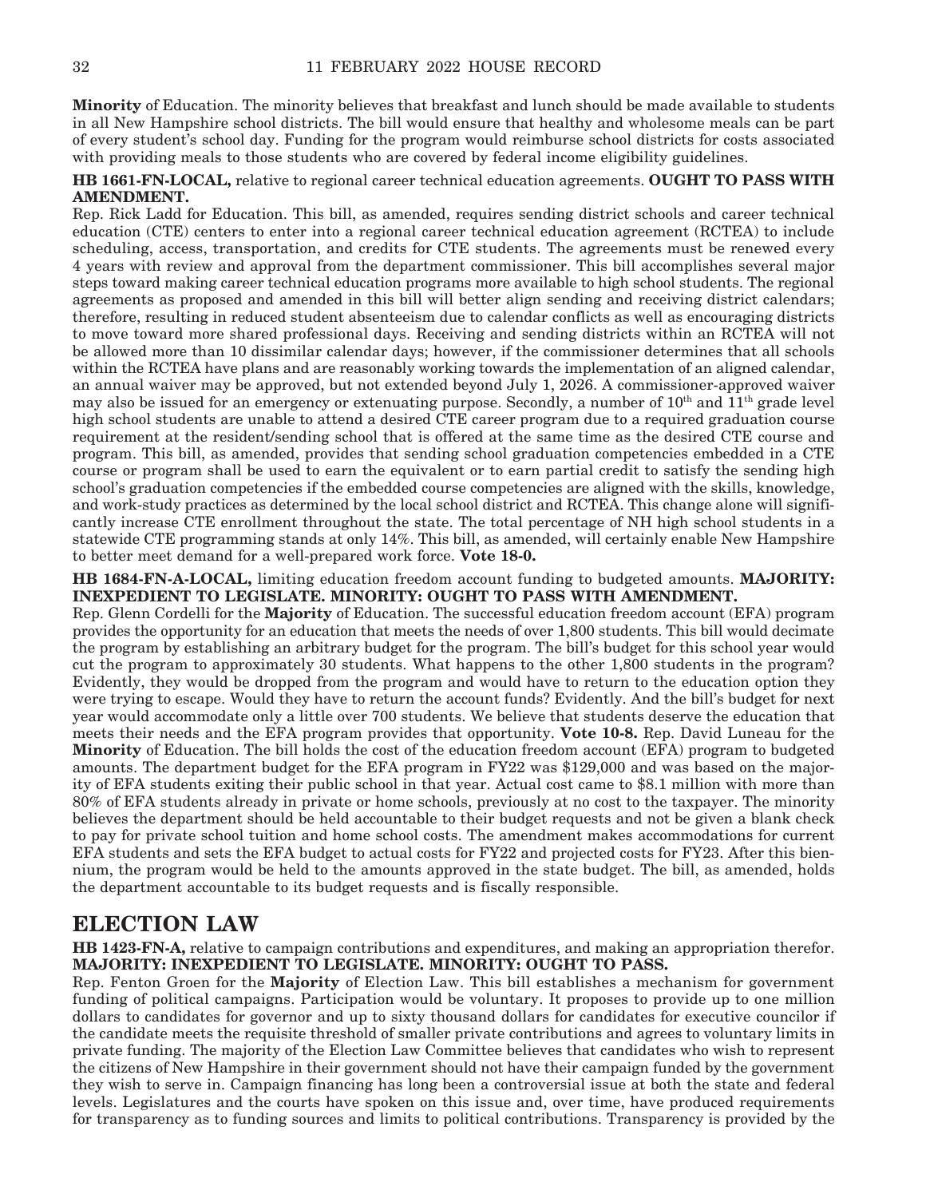**Minority** of Education. The minority believes that breakfast and lunch should be made available to students in all New Hampshire school districts. The bill would ensure that healthy and wholesome meals can be part of every student's school day. Funding for the program would reimburse school districts for costs associated with providing meals to those students who are covered by federal income eligibility guidelines.

**HB 1661-FN-LOCAL,** relative to regional career technical education agreements. **OUGHT TO PASS WITH AMENDMENT.**

Rep. Rick Ladd for Education. This bill, as amended, requires sending district schools and career technical education (CTE) centers to enter into a regional career technical education agreement (RCTEA) to include scheduling, access, transportation, and credits for CTE students. The agreements must be renewed every 4 years with review and approval from the department commissioner. This bill accomplishes several major steps toward making career technical education programs more available to high school students. The regional agreements as proposed and amended in this bill will better align sending and receiving district calendars; therefore, resulting in reduced student absenteeism due to calendar conflicts as well as encouraging districts to move toward more shared professional days. Receiving and sending districts within an RCTEA will not be allowed more than 10 dissimilar calendar days; however, if the commissioner determines that all schools within the RCTEA have plans and are reasonably working towards the implementation of an aligned calendar, an annual waiver may be approved, but not extended beyond July 1, 2026. A commissioner-approved waiver may also be issued for an emergency or extenuating purpose. Secondly, a number of 10th and 11th grade level high school students are unable to attend a desired CTE career program due to a required graduation course requirement at the resident/sending school that is offered at the same time as the desired CTE course and program. This bill, as amended, provides that sending school graduation competencies embedded in a CTE course or program shall be used to earn the equivalent or to earn partial credit to satisfy the sending high school's graduation competencies if the embedded course competencies are aligned with the skills, knowledge, and work-study practices as determined by the local school district and RCTEA. This change alone will significantly increase CTE enrollment throughout the state. The total percentage of NH high school students in a statewide CTE programming stands at only 14%. This bill, as amended, will certainly enable New Hampshire to better meet demand for a well-prepared work force. **Vote 18-0.**

**HB 1684-FN-A-LOCAL,** limiting education freedom account funding to budgeted amounts. **MAJORITY: INEXPEDIENT TO LEGISLATE. MINORITY: OUGHT TO PASS WITH AMENDMENT.**

Rep. Glenn Cordelli for the **Majority** of Education. The successful education freedom account (EFA) program provides the opportunity for an education that meets the needs of over 1,800 students. This bill would decimate the program by establishing an arbitrary budget for the program. The bill's budget for this school year would cut the program to approximately 30 students. What happens to the other 1,800 students in the program? Evidently, they would be dropped from the program and would have to return to the education option they were trying to escape. Would they have to return the account funds? Evidently. And the bill's budget for next year would accommodate only a little over 700 students. We believe that students deserve the education that meets their needs and the EFA program provides that opportunity. **Vote 10-8.** Rep. David Luneau for the **Minority** of Education. The bill holds the cost of the education freedom account (EFA) program to budgeted amounts. The department budget for the EFA program in FY22 was $129,000 and was based on the majority of EFA students exiting their public school in that year. Actual cost came to $8.1 million with more than 80% of EFA students already in private or home schools, previously at no cost to the taxpayer. The minority believes the department should be held accountable to their budget requests and not be given a blank check to pay for private school tuition and home school costs. The amendment makes accommodations for current EFA students and sets the EFA budget to actual costs for FY22 and projected costs for FY23. After this biennium, the program would be held to the amounts approved in the state budget. The bill, as amended, holds the department accountable to its budget requests and is fiscally responsible.

## ELECTION LAW

**HB 1423-FN-A,** relative to campaign contributions and expenditures, and making an appropriation therefor. **MAJORITY: INEXPEDIENT TO LEGISLATE. MINORITY: OUGHT TO PASS.**

Rep. Fenton Groen for the **Majority** of Election Law. This bill establishes a mechanism for government funding of political campaigns. Participation would be voluntary. It proposes to provide up to one million dollars to candidates for governor and up to sixty thousand dollars for candidates for executive councilor if the candidate meets the requisite threshold of smaller private contributions and agrees to voluntary limits in private funding. The majority of the Election Law Committee believes that candidates who wish to represent the citizens of New Hampshire in their government should not have their campaign funded by the government they wish to serve in. Campaign financing has long been a controversial issue at both the state and federal levels. Legislatures and the courts have spoken on this issue and, over time, have produced requirements for transparency as to funding sources and limits to political contributions. Transparency is provided by the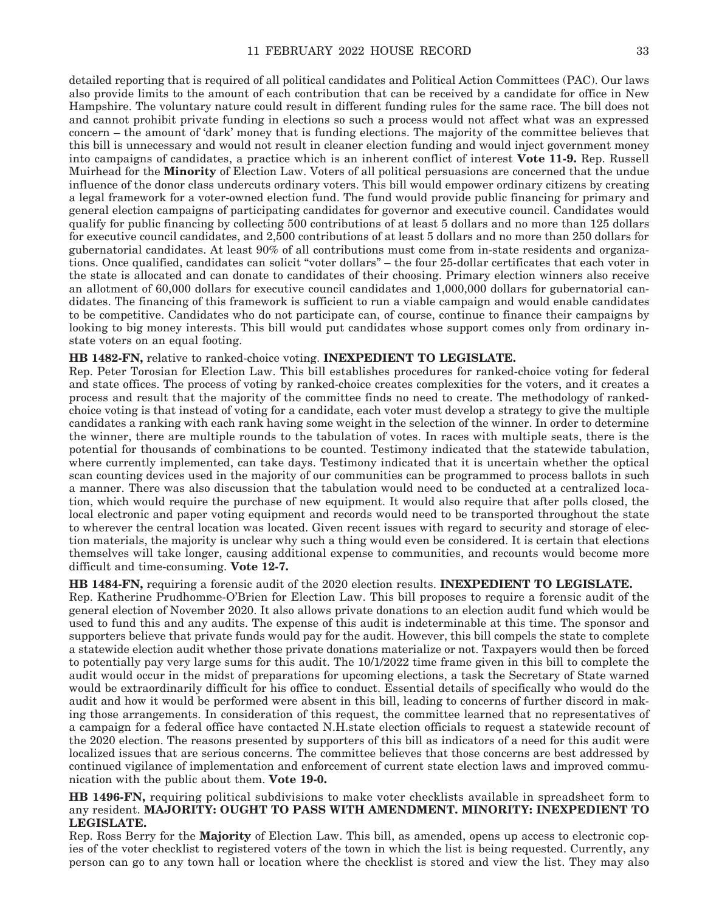detailed reporting that is required of all political candidates and Political Action Committees (PAC). Our laws also provide limits to the amount of each contribution that can be received by a candidate for office in New Hampshire. The voluntary nature could result in different funding rules for the same race. The bill does not and cannot prohibit private funding in elections so such a process would not affect what was an expressed concern – the amount of 'dark' money that is funding elections. The majority of the committee believes that this bill is unnecessary and would not result in cleaner election funding and would inject government money into campaigns of candidates, a practice which is an inherent conflict of interest **Vote 11-9.** Rep. Russell Muirhead for the **Minority** of Election Law. Voters of all political persuasions are concerned that the undue influence of the donor class undercuts ordinary voters. This bill would empower ordinary citizens by creating a legal framework for a voter-owned election fund. The fund would provide public financing for primary and general election campaigns of participating candidates for governor and executive council. Candidates would qualify for public financing by collecting 500 contributions of at least 5 dollars and no more than 125 dollars for executive council candidates, and 2,500 contributions of at least 5 dollars and no more than 250 dollars for gubernatorial candidates. At least 90% of all contributions must come from in-state residents and organizations. Once qualified, candidates can solicit "voter dollars" – the four 25-dollar certificates that each voter in the state is allocated and can donate to candidates of their choosing. Primary election winners also receive an allotment of 60,000 dollars for executive council candidates and 1,000,000 dollars for gubernatorial candidates. The financing of this framework is sufficient to run a viable campaign and would enable candidates to be competitive. Candidates who do not participate can, of course, continue to finance their campaigns by looking to big money interests. This bill would put candidates whose support comes only from ordinary in-state voters on an equal footing.

**HB 1482-FN,** relative to ranked-choice voting. **INEXPEDIENT TO LEGISLATE.**

Rep. Peter Torosian for Election Law. This bill establishes procedures for ranked-choice voting for federal and state offices. The process of voting by ranked-choice creates complexities for the voters, and it creates a process and result that the majority of the committee finds no need to create. The methodology of ranked-choice voting is that instead of voting for a candidate, each voter must develop a strategy to give the multiple candidates a ranking with each rank having some weight in the selection of the winner. In order to determine the winner, there are multiple rounds to the tabulation of votes. In races with multiple seats, there is the potential for thousands of combinations to be counted. Testimony indicated that the statewide tabulation, where currently implemented, can take days. Testimony indicated that it is uncertain whether the optical scan counting devices used in the majority of our communities can be programmed to process ballots in such a manner. There was also discussion that the tabulation would need to be conducted at a centralized location, which would require the purchase of new equipment. It would also require that after polls closed, the local electronic and paper voting equipment and records would need to be transported throughout the state to wherever the central location was located. Given recent issues with regard to security and storage of election materials, the majority is unclear why such a thing would even be considered. It is certain that elections themselves will take longer, causing additional expense to communities, and recounts would become more difficult and time-consuming. **Vote 12-7.**

**HB 1484-FN,** requiring a forensic audit of the 2020 election results. **INEXPEDIENT TO LEGISLATE.**

Rep. Katherine Prudhomme-O'Brien for Election Law. This bill proposes to require a forensic audit of the general election of November 2020. It also allows private donations to an election audit fund which would be used to fund this and any audits. The expense of this audit is indeterminable at this time. The sponsor and supporters believe that private funds would pay for the audit. However, this bill compels the state to complete a statewide election audit whether those private donations materialize or not. Taxpayers would then be forced to potentially pay very large sums for this audit. The 10/1/2022 time frame given in this bill to complete the audit would occur in the midst of preparations for upcoming elections, a task the Secretary of State warned would be extraordinarily difficult for his office to conduct. Essential details of specifically who would do the audit and how it would be performed were absent in this bill, leading to concerns of further discord in making those arrangements. In consideration of this request, the committee learned that no representatives of a campaign for a federal office have contacted N.H.state election officials to request a statewide recount of the 2020 election. The reasons presented by supporters of this bill as indicators of a need for this audit were localized issues that are serious concerns. The committee believes that those concerns are best addressed by continued vigilance of implementation and enforcement of current state election laws and improved communication with the public about them. **Vote 19-0.**

**HB 1496-FN,** requiring political subdivisions to make voter checklists available in spreadsheet form to any resident. **MAJORITY: OUGHT TO PASS WITH AMENDMENT. MINORITY: INEXPEDIENT TO LEGISLATE.**

Rep. Ross Berry for the **Majority** of Election Law. This bill, as amended, opens up access to electronic copies of the voter checklist to registered voters of the town in which the list is being requested. Currently, any person can go to any town hall or location where the checklist is stored and view the list. They may also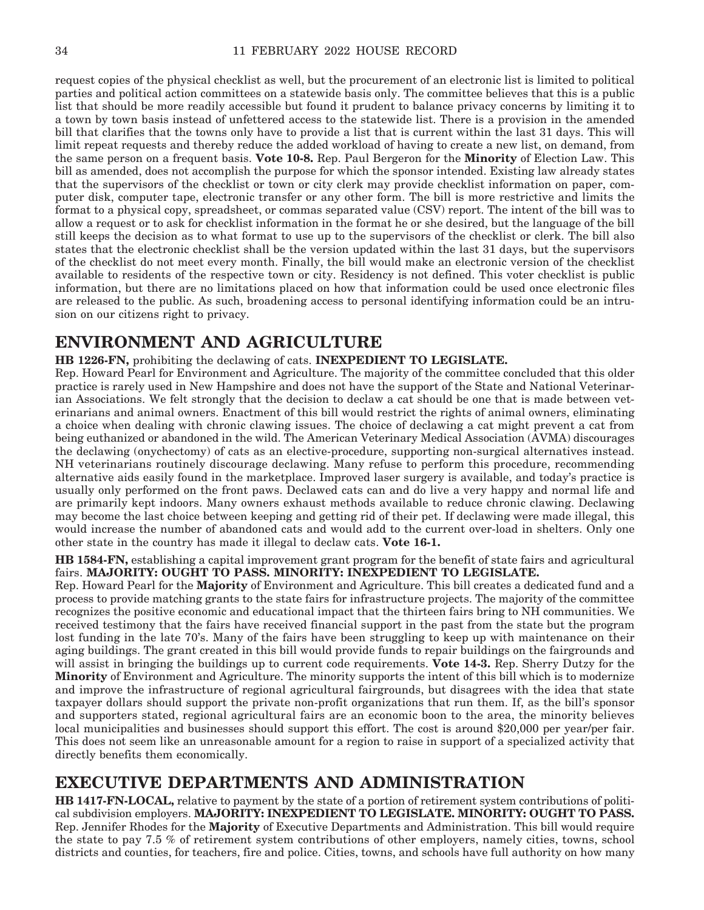request copies of the physical checklist as well, but the procurement of an electronic list is limited to political parties and political action committees on a statewide basis only. The committee believes that this is a public list that should be more readily accessible but found it prudent to balance privacy concerns by limiting it to a town by town basis instead of unfettered access to the statewide list. There is a provision in the amended bill that clarifies that the towns only have to provide a list that is current within the last 31 days. This will limit repeat requests and thereby reduce the added workload of having to create a new list, on demand, from the same person on a frequent basis. **Vote 10-8.** Rep. Paul Bergeron for the **Minority** of Election Law. This bill as amended, does not accomplish the purpose for which the sponsor intended. Existing law already states that the supervisors of the checklist or town or city clerk may provide checklist information on paper, computer disk, computer tape, electronic transfer or any other form. The bill is more restrictive and limits the format to a physical copy, spreadsheet, or commas separated value (CSV) report. The intent of the bill was to allow a request or to ask for checklist information in the format he or she desired, but the language of the bill still keeps the decision as to what format to use up to the supervisors of the checklist or clerk. The bill also states that the electronic checklist shall be the version updated within the last 31 days, but the supervisors of the checklist do not meet every month. Finally, the bill would make an electronic version of the checklist available to residents of the respective town or city. Residency is not defined. This voter checklist is public information, but there are no limitations placed on how that information could be used once electronic files are released to the public. As such, broadening access to personal identifying information could be an intrusion on our citizens right to privacy.

## ENVIRONMENT AND AGRICULTURE

**HB 1226-FN,** prohibiting the declawing of cats. **INEXPEDIENT TO LEGISLATE.**

Rep. Howard Pearl for Environment and Agriculture. The majority of the committee concluded that this older practice is rarely used in New Hampshire and does not have the support of the State and National Veterinarian Associations. We felt strongly that the decision to declaw a cat should be one that is made between veterinarians and animal owners. Enactment of this bill would restrict the rights of animal owners, eliminating a choice when dealing with chronic clawing issues. The choice of declawing a cat might prevent a cat from being euthanized or abandoned in the wild. The American Veterinary Medical Association (AVMA) discourages the declawing (onychectomy) of cats as an elective-procedure, supporting non-surgical alternatives instead. NH veterinarians routinely discourage declawing. Many refuse to perform this procedure, recommending alternative aids easily found in the marketplace. Improved laser surgery is available, and today's practice is usually only performed on the front paws. Declawed cats can and do live a very happy and normal life and are primarily kept indoors. Many owners exhaust methods available to reduce chronic clawing. Declawing may become the last choice between keeping and getting rid of their pet. If declawing were made illegal, this would increase the number of abandoned cats and would add to the current over-load in shelters. Only one other state in the country has made it illegal to declaw cats. **Vote 16-1.**

**HB 1584-FN,** establishing a capital improvement grant program for the benefit of state fairs and agricultural fairs. **MAJORITY: OUGHT TO PASS. MINORITY: INEXPEDIENT TO LEGISLATE.**

Rep. Howard Pearl for the **Majority** of Environment and Agriculture. This bill creates a dedicated fund and a process to provide matching grants to the state fairs for infrastructure projects. The majority of the committee recognizes the positive economic and educational impact that the thirteen fairs bring to NH communities. We received testimony that the fairs have received financial support in the past from the state but the program lost funding in the late 70's. Many of the fairs have been struggling to keep up with maintenance on their aging buildings. The grant created in this bill would provide funds to repair buildings on the fairgrounds and will assist in bringing the buildings up to current code requirements. **Vote 14-3.** Rep. Sherry Dutzy for the **Minority** of Environment and Agriculture. The minority supports the intent of this bill which is to modernize and improve the infrastructure of regional agricultural fairgrounds, but disagrees with the idea that state taxpayer dollars should support the private non-profit organizations that run them. If, as the bill's sponsor and supporters stated, regional agricultural fairs are an economic boon to the area, the minority believes local municipalities and businesses should support this effort. The cost is around $20,000 per year/per fair. This does not seem like an unreasonable amount for a region to raise in support of a specialized activity that directly benefits them economically.

## EXECUTIVE DEPARTMENTS AND ADMINISTRATION

**HB 1417-FN-LOCAL,** relative to payment by the state of a portion of retirement system contributions of political subdivision employers. **MAJORITY: INEXPEDIENT TO LEGISLATE. MINORITY: OUGHT TO PASS.**

Rep. Jennifer Rhodes for the **Majority** of Executive Departments and Administration. This bill would require the state to pay 7.5 % of retirement system contributions of other employers, namely cities, towns, school districts and counties, for teachers, fire and police. Cities, towns, and schools have full authority on how many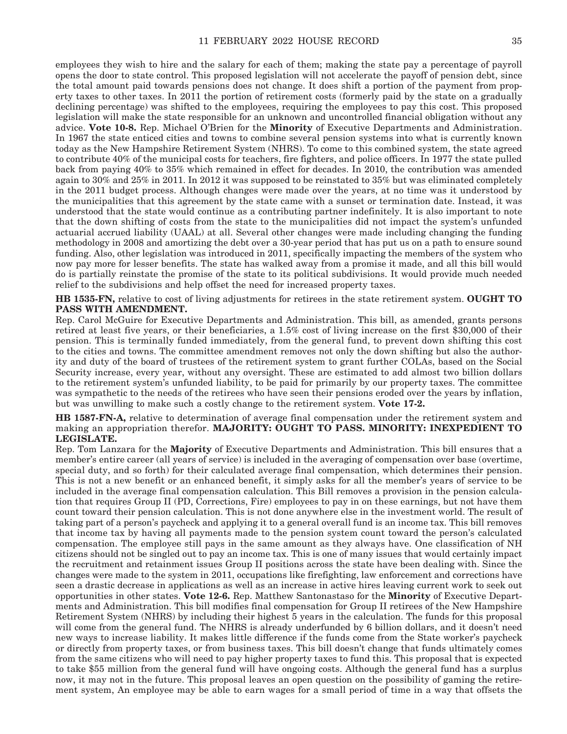employees they wish to hire and the salary for each of them; making the state pay a percentage of payroll opens the door to state control. This proposed legislation will not accelerate the payoff of pension debt, since the total amount paid towards pensions does not change. It does shift a portion of the payment from property taxes to other taxes. In 2011 the portion of retirement costs (formerly paid by the state on a gradually declining percentage) was shifted to the employees, requiring the employees to pay this cost. This proposed legislation will make the state responsible for an unknown and uncontrolled financial obligation without any advice. **Vote 10-8.** Rep. Michael O'Brien for the **Minority** of Executive Departments and Administration. In 1967 the state enticed cities and towns to combine several pension systems into what is currently known today as the New Hampshire Retirement System (NHRS). To come to this combined system, the state agreed to contribute 40% of the municipal costs for teachers, fire fighters, and police officers. In 1977 the state pulled back from paying 40% to 35% which remained in effect for decades. In 2010, the contribution was amended again to 30% and 25% in 2011. In 2012 it was supposed to be reinstated to 35% but was eliminated completely in the 2011 budget process. Although changes were made over the years, at no time was it understood by the municipalities that this agreement by the state came with a sunset or termination date. Instead, it was understood that the state would continue as a contributing partner indefinitely. It is also important to note that the down shifting of costs from the state to the municipalities did not impact the system's unfunded actuarial accrued liability (UAAL) at all. Several other changes were made including changing the funding methodology in 2008 and amortizing the debt over a 30-year period that has put us on a path to ensure sound funding. Also, other legislation was introduced in 2011, specifically impacting the members of the system who now pay more for lesser benefits. The state has walked away from a promise it made, and all this bill would do is partially reinstate the promise of the state to its political subdivisions. It would provide much needed relief to the subdivisions and help offset the need for increased property taxes.

**HB 1535-FN,** relative to cost of living adjustments for retirees in the state retirement system. **OUGHT TO PASS WITH AMENDMENT.**

Rep. Carol McGuire for Executive Departments and Administration. This bill, as amended, grants persons retired at least five years, or their beneficiaries, a 1.5% cost of living increase on the first $30,000 of their pension. This is terminally funded immediately, from the general fund, to prevent down shifting this cost to the cities and towns. The committee amendment removes not only the down shifting but also the authority and duty of the board of trustees of the retirement system to grant further COLAs, based on the Social Security increase, every year, without any oversight. These are estimated to add almost two billion dollars to the retirement system's unfunded liability, to be paid for primarily by our property taxes. The committee was sympathetic to the needs of the retirees who have seen their pensions eroded over the years by inflation, but was unwilling to make such a costly change to the retirement system. **Vote 17-2.**

**HB 1587-FN-A,** relative to determination of average final compensation under the retirement system and making an appropriation therefor. **MAJORITY: OUGHT TO PASS. MINORITY: INEXPEDIENT TO LEGISLATE.**

Rep. Tom Lanzara for the **Majority** of Executive Departments and Administration. This bill ensures that a member's entire career (all years of service) is included in the averaging of compensation over base (overtime, special duty, and so forth) for their calculated average final compensation, which determines their pension. This is not a new benefit or an enhanced benefit, it simply asks for all the member's years of service to be included in the average final compensation calculation. This Bill removes a provision in the pension calculation that requires Group II (PD, Corrections, Fire) employees to pay in on these earnings, but not have them count toward their pension calculation. This is not done anywhere else in the investment world. The result of taking part of a person's paycheck and applying it to a general overall fund is an income tax. This bill removes that income tax by having all payments made to the pension system count toward the person's calculated compensation. The employee still pays in the same amount as they always have. One classification of NH citizens should not be singled out to pay an income tax. This is one of many issues that would certainly impact the recruitment and retainment issues Group II positions across the state have been dealing with. Since the changes were made to the system in 2011, occupations like firefighting, law enforcement and corrections have seen a drastic decrease in applications as well as an increase in active hires leaving current work to seek out opportunities in other states. **Vote 12-6.** Rep. Matthew Santonastaso for the **Minority** of Executive Departments and Administration. This bill modifies final compensation for Group II retirees of the New Hampshire Retirement System (NHRS) by including their highest 5 years in the calculation. The funds for this proposal will come from the general fund. The NHRS is already underfunded by 6 billion dollars, and it doesn't need new ways to increase liability. It makes little difference if the funds come from the State worker's paycheck or directly from property taxes, or from business taxes. This bill doesn't change that funds ultimately comes from the same citizens who will need to pay higher property taxes to fund this. This proposal that is expected to take $55 million from the general fund will have ongoing costs. Although the general fund has a surplus now, it may not in the future. This proposal leaves an open question on the possibility of gaming the retirement system, An employee may be able to earn wages for a small period of time in a way that offsets the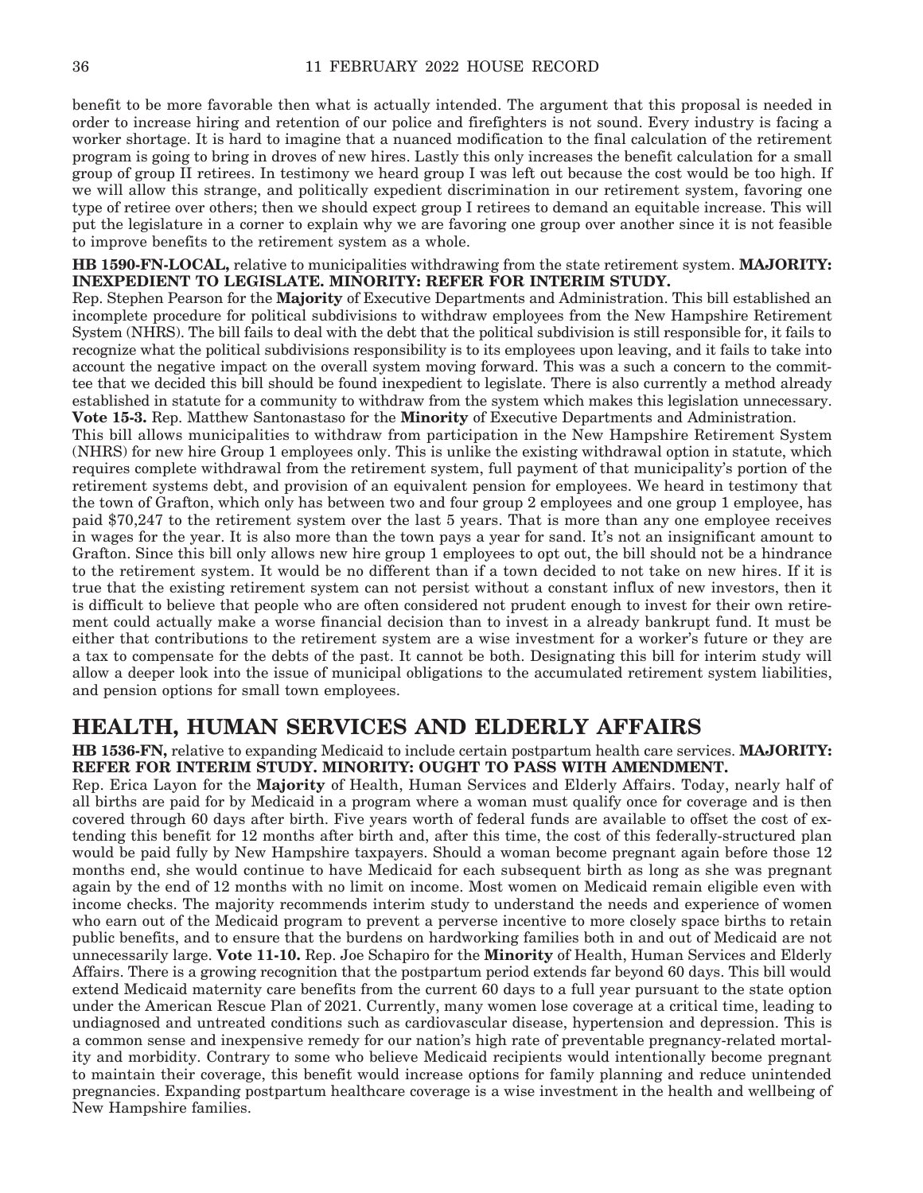benefit to be more favorable then what is actually intended. The argument that this proposal is needed in order to increase hiring and retention of our police and firefighters is not sound. Every industry is facing a worker shortage. It is hard to imagine that a nuanced modification to the final calculation of the retirement program is going to bring in droves of new hires. Lastly this only increases the benefit calculation for a small group of group II retirees. In testimony we heard group I was left out because the cost would be too high. If we will allow this strange, and politically expedient discrimination in our retirement system, favoring one type of retiree over others; then we should expect group I retirees to demand an equitable increase. This will put the legislature in a corner to explain why we are favoring one group over another since it is not feasible to improve benefits to the retirement system as a whole.

**HB 1590-FN-LOCAL,** relative to municipalities withdrawing from the state retirement system. **MAJORITY: INEXPEDIENT TO LEGISLATE. MINORITY: REFER FOR INTERIM STUDY.**

Rep. Stephen Pearson for the **Majority** of Executive Departments and Administration. This bill established an incomplete procedure for political subdivisions to withdraw employees from the New Hampshire Retirement System (NHRS). The bill fails to deal with the debt that the political subdivision is still responsible for, it fails to recognize what the political subdivisions responsibility is to its employees upon leaving, and it fails to take into account the negative impact on the overall system moving forward. This was a such a concern to the committee that we decided this bill should be found inexpedient to legislate. There is also currently a method already established in statute for a community to withdraw from the system which makes this legislation unnecessary. **Vote 15-3.** Rep. Matthew Santonastaso for the **Minority** of Executive Departments and Administration.

This bill allows municipalities to withdraw from participation in the New Hampshire Retirement System (NHRS) for new hire Group 1 employees only. This is unlike the existing withdrawal option in statute, which requires complete withdrawal from the retirement system, full payment of that municipality's portion of the retirement systems debt, and provision of an equivalent pension for employees. We heard in testimony that the town of Grafton, which only has between two and four group 2 employees and one group 1 employee, has paid $70,247 to the retirement system over the last 5 years. That is more than any one employee receives in wages for the year. It is also more than the town pays a year for sand. It's not an insignificant amount to Grafton. Since this bill only allows new hire group 1 employees to opt out, the bill should not be a hindrance to the retirement system. It would be no different than if a town decided to not take on new hires. If it is true that the existing retirement system can not persist without a constant influx of new investors, then it is difficult to believe that people who are often considered not prudent enough to invest for their own retirement could actually make a worse financial decision than to invest in a already bankrupt fund. It must be either that contributions to the retirement system are a wise investment for a worker's future or they are a tax to compensate for the debts of the past. It cannot be both. Designating this bill for interim study will allow a deeper look into the issue of municipal obligations to the accumulated retirement system liabilities, and pension options for small town employees.

## HEALTH, HUMAN SERVICES AND ELDERLY AFFAIRS

**HB 1536-FN,** relative to expanding Medicaid to include certain postpartum health care services. **MAJORITY: REFER FOR INTERIM STUDY. MINORITY: OUGHT TO PASS WITH AMENDMENT.**

Rep. Erica Layon for the **Majority** of Health, Human Services and Elderly Affairs. Today, nearly half of all births are paid for by Medicaid in a program where a woman must qualify once for coverage and is then covered through 60 days after birth. Five years worth of federal funds are available to offset the cost of extending this benefit for 12 months after birth and, after this time, the cost of this federally-structured plan would be paid fully by New Hampshire taxpayers. Should a woman become pregnant again before those 12 months end, she would continue to have Medicaid for each subsequent birth as long as she was pregnant again by the end of 12 months with no limit on income. Most women on Medicaid remain eligible even with income checks. The majority recommends interim study to understand the needs and experience of women who earn out of the Medicaid program to prevent a perverse incentive to more closely space births to retain public benefits, and to ensure that the burdens on hardworking families both in and out of Medicaid are not unnecessarily large. **Vote 11-10.** Rep. Joe Schapiro for the **Minority** of Health, Human Services and Elderly Affairs. There is a growing recognition that the postpartum period extends far beyond 60 days. This bill would extend Medicaid maternity care benefits from the current 60 days to a full year pursuant to the state option under the American Rescue Plan of 2021. Currently, many women lose coverage at a critical time, leading to undiagnosed and untreated conditions such as cardiovascular disease, hypertension and depression. This is a common sense and inexpensive remedy for our nation's high rate of preventable pregnancy-related mortality and morbidity. Contrary to some who believe Medicaid recipients would intentionally become pregnant to maintain their coverage, this benefit would increase options for family planning and reduce unintended pregnancies. Expanding postpartum healthcare coverage is a wise investment in the health and wellbeing of New Hampshire families.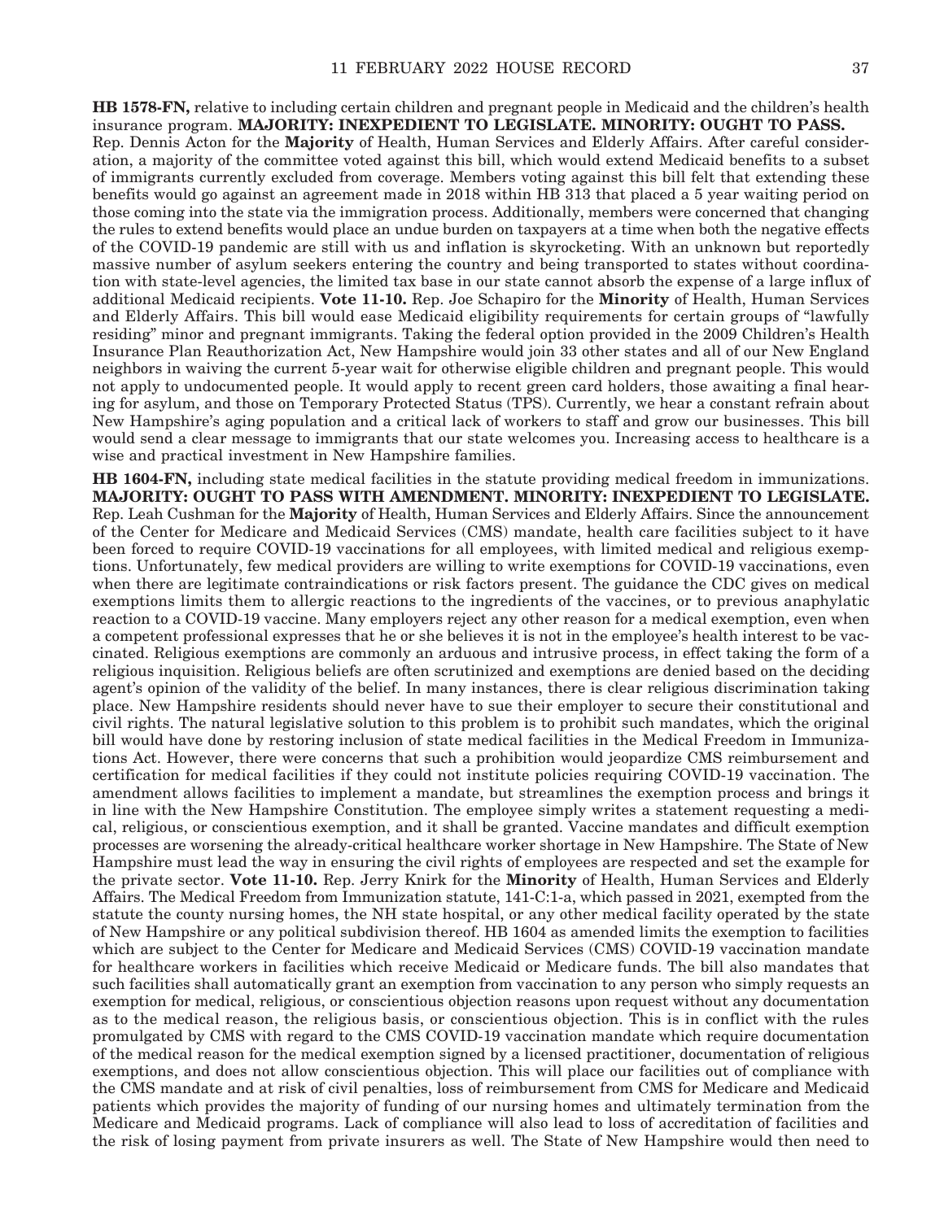**HB 1578-FN,** relative to including certain children and pregnant people in Medicaid and the children's health insurance program. **MAJORITY: INEXPEDIENT TO LEGISLATE. MINORITY: OUGHT TO PASS.**

Rep. Dennis Acton for the **Majority** of Health, Human Services and Elderly Affairs. After careful consideration, a majority of the committee voted against this bill, which would extend Medicaid benefits to a subset of immigrants currently excluded from coverage. Members voting against this bill felt that extending these benefits would go against an agreement made in 2018 within HB 313 that placed a 5 year waiting period on those coming into the state via the immigration process. Additionally, members were concerned that changing the rules to extend benefits would place an undue burden on taxpayers at a time when both the negative effects of the COVID-19 pandemic are still with us and inflation is skyrocketing. With an unknown but reportedly massive number of asylum seekers entering the country and being transported to states without coordination with state-level agencies, the limited tax base in our state cannot absorb the expense of a large influx of additional Medicaid recipients. **Vote 11-10.** Rep. Joe Schapiro for the **Minority** of Health, Human Services and Elderly Affairs. This bill would ease Medicaid eligibility requirements for certain groups of "lawfully residing" minor and pregnant immigrants. Taking the federal option provided in the 2009 Children's Health Insurance Plan Reauthorization Act, New Hampshire would join 33 other states and all of our New England neighbors in waiving the current 5-year wait for otherwise eligible children and pregnant people. This would not apply to undocumented people. It would apply to recent green card holders, those awaiting a final hearing for asylum, and those on Temporary Protected Status (TPS). Currently, we hear a constant refrain about New Hampshire's aging population and a critical lack of workers to staff and grow our businesses. This bill would send a clear message to immigrants that our state welcomes you. Increasing access to healthcare is a wise and practical investment in New Hampshire families.

**HB 1604-FN,** including state medical facilities in the statute providing medical freedom in immunizations. **MAJORITY: OUGHT TO PASS WITH AMENDMENT. MINORITY: INEXPEDIENT TO LEGISLATE.**

Rep. Leah Cushman for the **Majority** of Health, Human Services and Elderly Affairs. Since the announcement of the Center for Medicare and Medicaid Services (CMS) mandate, health care facilities subject to it have been forced to require COVID-19 vaccinations for all employees, with limited medical and religious exemptions. Unfortunately, few medical providers are willing to write exemptions for COVID-19 vaccinations, even when there are legitimate contraindications or risk factors present. The guidance the CDC gives on medical exemptions limits them to allergic reactions to the ingredients of the vaccines, or to previous anaphylatic reaction to a COVID-19 vaccine. Many employers reject any other reason for a medical exemption, even when a competent professional expresses that he or she believes it is not in the employee's health interest to be vaccinated. Religious exemptions are commonly an arduous and intrusive process, in effect taking the form of a religious inquisition. Religious beliefs are often scrutinized and exemptions are denied based on the deciding agent's opinion of the validity of the belief. In many instances, there is clear religious discrimination taking place. New Hampshire residents should never have to sue their employer to secure their constitutional and civil rights. The natural legislative solution to this problem is to prohibit such mandates, which the original bill would have done by restoring inclusion of state medical facilities in the Medical Freedom in Immunizations Act. However, there were concerns that such a prohibition would jeopardize CMS reimbursement and certification for medical facilities if they could not institute policies requiring COVID-19 vaccination. The amendment allows facilities to implement a mandate, but streamlines the exemption process and brings it in line with the New Hampshire Constitution. The employee simply writes a statement requesting a medical, religious, or conscientious exemption, and it shall be granted. Vaccine mandates and difficult exemption processes are worsening the already-critical healthcare worker shortage in New Hampshire. The State of New Hampshire must lead the way in ensuring the civil rights of employees are respected and set the example for the private sector. **Vote 11-10.** Rep. Jerry Knirk for the **Minority** of Health, Human Services and Elderly Affairs. The Medical Freedom from Immunization statute, 141-C:1-a, which passed in 2021, exempted from the statute the county nursing homes, the NH state hospital, or any other medical facility operated by the state of New Hampshire or any political subdivision thereof. HB 1604 as amended limits the exemption to facilities which are subject to the Center for Medicare and Medicaid Services (CMS) COVID-19 vaccination mandate for healthcare workers in facilities which receive Medicaid or Medicare funds. The bill also mandates that such facilities shall automatically grant an exemption from vaccination to any person who simply requests an exemption for medical, religious, or conscientious objection reasons upon request without any documentation as to the medical reason, the religious basis, or conscientious objection. This is in conflict with the rules promulgated by CMS with regard to the CMS COVID-19 vaccination mandate which require documentation of the medical reason for the medical exemption signed by a licensed practitioner, documentation of religious exemptions, and does not allow conscientious objection. This will place our facilities out of compliance with the CMS mandate and at risk of civil penalties, loss of reimbursement from CMS for Medicare and Medicaid patients which provides the majority of funding of our nursing homes and ultimately termination from the Medicare and Medicaid programs. Lack of compliance will also lead to loss of accreditation of facilities and the risk of losing payment from private insurers as well. The State of New Hampshire would then need to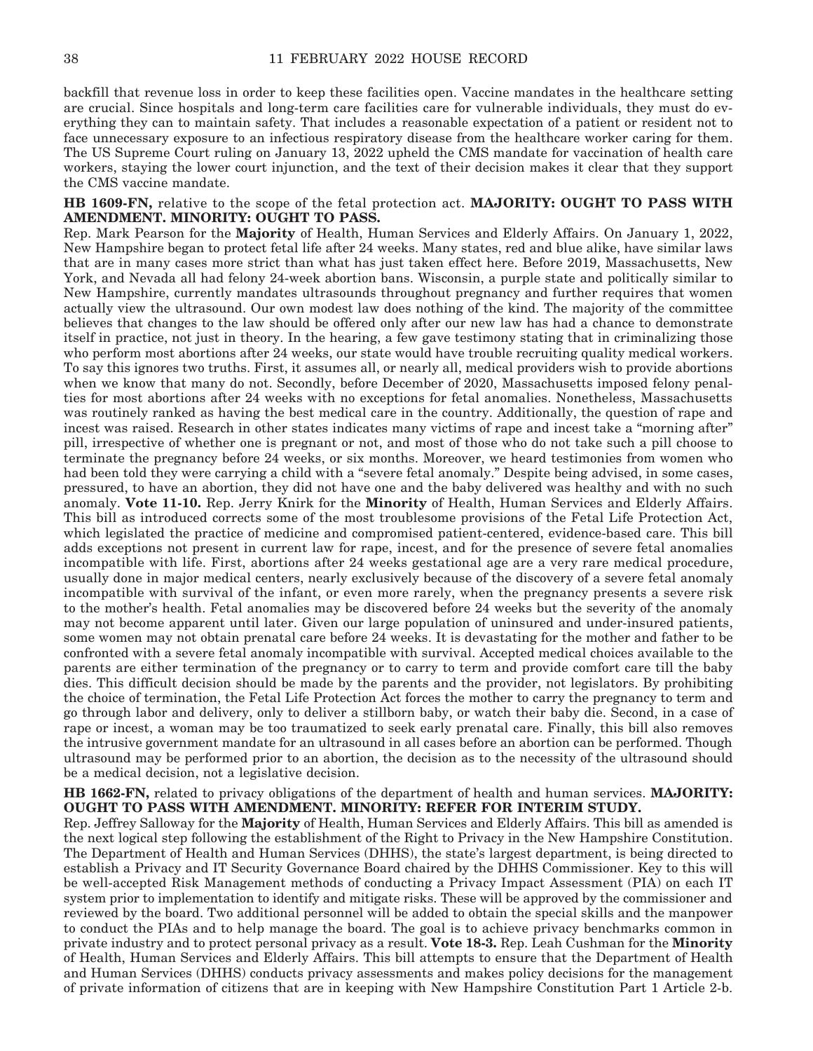backfill that revenue loss in order to keep these facilities open. Vaccine mandates in the healthcare setting are crucial. Since hospitals and long-term care facilities care for vulnerable individuals, they must do everything they can to maintain safety. That includes a reasonable expectation of a patient or resident not to face unnecessary exposure to an infectious respiratory disease from the healthcare worker caring for them. The US Supreme Court ruling on January 13, 2022 upheld the CMS mandate for vaccination of health care workers, staying the lower court injunction, and the text of their decision makes it clear that they support the CMS vaccine mandate.

**HB 1609-FN,** relative to the scope of the fetal protection act. **MAJORITY: OUGHT TO PASS WITH AMENDMENT. MINORITY: OUGHT TO PASS.**

Rep. Mark Pearson for the **Majority** of Health, Human Services and Elderly Affairs. On January 1, 2022, New Hampshire began to protect fetal life after 24 weeks. Many states, red and blue alike, have similar laws that are in many cases more strict than what has just taken effect here. Before 2019, Massachusetts, New York, and Nevada all had felony 24-week abortion bans. Wisconsin, a purple state and politically similar to New Hampshire, currently mandates ultrasounds throughout pregnancy and further requires that women actually view the ultrasound. Our own modest law does nothing of the kind. The majority of the committee believes that changes to the law should be offered only after our new law has had a chance to demonstrate itself in practice, not just in theory. In the hearing, a few gave testimony stating that in criminalizing those who perform most abortions after 24 weeks, our state would have trouble recruiting quality medical workers. To say this ignores two truths. First, it assumes all, or nearly all, medical providers wish to provide abortions when we know that many do not. Secondly, before December of 2020, Massachusetts imposed felony penalties for most abortions after 24 weeks with no exceptions for fetal anomalies. Nonetheless, Massachusetts was routinely ranked as having the best medical care in the country. Additionally, the question of rape and incest was raised. Research in other states indicates many victims of rape and incest take a "morning after" pill, irrespective of whether one is pregnant or not, and most of those who do not take such a pill choose to terminate the pregnancy before 24 weeks, or six months. Moreover, we heard testimonies from women who had been told they were carrying a child with a "severe fetal anomaly." Despite being advised, in some cases, pressured, to have an abortion, they did not have one and the baby delivered was healthy and with no such anomaly. **Vote 11-10.** Rep. Jerry Knirk for the **Minority** of Health, Human Services and Elderly Affairs. This bill as introduced corrects some of the most troublesome provisions of the Fetal Life Protection Act, which legislated the practice of medicine and compromised patient-centered, evidence-based care. This bill adds exceptions not present in current law for rape, incest, and for the presence of severe fetal anomalies incompatible with life. First, abortions after 24 weeks gestational age are a very rare medical procedure, usually done in major medical centers, nearly exclusively because of the discovery of a severe fetal anomaly incompatible with survival of the infant, or even more rarely, when the pregnancy presents a severe risk to the mother's health. Fetal anomalies may be discovered before 24 weeks but the severity of the anomaly may not become apparent until later. Given our large population of uninsured and under-insured patients, some women may not obtain prenatal care before 24 weeks. It is devastating for the mother and father to be confronted with a severe fetal anomaly incompatible with survival. Accepted medical choices available to the parents are either termination of the pregnancy or to carry to term and provide comfort care till the baby dies. This difficult decision should be made by the parents and the provider, not legislators. By prohibiting the choice of termination, the Fetal Life Protection Act forces the mother to carry the pregnancy to term and go through labor and delivery, only to deliver a stillborn baby, or watch their baby die. Second, in a case of rape or incest, a woman may be too traumatized to seek early prenatal care. Finally, this bill also removes the intrusive government mandate for an ultrasound in all cases before an abortion can be performed. Though ultrasound may be performed prior to an abortion, the decision as to the necessity of the ultrasound should be a medical decision, not a legislative decision.

**HB 1662-FN,** related to privacy obligations of the department of health and human services. **MAJORITY: OUGHT TO PASS WITH AMENDMENT. MINORITY: REFER FOR INTERIM STUDY.**

Rep. Jeffrey Salloway for the **Majority** of Health, Human Services and Elderly Affairs. This bill as amended is the next logical step following the establishment of the Right to Privacy in the New Hampshire Constitution. The Department of Health and Human Services (DHHS), the state's largest department, is being directed to establish a Privacy and IT Security Governance Board chaired by the DHHS Commissioner. Key to this will be well-accepted Risk Management methods of conducting a Privacy Impact Assessment (PIA) on each IT system prior to implementation to identify and mitigate risks. These will be approved by the commissioner and reviewed by the board. Two additional personnel will be added to obtain the special skills and the manpower to conduct the PIAs and to help manage the board. The goal is to achieve privacy benchmarks common in private industry and to protect personal privacy as a result. **Vote 18-3.** Rep. Leah Cushman for the **Minority** of Health, Human Services and Elderly Affairs. This bill attempts to ensure that the Department of Health and Human Services (DHHS) conducts privacy assessments and makes policy decisions for the management of private information of citizens that are in keeping with New Hampshire Constitution Part 1 Article 2-b.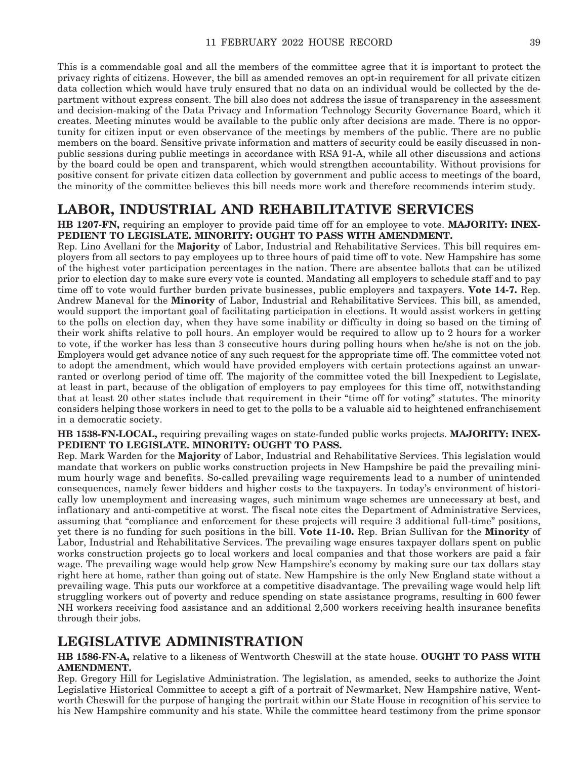This is a commendable goal and all the members of the committee agree that it is important to protect the privacy rights of citizens. However, the bill as amended removes an opt-in requirement for all private citizen data collection which would have truly ensured that no data on an individual would be collected by the department without express consent. The bill also does not address the issue of transparency in the assessment and decision-making of the Data Privacy and Information Technology Security Governance Board, which it creates. Meeting minutes would be available to the public only after decisions are made. There is no opportunity for citizen input or even observance of the meetings by members of the public. There are no public members on the board. Sensitive private information and matters of security could be easily discussed in non-public sessions during public meetings in accordance with RSA 91-A, while all other discussions and actions by the board could be open and transparent, which would strengthen accountability. Without provisions for positive consent for private citizen data collection by government and public access to meetings of the board, the minority of the committee believes this bill needs more work and therefore recommends interim study.

## LABOR, INDUSTRIAL AND REHABILITATIVE SERVICES

**HB 1207-FN,** requiring an employer to provide paid time off for an employee to vote. **MAJORITY: INEXPEDIENT TO LEGISLATE. MINORITY: OUGHT TO PASS WITH AMENDMENT.**

Rep. Lino Avellani for the **Majority** of Labor, Industrial and Rehabilitative Services. This bill requires employers from all sectors to pay employees up to three hours of paid time off to vote. New Hampshire has some of the highest voter participation percentages in the nation. There are absentee ballots that can be utilized prior to election day to make sure every vote is counted. Mandating all employers to schedule staff and to pay time off to vote would further burden private businesses, public employers and taxpayers. **Vote 14-7.** Rep. Andrew Maneval for the **Minority** of Labor, Industrial and Rehabilitative Services. This bill, as amended, would support the important goal of facilitating participation in elections. It would assist workers in getting to the polls on election day, when they have some inability or difficulty in doing so based on the timing of their work shifts relative to poll hours. An employer would be required to allow up to 2 hours for a worker to vote, if the worker has less than 3 consecutive hours during polling hours when he/she is not on the job. Employers would get advance notice of any such request for the appropriate time off. The committee voted not to adopt the amendment, which would have provided employers with certain protections against an unwarranted or overlong period of time off. The majority of the committee voted the bill Inexpedient to Legislate, at least in part, because of the obligation of employers to pay employees for this time off, notwithstanding that at least 20 other states include that requirement in their "time off for voting" statutes. The minority considers helping those workers in need to get to the polls to be a valuable aid to heightened enfranchisement in a democratic society.

**HB 1538-FN-LOCAL,** requiring prevailing wages on state-funded public works projects. **MAJORITY: INEXPEDIENT TO LEGISLATE. MINORITY: OUGHT TO PASS.**

Rep. Mark Warden for the **Majority** of Labor, Industrial and Rehabilitative Services. This legislation would mandate that workers on public works construction projects in New Hampshire be paid the prevailing minimum hourly wage and benefits. So-called prevailing wage requirements lead to a number of unintended consequences, namely fewer bidders and higher costs to the taxpayers. In today's environment of historically low unemployment and increasing wages, such minimum wage schemes are unnecessary at best, and inflationary and anti-competitive at worst. The fiscal note cites the Department of Administrative Services, assuming that "compliance and enforcement for these projects will require 3 additional full-time" positions, yet there is no funding for such positions in the bill. **Vote 11-10.** Rep. Brian Sullivan for the **Minority** of Labor, Industrial and Rehabilitative Services. The prevailing wage ensures taxpayer dollars spent on public works construction projects go to local workers and local companies and that those workers are paid a fair wage. The prevailing wage would help grow New Hampshire's economy by making sure our tax dollars stay right here at home, rather than going out of state. New Hampshire is the only New England state without a prevailing wage. This puts our workforce at a competitive disadvantage. The prevailing wage would help lift struggling workers out of poverty and reduce spending on state assistance programs, resulting in 600 fewer NH workers receiving food assistance and an additional 2,500 workers receiving health insurance benefits through their jobs.

## LEGISLATIVE ADMINISTRATION

**HB 1586-FN-A,** relative to a likeness of Wentworth Cheswill at the state house. **OUGHT TO PASS WITH AMENDMENT.**

Rep. Gregory Hill for Legislative Administration. The legislation, as amended, seeks to authorize the Joint Legislative Historical Committee to accept a gift of a portrait of Newmarket, New Hampshire native, Wentworth Cheswill for the purpose of hanging the portrait within our State House in recognition of his service to his New Hampshire community and his state. While the committee heard testimony from the prime sponsor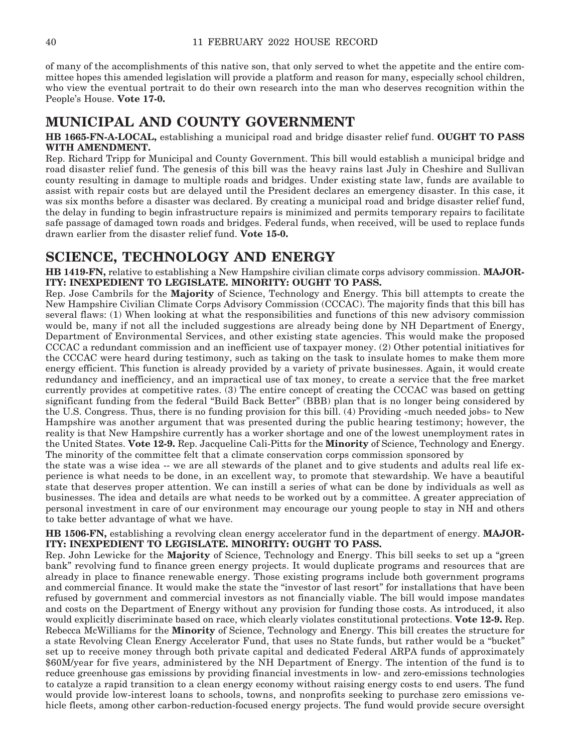of many of the accomplishments of this native son, that only served to whet the appetite and the entire committee hopes this amended legislation will provide a platform and reason for many, especially school children, who view the eventual portrait to do their own research into the man who deserves recognition within the People's House. **Vote 17-0.**

## MUNICIPAL AND COUNTY GOVERNMENT

**HB 1665-FN-A-LOCAL,** establishing a municipal road and bridge disaster relief fund. **OUGHT TO PASS WITH AMENDMENT.**

Rep. Richard Tripp for Municipal and County Government. This bill would establish a municipal bridge and road disaster relief fund. The genesis of this bill was the heavy rains last July in Cheshire and Sullivan county resulting in damage to multiple roads and bridges. Under existing state law, funds are available to assist with repair costs but are delayed until the President declares an emergency disaster. In this case, it was six months before a disaster was declared. By creating a municipal road and bridge disaster relief fund, the delay in funding to begin infrastructure repairs is minimized and permits temporary repairs to facilitate safe passage of damaged town roads and bridges. Federal funds, when received, will be used to replace funds drawn earlier from the disaster relief fund. **Vote 15-0.**

## SCIENCE, TECHNOLOGY AND ENERGY

**HB 1419-FN,** relative to establishing a New Hampshire civilian climate corps advisory commission. **MAJORITY: INEXPEDIENT TO LEGISLATE. MINORITY: OUGHT TO PASS.**

Rep. Jose Cambrils for the **Majority** of Science, Technology and Energy. This bill attempts to create the New Hampshire Civilian Climate Corps Advisory Commission (CCCAC). The majority finds that this bill has several flaws: (1) When looking at what the responsibilities and functions of this new advisory commission would be, many if not all the included suggestions are already being done by NH Department of Energy, Department of Environmental Services, and other existing state agencies. This would make the proposed CCCAC a redundant commission and an inefficient use of taxpayer money. (2) Other potential initiatives for the CCCAC were heard during testimony, such as taking on the task to insulate homes to make them more energy efficient. This function is already provided by a variety of private businesses. Again, it would create redundancy and inefficiency, and an impractical use of tax money, to create a service that the free market currently provides at competitive rates. (3) The entire concept of creating the CCCAC was based on getting significant funding from the federal "Build Back Better" (BBB) plan that is no longer being considered by the U.S. Congress. Thus, there is no funding provision for this bill. (4) Providing «much needed jobs» to New Hampshire was another argument that was presented during the public hearing testimony; however, the reality is that New Hampshire currently has a worker shortage and one of the lowest unemployment rates in the United States. **Vote 12-9.** Rep. Jacqueline Cali-Pitts for the **Minority** of Science, Technology and Energy. The minority of the committee felt that a climate conservation corps commission sponsored by the state was a wise idea -- we are all stewards of the planet and to give students and adults real life experience is what needs to be done, in an excellent way, to promote that stewardship. We have a beautiful state that deserves proper attention. We can instill a series of what can be done by individuals as well as businesses. The idea and details are what needs to be worked out by a committee. A greater appreciation of personal investment in care of our environment may encourage our young people to stay in NH and others to take better advantage of what we have.

**HB 1506-FN,** establishing a revolving clean energy accelerator fund in the department of energy. **MAJORITY: INEXPEDIENT TO LEGISLATE. MINORITY: OUGHT TO PASS.**

Rep. John Lewicke for the **Majority** of Science, Technology and Energy. This bill seeks to set up a "green bank" revolving fund to finance green energy projects. It would duplicate programs and resources that are already in place to finance renewable energy. Those existing programs include both government programs and commercial finance. It would make the state the "investor of last resort" for installations that have been refused by government and commercial investors as not financially viable. The bill would impose mandates and costs on the Department of Energy without any provision for funding those costs. As introduced, it also would explicitly discriminate based on race, which clearly violates constitutional protections. **Vote 12-9.** Rep. Rebecca McWilliams for the **Minority** of Science, Technology and Energy. This bill creates the structure for a state Revolving Clean Energy Accelerator Fund, that uses no State funds, but rather would be a "bucket" set up to receive money through both private capital and dedicated Federal ARPA funds of approximately \$60M/year for five years, administered by the NH Department of Energy. The intention of the fund is to reduce greenhouse gas emissions by providing financial investments in low- and zero-emissions technologies to catalyze a rapid transition to a clean energy economy without raising energy costs to end users. The fund would provide low-interest loans to schools, towns, and nonprofits seeking to purchase zero emissions vehicle fleets, among other carbon-reduction-focused energy projects. The fund would provide secure oversight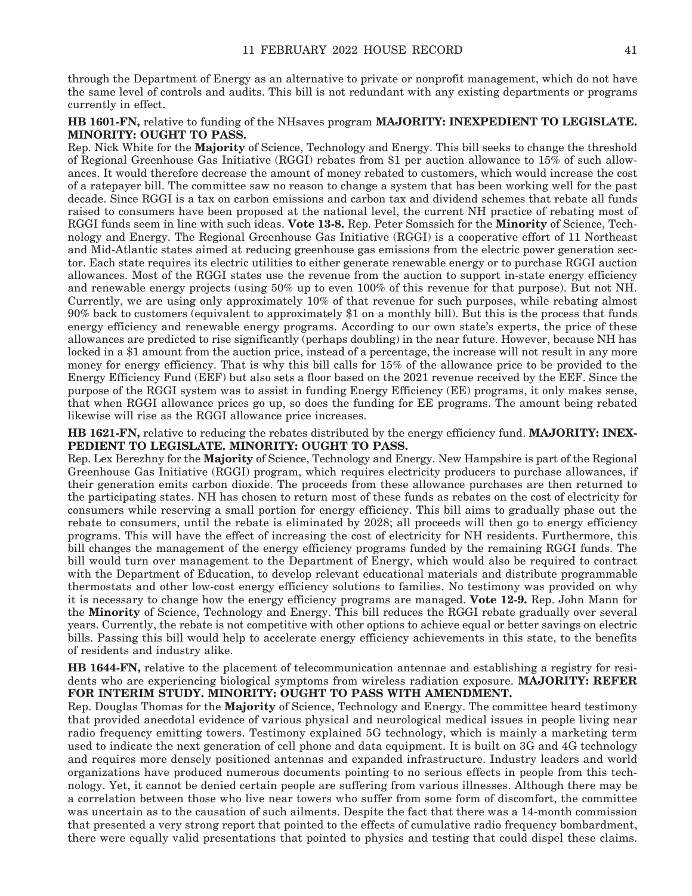through the Department of Energy as an alternative to private or nonprofit management, which do not have the same level of controls and audits. This bill is not redundant with any existing departments or programs currently in effect.

**HB 1601-FN,** relative to funding of the NHsaves program **MAJORITY: INEXPEDIENT TO LEGISLATE. MINORITY: OUGHT TO PASS.**

Rep. Nick White for the **Majority** of Science, Technology and Energy. This bill seeks to change the threshold of Regional Greenhouse Gas Initiative (RGGI) rebates from $1 per auction allowance to 15% of such allowances. It would therefore decrease the amount of money rebated to customers, which would increase the cost of a ratepayer bill. The committee saw no reason to change a system that has been working well for the past decade. Since RGGI is a tax on carbon emissions and carbon tax and dividend schemes that rebate all funds raised to consumers have been proposed at the national level, the current NH practice of rebating most of RGGI funds seem in line with such ideas. **Vote 13-8.** Rep. Peter Somssich for the **Minority** of Science, Technology and Energy. The Regional Greenhouse Gas Initiative (RGGI) is a cooperative effort of 11 Northeast and Mid-Atlantic states aimed at reducing greenhouse gas emissions from the electric power generation sector. Each state requires its electric utilities to either generate renewable energy or to purchase RGGI auction allowances. Most of the RGGI states use the revenue from the auction to support in-state energy efficiency and renewable energy projects (using 50% up to even 100% of this revenue for that purpose). But not NH. Currently, we are using only approximately 10% of that revenue for such purposes, while rebating almost 90% back to customers (equivalent to approximately $1 on a monthly bill). But this is the process that funds energy efficiency and renewable energy programs. According to our own state's experts, the price of these allowances are predicted to rise significantly (perhaps doubling) in the near future. However, because NH has locked in a $1 amount from the auction price, instead of a percentage, the increase will not result in any more money for energy efficiency. That is why this bill calls for 15% of the allowance price to be provided to the Energy Efficiency Fund (EEF) but also sets a floor based on the 2021 revenue received by the EEF. Since the purpose of the RGGI system was to assist in funding Energy Efficiency (EE) programs, it only makes sense, that when RGGI allowance prices go up, so does the funding for EE programs. The amount being rebated likewise will rise as the RGGI allowance price increases.

**HB 1621-FN,** relative to reducing the rebates distributed by the energy efficiency fund. **MAJORITY: INEXPEDIENT TO LEGISLATE. MINORITY: OUGHT TO PASS.**

Rep. Lex Berezhny for the **Majority** of Science, Technology and Energy. New Hampshire is part of the Regional Greenhouse Gas Initiative (RGGI) program, which requires electricity producers to purchase allowances, if their generation emits carbon dioxide. The proceeds from these allowance purchases are then returned to the participating states. NH has chosen to return most of these funds as rebates on the cost of electricity for consumers while reserving a small portion for energy efficiency. This bill aims to gradually phase out the rebate to consumers, until the rebate is eliminated by 2028; all proceeds will then go to energy efficiency programs. This will have the effect of increasing the cost of electricity for NH residents. Furthermore, this bill changes the management of the energy efficiency programs funded by the remaining RGGI funds. The bill would turn over management to the Department of Energy, which would also be required to contract with the Department of Education, to develop relevant educational materials and distribute programmable thermostats and other low-cost energy efficiency solutions to families. No testimony was provided on why it is necessary to change how the energy efficiency programs are managed. **Vote 12-9.** Rep. John Mann for the **Minority** of Science, Technology and Energy. This bill reduces the RGGI rebate gradually over several years. Currently, the rebate is not competitive with other options to achieve equal or better savings on electric bills. Passing this bill would help to accelerate energy efficiency achievements in this state, to the benefits of residents and industry alike.

**HB 1644-FN,** relative to the placement of telecommunication antennae and establishing a registry for residents who are experiencing biological symptoms from wireless radiation exposure. **MAJORITY: REFER FOR INTERIM STUDY. MINORITY: OUGHT TO PASS WITH AMENDMENT.**

Rep. Douglas Thomas for the **Majority** of Science, Technology and Energy. The committee heard testimony that provided anecdotal evidence of various physical and neurological medical issues in people living near radio frequency emitting towers. Testimony explained 5G technology, which is mainly a marketing term used to indicate the next generation of cell phone and data equipment. It is built on 3G and 4G technology and requires more densely positioned antennas and expanded infrastructure. Industry leaders and world organizations have produced numerous documents pointing to no serious effects in people from this technology. Yet, it cannot be denied certain people are suffering from various illnesses. Although there may be a correlation between those who live near towers who suffer from some form of discomfort, the committee was uncertain as to the causation of such ailments. Despite the fact that there was a 14-month commission that presented a very strong report that pointed to the effects of cumulative radio frequency bombardment, there were equally valid presentations that pointed to physics and testing that could dispel these claims.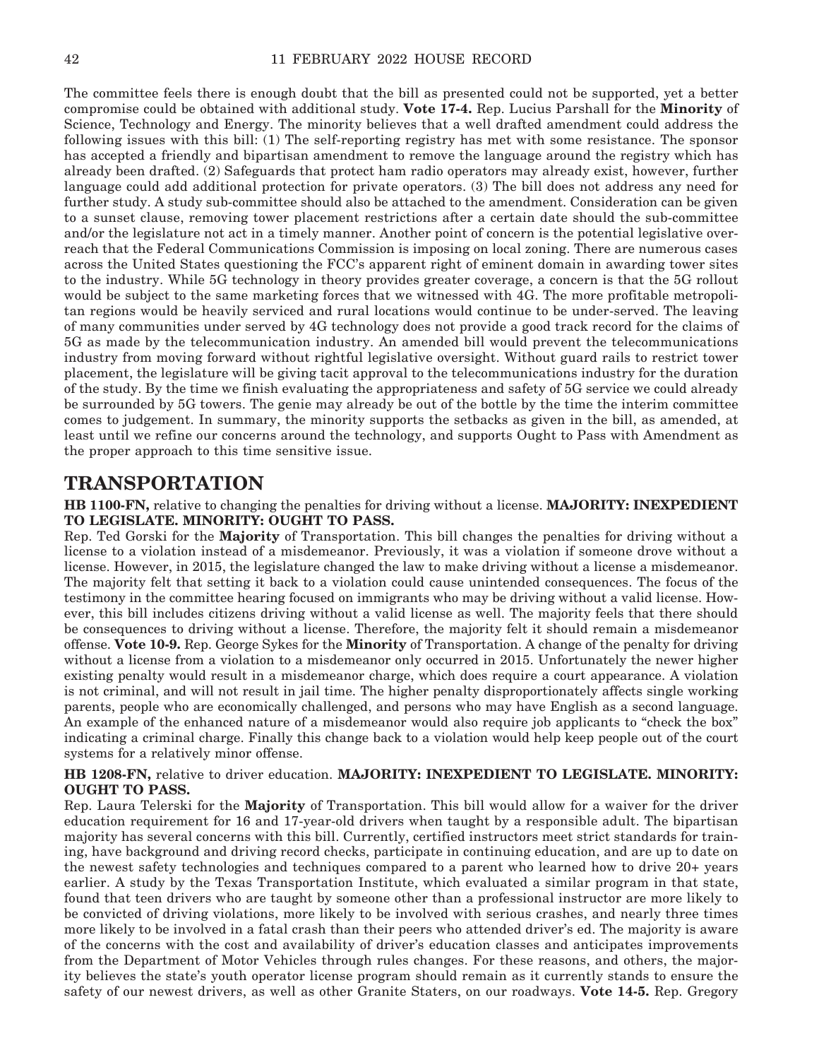The committee feels there is enough doubt that the bill as presented could not be supported, yet a better compromise could be obtained with additional study. **Vote 17-4.** Rep. Lucius Parshall for the **Minority** of Science, Technology and Energy. The minority believes that a well drafted amendment could address the following issues with this bill: (1) The self-reporting registry has met with some resistance. The sponsor has accepted a friendly and bipartisan amendment to remove the language around the registry which has already been drafted. (2) Safeguards that protect ham radio operators may already exist, however, further language could add additional protection for private operators. (3) The bill does not address any need for further study. A study sub-committee should also be attached to the amendment. Consideration can be given to a sunset clause, removing tower placement restrictions after a certain date should the sub-committee and/or the legislature not act in a timely manner. Another point of concern is the potential legislative overreach that the Federal Communications Commission is imposing on local zoning. There are numerous cases across the United States questioning the FCC's apparent right of eminent domain in awarding tower sites to the industry. While 5G technology in theory provides greater coverage, a concern is that the 5G rollout would be subject to the same marketing forces that we witnessed with 4G. The more profitable metropolitan regions would be heavily serviced and rural locations would continue to be under-served. The leaving of many communities under served by 4G technology does not provide a good track record for the claims of 5G as made by the telecommunication industry. An amended bill would prevent the telecommunications industry from moving forward without rightful legislative oversight. Without guard rails to restrict tower placement, the legislature will be giving tacit approval to the telecommunications industry for the duration of the study. By the time we finish evaluating the appropriateness and safety of 5G service we could already be surrounded by 5G towers. The genie may already be out of the bottle by the time the interim committee comes to judgement. In summary, the minority supports the setbacks as given in the bill, as amended, at least until we refine our concerns around the technology, and supports Ought to Pass with Amendment as the proper approach to this time sensitive issue.

## TRANSPORTATION

**HB 1100-FN,** relative to changing the penalties for driving without a license. **MAJORITY: INEXPEDIENT TO LEGISLATE. MINORITY: OUGHT TO PASS.**

Rep. Ted Gorski for the **Majority** of Transportation. This bill changes the penalties for driving without a license to a violation instead of a misdemeanor. Previously, it was a violation if someone drove without a license. However, in 2015, the legislature changed the law to make driving without a license a misdemeanor. The majority felt that setting it back to a violation could cause unintended consequences. The focus of the testimony in the committee hearing focused on immigrants who may be driving without a valid license. However, this bill includes citizens driving without a valid license as well. The majority feels that there should be consequences to driving without a license. Therefore, the majority felt it should remain a misdemeanor offense. **Vote 10-9.** Rep. George Sykes for the **Minority** of Transportation. A change of the penalty for driving without a license from a violation to a misdemeanor only occurred in 2015. Unfortunately the newer higher existing penalty would result in a misdemeanor charge, which does require a court appearance. A violation is not criminal, and will not result in jail time. The higher penalty disproportionately affects single working parents, people who are economically challenged, and persons who may have English as a second language. An example of the enhanced nature of a misdemeanor would also require job applicants to "check the box" indicating a criminal charge. Finally this change back to a violation would help keep people out of the court systems for a relatively minor offense.

**HB 1208-FN,** relative to driver education. **MAJORITY: INEXPEDIENT TO LEGISLATE. MINORITY: OUGHT TO PASS.**

Rep. Laura Telerski for the **Majority** of Transportation. This bill would allow for a waiver for the driver education requirement for 16 and 17-year-old drivers when taught by a responsible adult. The bipartisan majority has several concerns with this bill. Currently, certified instructors meet strict standards for training, have background and driving record checks, participate in continuing education, and are up to date on the newest safety technologies and techniques compared to a parent who learned how to drive 20+ years earlier. A study by the Texas Transportation Institute, which evaluated a similar program in that state, found that teen drivers who are taught by someone other than a professional instructor are more likely to be convicted of driving violations, more likely to be involved with serious crashes, and nearly three times more likely to be involved in a fatal crash than their peers who attended driver's ed. The majority is aware of the concerns with the cost and availability of driver's education classes and anticipates improvements from the Department of Motor Vehicles through rules changes. For these reasons, and others, the majority believes the state's youth operator license program should remain as it currently stands to ensure the safety of our newest drivers, as well as other Granite Staters, on our roadways. **Vote 14-5.** Rep. Gregory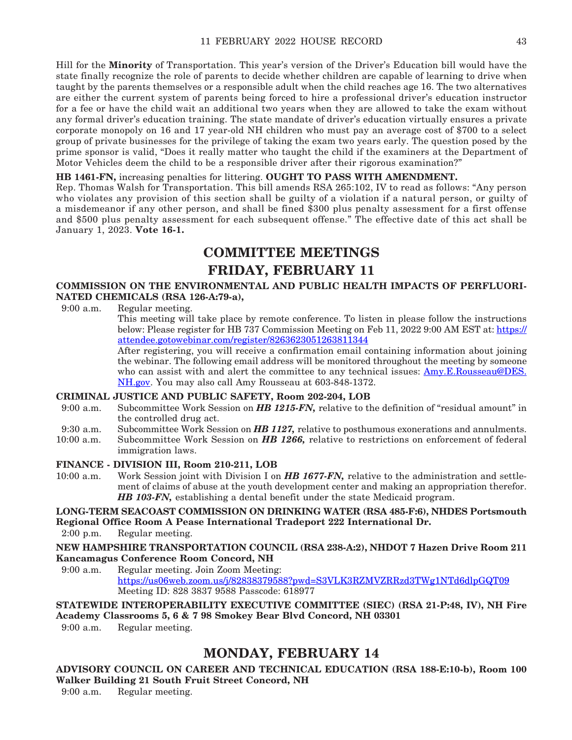Hill for the **Minority** of Transportation. This year's version of the Driver's Education bill would have the state finally recognize the role of parents to decide whether children are capable of learning to drive when taught by the parents themselves or a responsible adult when the child reaches age 16. The two alternatives are either the current system of parents being forced to hire a professional driver's education instructor for a fee or have the child wait an additional two years when they are allowed to take the exam without any formal driver's education training. The state mandate of driver's education virtually ensures a private corporate monopoly on 16 and 17 year-old NH children who must pay an average cost of $700 to a select group of private businesses for the privilege of taking the exam two years early. The question posed by the prime sponsor is valid, "Does it really matter who taught the child if the examiners at the Department of Motor Vehicles deem the child to be a responsible driver after their rigorous examination?"

**HB 1461-FN,** increasing penalties for littering. **OUGHT TO PASS WITH AMENDMENT.**

Rep. Thomas Walsh for Transportation. This bill amends RSA 265:102, IV to read as follows: "Any person who violates any provision of this section shall be guilty of a violation if a natural person, or guilty of a misdemeanor if any other person, and shall be fined $300 plus penalty assessment for a first offense and $500 plus penalty assessment for each subsequent offense." The effective date of this act shall be January 1, 2023. **Vote 16-1.**

# COMMITTEE MEETINGS

## FRIDAY, FEBRUARY 11

**COMMISSION ON THE ENVIRONMENTAL AND PUBLIC HEALTH IMPACTS OF PERFLUORINATED CHEMICALS (RSA 126-A:79-a),**

9:00 a.m. Regular meeting.
This meeting will take place by remote conference. To listen in please follow the instructions below: Please register for HB 737 Commission Meeting on Feb 11, 2022 9:00 AM EST at: https://attendee.gotowebinar.com/register/8263623051263811344
After registering, you will receive a confirmation email containing information about joining the webinar. The following email address will be monitored throughout the meeting by someone who can assist with and alert the committee to any technical issues: Amy.E.Rousseau@DES.NH.gov. You may also call Amy Rousseau at 603-848-1372.

**CRIMINAL JUSTICE AND PUBLIC SAFETY, Room 202-204, LOB**

9:00 a.m. Subcommittee Work Session on ***HB 1215-FN,*** relative to the definition of "residual amount" in the controlled drug act.
9:30 a.m. Subcommittee Work Session on ***HB 1127,*** relative to posthumous exonerations and annulments.
10:00 a.m. Subcommittee Work Session on ***HB 1266,*** relative to restrictions on enforcement of federal immigration laws.

**FINANCE - DIVISION III, Room 210-211, LOB**

10:00 a.m. Work Session joint with Division I on ***HB 1677-FN,*** relative to the administration and settlement of claims of abuse at the youth development center and making an appropriation therefor.
***HB 103-FN,*** establishing a dental benefit under the state Medicaid program.

**LONG-TERM SEACOAST COMMISSION ON DRINKING WATER (RSA 485-F:6), NHDES Portsmouth Regional Office Room A Pease International Tradeport 222 International Dr.**

2:00 p.m. Regular meeting.

**NEW HAMPSHIRE TRANSPORTATION COUNCIL (RSA 238-A:2), NHDOT 7 Hazen Drive Room 211 Kancamagus Conference Room Concord, NH**

9:00 a.m. Regular meeting. Join Zoom Meeting:
https://us06web.zoom.us/j/82838379588?pwd=S3VLK3RZMVZRRzd3TWg1NTd6dlpGQT09
Meeting ID: 828 3837 9588 Passcode: 618977

**STATEWIDE INTEROPERABILITY EXECUTIVE COMMITTEE (SIEC) (RSA 21-P:48, IV), NH Fire Academy Classrooms 5, 6 & 7 98 Smokey Bear Blvd Concord, NH 03301**

9:00 a.m. Regular meeting.

## MONDAY, FEBRUARY 14

**ADVISORY COUNCIL ON CAREER AND TECHNICAL EDUCATION (RSA 188-E:10-b), Room 100 Walker Building 21 South Fruit Street Concord, NH**

9:00 a.m. Regular meeting.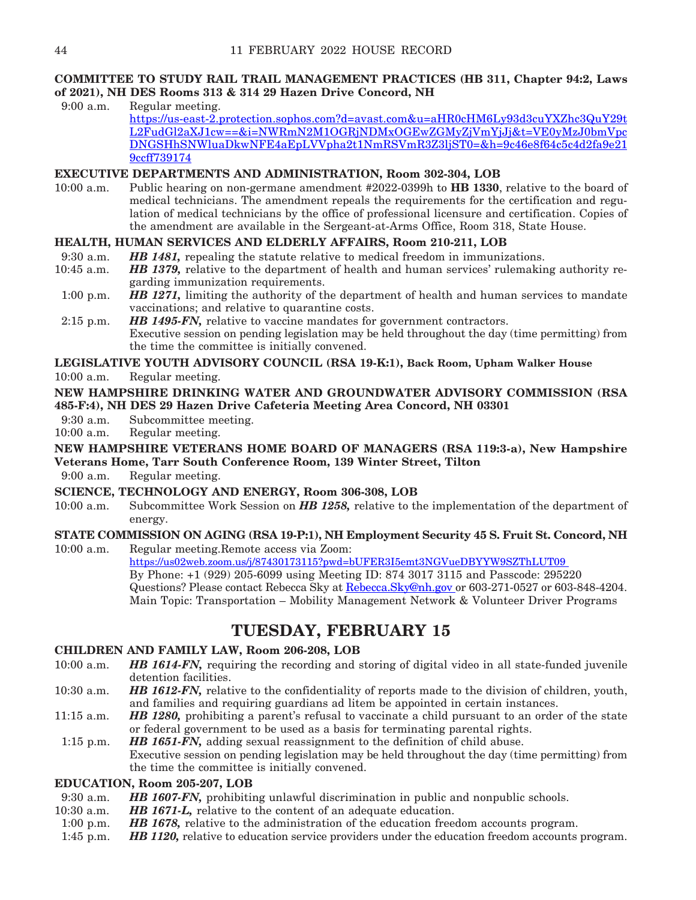**COMMITTEE TO STUDY RAIL TRAIL MANAGEMENT PRACTICES (HB 311, Chapter 94:2, Laws of 2021), NH DES Rooms 313 & 314 29 Hazen Drive Concord, NH**

9:00 a.m. Regular meeting.
https://us-east-2.protection.sophos.com?d=avast.com&u=aHR0cHM6Ly93d3cuYXZhc3QuY29tL2FudGl2aXJ1cw==&i=NWRmN2M1OGRjNDMxOGEwZGMyZjVmYjJj&t=VE0yMzJ0bmVpcDNGSHhSNWluaDkwNFE4aEpLVVpha2t1NmRSVmR3Z3ljST0=&h=9c46e8f64c5c4d2fa9e219ccff739174

**EXECUTIVE DEPARTMENTS AND ADMINISTRATION, Room 302-304, LOB**

10:00 a.m. Public hearing on non-germane amendment #2022-0399h to **HB 1330**, relative to the board of medical technicians. The amendment repeals the requirements for the certification and regulation of medical technicians by the office of professional licensure and certification. Copies of the amendment are available in the Sergeant-at-Arms Office, Room 318, State House.

**HEALTH, HUMAN SERVICES AND ELDERLY AFFAIRS, Room 210-211, LOB**

9:30 a.m. ***HB 1481,*** repealing the statute relative to medical freedom in immunizations.
10:45 a.m. ***HB 1379,*** relative to the department of health and human services' rulemaking authority regarding immunization requirements.
1:00 p.m. ***HB 1271,*** limiting the authority of the department of health and human services to mandate vaccinations; and relative to quarantine costs.
2:15 p.m. ***HB 1495-FN,*** relative to vaccine mandates for government contractors.
Executive session on pending legislation may be held throughout the day (time permitting) from the time the committee is initially convened.

**LEGISLATIVE YOUTH ADVISORY COUNCIL (RSA 19-K:1), Back Room, Upham Walker House**

10:00 a.m. Regular meeting.

**NEW HAMPSHIRE DRINKING WATER AND GROUNDWATER ADVISORY COMMISSION (RSA 485-F:4), NH DES 29 Hazen Drive Cafeteria Meeting Area Concord, NH 03301**

9:30 a.m. Subcommittee meeting.
10:00 a.m. Regular meeting.

**NEW HAMPSHIRE VETERANS HOME BOARD OF MANAGERS (RSA 119:3-a), New Hampshire Veterans Home, Tarr South Conference Room, 139 Winter Street, Tilton**

9:00 a.m. Regular meeting.

**SCIENCE, TECHNOLOGY AND ENERGY, Room 306-308, LOB**

10:00 a.m. Subcommittee Work Session on ***HB 1258,*** relative to the implementation of the department of energy.

**STATE COMMISSION ON AGING (RSA 19-P:1), NH Employment Security 45 S. Fruit St. Concord, NH**

10:00 a.m. Regular meeting.Remote access via Zoom:
https://us02web.zoom.us/j/87430173115?pwd=bUFER3I5emt3NGVueDBYYW9SZThLUT09
By Phone: +1 (929) 205-6099 using Meeting ID: 874 3017 3115 and Passcode: 295220
Questions? Please contact Rebecca Sky at Rebecca.Sky@nh.gov or 603-271-0527 or 603-848-4204.
Main Topic: Transportation – Mobility Management Network & Volunteer Driver Programs

# TUESDAY, FEBRUARY 15

**CHILDREN AND FAMILY LAW, Room 206-208, LOB**

10:00 a.m. ***HB 1614-FN,*** requiring the recording and storing of digital video in all state-funded juvenile detention facilities.
10:30 a.m. ***HB 1612-FN,*** relative to the confidentiality of reports made to the division of children, youth, and families and requiring guardians ad litem be appointed in certain instances.
11:15 a.m. ***HB 1280,*** prohibiting a parent's refusal to vaccinate a child pursuant to an order of the state or federal government to be used as a basis for terminating parental rights.
1:15 p.m. ***HB 1651-FN,*** adding sexual reassignment to the definition of child abuse.
Executive session on pending legislation may be held throughout the day (time permitting) from the time the committee is initially convened.

**EDUCATION, Room 205-207, LOB**

9:30 a.m. ***HB 1607-FN,*** prohibiting unlawful discrimination in public and nonpublic schools.
10:30 a.m. ***HB 1671-L,*** relative to the content of an adequate education.
1:00 p.m. ***HB 1678,*** relative to the administration of the education freedom accounts program.
1:45 p.m. ***HB 1120,*** relative to education service providers under the education freedom accounts program.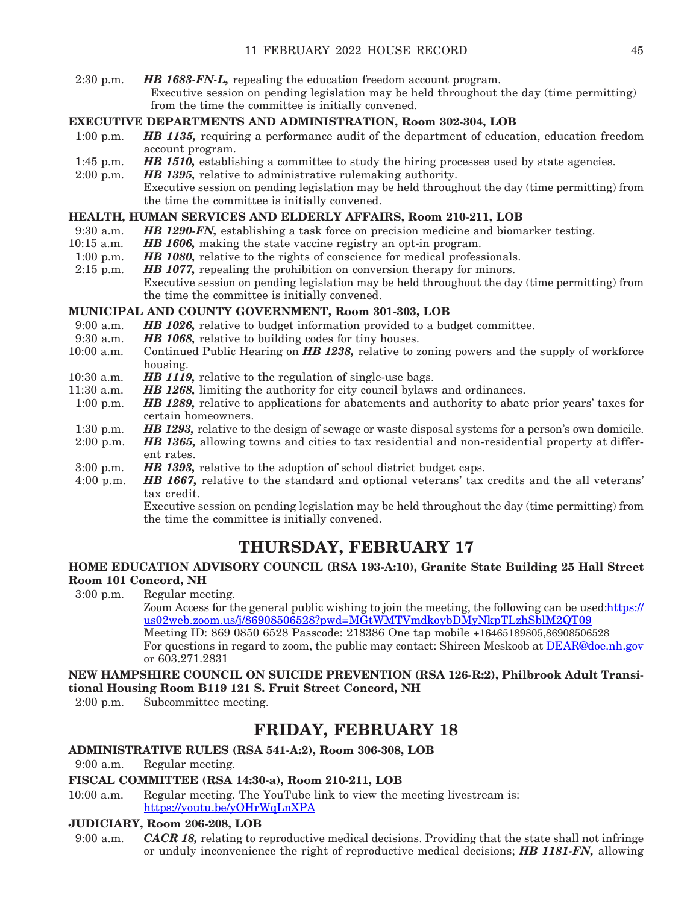2:30 p.m. ***HB 1683-FN-L,*** repealing the education freedom account program.
Executive session on pending legislation may be held throughout the day (time permitting) from the time the committee is initially convened.

**EXECUTIVE DEPARTMENTS AND ADMINISTRATION, Room 302-304, LOB**

1:00 p.m. ***HB 1135,*** requiring a performance audit of the department of education, education freedom account program.
1:45 p.m. ***HB 1510,*** establishing a committee to study the hiring processes used by state agencies.
2:00 p.m. ***HB 1395,*** relative to administrative rulemaking authority.
Executive session on pending legislation may be held throughout the day (time permitting) from the time the committee is initially convened.

**HEALTH, HUMAN SERVICES AND ELDERLY AFFAIRS, Room 210-211, LOB**

9:30 a.m. ***HB 1290-FN,*** establishing a task force on precision medicine and biomarker testing.
10:15 a.m. ***HB 1606,*** making the state vaccine registry an opt-in program.
1:00 p.m. ***HB 1080,*** relative to the rights of conscience for medical professionals.
2:15 p.m. ***HB 1077,*** repealing the prohibition on conversion therapy for minors.
Executive session on pending legislation may be held throughout the day (time permitting) from the time the committee is initially convened.

**MUNICIPAL AND COUNTY GOVERNMENT, Room 301-303, LOB**

9:00 a.m. ***HB 1026,*** relative to budget information provided to a budget committee.
9:30 a.m. ***HB 1068,*** relative to building codes for tiny houses.
10:00 a.m. Continued Public Hearing on ***HB 1238,*** relative to zoning powers and the supply of workforce housing.
10:30 a.m. ***HB 1119,*** relative to the regulation of single-use bags.
11:30 a.m. ***HB 1268,*** limiting the authority for city council bylaws and ordinances.
1:00 p.m. ***HB 1289,*** relative to applications for abatements and authority to abate prior years' taxes for certain homeowners.
1:30 p.m. ***HB 1293,*** relative to the design of sewage or waste disposal systems for a person's own domicile.
2:00 p.m. ***HB 1365,*** allowing towns and cities to tax residential and non-residential property at different rates.
3:00 p.m. ***HB 1393,*** relative to the adoption of school district budget caps.
4:00 p.m. ***HB 1667,*** relative to the standard and optional veterans' tax credits and the all veterans' tax credit.
Executive session on pending legislation may be held throughout the day (time permitting) from the time the committee is initially convened.

## THURSDAY, FEBRUARY 17

**HOME EDUCATION ADVISORY COUNCIL (RSA 193-A:10), Granite State Building 25 Hall Street Room 101 Concord, NH**

3:00 p.m. Regular meeting.
Zoom Access for the general public wishing to join the meeting, the following can be used:https://us02web.zoom.us/j/86908506528?pwd=MGtWMTVmdkoybDMyNkpTLzhSblM2QT09
Meeting ID: 869 0850 6528 Passcode: 218386 One tap mobile +16465189805,86908506528
For questions in regard to zoom, the public may contact: Shireen Meskoob at DEAR@doe.nh.gov or 603.271.2831

**NEW HAMPSHIRE COUNCIL ON SUICIDE PREVENTION (RSA 126-R:2), Philbrook Adult Transitional Housing Room B119 121 S. Fruit Street Concord, NH**

2:00 p.m. Subcommittee meeting.

## FRIDAY, FEBRUARY 18

**ADMINISTRATIVE RULES (RSA 541-A:2), Room 306-308, LOB**

9:00 a.m. Regular meeting.

**FISCAL COMMITTEE (RSA 14:30-a), Room 210-211, LOB**

10:00 a.m. Regular meeting. The YouTube link to view the meeting livestream is:
https://youtu.be/yOHrWqLnXPA

**JUDICIARY, Room 206-208, LOB**

9:00 a.m. ***CACR 18,*** relating to reproductive medical decisions. Providing that the state shall not infringe or unduly inconvenience the right of reproductive medical decisions; ***HB 1181-FN,*** allowing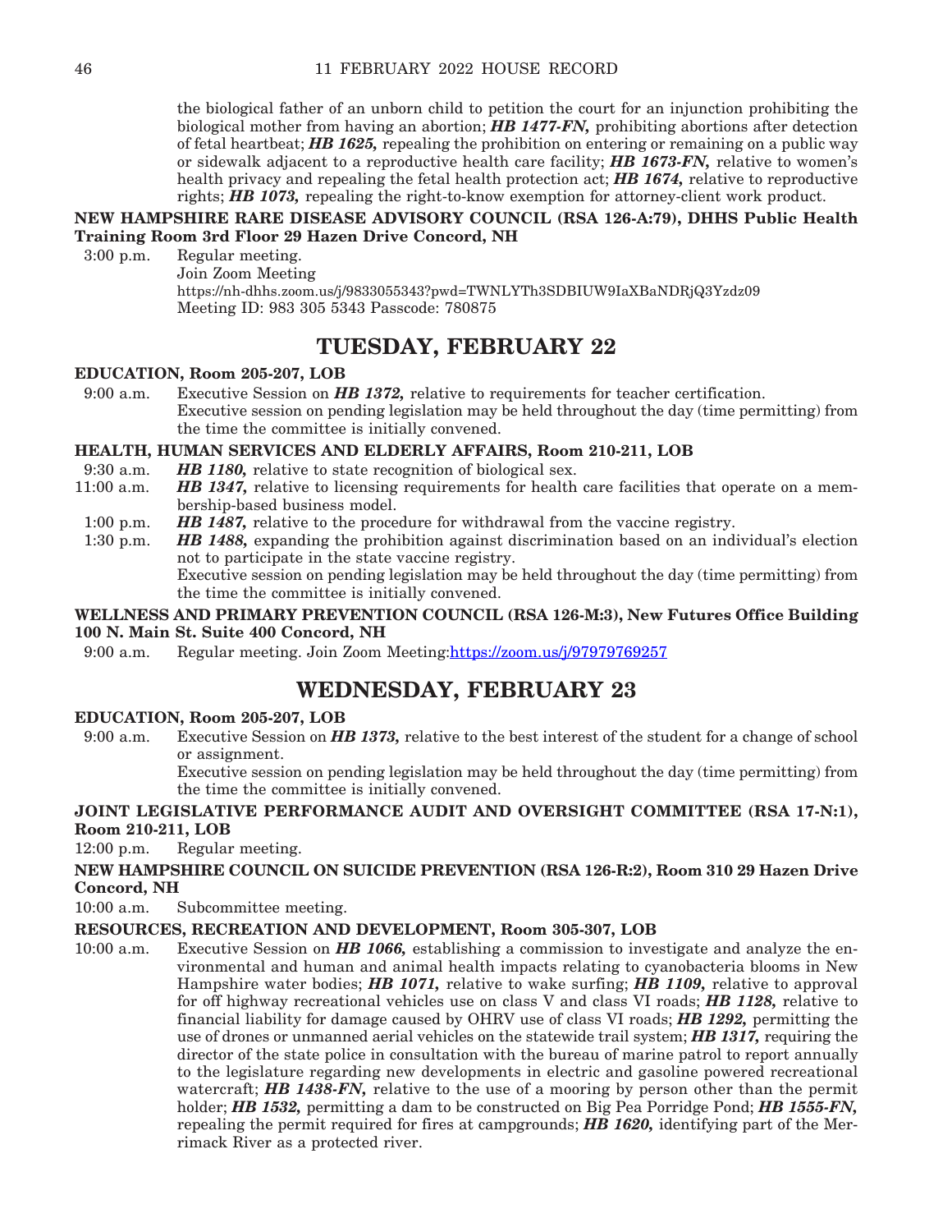the biological father of an unborn child to petition the court for an injunction prohibiting the biological mother from having an abortion; ***HB 1477-FN,*** prohibiting abortions after detection of fetal heartbeat; ***HB 1625,*** repealing the prohibition on entering or remaining on a public way or sidewalk adjacent to a reproductive health care facility; ***HB 1673-FN,*** relative to women's health privacy and repealing the fetal health protection act; ***HB 1674,*** relative to reproductive rights; ***HB 1073,*** repealing the right-to-know exemption for attorney-client work product.

**NEW HAMPSHIRE RARE DISEASE ADVISORY COUNCIL (RSA 126-A:79), DHHS Public Health Training Room 3rd Floor 29 Hazen Drive Concord, NH**

3:00 p.m. Regular meeting.
Join Zoom Meeting
https://nh-dhhs.zoom.us/j/9833055343?pwd=TWNLYTh3SDBIUW9IaXBaNDRjQ3Yzdz09
Meeting ID: 983 305 5343 Passcode: 780875

## TUESDAY, FEBRUARY 22

**EDUCATION, Room 205-207, LOB**

9:00 a.m. Executive Session on ***HB 1372,*** relative to requirements for teacher certification.
Executive session on pending legislation may be held throughout the day (time permitting) from the time the committee is initially convened.

**HEALTH, HUMAN SERVICES AND ELDERLY AFFAIRS, Room 210-211, LOB**

9:30 a.m. ***HB 1180,*** relative to state recognition of biological sex.

11:00 a.m. ***HB 1347,*** relative to licensing requirements for health care facilities that operate on a membership-based business model.

1:00 p.m. ***HB 1487,*** relative to the procedure for withdrawal from the vaccine registry.

1:30 p.m. ***HB 1488,*** expanding the prohibition against discrimination based on an individual's election not to participate in the state vaccine registry.
Executive session on pending legislation may be held throughout the day (time permitting) from the time the committee is initially convened.

**WELLNESS AND PRIMARY PREVENTION COUNCIL (RSA 126-M:3), New Futures Office Building 100 N. Main St. Suite 400 Concord, NH**

9:00 a.m. Regular meeting. Join Zoom Meeting:https://zoom.us/j/97979769257

## WEDNESDAY, FEBRUARY 23

**EDUCATION, Room 205-207, LOB**

9:00 a.m. Executive Session on ***HB 1373,*** relative to the best interest of the student for a change of school or assignment.
Executive session on pending legislation may be held throughout the day (time permitting) from the time the committee is initially convened.

**JOINT LEGISLATIVE PERFORMANCE AUDIT AND OVERSIGHT COMMITTEE (RSA 17-N:1), Room 210-211, LOB**

12:00 p.m. Regular meeting.

**NEW HAMPSHIRE COUNCIL ON SUICIDE PREVENTION (RSA 126-R:2), Room 310 29 Hazen Drive Concord, NH**

10:00 a.m. Subcommittee meeting.

**RESOURCES, RECREATION AND DEVELOPMENT, Room 305-307, LOB**

10:00 a.m. Executive Session on ***HB 1066,*** establishing a commission to investigate and analyze the environmental and human and animal health impacts relating to cyanobacteria blooms in New Hampshire water bodies; ***HB 1071,*** relative to wake surfing; ***HB 1109,*** relative to approval for off highway recreational vehicles use on class V and class VI roads; ***HB 1128,*** relative to financial liability for damage caused by OHRV use of class VI roads; ***HB 1292,*** permitting the use of drones or unmanned aerial vehicles on the statewide trail system; ***HB 1317,*** requiring the director of the state police in consultation with the bureau of marine patrol to report annually to the legislature regarding new developments in electric and gasoline powered recreational watercraft; ***HB 1438-FN,*** relative to the use of a mooring by person other than the permit holder; ***HB 1532,*** permitting a dam to be constructed on Big Pea Porridge Pond; ***HB 1555-FN,*** repealing the permit required for fires at campgrounds; ***HB 1620,*** identifying part of the Merrimack River as a protected river.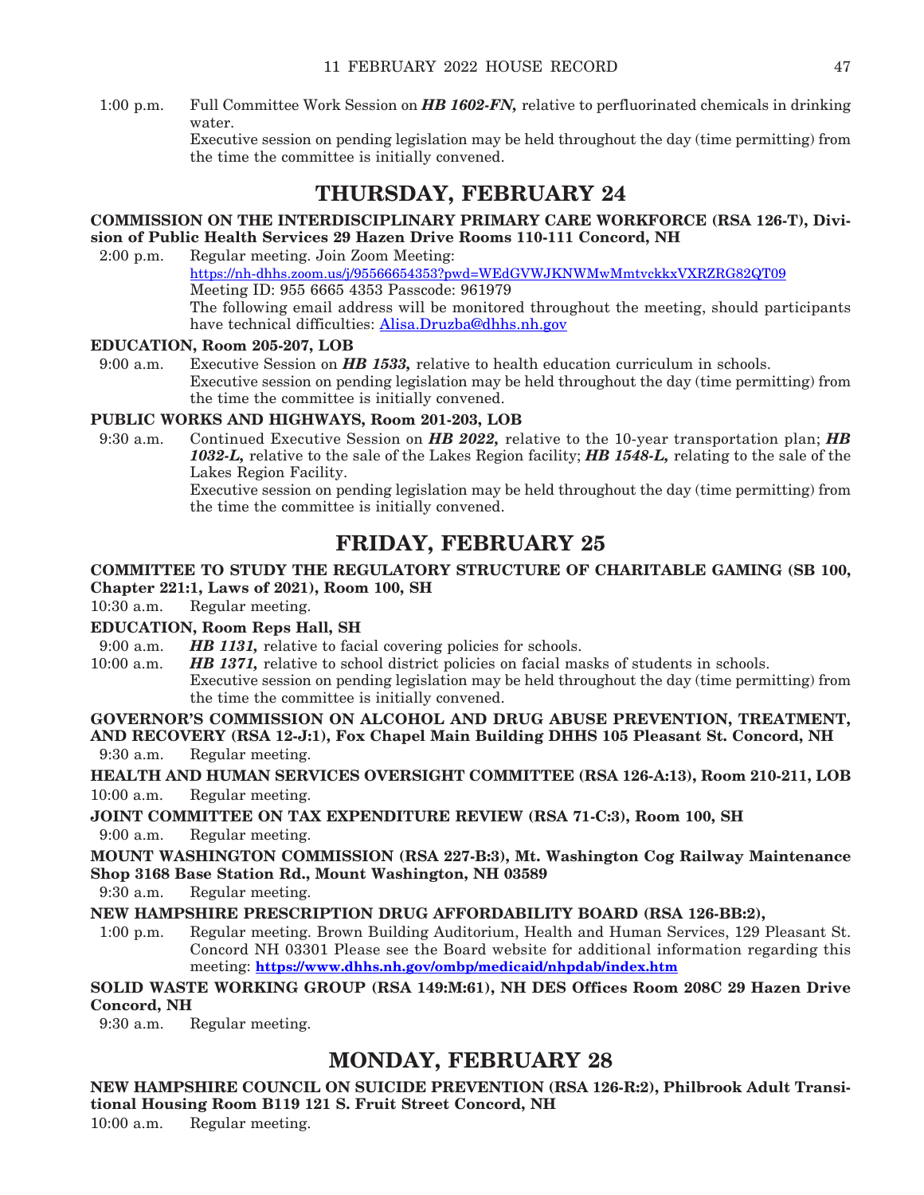1:00 p.m. Full Committee Work Session on ***HB 1602-FN,*** relative to perfluorinated chemicals in drinking water.
Executive session on pending legislation may be held throughout the day (time permitting) from the time the committee is initially convened.

## THURSDAY, FEBRUARY 24

**COMMISSION ON THE INTERDISCIPLINARY PRIMARY CARE WORKFORCE (RSA 126-T), Division of Public Health Services 29 Hazen Drive Rooms 110-111 Concord, NH**

2:00 p.m. Regular meeting. Join Zoom Meeting:
https://nh-dhhs.zoom.us/j/95566654353?pwd=WEdGVWJKNWMwMmtvckkxVXRZRG82QT09
Meeting ID: 955 6665 4353 Passcode: 961979
The following email address will be monitored throughout the meeting, should participants have technical difficulties: Alisa.Druzba@dhhs.nh.gov

**EDUCATION, Room 205-207, LOB**

9:00 a.m. Executive Session on ***HB 1533,*** relative to health education curriculum in schools.
Executive session on pending legislation may be held throughout the day (time permitting) from the time the committee is initially convened.

**PUBLIC WORKS AND HIGHWAYS, Room 201-203, LOB**

9:30 a.m. Continued Executive Session on ***HB 2022,*** relative to the 10-year transportation plan; ***HB 1032-L,*** relative to the sale of the Lakes Region facility; ***HB 1548-L,*** relating to the sale of the Lakes Region Facility.
Executive session on pending legislation may be held throughout the day (time permitting) from the time the committee is initially convened.

## FRIDAY, FEBRUARY 25

**COMMITTEE TO STUDY THE REGULATORY STRUCTURE OF CHARITABLE GAMING (SB 100, Chapter 221:1, Laws of 2021), Room 100, SH**

10:30 a.m. Regular meeting.

**EDUCATION, Room Reps Hall, SH**

9:00 a.m. ***HB 1131,*** relative to facial covering policies for schools.
10:00 a.m. ***HB 1371,*** relative to school district policies on facial masks of students in schools.
Executive session on pending legislation may be held throughout the day (time permitting) from the time the committee is initially convened.

**GOVERNOR'S COMMISSION ON ALCOHOL AND DRUG ABUSE PREVENTION, TREATMENT, AND RECOVERY (RSA 12-J:1), Fox Chapel Main Building DHHS 105 Pleasant St. Concord, NH**

9:30 a.m. Regular meeting.

**HEALTH AND HUMAN SERVICES OVERSIGHT COMMITTEE (RSA 126-A:13), Room 210-211, LOB**

10:00 a.m. Regular meeting.

**JOINT COMMITTEE ON TAX EXPENDITURE REVIEW (RSA 71-C:3), Room 100, SH**

9:00 a.m. Regular meeting.

**MOUNT WASHINGTON COMMISSION (RSA 227-B:3), Mt. Washington Cog Railway Maintenance Shop 3168 Base Station Rd., Mount Washington, NH 03589**

9:30 a.m. Regular meeting.

**NEW HAMPSHIRE PRESCRIPTION DRUG AFFORDABILITY BOARD (RSA 126-BB:2),**

1:00 p.m. Regular meeting. Brown Building Auditorium, Health and Human Services, 129 Pleasant St. Concord NH 03301 Please see the Board website for additional information regarding this meeting: **https://www.dhhs.nh.gov/ombp/medicaid/nhpdab/index.htm**

**SOLID WASTE WORKING GROUP (RSA 149:M:61), NH DES Offices Room 208C 29 Hazen Drive Concord, NH**

9:30 a.m. Regular meeting.

## MONDAY, FEBRUARY 28

**NEW HAMPSHIRE COUNCIL ON SUICIDE PREVENTION (RSA 126-R:2), Philbrook Adult Transitional Housing Room B119 121 S. Fruit Street Concord, NH**

10:00 a.m. Regular meeting.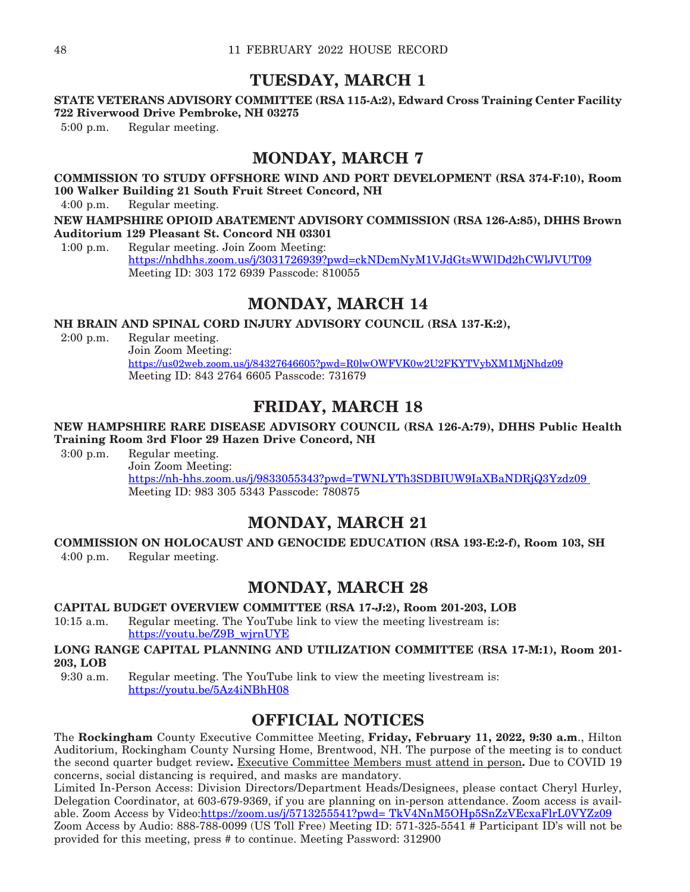## TUESDAY, MARCH 1

**STATE VETERANS ADVISORY COMMITTEE (RSA 115-A:2), Edward Cross Training Center Facility 722 Riverwood Drive Pembroke, NH 03275**

5:00 p.m. Regular meeting.

## MONDAY, MARCH 7

**COMMISSION TO STUDY OFFSHORE WIND AND PORT DEVELOPMENT (RSA 374-F:10), Room 100 Walker Building 21 South Fruit Street Concord, NH**

4:00 p.m. Regular meeting.

**NEW HAMPSHIRE OPIOID ABATEMENT ADVISORY COMMISSION (RSA 126-A:85), DHHS Brown Auditorium 129 Pleasant St. Concord NH 03301**

1:00 p.m. Regular meeting. Join Zoom Meeting:
https://nhdhhs.zoom.us/j/3031726939?pwd=ckNDcmNyM1VJdGtsWWlDd2hCWlJVUT09
Meeting ID: 303 172 6939 Passcode: 810055

## MONDAY, MARCH 14

**NH BRAIN AND SPINAL CORD INJURY ADVISORY COUNCIL (RSA 137-K:2),**

2:00 p.m. Regular meeting.
Join Zoom Meeting:
https://us02web.zoom.us/j/84327646605?pwd=R0lwOWFVK0w2U2FKYTVybXM1MjNhdz09
Meeting ID: 843 2764 6605 Passcode: 731679

## FRIDAY, MARCH 18

**NEW HAMPSHIRE RARE DISEASE ADVISORY COUNCIL (RSA 126-A:79), DHHS Public Health Training Room 3rd Floor 29 Hazen Drive Concord, NH**

3:00 p.m. Regular meeting.
Join Zoom Meeting:
https://nh-hhs.zoom.us/j/9833055343?pwd=TWNLYTh3SDBIUW9IaXBaNDRjQ3Yzdz09
Meeting ID: 983 305 5343 Passcode: 780875

## MONDAY, MARCH 21

**COMMISSION ON HOLOCAUST AND GENOCIDE EDUCATION (RSA 193-E:2-f), Room 103, SH**

4:00 p.m. Regular meeting.

## MONDAY, MARCH 28

**CAPITAL BUDGET OVERVIEW COMMITTEE (RSA 17-J:2), Room 201-203, LOB**

10:15 a.m. Regular meeting. The YouTube link to view the meeting livestream is:
https://youtu.be/Z9B_wjrnUYE

**LONG RANGE CAPITAL PLANNING AND UTILIZATION COMMITTEE (RSA 17-M:1), Room 201-203, LOB**

9:30 a.m. Regular meeting. The YouTube link to view the meeting livestream is:
https://youtu.be/5Az4iNBhH08

## OFFICIAL NOTICES

The **Rockingham** County Executive Committee Meeting, **Friday, February 11, 2022, 9:30 a.m**., Hilton Auditorium, Rockingham County Nursing Home, Brentwood, NH. The purpose of the meeting is to conduct the second quarter budget review**.** Executive Committee Members must attend in person**.** Due to COVID 19 concerns, social distancing is required, and masks are mandatory.

Limited In-Person Access: Division Directors/Department Heads/Designees, please contact Cheryl Hurley, Delegation Coordinator, at 603-679-9369, if you are planning on in-person attendance. Zoom access is available. Zoom Access by Video:https://zoom.us/j/5713255541?pwd= TkV4NnM5OHp5SnZzVEcxaFlrL0VYZz09
Zoom Access by Audio: 888-788-0099 (US Toll Free) Meeting ID: 571-325-5541 # Participant ID's will not be provided for this meeting, press # to continue. Meeting Password: 312900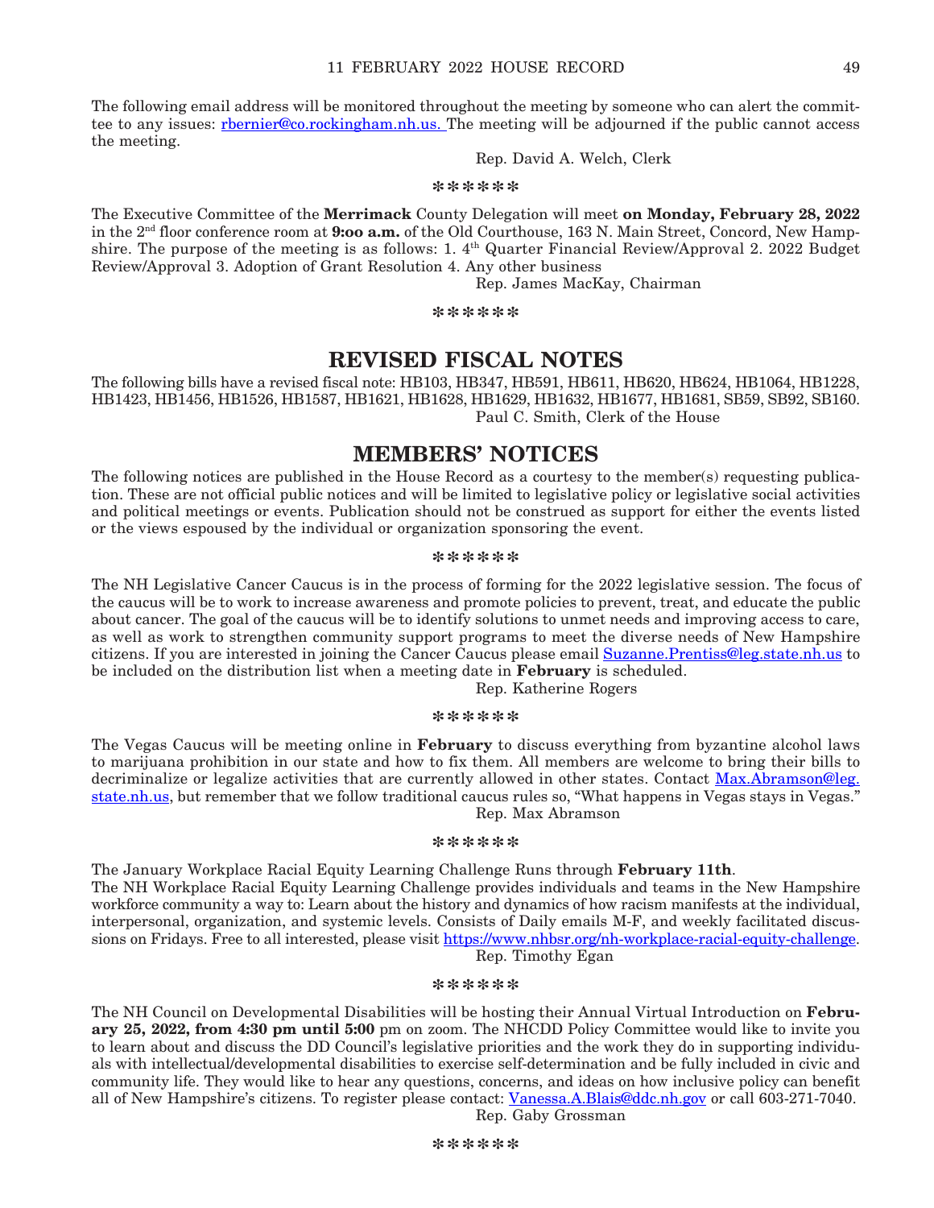The following email address will be monitored throughout the meeting by someone who can alert the committee to any issues: rbernier@co.rockingham.nh.us. The meeting will be adjourned if the public cannot access the meeting.

Rep. David A. Welch, Clerk

******

The Executive Committee of the **Merrimack** County Delegation will meet **on Monday, February 28, 2022** in the 2nd floor conference room at **9:oo a.m.** of the Old Courthouse, 163 N. Main Street, Concord, New Hampshire. The purpose of the meeting is as follows: 1. 4th Quarter Financial Review/Approval 2. 2022 Budget Review/Approval 3. Adoption of Grant Resolution 4. Any other business

Rep. James MacKay, Chairman

******

# REVISED FISCAL NOTES

The following bills have a revised fiscal note: HB103, HB347, HB591, HB611, HB620, HB624, HB1064, HB1228, HB1423, HB1456, HB1526, HB1587, HB1621, HB1628, HB1629, HB1632, HB1677, HB1681, SB59, SB92, SB160.

Paul C. Smith, Clerk of the House

# MEMBERS' NOTICES

The following notices are published in the House Record as a courtesy to the member(s) requesting publication. These are not official public notices and will be limited to legislative policy or legislative social activities and political meetings or events. Publication should not be construed as support for either the events listed or the views espoused by the individual or organization sponsoring the event.

******

The NH Legislative Cancer Caucus is in the process of forming for the 2022 legislative session. The focus of the caucus will be to work to increase awareness and promote policies to prevent, treat, and educate the public about cancer. The goal of the caucus will be to identify solutions to unmet needs and improving access to care, as well as work to strengthen community support programs to meet the diverse needs of New Hampshire citizens. If you are interested in joining the Cancer Caucus please email Suzanne.Prentiss@leg.state.nh.us to be included on the distribution list when a meeting date in **February** is scheduled.

Rep. Katherine Rogers

******

The Vegas Caucus will be meeting online in **February** to discuss everything from byzantine alcohol laws to marijuana prohibition in our state and how to fix them. All members are welcome to bring their bills to decriminalize or legalize activities that are currently allowed in other states. Contact Max.Abramson@leg.state.nh.us, but remember that we follow traditional caucus rules so, "What happens in Vegas stays in Vegas."

Rep. Max Abramson

******

The January Workplace Racial Equity Learning Challenge Runs through **February 11th**.

The NH Workplace Racial Equity Learning Challenge provides individuals and teams in the New Hampshire workforce community a way to: Learn about the history and dynamics of how racism manifests at the individual, interpersonal, organization, and systemic levels. Consists of Daily emails M-F, and weekly facilitated discussions on Fridays. Free to all interested, please visit https://www.nhbsr.org/nh-workplace-racial-equity-challenge.

Rep. Timothy Egan

******

The NH Council on Developmental Disabilities will be hosting their Annual Virtual Introduction on **February 25, 2022, from 4:30 pm until 5:00** pm on zoom. The NHCDD Policy Committee would like to invite you to learn about and discuss the DD Council's legislative priorities and the work they do in supporting individuals with intellectual/developmental disabilities to exercise self-determination and be fully included in civic and community life. They would like to hear any questions, concerns, and ideas on how inclusive policy can benefit all of New Hampshire's citizens. To register please contact: Vanessa.A.Blais@ddc.nh.gov or call 603-271-7040.

Rep. Gaby Grossman

******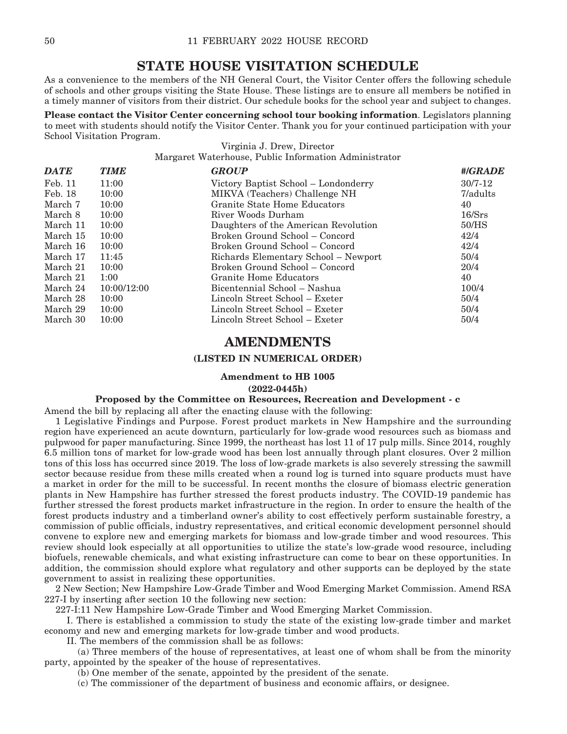## STATE HOUSE VISITATION SCHEDULE

As a convenience to the members of the NH General Court, the Visitor Center offers the following schedule of schools and other groups visiting the State House. These listings are to ensure all members be notified in a timely manner of visitors from their district. Our schedule books for the school year and subject to changes.

**Please contact the Visitor Center concerning school tour booking information**. Legislators planning to meet with students should notify the Visitor Center. Thank you for your continued participation with your School Visitation Program.

Virginia J. Drew, Director
Margaret Waterhouse, Public Information Administrator

| *DATE* | *TIME* | *GROUP* | *#/GRADE* |
|---|---|---|---|
| Feb. 11 | 11:00 | Victory Baptist School – Londonderry | 30/7-12 |
| Feb. 18 | 10:00 | MIKVA (Teachers) Challenge NH | 7/adults |
| March 7 | 10:00 | Granite State Home Educators | 40 |
| March 8 | 10:00 | River Woods Durham | 16/Srs |
| March 11 | 10:00 | Daughters of the American Revolution | 50/HS |
| March 15 | 10:00 | Broken Ground School – Concord | 42/4 |
| March 16 | 10:00 | Broken Ground School – Concord | 42/4 |
| March 17 | 11:45 | Richards Elementary School – Newport | 50/4 |
| March 21 | 10:00 | Broken Ground School – Concord | 20/4 |
| March 21 | 1:00 | Granite Home Educators | 40 |
| March 24 | 10:00/12:00 | Bicentennial School – Nashua | 100/4 |
| March 28 | 10:00 | Lincoln Street School – Exeter | 50/4 |
| March 29 | 10:00 | Lincoln Street School – Exeter | 50/4 |
| March 30 | 10:00 | Lincoln Street School – Exeter | 50/4 |

## AMENDMENTS

### (LISTED IN NUMERICAL ORDER)

**Amendment to HB 1005**
**(2022-0445h)**

**Proposed by the Committee on Resources, Recreation and Development - c**

Amend the bill by replacing all after the enacting clause with the following:

1 Legislative Findings and Purpose. Forest product markets in New Hampshire and the surrounding region have experienced an acute downturn, particularly for low-grade wood resources such as biomass and pulpwood for paper manufacturing. Since 1999, the northeast has lost 11 of 17 pulp mills. Since 2014, roughly 6.5 million tons of market for low-grade wood has been lost annually through plant closures. Over 2 million tons of this loss has occurred since 2019. The loss of low-grade markets is also severely stressing the sawmill sector because residue from these mills created when a round log is turned into square products must have a market in order for the mill to be successful. In recent months the closure of biomass electric generation plants in New Hampshire has further stressed the forest products industry. The COVID-19 pandemic has further stressed the forest products market infrastructure in the region. In order to ensure the health of the forest products industry and a timberland owner's ability to cost effectively perform sustainable forestry, a commission of public officials, industry representatives, and critical economic development personnel should convene to explore new and emerging markets for biomass and low-grade timber and wood resources. This review should look especially at all opportunities to utilize the state's low-grade wood resource, including biofuels, renewable chemicals, and what existing infrastructure can come to bear on these opportunities. In addition, the commission should explore what regulatory and other supports can be deployed by the state government to assist in realizing these opportunities.

2 New Section; New Hampshire Low-Grade Timber and Wood Emerging Market Commission. Amend RSA 227-I by inserting after section 10 the following new section:

227-I:11 New Hampshire Low-Grade Timber and Wood Emerging Market Commission.

I. There is established a commission to study the state of the existing low-grade timber and market economy and new and emerging markets for low-grade timber and wood products.

II. The members of the commission shall be as follows:

(a) Three members of the house of representatives, at least one of whom shall be from the minority party, appointed by the speaker of the house of representatives.

(b) One member of the senate, appointed by the president of the senate.

(c) The commissioner of the department of business and economic affairs, or designee.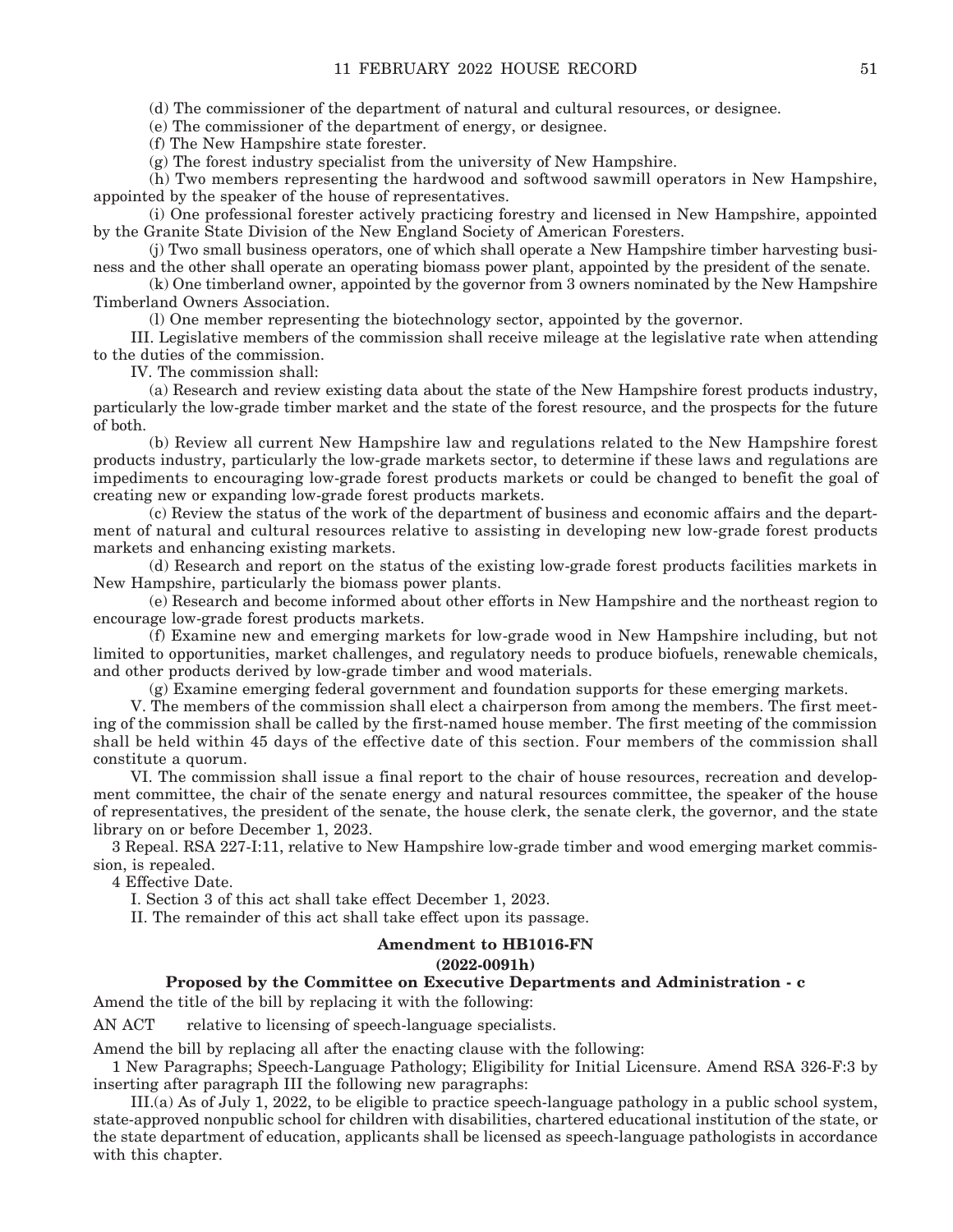(d) The commissioner of the department of natural and cultural resources, or designee.

(e) The commissioner of the department of energy, or designee.

(f) The New Hampshire state forester.

(g) The forest industry specialist from the university of New Hampshire.

(h) Two members representing the hardwood and softwood sawmill operators in New Hampshire, appointed by the speaker of the house of representatives.

(i) One professional forester actively practicing forestry and licensed in New Hampshire, appointed by the Granite State Division of the New England Society of American Foresters.

(j) Two small business operators, one of which shall operate a New Hampshire timber harvesting business and the other shall operate an operating biomass power plant, appointed by the president of the senate.

(k) One timberland owner, appointed by the governor from 3 owners nominated by the New Hampshire Timberland Owners Association.

(l) One member representing the biotechnology sector, appointed by the governor.

III. Legislative members of the commission shall receive mileage at the legislative rate when attending to the duties of the commission.

IV. The commission shall:

(a) Research and review existing data about the state of the New Hampshire forest products industry, particularly the low-grade timber market and the state of the forest resource, and the prospects for the future of both.

(b) Review all current New Hampshire law and regulations related to the New Hampshire forest products industry, particularly the low-grade markets sector, to determine if these laws and regulations are impediments to encouraging low-grade forest products markets or could be changed to benefit the goal of creating new or expanding low-grade forest products markets.

(c) Review the status of the work of the department of business and economic affairs and the department of natural and cultural resources relative to assisting in developing new low-grade forest products markets and enhancing existing markets.

(d) Research and report on the status of the existing low-grade forest products facilities markets in New Hampshire, particularly the biomass power plants.

(e) Research and become informed about other efforts in New Hampshire and the northeast region to encourage low-grade forest products markets.

(f) Examine new and emerging markets for low-grade wood in New Hampshire including, but not limited to opportunities, market challenges, and regulatory needs to produce biofuels, renewable chemicals, and other products derived by low-grade timber and wood materials.

(g) Examine emerging federal government and foundation supports for these emerging markets.

V. The members of the commission shall elect a chairperson from among the members. The first meeting of the commission shall be called by the first-named house member. The first meeting of the commission shall be held within 45 days of the effective date of this section. Four members of the commission shall constitute a quorum.

VI. The commission shall issue a final report to the chair of house resources, recreation and development committee, the chair of the senate energy and natural resources committee, the speaker of the house of representatives, the president of the senate, the house clerk, the senate clerk, the governor, and the state library on or before December 1, 2023.

3 Repeal. RSA 227-I:11, relative to New Hampshire low-grade timber and wood emerging market commission, is repealed.

4 Effective Date.

I. Section 3 of this act shall take effect December 1, 2023.

II. The remainder of this act shall take effect upon its passage.

**Amendment to HB1016-FN**

**(2022-0091h)**

**Proposed by the Committee on Executive Departments and Administration - c**

Amend the title of the bill by replacing it with the following:

AN ACT relative to licensing of speech-language specialists.

Amend the bill by replacing all after the enacting clause with the following:

1 New Paragraphs; Speech-Language Pathology; Eligibility for Initial Licensure. Amend RSA 326-F:3 by inserting after paragraph III the following new paragraphs:

III.(a) As of July 1, 2022, to be eligible to practice speech-language pathology in a public school system, state-approved nonpublic school for children with disabilities, chartered educational institution of the state, or the state department of education, applicants shall be licensed as speech-language pathologists in accordance with this chapter.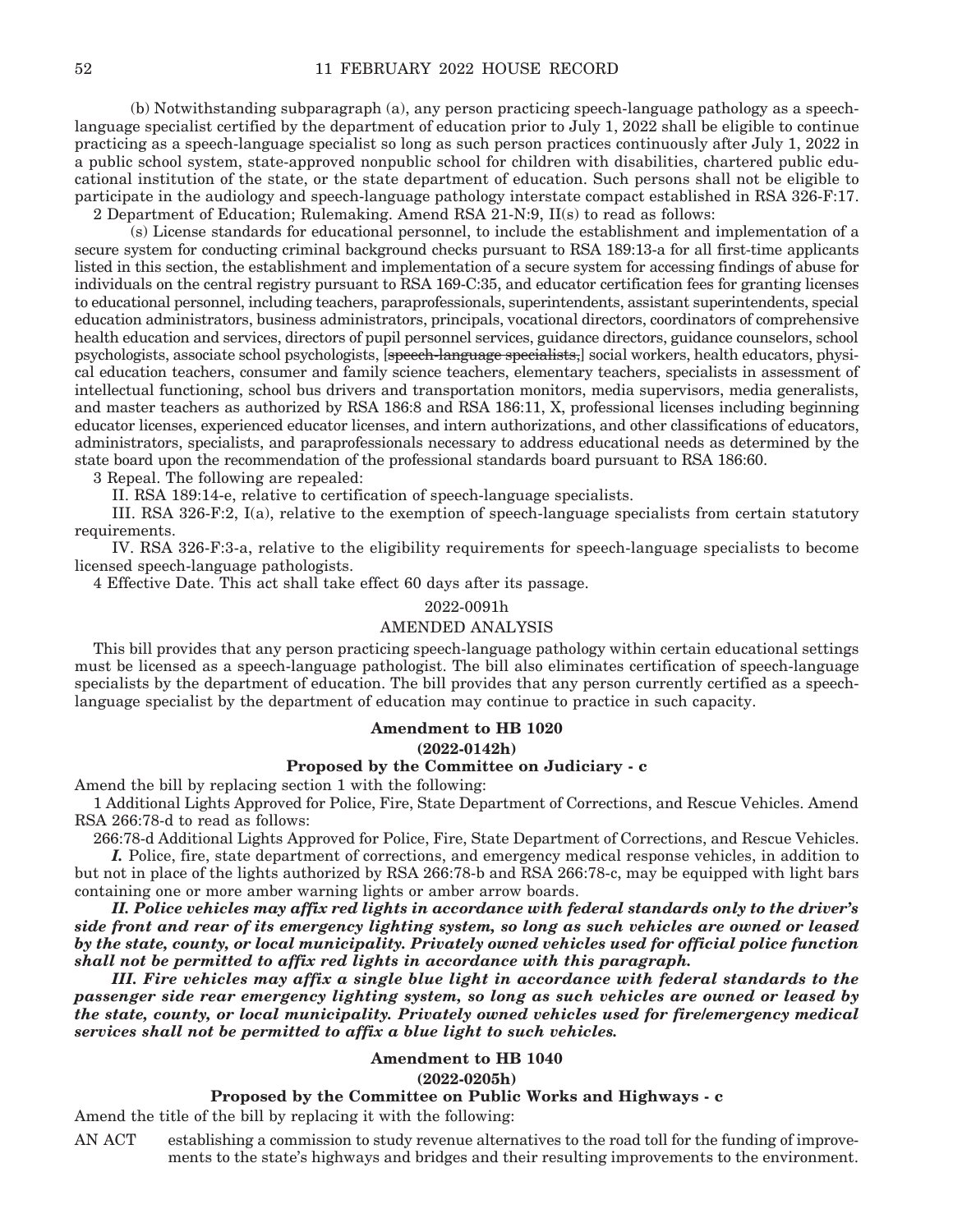(b) Notwithstanding subparagraph (a), any person practicing speech-language pathology as a speech-language specialist certified by the department of education prior to July 1, 2022 shall be eligible to continue practicing as a speech-language specialist so long as such person practices continuously after July 1, 2022 in a public school system, state-approved nonpublic school for children with disabilities, chartered public educational institution of the state, or the state department of education. Such persons shall not be eligible to participate in the audiology and speech-language pathology interstate compact established in RSA 326-F:17.

2 Department of Education; Rulemaking. Amend RSA 21-N:9, II(s) to read as follows:

(s) License standards for educational personnel, to include the establishment and implementation of a secure system for conducting criminal background checks pursuant to RSA 189:13-a for all first-time applicants listed in this section, the establishment and implementation of a secure system for accessing findings of abuse for individuals on the central registry pursuant to RSA 169-C:35, and educator certification fees for granting licenses to educational personnel, including teachers, paraprofessionals, superintendents, assistant superintendents, special education administrators, business administrators, principals, vocational directors, coordinators of comprehensive health education and services, directors of pupil personnel services, guidance directors, guidance counselors, school psychologists, associate school psychologists, [~~speech-language specialists,~~] social workers, health educators, physical education teachers, consumer and family science teachers, elementary teachers, specialists in assessment of intellectual functioning, school bus drivers and transportation monitors, media supervisors, media generalists, and master teachers as authorized by RSA 186:8 and RSA 186:11, X, professional licenses including beginning educator licenses, experienced educator licenses, and intern authorizations, and other classifications of educators, administrators, specialists, and paraprofessionals necessary to address educational needs as determined by the state board upon the recommendation of the professional standards board pursuant to RSA 186:60.

3 Repeal. The following are repealed:

II. RSA 189:14-e, relative to certification of speech-language specialists.

III. RSA 326-F:2, I(a), relative to the exemption of speech-language specialists from certain statutory requirements.

IV. RSA 326-F:3-a, relative to the eligibility requirements for speech-language specialists to become licensed speech-language pathologists.

4 Effective Date. This act shall take effect 60 days after its passage.

2022-0091h

AMENDED ANALYSIS

This bill provides that any person practicing speech-language pathology within certain educational settings must be licensed as a speech-language pathologist. The bill also eliminates certification of speech-language specialists by the department of education. The bill provides that any person currently certified as a speech-language specialist by the department of education may continue to practice in such capacity.

**Amendment to HB 1020**

**(2022-0142h)**

**Proposed by the Committee on Judiciary - c**

Amend the bill by replacing section 1 with the following:

1 Additional Lights Approved for Police, Fire, State Department of Corrections, and Rescue Vehicles. Amend RSA 266:78-d to read as follows:

266:78-d Additional Lights Approved for Police, Fire, State Department of Corrections, and Rescue Vehicles.

***I.*** Police, fire, state department of corrections, and emergency medical response vehicles, in addition to but not in place of the lights authorized by RSA 266:78-b and RSA 266:78-c, may be equipped with light bars containing one or more amber warning lights or amber arrow boards.

***II. Police vehicles may affix red lights in accordance with federal standards only to the driver's side front and rear of its emergency lighting system, so long as such vehicles are owned or leased by the state, county, or local municipality. Privately owned vehicles used for official police function shall not be permitted to affix red lights in accordance with this paragraph.***

***III. Fire vehicles may affix a single blue light in accordance with federal standards to the passenger side rear emergency lighting system, so long as such vehicles are owned or leased by the state, county, or local municipality. Privately owned vehicles used for fire/emergency medical services shall not be permitted to affix a blue light to such vehicles.***

**Amendment to HB 1040**

**(2022-0205h)**

**Proposed by the Committee on Public Works and Highways - c**

Amend the title of the bill by replacing it with the following:

AN ACT establishing a commission to study revenue alternatives to the road toll for the funding of improvements to the state's highways and bridges and their resulting improvements to the environment.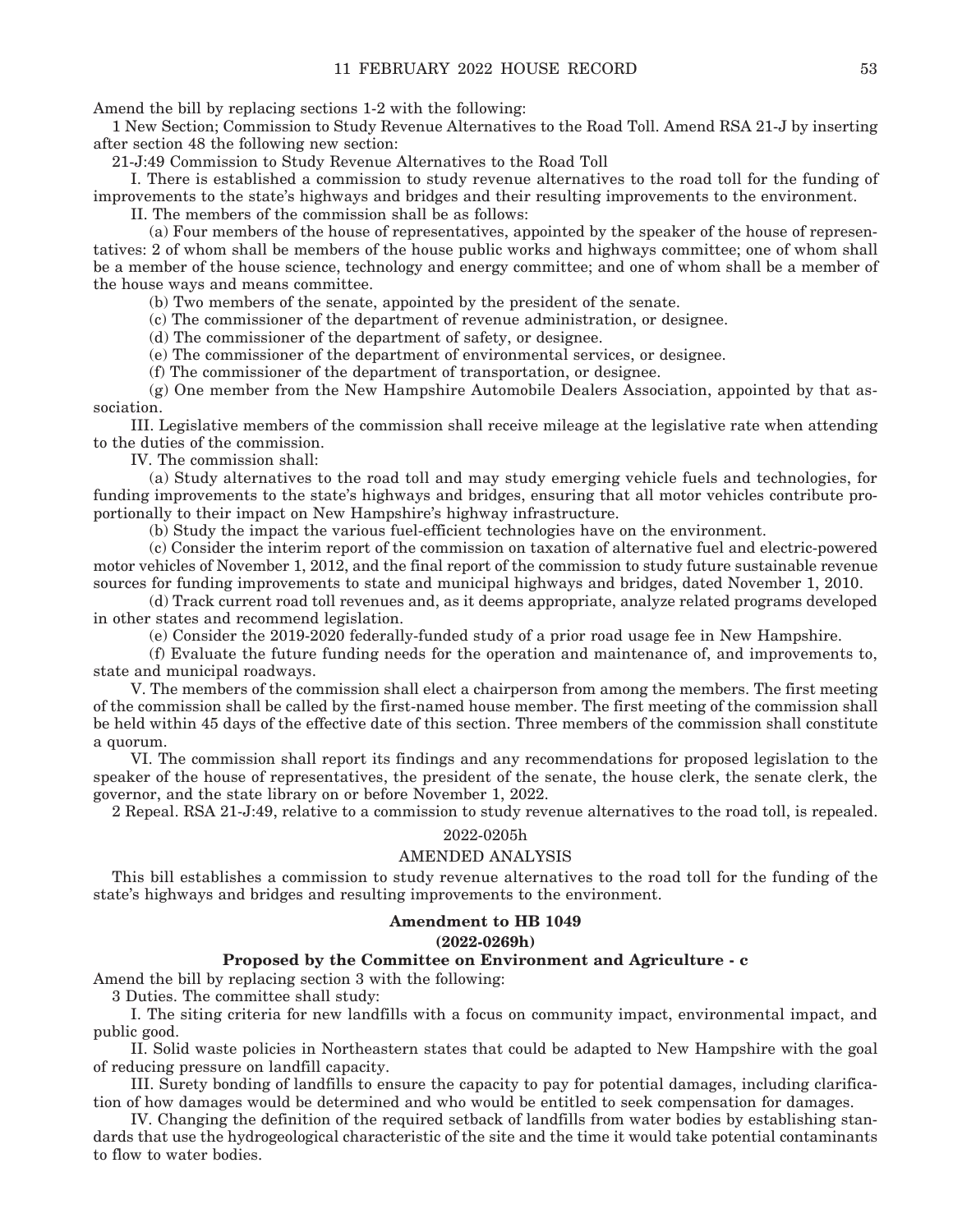Amend the bill by replacing sections 1-2 with the following:

1 New Section; Commission to Study Revenue Alternatives to the Road Toll. Amend RSA 21-J by inserting after section 48 the following new section:

21-J:49 Commission to Study Revenue Alternatives to the Road Toll

I. There is established a commission to study revenue alternatives to the road toll for the funding of improvements to the state's highways and bridges and their resulting improvements to the environment.

II. The members of the commission shall be as follows:

(a) Four members of the house of representatives, appointed by the speaker of the house of representatives: 2 of whom shall be members of the house public works and highways committee; one of whom shall be a member of the house science, technology and energy committee; and one of whom shall be a member of the house ways and means committee.

(b) Two members of the senate, appointed by the president of the senate.

(c) The commissioner of the department of revenue administration, or designee.

(d) The commissioner of the department of safety, or designee.

(e) The commissioner of the department of environmental services, or designee.

(f) The commissioner of the department of transportation, or designee.

(g) One member from the New Hampshire Automobile Dealers Association, appointed by that association.

III. Legislative members of the commission shall receive mileage at the legislative rate when attending to the duties of the commission.

IV. The commission shall:

(a) Study alternatives to the road toll and may study emerging vehicle fuels and technologies, for funding improvements to the state's highways and bridges, ensuring that all motor vehicles contribute proportionally to their impact on New Hampshire's highway infrastructure.

(b) Study the impact the various fuel-efficient technologies have on the environment.

(c) Consider the interim report of the commission on taxation of alternative fuel and electric-powered motor vehicles of November 1, 2012, and the final report of the commission to study future sustainable revenue sources for funding improvements to state and municipal highways and bridges, dated November 1, 2010.

(d) Track current road toll revenues and, as it deems appropriate, analyze related programs developed in other states and recommend legislation.

(e) Consider the 2019-2020 federally-funded study of a prior road usage fee in New Hampshire.

(f) Evaluate the future funding needs for the operation and maintenance of, and improvements to, state and municipal roadways.

V. The members of the commission shall elect a chairperson from among the members. The first meeting of the commission shall be called by the first-named house member. The first meeting of the commission shall be held within 45 days of the effective date of this section. Three members of the commission shall constitute a quorum.

VI. The commission shall report its findings and any recommendations for proposed legislation to the speaker of the house of representatives, the president of the senate, the house clerk, the senate clerk, the governor, and the state library on or before November 1, 2022.

2 Repeal. RSA 21-J:49, relative to a commission to study revenue alternatives to the road toll, is repealed.

2022-0205h

AMENDED ANALYSIS

This bill establishes a commission to study revenue alternatives to the road toll for the funding of the state's highways and bridges and resulting improvements to the environment.

**Amendment to HB 1049**

**(2022-0269h)**

**Proposed by the Committee on Environment and Agriculture - c**

Amend the bill by replacing section 3 with the following:

3 Duties. The committee shall study:

I. The siting criteria for new landfills with a focus on community impact, environmental impact, and public good.

II. Solid waste policies in Northeastern states that could be adapted to New Hampshire with the goal of reducing pressure on landfill capacity.

III. Surety bonding of landfills to ensure the capacity to pay for potential damages, including clarification of how damages would be determined and who would be entitled to seek compensation for damages.

IV. Changing the definition of the required setback of landfills from water bodies by establishing standards that use the hydrogeological characteristic of the site and the time it would take potential contaminants to flow to water bodies.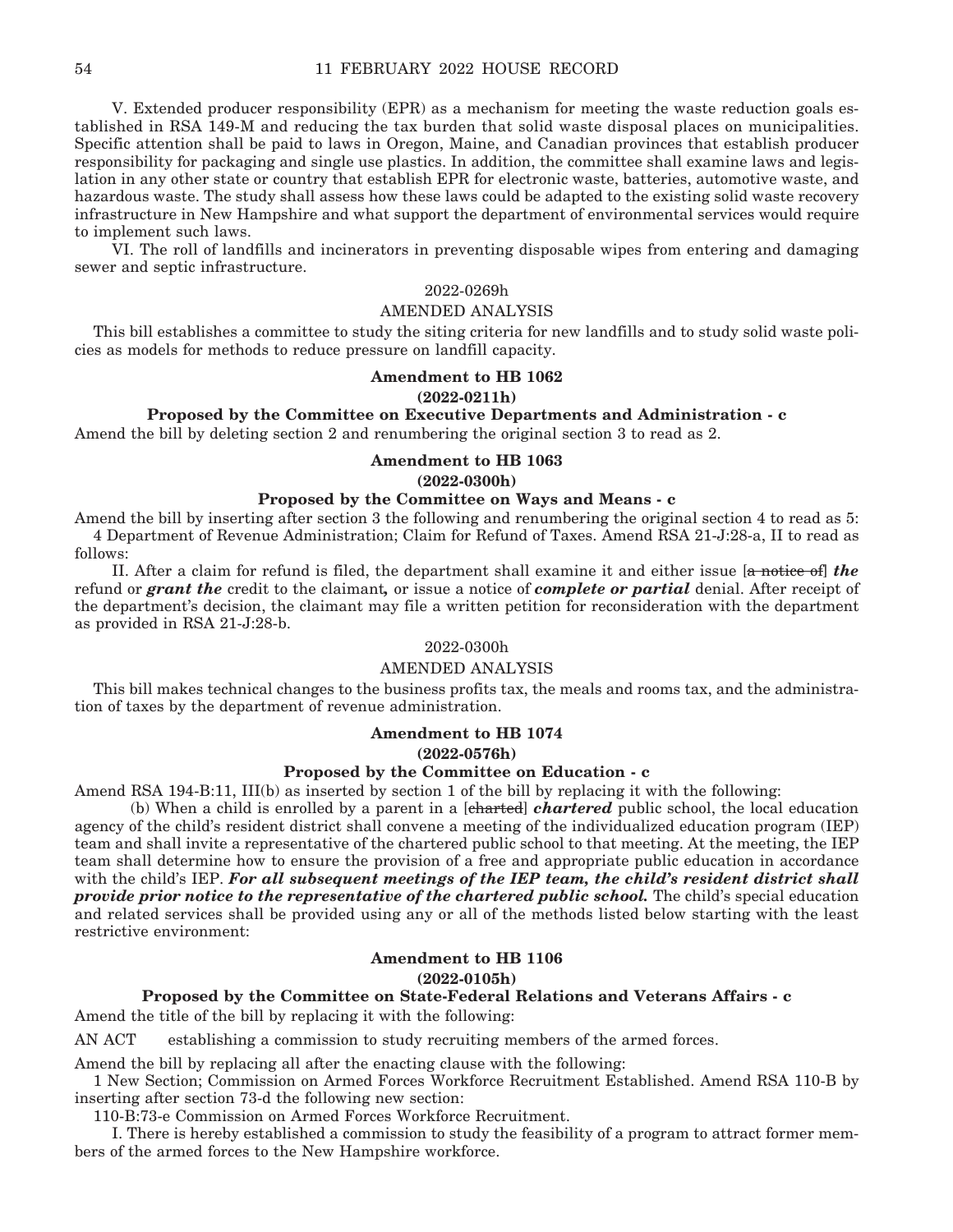V. Extended producer responsibility (EPR) as a mechanism for meeting the waste reduction goals established in RSA 149-M and reducing the tax burden that solid waste disposal places on municipalities. Specific attention shall be paid to laws in Oregon, Maine, and Canadian provinces that establish producer responsibility for packaging and single use plastics. In addition, the committee shall examine laws and legislation in any other state or country that establish EPR for electronic waste, batteries, automotive waste, and hazardous waste. The study shall assess how these laws could be adapted to the existing solid waste recovery infrastructure in New Hampshire and what support the department of environmental services would require to implement such laws.

VI. The roll of landfills and incinerators in preventing disposable wipes from entering and damaging sewer and septic infrastructure.

2022-0269h

AMENDED ANALYSIS

This bill establishes a committee to study the siting criteria for new landfills and to study solid waste policies as models for methods to reduce pressure on landfill capacity.

**Amendment to HB 1062**

**(2022-0211h)**

**Proposed by the Committee on Executive Departments and Administration - c**

Amend the bill by deleting section 2 and renumbering the original section 3 to read as 2.

**Amendment to HB 1063**

**(2022-0300h)**

**Proposed by the Committee on Ways and Means - c**

Amend the bill by inserting after section 3 the following and renumbering the original section 4 to read as 5:

4 Department of Revenue Administration; Claim for Refund of Taxes. Amend RSA 21-J:28-a, II to read as follows:

II. After a claim for refund is filed, the department shall examine it and either issue [~~a notice of~~] ***the*** refund or ***grant the*** credit to the claimant***,*** or issue a notice of ***complete or partial*** denial. After receipt of the department's decision, the claimant may file a written petition for reconsideration with the department as provided in RSA 21-J:28-b.

2022-0300h

AMENDED ANALYSIS

This bill makes technical changes to the business profits tax, the meals and rooms tax, and the administration of taxes by the department of revenue administration.

**Amendment to HB 1074**

**(2022-0576h)**

**Proposed by the Committee on Education - c**

Amend RSA 194-B:11, III(b) as inserted by section 1 of the bill by replacing it with the following:

(b) When a child is enrolled by a parent in a [~~charted~~] ***chartered*** public school, the local education agency of the child's resident district shall convene a meeting of the individualized education program (IEP) team and shall invite a representative of the chartered public school to that meeting. At the meeting, the IEP team shall determine how to ensure the provision of a free and appropriate public education in accordance with the child's IEP. ***For all subsequent meetings of the IEP team, the child's resident district shall provide prior notice to the representative of the chartered public school.*** The child's special education and related services shall be provided using any or all of the methods listed below starting with the least restrictive environment:

**Amendment to HB 1106**

**(2022-0105h)**

**Proposed by the Committee on State-Federal Relations and Veterans Affairs - c**

Amend the title of the bill by replacing it with the following:

AN ACT establishing a commission to study recruiting members of the armed forces.

Amend the bill by replacing all after the enacting clause with the following:

1 New Section; Commission on Armed Forces Workforce Recruitment Established. Amend RSA 110-B by inserting after section 73-d the following new section:

110-B:73-e Commission on Armed Forces Workforce Recruitment.

I. There is hereby established a commission to study the feasibility of a program to attract former members of the armed forces to the New Hampshire workforce.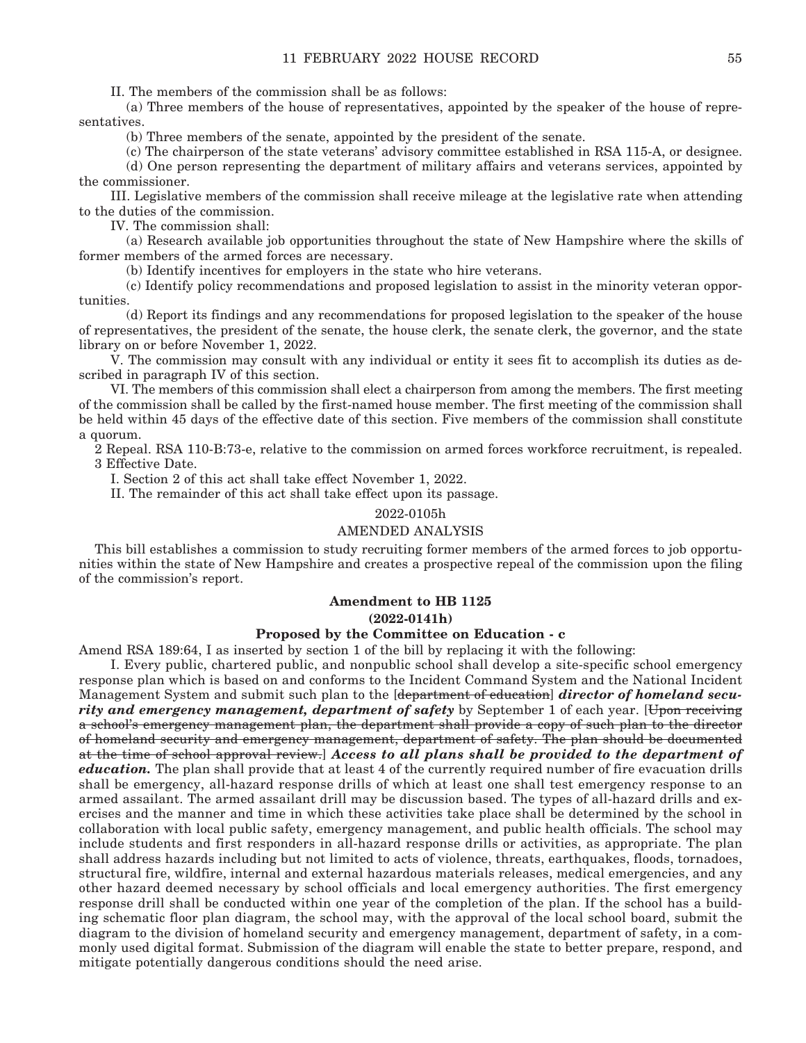II. The members of the commission shall be as follows:

(a) Three members of the house of representatives, appointed by the speaker of the house of representatives.

(b) Three members of the senate, appointed by the president of the senate.

(c) The chairperson of the state veterans' advisory committee established in RSA 115-A, or designee.

(d) One person representing the department of military affairs and veterans services, appointed by the commissioner.

III. Legislative members of the commission shall receive mileage at the legislative rate when attending to the duties of the commission.

IV. The commission shall:

(a) Research available job opportunities throughout the state of New Hampshire where the skills of former members of the armed forces are necessary.

(b) Identify incentives for employers in the state who hire veterans.

(c) Identify policy recommendations and proposed legislation to assist in the minority veteran opportunities.

(d) Report its findings and any recommendations for proposed legislation to the speaker of the house of representatives, the president of the senate, the house clerk, the senate clerk, the governor, and the state library on or before November 1, 2022.

V. The commission may consult with any individual or entity it sees fit to accomplish its duties as described in paragraph IV of this section.

VI. The members of this commission shall elect a chairperson from among the members. The first meeting of the commission shall be called by the first-named house member. The first meeting of the commission shall be held within 45 days of the effective date of this section. Five members of the commission shall constitute a quorum.

2 Repeal. RSA 110-B:73-e, relative to the commission on armed forces workforce recruitment, is repealed.

3 Effective Date.

I. Section 2 of this act shall take effect November 1, 2022.

II. The remainder of this act shall take effect upon its passage.

2022-0105h

AMENDED ANALYSIS

This bill establishes a commission to study recruiting former members of the armed forces to job opportunities within the state of New Hampshire and creates a prospective repeal of the commission upon the filing of the commission's report.

**Amendment to HB 1125**

**(2022-0141h)**

**Proposed by the Committee on Education - c**

Amend RSA 189:64, I as inserted by section 1 of the bill by replacing it with the following:

I. Every public, chartered public, and nonpublic school shall develop a site-specific school emergency response plan which is based on and conforms to the Incident Command System and the National Incident Management System and submit such plan to the [~~department of education~~] ***director of homeland security and emergency management, department of safety*** by September 1 of each year. [~~Upon receiving a school's emergency management plan, the department shall provide a copy of such plan to the director of homeland security and emergency management, department of safety. The plan should be documented at the time of school approval review.~~] ***Access to all plans shall be provided to the department of education.*** The plan shall provide that at least 4 of the currently required number of fire evacuation drills shall be emergency, all-hazard response drills of which at least one shall test emergency response to an armed assailant. The armed assailant drill may be discussion based. The types of all-hazard drills and exercises and the manner and time in which these activities take place shall be determined by the school in collaboration with local public safety, emergency management, and public health officials. The school may include students and first responders in all-hazard response drills or activities, as appropriate. The plan shall address hazards including but not limited to acts of violence, threats, earthquakes, floods, tornadoes, structural fire, wildfire, internal and external hazardous materials releases, medical emergencies, and any other hazard deemed necessary by school officials and local emergency authorities. The first emergency response drill shall be conducted within one year of the completion of the plan. If the school has a building schematic floor plan diagram, the school may, with the approval of the local school board, submit the diagram to the division of homeland security and emergency management, department of safety, in a commonly used digital format. Submission of the diagram will enable the state to better prepare, respond, and mitigate potentially dangerous conditions should the need arise.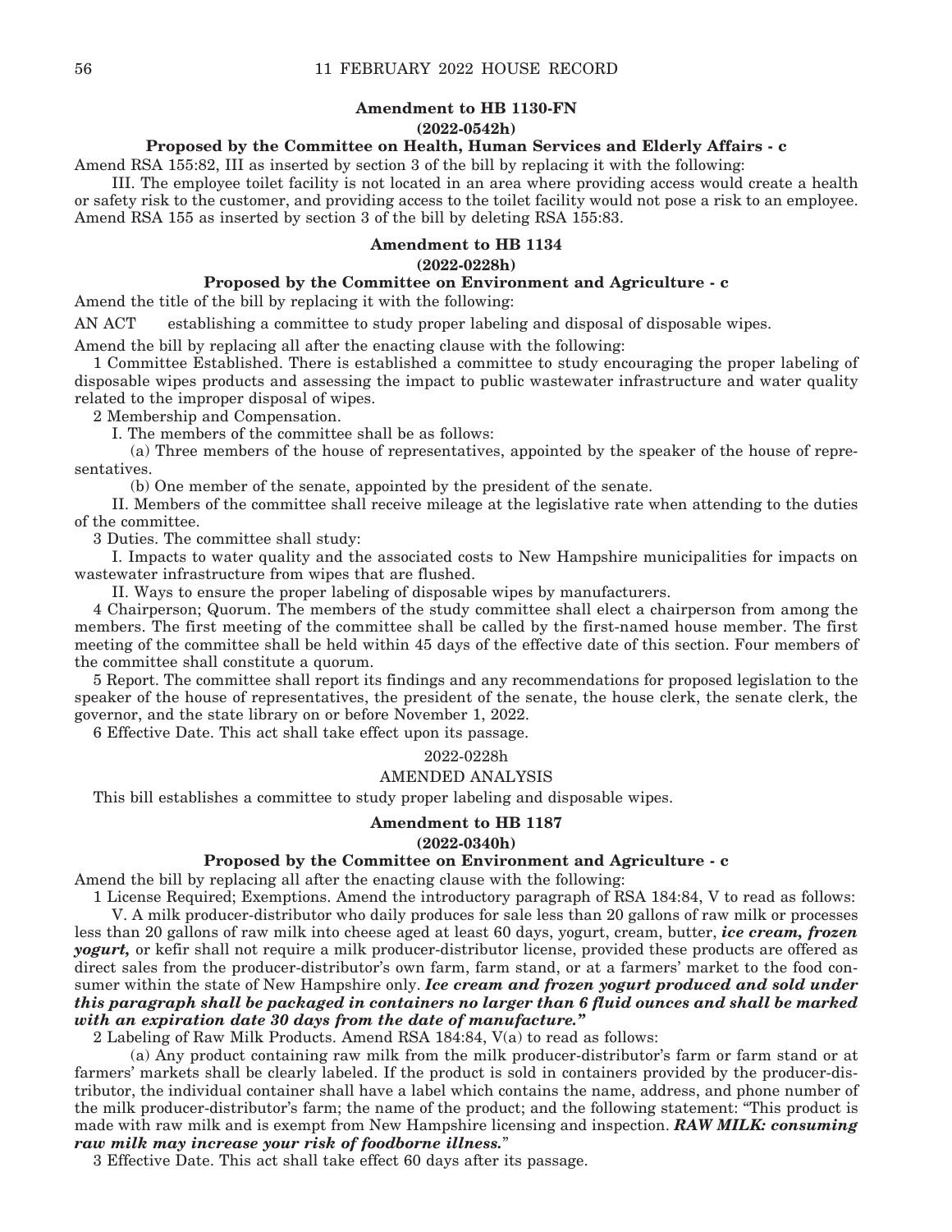### Amendment to HB 1130-FN

**(2022-0542h)**

**Proposed by the Committee on Health, Human Services and Elderly Affairs - c**

Amend RSA 155:82, III as inserted by section 3 of the bill by replacing it with the following:

III. The employee toilet facility is not located in an area where providing access would create a health or safety risk to the customer, and providing access to the toilet facility would not pose a risk to an employee.

Amend RSA 155 as inserted by section 3 of the bill by deleting RSA 155:83.

### Amendment to HB 1134

**(2022-0228h)**

**Proposed by the Committee on Environment and Agriculture - c**

Amend the title of the bill by replacing it with the following:

AN ACT establishing a committee to study proper labeling and disposal of disposable wipes.

Amend the bill by replacing all after the enacting clause with the following:

1 Committee Established. There is established a committee to study encouraging the proper labeling of disposable wipes products and assessing the impact to public wastewater infrastructure and water quality related to the improper disposal of wipes.

2 Membership and Compensation.

I. The members of the committee shall be as follows:

(a) Three members of the house of representatives, appointed by the speaker of the house of representatives.

(b) One member of the senate, appointed by the president of the senate.

II. Members of the committee shall receive mileage at the legislative rate when attending to the duties of the committee.

3 Duties. The committee shall study:

I. Impacts to water quality and the associated costs to New Hampshire municipalities for impacts on wastewater infrastructure from wipes that are flushed.

II. Ways to ensure the proper labeling of disposable wipes by manufacturers.

4 Chairperson; Quorum. The members of the study committee shall elect a chairperson from among the members. The first meeting of the committee shall be called by the first-named house member. The first meeting of the committee shall be held within 45 days of the effective date of this section. Four members of the committee shall constitute a quorum.

5 Report. The committee shall report its findings and any recommendations for proposed legislation to the speaker of the house of representatives, the president of the senate, the house clerk, the senate clerk, the governor, and the state library on or before November 1, 2022.

6 Effective Date. This act shall take effect upon its passage.

2022-0228h

AMENDED ANALYSIS

This bill establishes a committee to study proper labeling and disposable wipes.

### Amendment to HB 1187

**(2022-0340h)**

**Proposed by the Committee on Environment and Agriculture - c**

Amend the bill by replacing all after the enacting clause with the following:

1 License Required; Exemptions. Amend the introductory paragraph of RSA 184:84, V to read as follows:

V. A milk producer-distributor who daily produces for sale less than 20 gallons of raw milk or processes less than 20 gallons of raw milk into cheese aged at least 60 days, yogurt, cream, butter, ***ice cream, frozen yogurt,*** or kefir shall not require a milk producer-distributor license, provided these products are offered as direct sales from the producer-distributor's own farm, farm stand, or at a farmers' market to the food consumer within the state of New Hampshire only. ***Ice cream and frozen yogurt produced and sold under this paragraph shall be packaged in containers no larger than 6 fluid ounces and shall be marked with an expiration date 30 days from the date of manufacture."***

2 Labeling of Raw Milk Products. Amend RSA 184:84, V(a) to read as follows:

(a) Any product containing raw milk from the milk producer-distributor's farm or farm stand or at farmers' markets shall be clearly labeled. If the product is sold in containers provided by the producer-distributor, the individual container shall have a label which contains the name, address, and phone number of the milk producer-distributor's farm; the name of the product; and the following statement: "This product is made with raw milk and is exempt from New Hampshire licensing and inspection. ***RAW MILK: consuming raw milk may increase your risk of foodborne illness.***"

3 Effective Date. This act shall take effect 60 days after its passage.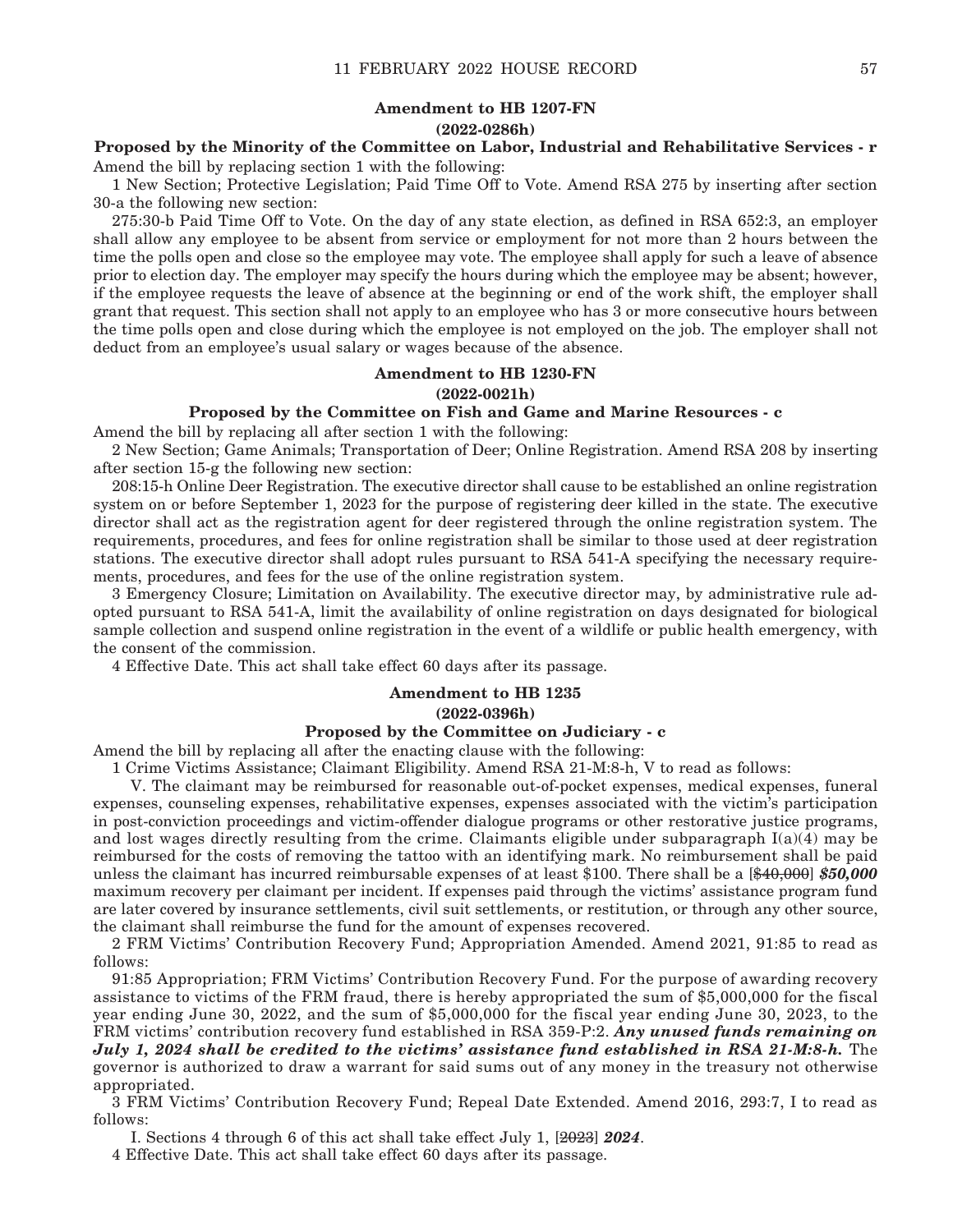**Amendment to HB 1207-FN**

**(2022-0286h)**

**Proposed by the Minority of the Committee on Labor, Industrial and Rehabilitative Services - r**

Amend the bill by replacing section 1 with the following:

1 New Section; Protective Legislation; Paid Time Off to Vote. Amend RSA 275 by inserting after section 30-a the following new section:

275:30-b Paid Time Off to Vote. On the day of any state election, as defined in RSA 652:3, an employer shall allow any employee to be absent from service or employment for not more than 2 hours between the time the polls open and close so the employee may vote. The employee shall apply for such a leave of absence prior to election day. The employer may specify the hours during which the employee may be absent; however, if the employee requests the leave of absence at the beginning or end of the work shift, the employer shall grant that request. This section shall not apply to an employee who has 3 or more consecutive hours between the time polls open and close during which the employee is not employed on the job. The employer shall not deduct from an employee's usual salary or wages because of the absence.

**Amendment to HB 1230-FN**

**(2022-0021h)**

**Proposed by the Committee on Fish and Game and Marine Resources - c**

Amend the bill by replacing all after section 1 with the following:

2 New Section; Game Animals; Transportation of Deer; Online Registration. Amend RSA 208 by inserting after section 15-g the following new section:

208:15-h Online Deer Registration. The executive director shall cause to be established an online registration system on or before September 1, 2023 for the purpose of registering deer killed in the state. The executive director shall act as the registration agent for deer registered through the online registration system. The requirements, procedures, and fees for online registration shall be similar to those used at deer registration stations. The executive director shall adopt rules pursuant to RSA 541-A specifying the necessary requirements, procedures, and fees for the use of the online registration system.

3 Emergency Closure; Limitation on Availability. The executive director may, by administrative rule adopted pursuant to RSA 541-A, limit the availability of online registration on days designated for biological sample collection and suspend online registration in the event of a wildlife or public health emergency, with the consent of the commission.

4 Effective Date. This act shall take effect 60 days after its passage.

**Amendment to HB 1235**

**(2022-0396h)**

**Proposed by the Committee on Judiciary - c**

Amend the bill by replacing all after the enacting clause with the following:

1 Crime Victims Assistance; Claimant Eligibility. Amend RSA 21-M:8-h, V to read as follows:

V. The claimant may be reimbursed for reasonable out-of-pocket expenses, medical expenses, funeral expenses, counseling expenses, rehabilitative expenses, expenses associated with the victim's participation in post-conviction proceedings and victim-offender dialogue programs or other restorative justice programs, and lost wages directly resulting from the crime. Claimants eligible under subparagraph I(a)(4) may be reimbursed for the costs of removing the tattoo with an identifying mark. No reimbursement shall be paid unless the claimant has incurred reimbursable expenses of at least $100. There shall be a [~~$40,000~~] ***$50,000*** maximum recovery per claimant per incident. If expenses paid through the victims' assistance program fund are later covered by insurance settlements, civil suit settlements, or restitution, or through any other source, the claimant shall reimburse the fund for the amount of expenses recovered.

2 FRM Victims' Contribution Recovery Fund; Appropriation Amended. Amend 2021, 91:85 to read as follows:

91:85 Appropriation; FRM Victims' Contribution Recovery Fund. For the purpose of awarding recovery assistance to victims of the FRM fraud, there is hereby appropriated the sum of $5,000,000 for the fiscal year ending June 30, 2022, and the sum of $5,000,000 for the fiscal year ending June 30, 2023, to the FRM victims' contribution recovery fund established in RSA 359-P:2. ***Any unused funds remaining on July 1, 2024 shall be credited to the victims' assistance fund established in RSA 21-M:8-h.*** The governor is authorized to draw a warrant for said sums out of any money in the treasury not otherwise appropriated.

3 FRM Victims' Contribution Recovery Fund; Repeal Date Extended. Amend 2016, 293:7, I to read as follows:

I. Sections 4 through 6 of this act shall take effect July 1, [~~2023~~] ***2024***.

4 Effective Date. This act shall take effect 60 days after its passage.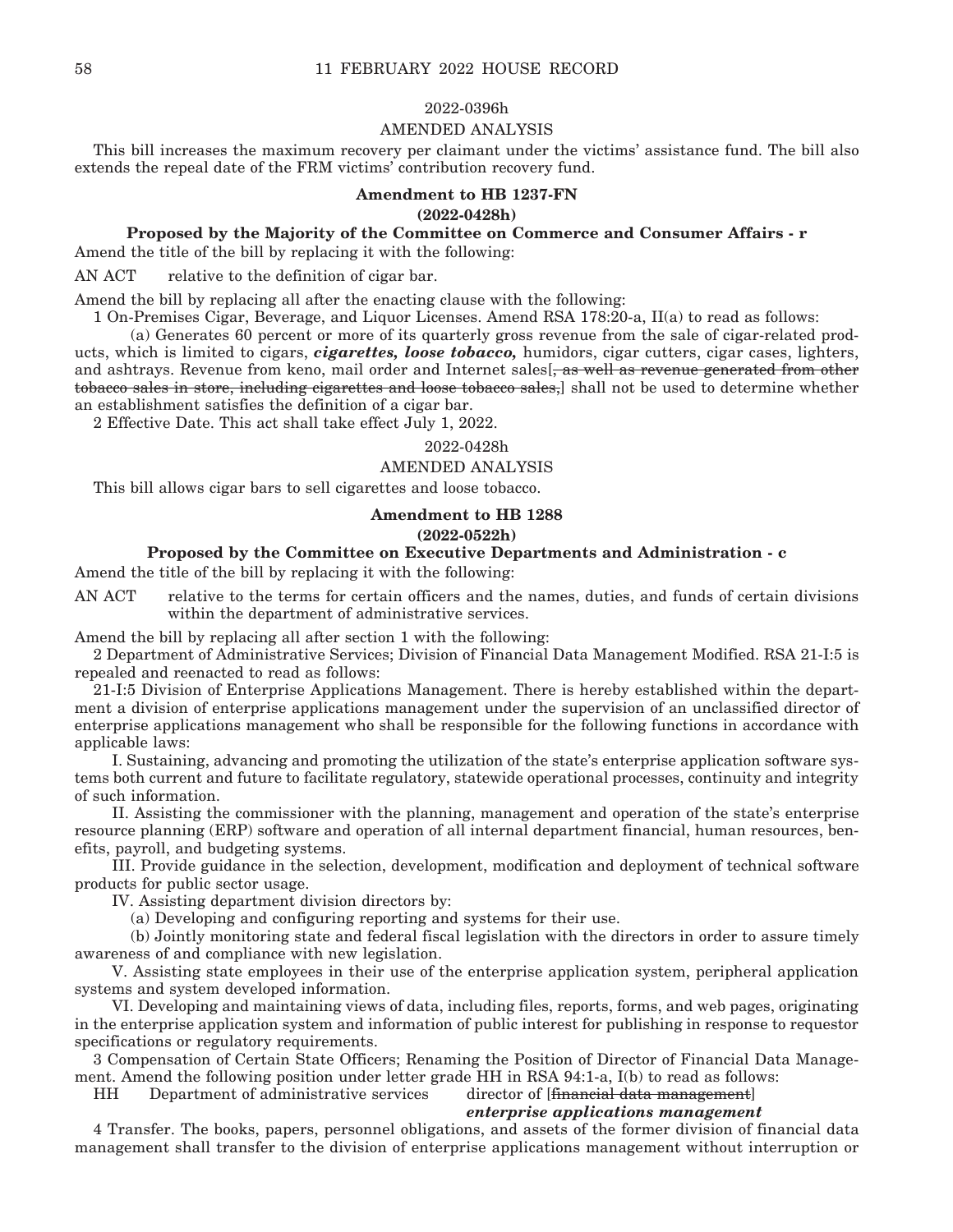2022-0396h

AMENDED ANALYSIS

This bill increases the maximum recovery per claimant under the victims' assistance fund. The bill also extends the repeal date of the FRM victims' contribution recovery fund.

**Amendment to HB 1237-FN**

**(2022-0428h)**

**Proposed by the Majority of the Committee on Commerce and Consumer Affairs - r**

Amend the title of the bill by replacing it with the following:

AN ACT relative to the definition of cigar bar.

Amend the bill by replacing all after the enacting clause with the following:

1 On-Premises Cigar, Beverage, and Liquor Licenses. Amend RSA 178:20-a, II(a) to read as follows:

(a) Generates 60 percent or more of its quarterly gross revenue from the sale of cigar-related products, which is limited to cigars, ***cigarettes, loose tobacco,*** humidors, cigar cutters, cigar cases, lighters, and ashtrays. Revenue from keno, mail order and Internet sales[~~, as well as revenue generated from other tobacco sales in store, including cigarettes and loose tobacco sales,~~] shall not be used to determine whether an establishment satisfies the definition of a cigar bar.

2 Effective Date. This act shall take effect July 1, 2022.

2022-0428h

AMENDED ANALYSIS

This bill allows cigar bars to sell cigarettes and loose tobacco.

**Amendment to HB 1288**

**(2022-0522h)**

**Proposed by the Committee on Executive Departments and Administration - c**

Amend the title of the bill by replacing it with the following:

AN ACT relative to the terms for certain officers and the names, duties, and funds of certain divisions within the department of administrative services.

Amend the bill by replacing all after section 1 with the following:

2 Department of Administrative Services; Division of Financial Data Management Modified. RSA 21-I:5 is repealed and reenacted to read as follows:

21-I:5 Division of Enterprise Applications Management. There is hereby established within the department a division of enterprise applications management under the supervision of an unclassified director of enterprise applications management who shall be responsible for the following functions in accordance with applicable laws:

I. Sustaining, advancing and promoting the utilization of the state's enterprise application software systems both current and future to facilitate regulatory, statewide operational processes, continuity and integrity of such information.

II. Assisting the commissioner with the planning, management and operation of the state's enterprise resource planning (ERP) software and operation of all internal department financial, human resources, benefits, payroll, and budgeting systems.

III. Provide guidance in the selection, development, modification and deployment of technical software products for public sector usage.

IV. Assisting department division directors by:

(a) Developing and configuring reporting and systems for their use.

(b) Jointly monitoring state and federal fiscal legislation with the directors in order to assure timely awareness of and compliance with new legislation.

V. Assisting state employees in their use of the enterprise application system, peripheral application systems and system developed information.

VI. Developing and maintaining views of data, including files, reports, forms, and web pages, originating in the enterprise application system and information of public interest for publishing in response to requestor specifications or regulatory requirements.

3 Compensation of Certain State Officers; Renaming the Position of Director of Financial Data Management. Amend the following position under letter grade HH in RSA 94:1-a, I(b) to read as follows:

HH Department of administrative services director of [~~financial data management~~] ***enterprise applications management***

4 Transfer. The books, papers, personnel obligations, and assets of the former division of financial data management shall transfer to the division of enterprise applications management without interruption or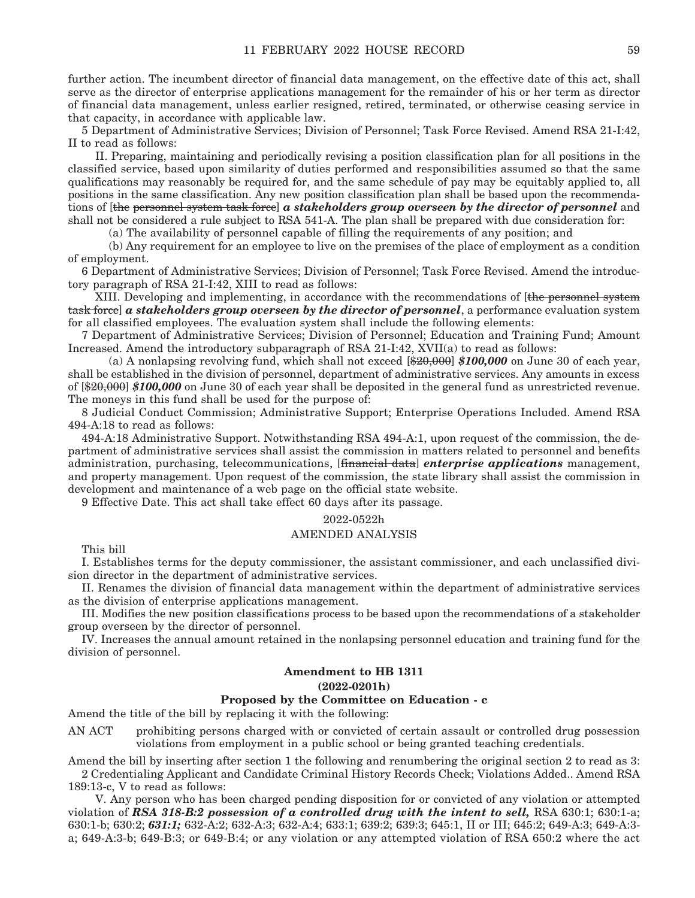further action. The incumbent director of financial data management, on the effective date of this act, shall serve as the director of enterprise applications management for the remainder of his or her term as director of financial data management, unless earlier resigned, retired, terminated, or otherwise ceasing service in that capacity, in accordance with applicable law.

5 Department of Administrative Services; Division of Personnel; Task Force Revised. Amend RSA 21-I:42, II to read as follows:

II. Preparing, maintaining and periodically revising a position classification plan for all positions in the classified service, based upon similarity of duties performed and responsibilities assumed so that the same qualifications may reasonably be required for, and the same schedule of pay may be equitably applied to, all positions in the same classification. Any new position classification plan shall be based upon the recommendations of [~~the personnel system task force~~] ***a stakeholders group overseen by the director of personnel*** and shall not be considered a rule subject to RSA 541-A. The plan shall be prepared with due consideration for:

(a) The availability of personnel capable of filling the requirements of any position; and

(b) Any requirement for an employee to live on the premises of the place of employment as a condition of employment.

6 Department of Administrative Services; Division of Personnel; Task Force Revised. Amend the introductory paragraph of RSA 21-I:42, XIII to read as follows:

XIII. Developing and implementing, in accordance with the recommendations of [~~the personnel system task force~~] ***a stakeholders group overseen by the director of personnel***, a performance evaluation system for all classified employees. The evaluation system shall include the following elements:

7 Department of Administrative Services; Division of Personnel; Education and Training Fund; Amount Increased. Amend the introductory subparagraph of RSA 21-I:42, XVII(a) to read as follows:

(a) A nonlapsing revolving fund, which shall not exceed [~~$20,000~~] ***$100,000*** on June 30 of each year, shall be established in the division of personnel, department of administrative services. Any amounts in excess of [~~$20,000~~] ***$100,000*** on June 30 of each year shall be deposited in the general fund as unrestricted revenue. The moneys in this fund shall be used for the purpose of:

8 Judicial Conduct Commission; Administrative Support; Enterprise Operations Included. Amend RSA 494-A:18 to read as follows:

494-A:18 Administrative Support. Notwithstanding RSA 494-A:1, upon request of the commission, the department of administrative services shall assist the commission in matters related to personnel and benefits administration, purchasing, telecommunications, [~~financial data~~] ***enterprise applications*** management, and property management. Upon request of the commission, the state library shall assist the commission in development and maintenance of a web page on the official state website.

9 Effective Date. This act shall take effect 60 days after its passage.

2022-0522h

AMENDED ANALYSIS

This bill

I. Establishes terms for the deputy commissioner, the assistant commissioner, and each unclassified division director in the department of administrative services.

II. Renames the division of financial data management within the department of administrative services as the division of enterprise applications management.

III. Modifies the new position classifications process to be based upon the recommendations of a stakeholder group overseen by the director of personnel.

IV. Increases the annual amount retained in the nonlapsing personnel education and training fund for the division of personnel.

**Amendment to HB 1311**

**(2022-0201h)**

**Proposed by the Committee on Education - c**

Amend the title of the bill by replacing it with the following:

AN ACT prohibiting persons charged with or convicted of certain assault or controlled drug possession violations from employment in a public school or being granted teaching credentials.

Amend the bill by inserting after section 1 the following and renumbering the original section 2 to read as 3:

2 Credentialing Applicant and Candidate Criminal History Records Check; Violations Added.. Amend RSA 189:13-c, V to read as follows:

V. Any person who has been charged pending disposition for or convicted of any violation or attempted violation of ***RSA 318-B:2 possession of a controlled drug with the intent to sell,*** RSA 630:1; 630:1-a; 630:1-b; 630:2; ***631:1;*** 632-A:2; 632-A:3; 632-A:4; 633:1; 639:2; 639:3; 645:1, II or III; 645:2; 649-A:3; 649-A:3-a; 649-A:3-b; 649-B:3; or 649-B:4; or any violation or any attempted violation of RSA 650:2 where the act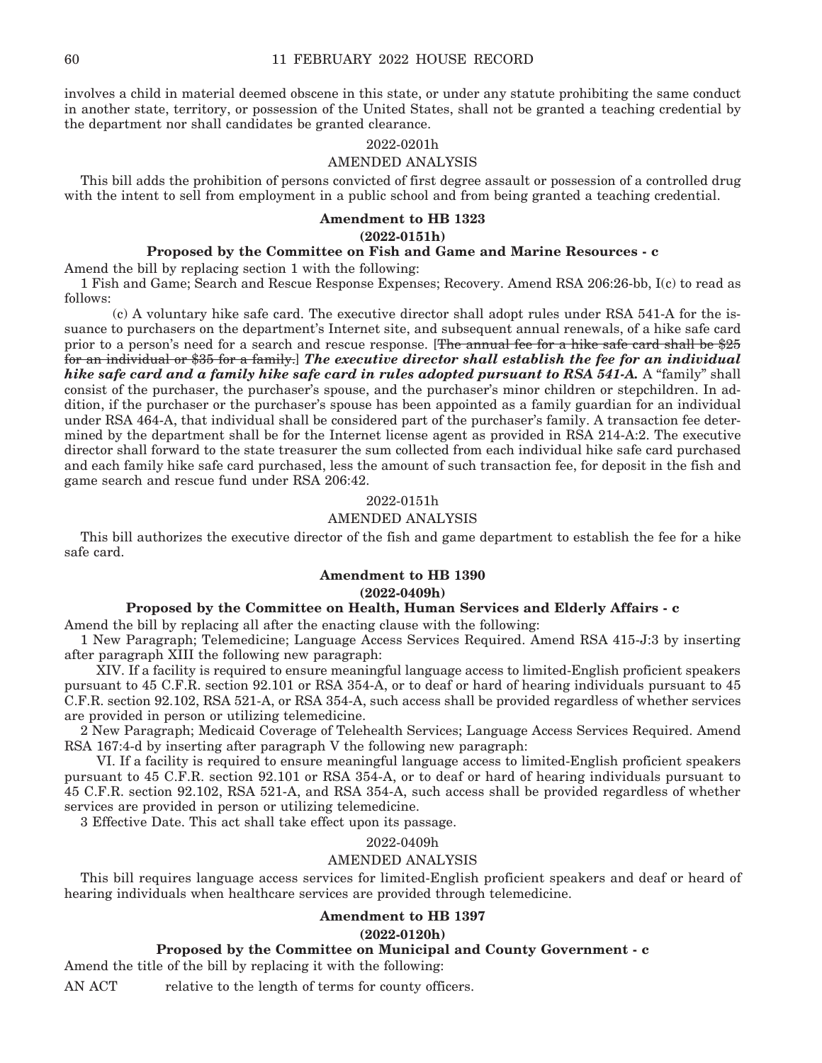involves a child in material deemed obscene in this state, or under any statute prohibiting the same conduct in another state, territory, or possession of the United States, shall not be granted a teaching credential by the department nor shall candidates be granted clearance.

2022-0201h

AMENDED ANALYSIS

This bill adds the prohibition of persons convicted of first degree assault or possession of a controlled drug with the intent to sell from employment in a public school and from being granted a teaching credential.

**Amendment to HB 1323**

**(2022-0151h)**

**Proposed by the Committee on Fish and Game and Marine Resources - c**

Amend the bill by replacing section 1 with the following:

1 Fish and Game; Search and Rescue Response Expenses; Recovery. Amend RSA 206:26-bb, I(c) to read as follows:

(c) A voluntary hike safe card. The executive director shall adopt rules under RSA 541-A for the issuance to purchasers on the department's Internet site, and subsequent annual renewals, of a hike safe card prior to a person's need for a search and rescue response. [~~The annual fee for a hike safe card shall be \$25 for an individual or \$35 for a family.~~] ***The executive director shall establish the fee for an individual hike safe card and a family hike safe card in rules adopted pursuant to RSA 541-A.*** A "family" shall consist of the purchaser, the purchaser's spouse, and the purchaser's minor children or stepchildren. In addition, if the purchaser or the purchaser's spouse has been appointed as a family guardian for an individual under RSA 464-A, that individual shall be considered part of the purchaser's family. A transaction fee determined by the department shall be for the Internet license agent as provided in RSA 214-A:2. The executive director shall forward to the state treasurer the sum collected from each individual hike safe card purchased and each family hike safe card purchased, less the amount of such transaction fee, for deposit in the fish and game search and rescue fund under RSA 206:42.

2022-0151h

AMENDED ANALYSIS

This bill authorizes the executive director of the fish and game department to establish the fee for a hike safe card.

**Amendment to HB 1390**

**(2022-0409h)**

**Proposed by the Committee on Health, Human Services and Elderly Affairs - c**

Amend the bill by replacing all after the enacting clause with the following:

1 New Paragraph; Telemedicine; Language Access Services Required. Amend RSA 415-J:3 by inserting after paragraph XIII the following new paragraph:

XIV. If a facility is required to ensure meaningful language access to limited-English proficient speakers pursuant to 45 C.F.R. section 92.101 or RSA 354-A, or to deaf or hard of hearing individuals pursuant to 45 C.F.R. section 92.102, RSA 521-A, or RSA 354-A, such access shall be provided regardless of whether services are provided in person or utilizing telemedicine.

2 New Paragraph; Medicaid Coverage of Telehealth Services; Language Access Services Required. Amend RSA 167:4-d by inserting after paragraph V the following new paragraph:

VI. If a facility is required to ensure meaningful language access to limited-English proficient speakers pursuant to 45 C.F.R. section 92.101 or RSA 354-A, or to deaf or hard of hearing individuals pursuant to 45 C.F.R. section 92.102, RSA 521-A, and RSA 354-A, such access shall be provided regardless of whether services are provided in person or utilizing telemedicine.

3 Effective Date. This act shall take effect upon its passage.

2022-0409h

AMENDED ANALYSIS

This bill requires language access services for limited-English proficient speakers and deaf or heard of hearing individuals when healthcare services are provided through telemedicine.

**Amendment to HB 1397**

**(2022-0120h)**

**Proposed by the Committee on Municipal and County Government - c**

Amend the title of the bill by replacing it with the following:

AN ACT relative to the length of terms for county officers.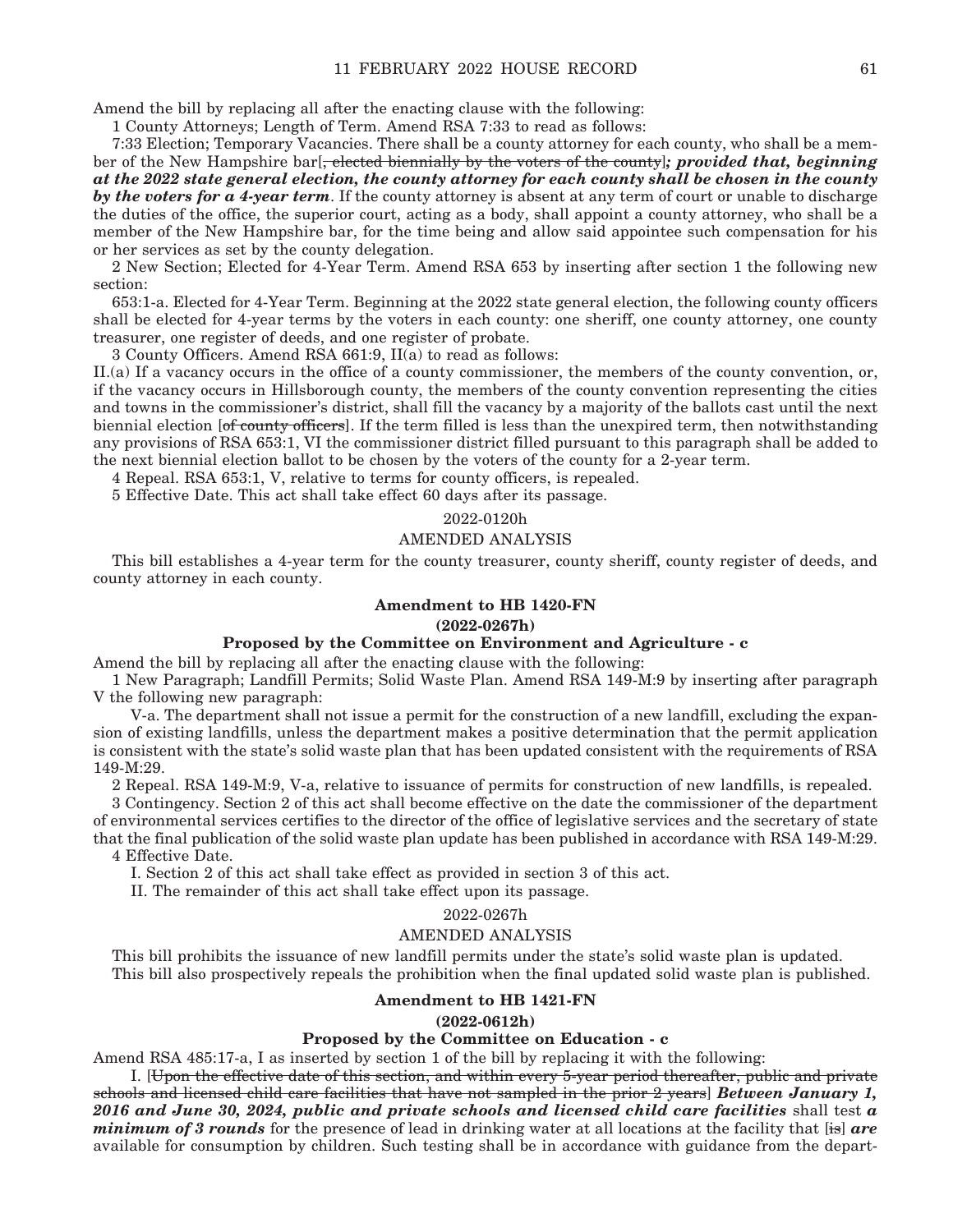Amend the bill by replacing all after the enacting clause with the following:

1 County Attorneys; Length of Term. Amend RSA 7:33 to read as follows:

7:33 Election; Temporary Vacancies. There shall be a county attorney for each county, who shall be a member of the New Hampshire bar[~~, elected biennially by the voters of the county~~]***; provided that, beginning at the 2022 state general election, the county attorney for each county shall be chosen in the county by the voters for a 4-year term***. If the county attorney is absent at any term of court or unable to discharge the duties of the office, the superior court, acting as a body, shall appoint a county attorney, who shall be a member of the New Hampshire bar, for the time being and allow said appointee such compensation for his or her services as set by the county delegation.

2 New Section; Elected for 4-Year Term. Amend RSA 653 by inserting after section 1 the following new section:

653:1-a. Elected for 4-Year Term. Beginning at the 2022 state general election, the following county officers shall be elected for 4-year terms by the voters in each county: one sheriff, one county attorney, one county treasurer, one register of deeds, and one register of probate.

3 County Officers. Amend RSA 661:9, II(a) to read as follows:

II.(a) If a vacancy occurs in the office of a county commissioner, the members of the county convention, or, if the vacancy occurs in Hillsborough county, the members of the county convention representing the cities and towns in the commissioner's district, shall fill the vacancy by a majority of the ballots cast until the next biennial election [~~of county officers~~]. If the term filled is less than the unexpired term, then notwithstanding any provisions of RSA 653:1, VI the commissioner district filled pursuant to this paragraph shall be added to the next biennial election ballot to be chosen by the voters of the county for a 2-year term.

4 Repeal. RSA 653:1, V, relative to terms for county officers, is repealed.

5 Effective Date. This act shall take effect 60 days after its passage.

2022-0120h

AMENDED ANALYSIS

This bill establishes a 4-year term for the county treasurer, county sheriff, county register of deeds, and county attorney in each county.

### Amendment to HB 1420-FN

### (2022-0267h)

### Proposed by the Committee on Environment and Agriculture - c

Amend the bill by replacing all after the enacting clause with the following:

1 New Paragraph; Landfill Permits; Solid Waste Plan. Amend RSA 149-M:9 by inserting after paragraph V the following new paragraph:

V-a. The department shall not issue a permit for the construction of a new landfill, excluding the expansion of existing landfills, unless the department makes a positive determination that the permit application is consistent with the state's solid waste plan that has been updated consistent with the requirements of RSA 149-M:29.

2 Repeal. RSA 149-M:9, V-a, relative to issuance of permits for construction of new landfills, is repealed.

3 Contingency. Section 2 of this act shall become effective on the date the commissioner of the department of environmental services certifies to the director of the office of legislative services and the secretary of state that the final publication of the solid waste plan update has been published in accordance with RSA 149-M:29.

4 Effective Date.

I. Section 2 of this act shall take effect as provided in section 3 of this act.

II. The remainder of this act shall take effect upon its passage.

2022-0267h

AMENDED ANALYSIS

This bill prohibits the issuance of new landfill permits under the state's solid waste plan is updated.

This bill also prospectively repeals the prohibition when the final updated solid waste plan is published.

### Amendment to HB 1421-FN

### (2022-0612h)

### Proposed by the Committee on Education - c

Amend RSA 485:17-a, I as inserted by section 1 of the bill by replacing it with the following:

I. [~~Upon the effective date of this section, and within every 5-year period thereafter, public and private schools and licensed child care facilities that have not sampled in the prior 2 years~~] ***Between January 1, 2016 and June 30, 2024, public and private schools and licensed child care facilities*** shall test ***a minimum of 3 rounds*** for the presence of lead in drinking water at all locations at the facility that [~~is~~] ***are*** available for consumption by children. Such testing shall be in accordance with guidance from the depart-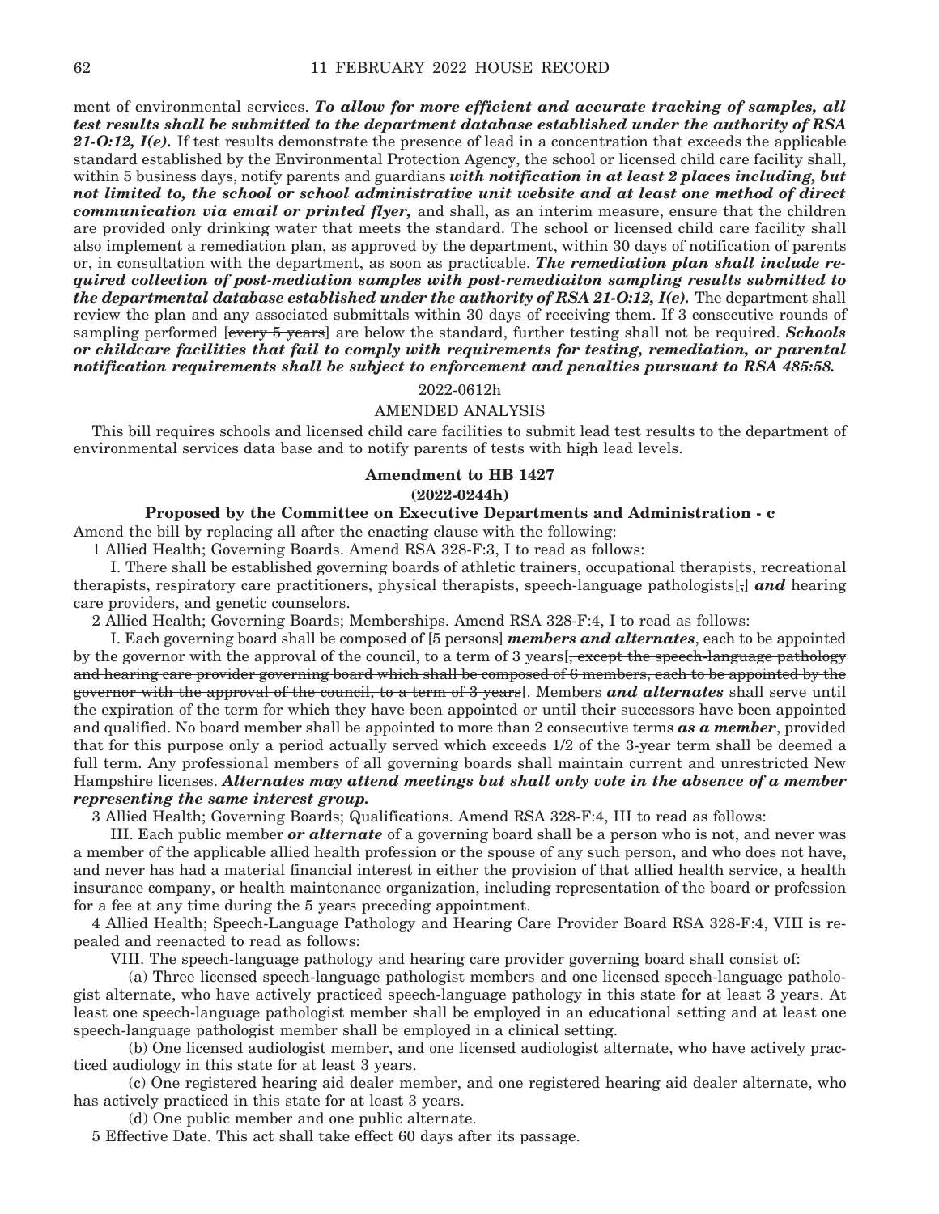ment of environmental services. ***To allow for more efficient and accurate tracking of samples, all test results shall be submitted to the department database established under the authority of RSA 21-O:12, I(e).*** If test results demonstrate the presence of lead in a concentration that exceeds the applicable standard established by the Environmental Protection Agency, the school or licensed child care facility shall, within 5 business days, notify parents and guardians ***with notification in at least 2 places including, but not limited to, the school or school administrative unit website and at least one method of direct communication via email or printed flyer,*** and shall, as an interim measure, ensure that the children are provided only drinking water that meets the standard. The school or licensed child care facility shall also implement a remediation plan, as approved by the department, within 30 days of notification of parents or, in consultation with the department, as soon as practicable. ***The remediation plan shall include required collection of post-mediation samples with post-remediaiton sampling results submitted to the departmental database established under the authority of RSA 21-O:12, I(e).*** The department shall review the plan and any associated submittals within 30 days of receiving them. If 3 consecutive rounds of sampling performed [~~every 5 years~~] are below the standard, further testing shall not be required. ***Schools or childcare facilities that fail to comply with requirements for testing, remediation, or parental notification requirements shall be subject to enforcement and penalties pursuant to RSA 485:58.***

2022-0612h

AMENDED ANALYSIS

This bill requires schools and licensed child care facilities to submit lead test results to the department of environmental services data base and to notify parents of tests with high lead levels.

**Amendment to HB 1427**

**(2022-0244h)**

**Proposed by the Committee on Executive Departments and Administration - c**

Amend the bill by replacing all after the enacting clause with the following:

1 Allied Health; Governing Boards. Amend RSA 328-F:3, I to read as follows:

I. There shall be established governing boards of athletic trainers, occupational therapists, recreational therapists, respiratory care practitioners, physical therapists, speech-language pathologists[~~,~~] ***and*** hearing care providers, and genetic counselors.

2 Allied Health; Governing Boards; Memberships. Amend RSA 328-F:4, I to read as follows:

I. Each governing board shall be composed of [~~5 persons~~] ***members and alternates***, each to be appointed by the governor with the approval of the council, to a term of 3 years[~~, except the speech-language pathology and hearing care provider governing board which shall be composed of 6 members, each to be appointed by the governor with the approval of the council, to a term of 3 years~~]. Members ***and alternates*** shall serve until the expiration of the term for which they have been appointed or until their successors have been appointed and qualified. No board member shall be appointed to more than 2 consecutive terms ***as a member***, provided that for this purpose only a period actually served which exceeds 1/2 of the 3-year term shall be deemed a full term. Any professional members of all governing boards shall maintain current and unrestricted New Hampshire licenses. ***Alternates may attend meetings but shall only vote in the absence of a member representing the same interest group.***

3 Allied Health; Governing Boards; Qualifications. Amend RSA 328-F:4, III to read as follows:

III. Each public member ***or alternate*** of a governing board shall be a person who is not, and never was a member of the applicable allied health profession or the spouse of any such person, and who does not have, and never has had a material financial interest in either the provision of that allied health service, a health insurance company, or health maintenance organization, including representation of the board or profession for a fee at any time during the 5 years preceding appointment.

4 Allied Health; Speech-Language Pathology and Hearing Care Provider Board RSA 328-F:4, VIII is repealed and reenacted to read as follows:

VIII. The speech-language pathology and hearing care provider governing board shall consist of:

(a) Three licensed speech-language pathologist members and one licensed speech-language pathologist alternate, who have actively practiced speech-language pathology in this state for at least 3 years. At least one speech-language pathologist member shall be employed in an educational setting and at least one speech-language pathologist member shall be employed in a clinical setting.

(b) One licensed audiologist member, and one licensed audiologist alternate, who have actively practiced audiology in this state for at least 3 years.

(c) One registered hearing aid dealer member, and one registered hearing aid dealer alternate, who has actively practiced in this state for at least 3 years.

(d) One public member and one public alternate.

5 Effective Date. This act shall take effect 60 days after its passage.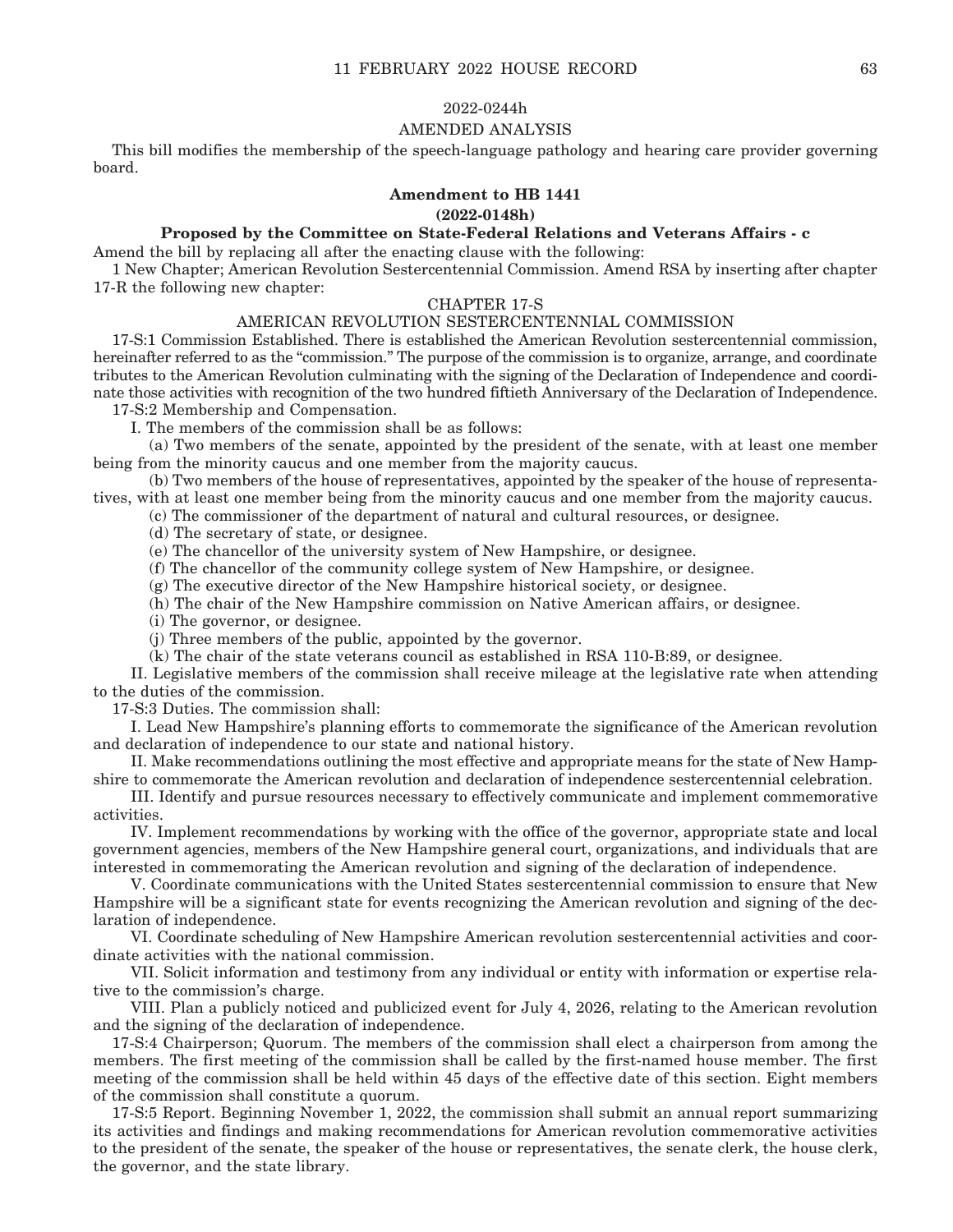2022-0244h

AMENDED ANALYSIS

This bill modifies the membership of the speech-language pathology and hearing care provider governing board.

**Amendment to HB 1441**

**(2022-0148h)**

**Proposed by the Committee on State-Federal Relations and Veterans Affairs - c**

Amend the bill by replacing all after the enacting clause with the following:

1 New Chapter; American Revolution Sestercentennial Commission. Amend RSA by inserting after chapter 17-R the following new chapter:

CHAPTER 17-S

AMERICAN REVOLUTION SESTERCENTENNIAL COMMISSION

17-S:1 Commission Established. There is established the American Revolution sestercentennial commission, hereinafter referred to as the "commission." The purpose of the commission is to organize, arrange, and coordinate tributes to the American Revolution culminating with the signing of the Declaration of Independence and coordinate those activities with recognition of the two hundred fiftieth Anniversary of the Declaration of Independence.

17-S:2 Membership and Compensation.

I. The members of the commission shall be as follows:

(a) Two members of the senate, appointed by the president of the senate, with at least one member being from the minority caucus and one member from the majority caucus.

(b) Two members of the house of representatives, appointed by the speaker of the house of representatives, with at least one member being from the minority caucus and one member from the majority caucus.

(c) The commissioner of the department of natural and cultural resources, or designee.

(d) The secretary of state, or designee.

(e) The chancellor of the university system of New Hampshire, or designee.

(f) The chancellor of the community college system of New Hampshire, or designee.

(g) The executive director of the New Hampshire historical society, or designee.

(h) The chair of the New Hampshire commission on Native American affairs, or designee.

(i) The governor, or designee.

(j) Three members of the public, appointed by the governor.

(k) The chair of the state veterans council as established in RSA 110-B:89, or designee.

II. Legislative members of the commission shall receive mileage at the legislative rate when attending to the duties of the commission.

17-S:3 Duties. The commission shall:

I. Lead New Hampshire's planning efforts to commemorate the significance of the American revolution and declaration of independence to our state and national history.

II. Make recommendations outlining the most effective and appropriate means for the state of New Hampshire to commemorate the American revolution and declaration of independence sestercentennial celebration.

III. Identify and pursue resources necessary to effectively communicate and implement commemorative activities.

IV. Implement recommendations by working with the office of the governor, appropriate state and local government agencies, members of the New Hampshire general court, organizations, and individuals that are interested in commemorating the American revolution and signing of the declaration of independence.

V. Coordinate communications with the United States sestercentennial commission to ensure that New Hampshire will be a significant state for events recognizing the American revolution and signing of the declaration of independence.

VI. Coordinate scheduling of New Hampshire American revolution sestercentennial activities and coordinate activities with the national commission.

VII. Solicit information and testimony from any individual or entity with information or expertise relative to the commission's charge.

VIII. Plan a publicly noticed and publicized event for July 4, 2026, relating to the American revolution and the signing of the declaration of independence.

17-S:4 Chairperson; Quorum. The members of the commission shall elect a chairperson from among the members. The first meeting of the commission shall be called by the first-named house member. The first meeting of the commission shall be held within 45 days of the effective date of this section. Eight members of the commission shall constitute a quorum.

17-S:5 Report. Beginning November 1, 2022, the commission shall submit an annual report summarizing its activities and findings and making recommendations for American revolution commemorative activities to the president of the senate, the speaker of the house or representatives, the senate clerk, the house clerk, the governor, and the state library.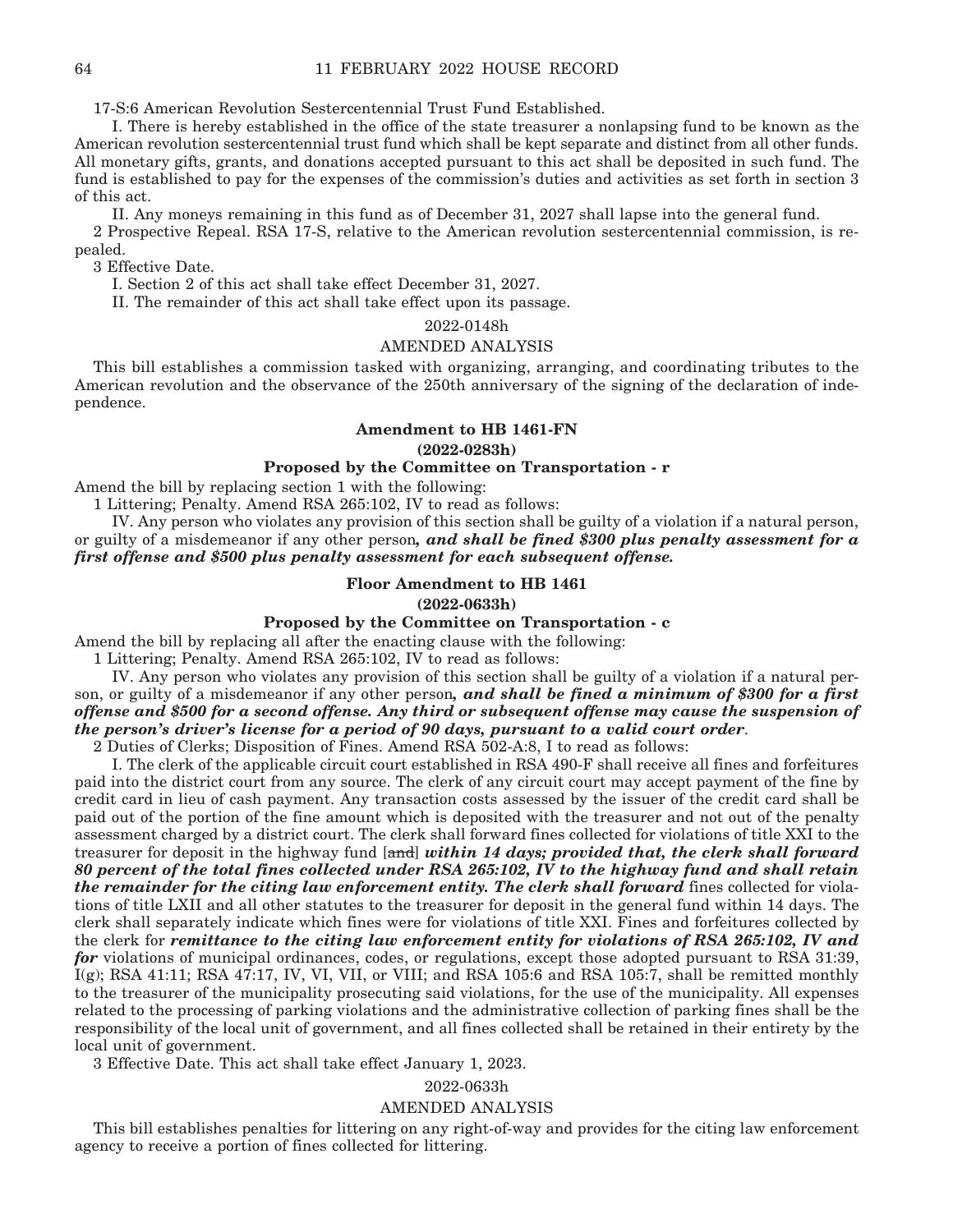17-S:6 American Revolution Sestercentennial Trust Fund Established.

I. There is hereby established in the office of the state treasurer a nonlapsing fund to be known as the American revolution sestercentennial trust fund which shall be kept separate and distinct from all other funds. All monetary gifts, grants, and donations accepted pursuant to this act shall be deposited in such fund. The fund is established to pay for the expenses of the commission's duties and activities as set forth in section 3 of this act.

II. Any moneys remaining in this fund as of December 31, 2027 shall lapse into the general fund.

2 Prospective Repeal. RSA 17-S, relative to the American revolution sestercentennial commission, is repealed.

3 Effective Date.

I. Section 2 of this act shall take effect December 31, 2027.

II. The remainder of this act shall take effect upon its passage.

2022-0148h

AMENDED ANALYSIS

This bill establishes a commission tasked with organizing, arranging, and coordinating tributes to the American revolution and the observance of the 250th anniversary of the signing of the declaration of independence.

**Amendment to HB 1461-FN**

**(2022-0283h)**

**Proposed by the Committee on Transportation - r**

Amend the bill by replacing section 1 with the following:

1 Littering; Penalty. Amend RSA 265:102, IV to read as follows:

IV. Any person who violates any provision of this section shall be guilty of a violation if a natural person, or guilty of a misdemeanor if any other person***, and shall be fined $300 plus penalty assessment for a first offense and $500 plus penalty assessment for each subsequent offense.***

**Floor Amendment to HB 1461**

**(2022-0633h)**

**Proposed by the Committee on Transportation - c**

Amend the bill by replacing all after the enacting clause with the following:

1 Littering; Penalty. Amend RSA 265:102, IV to read as follows:

IV. Any person who violates any provision of this section shall be guilty of a violation if a natural person, or guilty of a misdemeanor if any other person***, and shall be fined a minimum of $300 for a first offense and $500 for a second offense. Any third or subsequent offense may cause the suspension of the person's driver's license for a period of 90 days, pursuant to a valid court order***.

2 Duties of Clerks; Disposition of Fines. Amend RSA 502-A:8, I to read as follows:

I. The clerk of the applicable circuit court established in RSA 490-F shall receive all fines and forfeitures paid into the district court from any source. The clerk of any circuit court may accept payment of the fine by credit card in lieu of cash payment. Any transaction costs assessed by the issuer of the credit card shall be paid out of the portion of the fine amount which is deposited with the treasurer and not out of the penalty assessment charged by a district court. The clerk shall forward fines collected for violations of title XXI to the treasurer for deposit in the highway fund [~~and~~] ***within 14 days; provided that, the clerk shall forward 80 percent of the total fines collected under RSA 265:102, IV to the highway fund and shall retain the remainder for the citing law enforcement entity. The clerk shall forward*** fines collected for violations of title LXII and all other statutes to the treasurer for deposit in the general fund within 14 days. The clerk shall separately indicate which fines were for violations of title XXI. Fines and forfeitures collected by the clerk for ***remittance to the citing law enforcement entity for violations of RSA 265:102, IV and for*** violations of municipal ordinances, codes, or regulations, except those adopted pursuant to RSA 31:39, I(g); RSA 41:11; RSA 47:17, IV, VI, VII, or VIII; and RSA 105:6 and RSA 105:7, shall be remitted monthly to the treasurer of the municipality prosecuting said violations, for the use of the municipality. All expenses related to the processing of parking violations and the administrative collection of parking fines shall be the responsibility of the local unit of government, and all fines collected shall be retained in their entirety by the local unit of government.

3 Effective Date. This act shall take effect January 1, 2023.

2022-0633h

AMENDED ANALYSIS

This bill establishes penalties for littering on any right-of-way and provides for the citing law enforcement agency to receive a portion of fines collected for littering.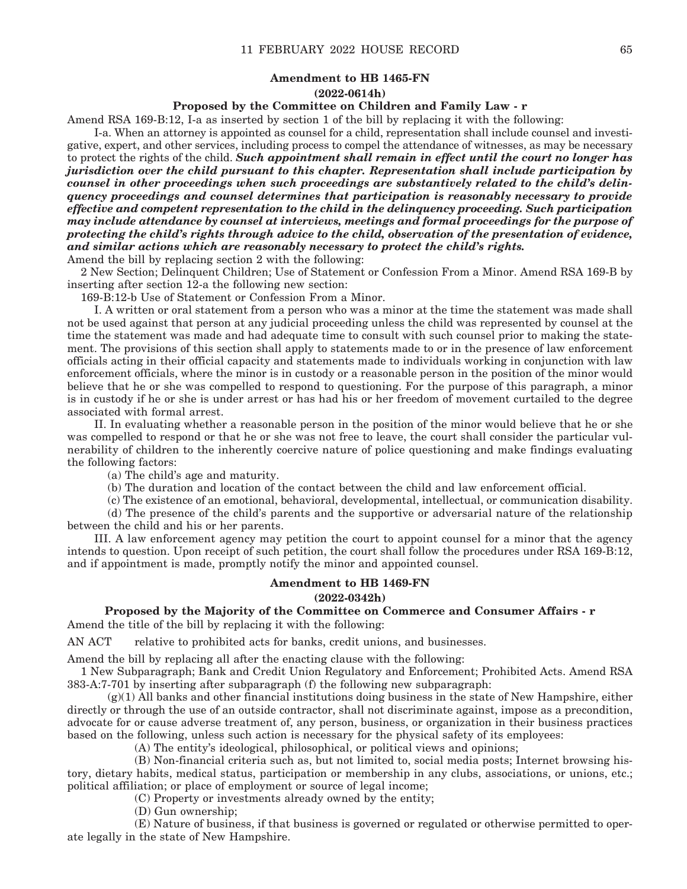**Amendment to HB 1465-FN**

**(2022-0614h)**

**Proposed by the Committee on Children and Family Law - r**

Amend RSA 169-B:12, I-a as inserted by section 1 of the bill by replacing it with the following:

I-a. When an attorney is appointed as counsel for a child, representation shall include counsel and investigative, expert, and other services, including process to compel the attendance of witnesses, as may be necessary to protect the rights of the child. ***Such appointment shall remain in effect until the court no longer has jurisdiction over the child pursuant to this chapter. Representation shall include participation by counsel in other proceedings when such proceedings are substantively related to the child's delinquency proceedings and counsel determines that participation is reasonably necessary to provide effective and competent representation to the child in the delinquency proceeding. Such participation may include attendance by counsel at interviews, meetings and formal proceedings for the purpose of protecting the child's rights through advice to the child, observation of the presentation of evidence, and similar actions which are reasonably necessary to protect the child's rights.***

Amend the bill by replacing section 2 with the following:

2 New Section; Delinquent Children; Use of Statement or Confession From a Minor. Amend RSA 169-B by inserting after section 12-a the following new section:

169-B:12-b Use of Statement or Confession From a Minor.

I. A written or oral statement from a person who was a minor at the time the statement was made shall not be used against that person at any judicial proceeding unless the child was represented by counsel at the time the statement was made and had adequate time to consult with such counsel prior to making the statement. The provisions of this section shall apply to statements made to or in the presence of law enforcement officials acting in their official capacity and statements made to individuals working in conjunction with law enforcement officials, where the minor is in custody or a reasonable person in the position of the minor would believe that he or she was compelled to respond to questioning. For the purpose of this paragraph, a minor is in custody if he or she is under arrest or has had his or her freedom of movement curtailed to the degree associated with formal arrest.

II. In evaluating whether a reasonable person in the position of the minor would believe that he or she was compelled to respond or that he or she was not free to leave, the court shall consider the particular vulnerability of children to the inherently coercive nature of police questioning and make findings evaluating the following factors:

(a) The child's age and maturity.

(b) The duration and location of the contact between the child and law enforcement official.

(c) The existence of an emotional, behavioral, developmental, intellectual, or communication disability.

(d) The presence of the child's parents and the supportive or adversarial nature of the relationship between the child and his or her parents.

III. A law enforcement agency may petition the court to appoint counsel for a minor that the agency intends to question. Upon receipt of such petition, the court shall follow the procedures under RSA 169-B:12, and if appointment is made, promptly notify the minor and appointed counsel.

**Amendment to HB 1469-FN**

**(2022-0342h)**

**Proposed by the Majority of the Committee on Commerce and Consumer Affairs - r**

Amend the title of the bill by replacing it with the following:

AN ACT relative to prohibited acts for banks, credit unions, and businesses.

Amend the bill by replacing all after the enacting clause with the following:

1 New Subparagraph; Bank and Credit Union Regulatory and Enforcement; Prohibited Acts. Amend RSA 383-A:7-701 by inserting after subparagraph (f) the following new subparagraph:

(g)(1) All banks and other financial institutions doing business in the state of New Hampshire, either directly or through the use of an outside contractor, shall not discriminate against, impose as a precondition, advocate for or cause adverse treatment of, any person, business, or organization in their business practices based on the following, unless such action is necessary for the physical safety of its employees:

(A) The entity's ideological, philosophical, or political views and opinions;

(B) Non-financial criteria such as, but not limited to, social media posts; Internet browsing history, dietary habits, medical status, participation or membership in any clubs, associations, or unions, etc.; political affiliation; or place of employment or source of legal income;

(C) Property or investments already owned by the entity;

(D) Gun ownership;

(E) Nature of business, if that business is governed or regulated or otherwise permitted to operate legally in the state of New Hampshire.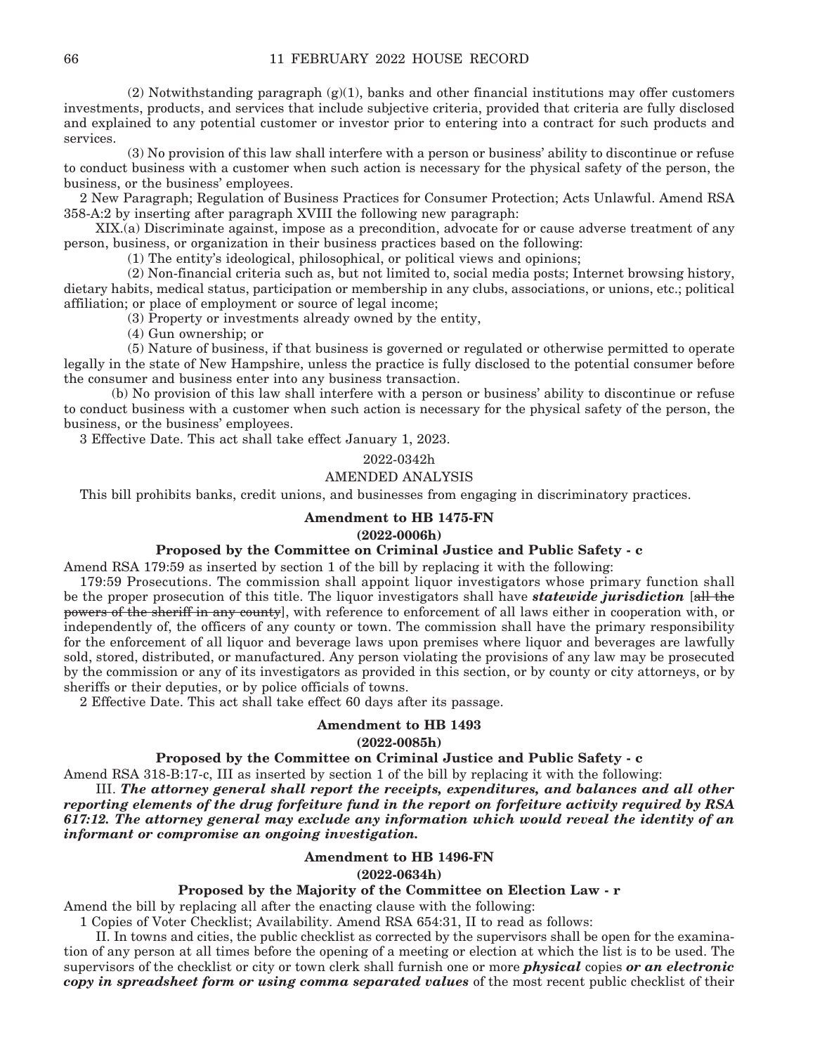(2) Notwithstanding paragraph (g)(1), banks and other financial institutions may offer customers investments, products, and services that include subjective criteria, provided that criteria are fully disclosed and explained to any potential customer or investor prior to entering into a contract for such products and services.

(3) No provision of this law shall interfere with a person or business' ability to discontinue or refuse to conduct business with a customer when such action is necessary for the physical safety of the person, the business, or the business' employees.

2 New Paragraph; Regulation of Business Practices for Consumer Protection; Acts Unlawful. Amend RSA 358-A:2 by inserting after paragraph XVIII the following new paragraph:

XIX.(a) Discriminate against, impose as a precondition, advocate for or cause adverse treatment of any person, business, or organization in their business practices based on the following:

(1) The entity's ideological, philosophical, or political views and opinions;

(2) Non-financial criteria such as, but not limited to, social media posts; Internet browsing history, dietary habits, medical status, participation or membership in any clubs, associations, or unions, etc.; political affiliation; or place of employment or source of legal income;

(3) Property or investments already owned by the entity,

(4) Gun ownership; or

(5) Nature of business, if that business is governed or regulated or otherwise permitted to operate legally in the state of New Hampshire, unless the practice is fully disclosed to the potential consumer before the consumer and business enter into any business transaction.

(b) No provision of this law shall interfere with a person or business' ability to discontinue or refuse to conduct business with a customer when such action is necessary for the physical safety of the person, the business, or the business' employees.

3 Effective Date. This act shall take effect January 1, 2023.

2022-0342h

AMENDED ANALYSIS

This bill prohibits banks, credit unions, and businesses from engaging in discriminatory practices.

**Amendment to HB 1475-FN**

**(2022-0006h)**

**Proposed by the Committee on Criminal Justice and Public Safety - c**

Amend RSA 179:59 as inserted by section 1 of the bill by replacing it with the following:

179:59 Prosecutions. The commission shall appoint liquor investigators whose primary function shall be the proper prosecution of this title. The liquor investigators shall have ***statewide jurisdiction*** [~~all the powers of the sheriff in any county~~], with reference to enforcement of all laws either in cooperation with, or independently of, the officers of any county or town. The commission shall have the primary responsibility for the enforcement of all liquor and beverage laws upon premises where liquor and beverages are lawfully sold, stored, distributed, or manufactured. Any person violating the provisions of any law may be prosecuted by the commission or any of its investigators as provided in this section, or by county or city attorneys, or by sheriffs or their deputies, or by police officials of towns.

2 Effective Date. This act shall take effect 60 days after its passage.

**Amendment to HB 1493**

**(2022-0085h)**

**Proposed by the Committee on Criminal Justice and Public Safety - c**

Amend RSA 318-B:17-c, III as inserted by section 1 of the bill by replacing it with the following:

III. ***The attorney general shall report the receipts, expenditures, and balances and all other reporting elements of the drug forfeiture fund in the report on forfeiture activity required by RSA 617:12. The attorney general may exclude any information which would reveal the identity of an informant or compromise an ongoing investigation.***

**Amendment to HB 1496-FN**

**(2022-0634h)**

**Proposed by the Majority of the Committee on Election Law - r**

Amend the bill by replacing all after the enacting clause with the following:

1 Copies of Voter Checklist; Availability. Amend RSA 654:31, II to read as follows:

II. In towns and cities, the public checklist as corrected by the supervisors shall be open for the examination of any person at all times before the opening of a meeting or election at which the list is to be used. The supervisors of the checklist or city or town clerk shall furnish one or more ***physical*** copies ***or an electronic copy in spreadsheet form or using comma separated values*** of the most recent public checklist of their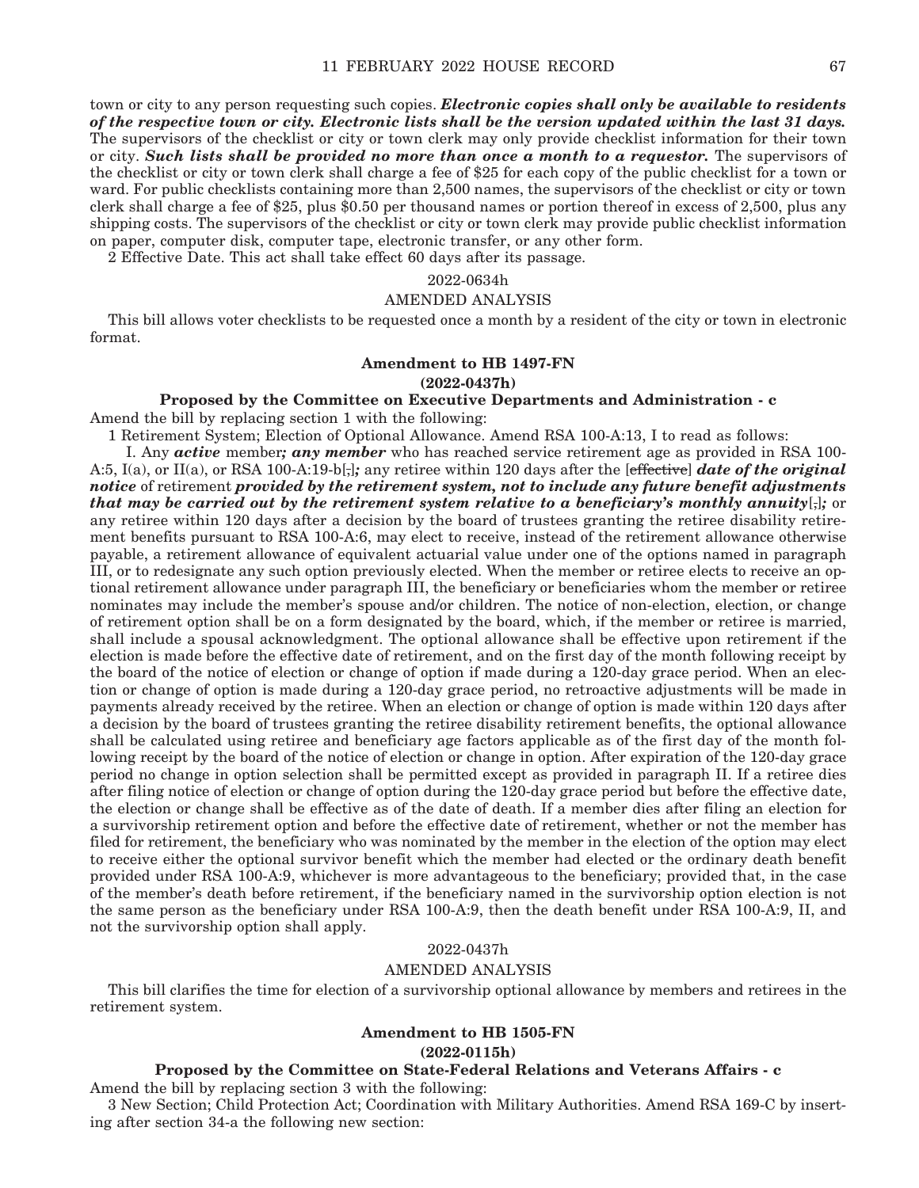town or city to any person requesting such copies. ***Electronic copies shall only be available to residents of the respective town or city. Electronic lists shall be the version updated within the last 31 days.*** The supervisors of the checklist or city or town clerk may only provide checklist information for their town or city. ***Such lists shall be provided no more than once a month to a requestor.*** The supervisors of the checklist or city or town clerk shall charge a fee of $25 for each copy of the public checklist for a town or ward. For public checklists containing more than 2,500 names, the supervisors of the checklist or city or town clerk shall charge a fee of $25, plus $0.50 per thousand names or portion thereof in excess of 2,500, plus any shipping costs. The supervisors of the checklist or city or town clerk may provide public checklist information on paper, computer disk, computer tape, electronic transfer, or any other form.

2 Effective Date. This act shall take effect 60 days after its passage.

2022-0634h

AMENDED ANALYSIS

This bill allows voter checklists to be requested once a month by a resident of the city or town in electronic format.

**Amendment to HB 1497-FN**
**(2022-0437h)**

**Proposed by the Committee on Executive Departments and Administration - c**

Amend the bill by replacing section 1 with the following:

1 Retirement System; Election of Optional Allowance. Amend RSA 100-A:13, I to read as follows:

I. Any ***active*** member***; any member*** who has reached service retirement age as provided in RSA 100-A:5, I(a), or II(a), or RSA 100-A:19-b[,]***;*** any retiree within 120 days after the [~~effective~~] ***date of the original notice*** of retirement ***provided by the retirement system, not to include any future benefit adjustments that may be carried out by the retirement system relative to a beneficiary's monthly annuity***[,]***;*** or any retiree within 120 days after a decision by the board of trustees granting the retiree disability retirement benefits pursuant to RSA 100-A:6, may elect to receive, instead of the retirement allowance otherwise payable, a retirement allowance of equivalent actuarial value under one of the options named in paragraph III, or to redesignate any such option previously elected. When the member or retiree elects to receive an optional retirement allowance under paragraph III, the beneficiary or beneficiaries whom the member or retiree nominates may include the member's spouse and/or children. The notice of non-election, election, or change of retirement option shall be on a form designated by the board, which, if the member or retiree is married, shall include a spousal acknowledgment. The optional allowance shall be effective upon retirement if the election is made before the effective date of retirement, and on the first day of the month following receipt by the board of the notice of election or change of option if made during a 120-day grace period. When an election or change of option is made during a 120-day grace period, no retroactive adjustments will be made in payments already received by the retiree. When an election or change of option is made within 120 days after a decision by the board of trustees granting the retiree disability retirement benefits, the optional allowance shall be calculated using retiree and beneficiary age factors applicable as of the first day of the month following receipt by the board of the notice of election or change in option. After expiration of the 120-day grace period no change in option selection shall be permitted except as provided in paragraph II. If a retiree dies after filing notice of election or change of option during the 120-day grace period but before the effective date, the election or change shall be effective as of the date of death. If a member dies after filing an election for a survivorship retirement option and before the effective date of retirement, whether or not the member has filed for retirement, the beneficiary who was nominated by the member in the election of the option may elect to receive either the optional survivor benefit which the member had elected or the ordinary death benefit provided under RSA 100-A:9, whichever is more advantageous to the beneficiary; provided that, in the case of the member's death before retirement, if the beneficiary named in the survivorship option election is not the same person as the beneficiary under RSA 100-A:9, then the death benefit under RSA 100-A:9, II, and not the survivorship option shall apply.

2022-0437h

AMENDED ANALYSIS

This bill clarifies the time for election of a survivorship optional allowance by members and retirees in the retirement system.

**Amendment to HB 1505-FN**
**(2022-0115h)**

**Proposed by the Committee on State-Federal Relations and Veterans Affairs - c**

Amend the bill by replacing section 3 with the following:

3 New Section; Child Protection Act; Coordination with Military Authorities. Amend RSA 169-C by inserting after section 34-a the following new section: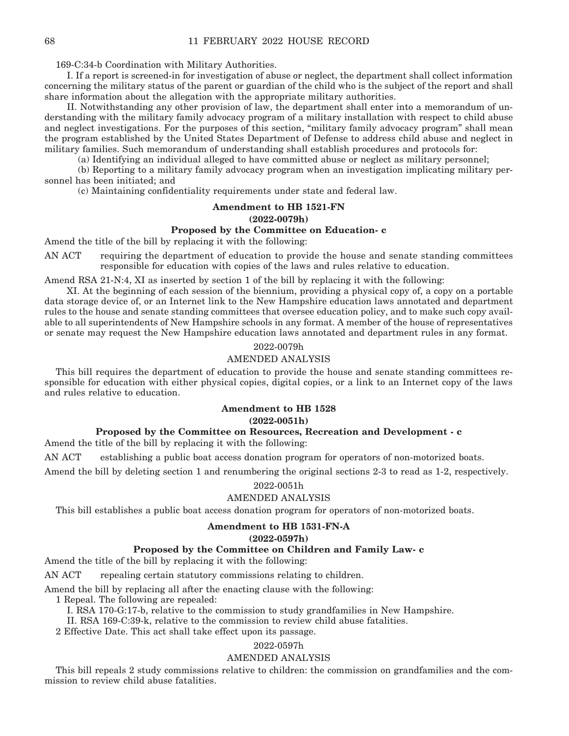169-C:34-b Coordination with Military Authorities.

I. If a report is screened-in for investigation of abuse or neglect, the department shall collect information concerning the military status of the parent or guardian of the child who is the subject of the report and shall share information about the allegation with the appropriate military authorities.

II. Notwithstanding any other provision of law, the department shall enter into a memorandum of understanding with the military family advocacy program of a military installation with respect to child abuse and neglect investigations. For the purposes of this section, "military family advocacy program" shall mean the program established by the United States Department of Defense to address child abuse and neglect in military families. Such memorandum of understanding shall establish procedures and protocols for:

(a) Identifying an individual alleged to have committed abuse or neglect as military personnel;

(b) Reporting to a military family advocacy program when an investigation implicating military personnel has been initiated; and

(c) Maintaining confidentiality requirements under state and federal law.

**Amendment to HB 1521-FN**

**(2022-0079h)**

**Proposed by the Committee on Education- c**

Amend the title of the bill by replacing it with the following:

AN ACT requiring the department of education to provide the house and senate standing committees responsible for education with copies of the laws and rules relative to education.

Amend RSA 21-N:4, XI as inserted by section 1 of the bill by replacing it with the following:

XI. At the beginning of each session of the biennium, providing a physical copy of, a copy on a portable data storage device of, or an Internet link to the New Hampshire education laws annotated and department rules to the house and senate standing committees that oversee education policy, and to make such copy available to all superintendents of New Hampshire schools in any format. A member of the house of representatives or senate may request the New Hampshire education laws annotated and department rules in any format.

2022-0079h

AMENDED ANALYSIS

This bill requires the department of education to provide the house and senate standing committees responsible for education with either physical copies, digital copies, or a link to an Internet copy of the laws and rules relative to education.

**Amendment to HB 1528**

**(2022-0051h)**

**Proposed by the Committee on Resources, Recreation and Development - c**

Amend the title of the bill by replacing it with the following:

AN ACT establishing a public boat access donation program for operators of non-motorized boats.

Amend the bill by deleting section 1 and renumbering the original sections 2-3 to read as 1-2, respectively.

2022-0051h

AMENDED ANALYSIS

This bill establishes a public boat access donation program for operators of non-motorized boats.

**Amendment to HB 1531-FN-A**

**(2022-0597h)**

**Proposed by the Committee on Children and Family Law- c**

Amend the title of the bill by replacing it with the following:

AN ACT repealing certain statutory commissions relating to children.

Amend the bill by replacing all after the enacting clause with the following:

1 Repeal. The following are repealed:

I. RSA 170-G:17-b, relative to the commission to study grandfamilies in New Hampshire.

II. RSA 169-C:39-k, relative to the commission to review child abuse fatalities.

2 Effective Date. This act shall take effect upon its passage.

2022-0597h

AMENDED ANALYSIS

This bill repeals 2 study commissions relative to children: the commission on grandfamilies and the commission to review child abuse fatalities.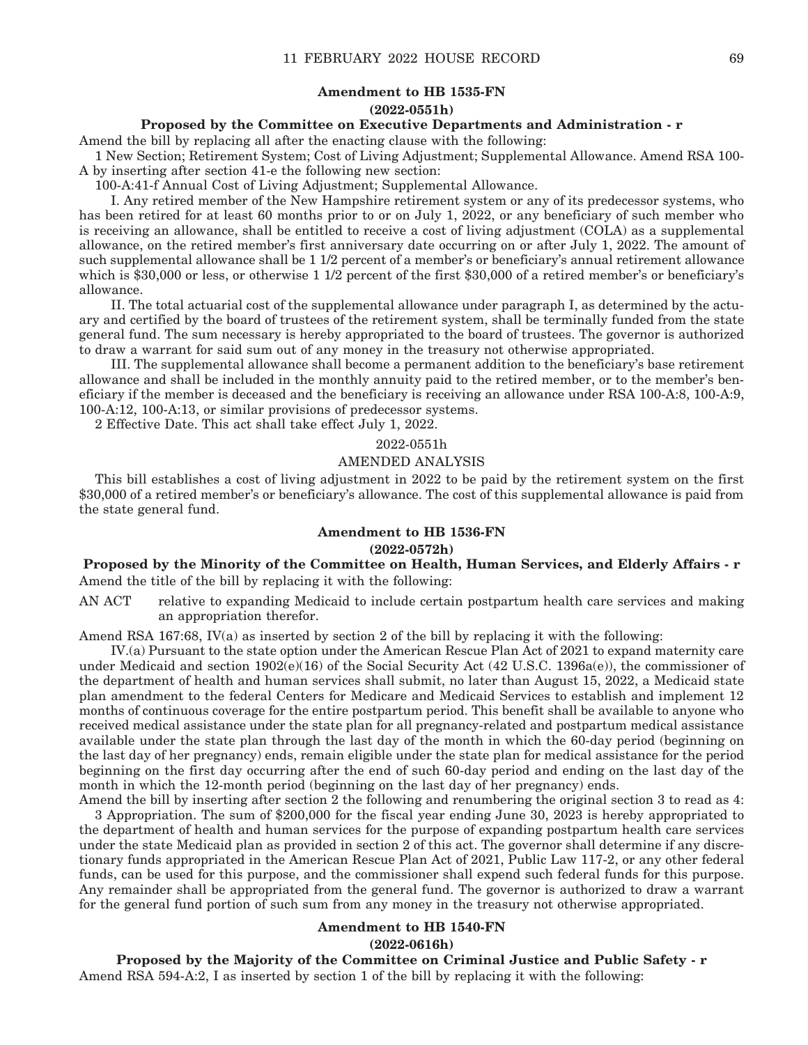**Amendment to HB 1535-FN**

**(2022-0551h)**

**Proposed by the Committee on Executive Departments and Administration - r**

Amend the bill by replacing all after the enacting clause with the following:

1 New Section; Retirement System; Cost of Living Adjustment; Supplemental Allowance. Amend RSA 100-A by inserting after section 41-e the following new section:

100-A:41-f Annual Cost of Living Adjustment; Supplemental Allowance.

I. Any retired member of the New Hampshire retirement system or any of its predecessor systems, who has been retired for at least 60 months prior to or on July 1, 2022, or any beneficiary of such member who is receiving an allowance, shall be entitled to receive a cost of living adjustment (COLA) as a supplemental allowance, on the retired member's first anniversary date occurring on or after July 1, 2022. The amount of such supplemental allowance shall be 1 1/2 percent of a member's or beneficiary's annual retirement allowance which is $30,000 or less, or otherwise 1 1/2 percent of the first $30,000 of a retired member's or beneficiary's allowance.

II. The total actuarial cost of the supplemental allowance under paragraph I, as determined by the actuary and certified by the board of trustees of the retirement system, shall be terminally funded from the state general fund. The sum necessary is hereby appropriated to the board of trustees. The governor is authorized to draw a warrant for said sum out of any money in the treasury not otherwise appropriated.

III. The supplemental allowance shall become a permanent addition to the beneficiary's base retirement allowance and shall be included in the monthly annuity paid to the retired member, or to the member's beneficiary if the member is deceased and the beneficiary is receiving an allowance under RSA 100-A:8, 100-A:9, 100-A:12, 100-A:13, or similar provisions of predecessor systems.

2 Effective Date. This act shall take effect July 1, 2022.

2022-0551h

AMENDED ANALYSIS

This bill establishes a cost of living adjustment in 2022 to be paid by the retirement system on the first $30,000 of a retired member's or beneficiary's allowance. The cost of this supplemental allowance is paid from the state general fund.

**Amendment to HB 1536-FN**

**(2022-0572h)**

**Proposed by the Minority of the Committee on Health, Human Services, and Elderly Affairs - r**

Amend the title of the bill by replacing it with the following:

AN ACT relative to expanding Medicaid to include certain postpartum health care services and making an appropriation therefor.

Amend RSA 167:68, IV(a) as inserted by section 2 of the bill by replacing it with the following:

IV.(a) Pursuant to the state option under the American Rescue Plan Act of 2021 to expand maternity care under Medicaid and section 1902(e)(16) of the Social Security Act (42 U.S.C. 1396a(e)), the commissioner of the department of health and human services shall submit, no later than August 15, 2022, a Medicaid state plan amendment to the federal Centers for Medicare and Medicaid Services to establish and implement 12 months of continuous coverage for the entire postpartum period. This benefit shall be available to anyone who received medical assistance under the state plan for all pregnancy-related and postpartum medical assistance available under the state plan through the last day of the month in which the 60-day period (beginning on the last day of her pregnancy) ends, remain eligible under the state plan for medical assistance for the period beginning on the first day occurring after the end of such 60-day period and ending on the last day of the month in which the 12-month period (beginning on the last day of her pregnancy) ends.

Amend the bill by inserting after section 2 the following and renumbering the original section 3 to read as 4:

3 Appropriation. The sum of $200,000 for the fiscal year ending June 30, 2023 is hereby appropriated to the department of health and human services for the purpose of expanding postpartum health care services under the state Medicaid plan as provided in section 2 of this act. The governor shall determine if any discretionary funds appropriated in the American Rescue Plan Act of 2021, Public Law 117-2, or any other federal funds, can be used for this purpose, and the commissioner shall expend such federal funds for this purpose. Any remainder shall be appropriated from the general fund. The governor is authorized to draw a warrant for the general fund portion of such sum from any money in the treasury not otherwise appropriated.

**Amendment to HB 1540-FN**

**(2022-0616h)**

**Proposed by the Majority of the Committee on Criminal Justice and Public Safety - r**

Amend RSA 594-A:2, I as inserted by section 1 of the bill by replacing it with the following: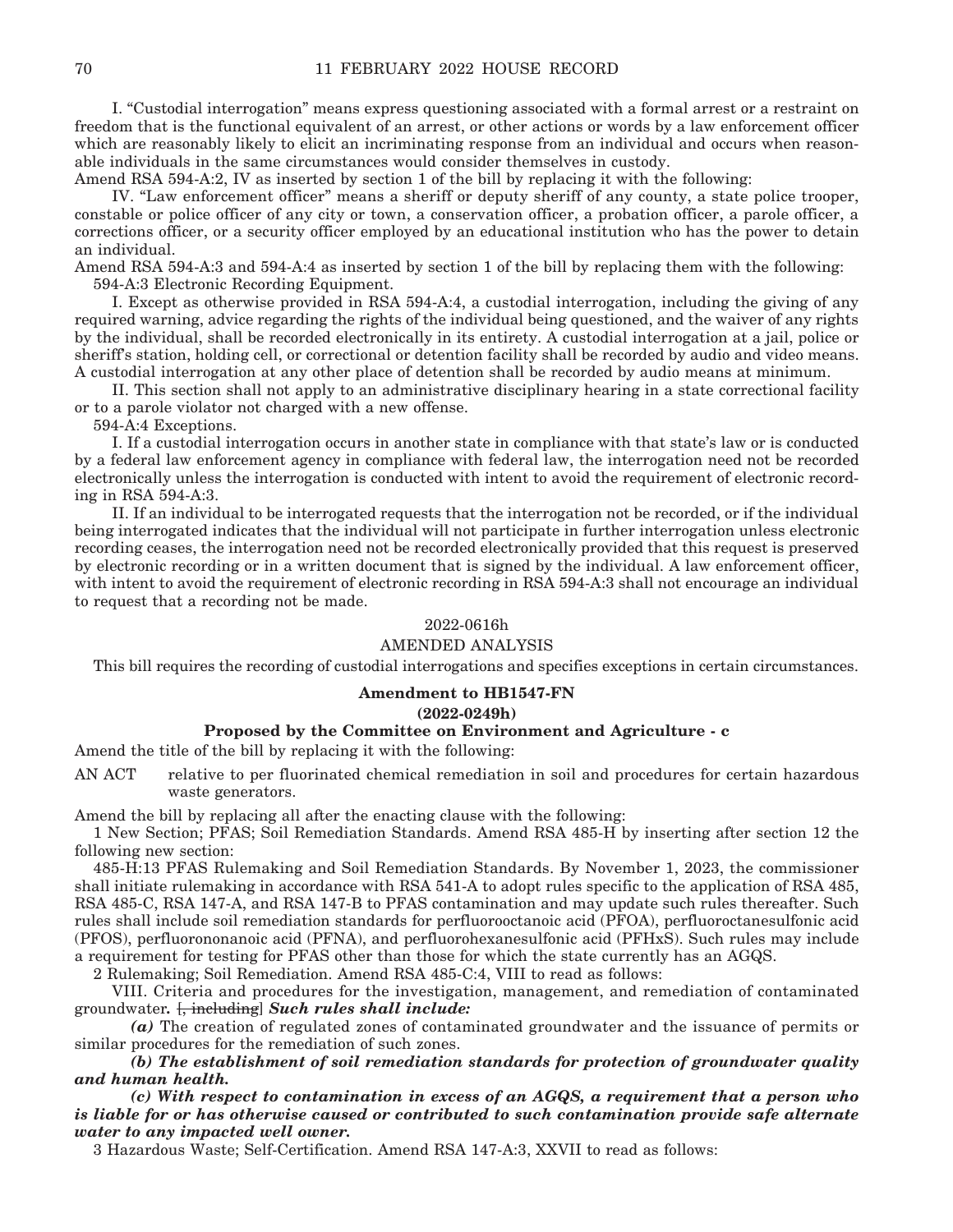I. "Custodial interrogation" means express questioning associated with a formal arrest or a restraint on freedom that is the functional equivalent of an arrest, or other actions or words by a law enforcement officer which are reasonably likely to elicit an incriminating response from an individual and occurs when reasonable individuals in the same circumstances would consider themselves in custody.

Amend RSA 594-A:2, IV as inserted by section 1 of the bill by replacing it with the following:

IV. "Law enforcement officer" means a sheriff or deputy sheriff of any county, a state police trooper, constable or police officer of any city or town, a conservation officer, a probation officer, a parole officer, a corrections officer, or a security officer employed by an educational institution who has the power to detain an individual.

Amend RSA 594-A:3 and 594-A:4 as inserted by section 1 of the bill by replacing them with the following:

594-A:3 Electronic Recording Equipment.

I. Except as otherwise provided in RSA 594-A:4, a custodial interrogation, including the giving of any required warning, advice regarding the rights of the individual being questioned, and the waiver of any rights by the individual, shall be recorded electronically in its entirety. A custodial interrogation at a jail, police or sheriff's station, holding cell, or correctional or detention facility shall be recorded by audio and video means. A custodial interrogation at any other place of detention shall be recorded by audio means at minimum.

II. This section shall not apply to an administrative disciplinary hearing in a state correctional facility or to a parole violator not charged with a new offense.

594-A:4 Exceptions.

I. If a custodial interrogation occurs in another state in compliance with that state's law or is conducted by a federal law enforcement agency in compliance with federal law, the interrogation need not be recorded electronically unless the interrogation is conducted with intent to avoid the requirement of electronic recording in RSA 594-A:3.

II. If an individual to be interrogated requests that the interrogation not be recorded, or if the individual being interrogated indicates that the individual will not participate in further interrogation unless electronic recording ceases, the interrogation need not be recorded electronically provided that this request is preserved by electronic recording or in a written document that is signed by the individual. A law enforcement officer, with intent to avoid the requirement of electronic recording in RSA 594-A:3 shall not encourage an individual to request that a recording not be made.

2022-0616h

AMENDED ANALYSIS

This bill requires the recording of custodial interrogations and specifies exceptions in certain circumstances.

**Amendment to HB1547-FN**

**(2022-0249h)**

**Proposed by the Committee on Environment and Agriculture - c**

Amend the title of the bill by replacing it with the following:

AN ACT relative to per fluorinated chemical remediation in soil and procedures for certain hazardous waste generators.

Amend the bill by replacing all after the enacting clause with the following:

1 New Section; PFAS; Soil Remediation Standards. Amend RSA 485-H by inserting after section 12 the following new section:

485-H:13 PFAS Rulemaking and Soil Remediation Standards. By November 1, 2023, the commissioner shall initiate rulemaking in accordance with RSA 541-A to adopt rules specific to the application of RSA 485, RSA 485-C, RSA 147-A, and RSA 147-B to PFAS contamination and may update such rules thereafter. Such rules shall include soil remediation standards for perfluorooctanoic acid (PFOA), perfluoroctanesulfonic acid (PFOS), perfluorononanoic acid (PFNA), and perfluorohexanesulfonic acid (PFHxS). Such rules may include a requirement for testing for PFAS other than those for which the state currently has an AGQS.

2 Rulemaking; Soil Remediation. Amend RSA 485-C:4, VIII to read as follows:

VIII. Criteria and procedures for the investigation, management, and remediation of contaminated groundwater**.** [~~, including~~] ***Such rules shall include:***

***(a)*** The creation of regulated zones of contaminated groundwater and the issuance of permits or similar procedures for the remediation of such zones.

***(b) The establishment of soil remediation standards for protection of groundwater quality and human health.***

***(c) With respect to contamination in excess of an AGQS, a requirement that a person who is liable for or has otherwise caused or contributed to such contamination provide safe alternate water to any impacted well owner.***

3 Hazardous Waste; Self-Certification. Amend RSA 147-A:3, XXVII to read as follows: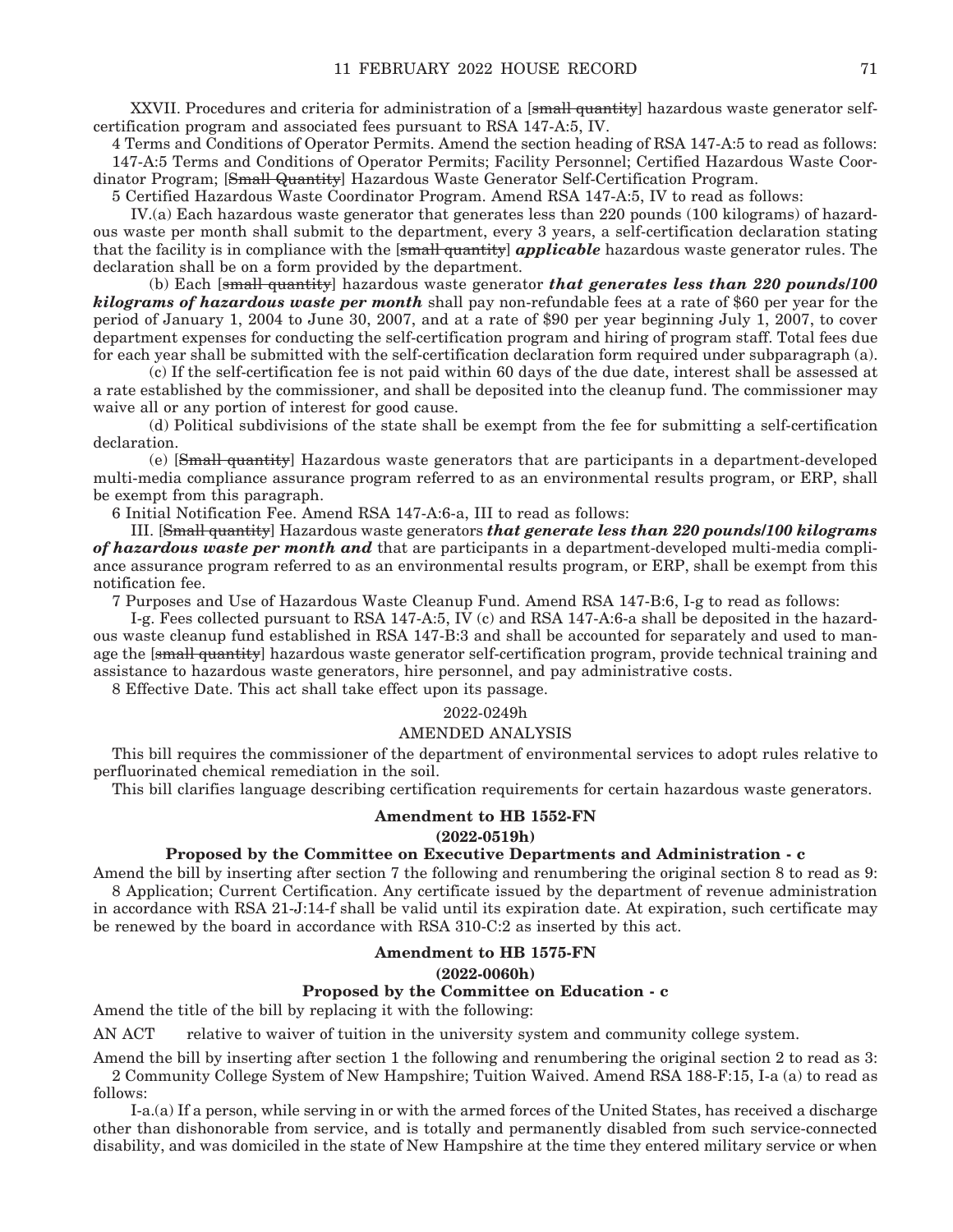XXVII. Procedures and criteria for administration of a [~~small quantity~~] hazardous waste generator self-certification program and associated fees pursuant to RSA 147-A:5, IV.

4 Terms and Conditions of Operator Permits. Amend the section heading of RSA 147-A:5 to read as follows:

147-A:5 Terms and Conditions of Operator Permits; Facility Personnel; Certified Hazardous Waste Coordinator Program; [~~Small Quantity~~] Hazardous Waste Generator Self-Certification Program.

5 Certified Hazardous Waste Coordinator Program. Amend RSA 147-A:5, IV to read as follows:

IV.(a) Each hazardous waste generator that generates less than 220 pounds (100 kilograms) of hazardous waste per month shall submit to the department, every 3 years, a self-certification declaration stating that the facility is in compliance with the [~~small quantity~~] ***applicable*** hazardous waste generator rules. The declaration shall be on a form provided by the department.

(b) Each [~~small quantity~~] hazardous waste generator ***that generates less than 220 pounds/100 kilograms of hazardous waste per month*** shall pay non-refundable fees at a rate of $60 per year for the period of January 1, 2004 to June 30, 2007, and at a rate of $90 per year beginning July 1, 2007, to cover department expenses for conducting the self-certification program and hiring of program staff. Total fees due for each year shall be submitted with the self-certification declaration form required under subparagraph (a).

(c) If the self-certification fee is not paid within 60 days of the due date, interest shall be assessed at a rate established by the commissioner, and shall be deposited into the cleanup fund. The commissioner may waive all or any portion of interest for good cause.

(d) Political subdivisions of the state shall be exempt from the fee for submitting a self-certification declaration.

(e) [~~Small quantity~~] Hazardous waste generators that are participants in a department-developed multi-media compliance assurance program referred to as an environmental results program, or ERP, shall be exempt from this paragraph.

6 Initial Notification Fee. Amend RSA 147-A:6-a, III to read as follows:

III. [~~Small quantity~~] Hazardous waste generators ***that generate less than 220 pounds/100 kilograms of hazardous waste per month and*** that are participants in a department-developed multi-media compliance assurance program referred to as an environmental results program, or ERP, shall be exempt from this notification fee.

7 Purposes and Use of Hazardous Waste Cleanup Fund. Amend RSA 147-B:6, I-g to read as follows:

I-g. Fees collected pursuant to RSA 147-A:5, IV (c) and RSA 147-A:6-a shall be deposited in the hazardous waste cleanup fund established in RSA 147-B:3 and shall be accounted for separately and used to manage the [~~small quantity~~] hazardous waste generator self-certification program, provide technical training and assistance to hazardous waste generators, hire personnel, and pay administrative costs.

8 Effective Date. This act shall take effect upon its passage.

2022-0249h

AMENDED ANALYSIS

This bill requires the commissioner of the department of environmental services to adopt rules relative to perfluorinated chemical remediation in the soil.

This bill clarifies language describing certification requirements for certain hazardous waste generators.

**Amendment to HB 1552-FN**

**(2022-0519h)**

**Proposed by the Committee on Executive Departments and Administration - c**

Amend the bill by inserting after section 7 the following and renumbering the original section 8 to read as 9:

8 Application; Current Certification. Any certificate issued by the department of revenue administration in accordance with RSA 21-J:14-f shall be valid until its expiration date. At expiration, such certificate may be renewed by the board in accordance with RSA 310-C:2 as inserted by this act.

**Amendment to HB 1575-FN**

**(2022-0060h)**

**Proposed by the Committee on Education - c**

Amend the title of the bill by replacing it with the following:

AN ACT relative to waiver of tuition in the university system and community college system.

Amend the bill by inserting after section 1 the following and renumbering the original section 2 to read as 3:

2 Community College System of New Hampshire; Tuition Waived. Amend RSA 188-F:15, I-a (a) to read as follows:

I-a.(a) If a person, while serving in or with the armed forces of the United States, has received a discharge other than dishonorable from service, and is totally and permanently disabled from such service-connected disability, and was domiciled in the state of New Hampshire at the time they entered military service or when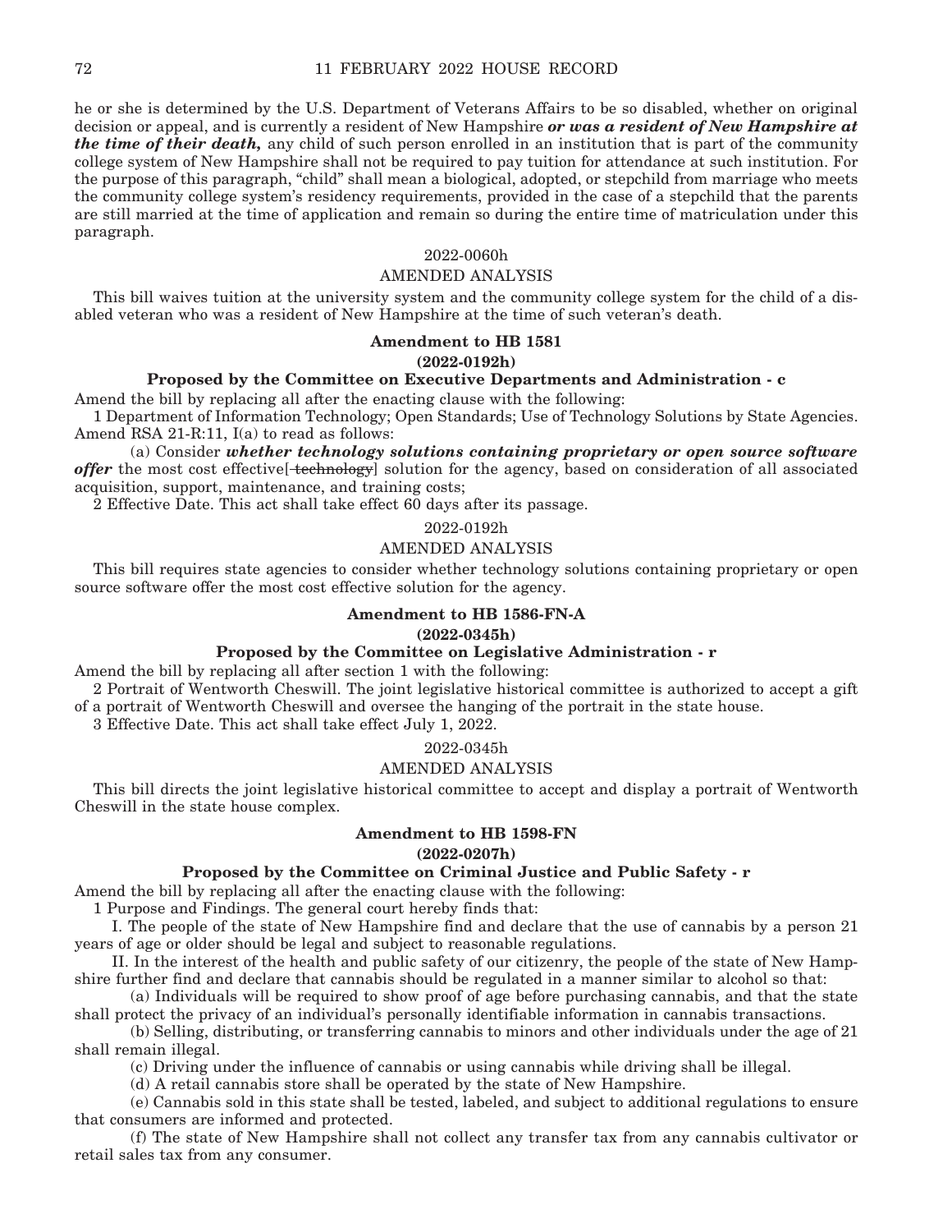he or she is determined by the U.S. Department of Veterans Affairs to be so disabled, whether on original decision or appeal, and is currently a resident of New Hampshire ***or was a resident of New Hampshire at the time of their death,*** any child of such person enrolled in an institution that is part of the community college system of New Hampshire shall not be required to pay tuition for attendance at such institution. For the purpose of this paragraph, "child" shall mean a biological, adopted, or stepchild from marriage who meets the community college system's residency requirements, provided in the case of a stepchild that the parents are still married at the time of application and remain so during the entire time of matriculation under this paragraph.

2022-0060h

AMENDED ANALYSIS

This bill waives tuition at the university system and the community college system for the child of a disabled veteran who was a resident of New Hampshire at the time of such veteran's death.

**Amendment to HB 1581**

**(2022-0192h)**

**Proposed by the Committee on Executive Departments and Administration - c**

Amend the bill by replacing all after the enacting clause with the following:

1 Department of Information Technology; Open Standards; Use of Technology Solutions by State Agencies. Amend RSA 21-R:11, I(a) to read as follows:

(a) Consider ***whether technology solutions containing proprietary or open source software offer*** the most cost effective[~~ technology~~] solution for the agency, based on consideration of all associated acquisition, support, maintenance, and training costs;

2 Effective Date. This act shall take effect 60 days after its passage.

2022-0192h

AMENDED ANALYSIS

This bill requires state agencies to consider whether technology solutions containing proprietary or open source software offer the most cost effective solution for the agency.

**Amendment to HB 1586-FN-A**

**(2022-0345h)**

**Proposed by the Committee on Legislative Administration - r**

Amend the bill by replacing all after section 1 with the following:

2 Portrait of Wentworth Cheswill. The joint legislative historical committee is authorized to accept a gift of a portrait of Wentworth Cheswill and oversee the hanging of the portrait in the state house.

3 Effective Date. This act shall take effect July 1, 2022.

2022-0345h

AMENDED ANALYSIS

This bill directs the joint legislative historical committee to accept and display a portrait of Wentworth Cheswill in the state house complex.

**Amendment to HB 1598-FN**

**(2022-0207h)**

**Proposed by the Committee on Criminal Justice and Public Safety - r**

Amend the bill by replacing all after the enacting clause with the following:

1 Purpose and Findings. The general court hereby finds that:

I. The people of the state of New Hampshire find and declare that the use of cannabis by a person 21 years of age or older should be legal and subject to reasonable regulations.

II. In the interest of the health and public safety of our citizenry, the people of the state of New Hampshire further find and declare that cannabis should be regulated in a manner similar to alcohol so that:

(a) Individuals will be required to show proof of age before purchasing cannabis, and that the state shall protect the privacy of an individual's personally identifiable information in cannabis transactions.

(b) Selling, distributing, or transferring cannabis to minors and other individuals under the age of 21 shall remain illegal.

(c) Driving under the influence of cannabis or using cannabis while driving shall be illegal.

(d) A retail cannabis store shall be operated by the state of New Hampshire.

(e) Cannabis sold in this state shall be tested, labeled, and subject to additional regulations to ensure that consumers are informed and protected.

(f) The state of New Hampshire shall not collect any transfer tax from any cannabis cultivator or retail sales tax from any consumer.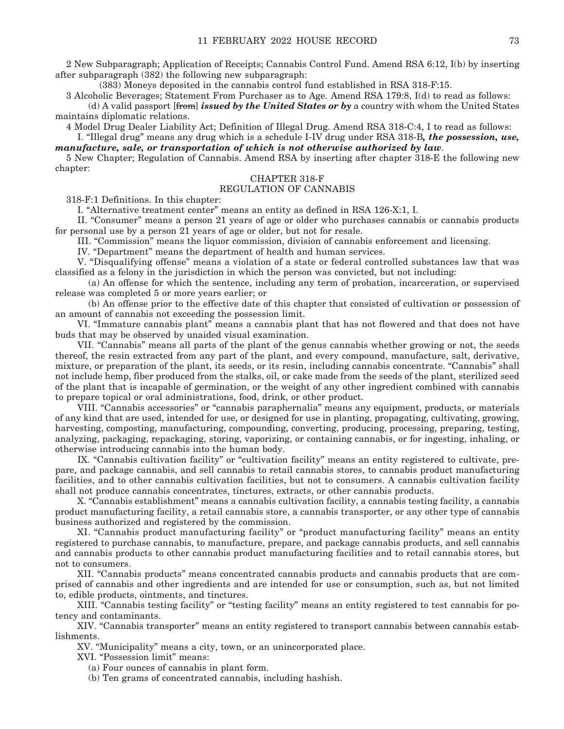2 New Subparagraph; Application of Receipts; Cannabis Control Fund. Amend RSA 6:12, I(b) by inserting after subparagraph (382) the following new subparagraph:

(383) Moneys deposited in the cannabis control fund established in RSA 318-F:15.

3 Alcoholic Beverages; Statement From Purchaser as to Age. Amend RSA 179:8, I(d) to read as follows:

(d) A valid passport [~~from~~] ***issued by the United States or by*** a country with whom the United States maintains diplomatic relations.

4 Model Drug Dealer Liability Act; Definition of Illegal Drug. Amend RSA 318-C:4, I to read as follows:

I. "Illegal drug" means any drug which is a schedule I-IV drug under RSA 318-B***, the possession, use, manufacture, sale, or transportation of which is not otherwise authorized by law***.

5 New Chapter; Regulation of Cannabis. Amend RSA by inserting after chapter 318-E the following new chapter:

CHAPTER 318-F
REGULATION OF CANNABIS

318-F:1 Definitions. In this chapter:

I. "Alternative treatment center" means an entity as defined in RSA 126-X:1, I.

II. "Consumer" means a person 21 years of age or older who purchases cannabis or cannabis products for personal use by a person 21 years of age or older, but not for resale.

III. "Commission" means the liquor commission, division of cannabis enforcement and licensing.

IV. "Department" means the department of health and human services.

V. "Disqualifying offense" means a violation of a state or federal controlled substances law that was classified as a felony in the jurisdiction in which the person was convicted, but not including:

(a) An offense for which the sentence, including any term of probation, incarceration, or supervised release was completed 5 or more years earlier; or

(b) An offense prior to the effective date of this chapter that consisted of cultivation or possession of an amount of cannabis not exceeding the possession limit.

VI. "Immature cannabis plant" means a cannabis plant that has not flowered and that does not have buds that may be observed by unaided visual examination.

VII. "Cannabis" means all parts of the plant of the genus cannabis whether growing or not, the seeds thereof, the resin extracted from any part of the plant, and every compound, manufacture, salt, derivative, mixture, or preparation of the plant, its seeds, or its resin, including cannabis concentrate. "Cannabis" shall not include hemp, fiber produced from the stalks, oil, or cake made from the seeds of the plant, sterilized seed of the plant that is incapable of germination, or the weight of any other ingredient combined with cannabis to prepare topical or oral administrations, food, drink, or other product.

VIII. "Cannabis accessories" or "cannabis paraphernalia" means any equipment, products, or materials of any kind that are used, intended for use, or designed for use in planting, propagating, cultivating, growing, harvesting, composting, manufacturing, compounding, converting, producing, processing, preparing, testing, analyzing, packaging, repackaging, storing, vaporizing, or containing cannabis, or for ingesting, inhaling, or otherwise introducing cannabis into the human body.

IX. "Cannabis cultivation facility" or "cultivation facility" means an entity registered to cultivate, prepare, and package cannabis, and sell cannabis to retail cannabis stores, to cannabis product manufacturing facilities, and to other cannabis cultivation facilities, but not to consumers. A cannabis cultivation facility shall not produce cannabis concentrates, tinctures, extracts, or other cannabis products.

X. "Cannabis establishment" means a cannabis cultivation facility, a cannabis testing facility, a cannabis product manufacturing facility, a retail cannabis store, a cannabis transporter, or any other type of cannabis business authorized and registered by the commission.

XI. "Cannabis product manufacturing facility" or "product manufacturing facility" means an entity registered to purchase cannabis, to manufacture, prepare, and package cannabis products, and sell cannabis and cannabis products to other cannabis product manufacturing facilities and to retail cannabis stores, but not to consumers.

XII. "Cannabis products" means concentrated cannabis products and cannabis products that are comprised of cannabis and other ingredients and are intended for use or consumption, such as, but not limited to, edible products, ointments, and tinctures.

XIII. "Cannabis testing facility" or "testing facility" means an entity registered to test cannabis for potency and contaminants.

XIV. "Cannabis transporter" means an entity registered to transport cannabis between cannabis establishments.

XV. "Municipality" means a city, town, or an unincorporated place.

XVI. "Possession limit" means:

(a) Four ounces of cannabis in plant form.

(b) Ten grams of concentrated cannabis, including hashish.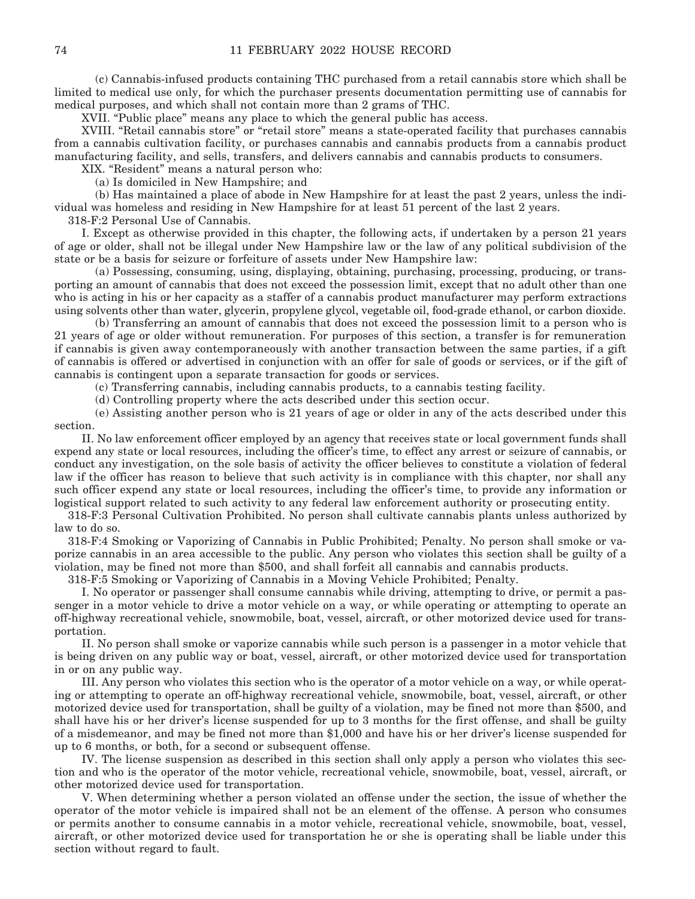(c) Cannabis-infused products containing THC purchased from a retail cannabis store which shall be limited to medical use only, for which the purchaser presents documentation permitting use of cannabis for medical purposes, and which shall not contain more than 2 grams of THC.

XVII. "Public place" means any place to which the general public has access.

XVIII. "Retail cannabis store" or "retail store" means a state-operated facility that purchases cannabis from a cannabis cultivation facility, or purchases cannabis and cannabis products from a cannabis product manufacturing facility, and sells, transfers, and delivers cannabis and cannabis products to consumers.

XIX. "Resident" means a natural person who:

(a) Is domiciled in New Hampshire; and

(b) Has maintained a place of abode in New Hampshire for at least the past 2 years, unless the individual was homeless and residing in New Hampshire for at least 51 percent of the last 2 years.

318-F:2 Personal Use of Cannabis.

I. Except as otherwise provided in this chapter, the following acts, if undertaken by a person 21 years of age or older, shall not be illegal under New Hampshire law or the law of any political subdivision of the state or be a basis for seizure or forfeiture of assets under New Hampshire law:

(a) Possessing, consuming, using, displaying, obtaining, purchasing, processing, producing, or transporting an amount of cannabis that does not exceed the possession limit, except that no adult other than one who is acting in his or her capacity as a staffer of a cannabis product manufacturer may perform extractions using solvents other than water, glycerin, propylene glycol, vegetable oil, food-grade ethanol, or carbon dioxide.

(b) Transferring an amount of cannabis that does not exceed the possession limit to a person who is 21 years of age or older without remuneration. For purposes of this section, a transfer is for remuneration if cannabis is given away contemporaneously with another transaction between the same parties, if a gift of cannabis is offered or advertised in conjunction with an offer for sale of goods or services, or if the gift of cannabis is contingent upon a separate transaction for goods or services.

(c) Transferring cannabis, including cannabis products, to a cannabis testing facility.

(d) Controlling property where the acts described under this section occur.

(e) Assisting another person who is 21 years of age or older in any of the acts described under this section.

II. No law enforcement officer employed by an agency that receives state or local government funds shall expend any state or local resources, including the officer's time, to effect any arrest or seizure of cannabis, or conduct any investigation, on the sole basis of activity the officer believes to constitute a violation of federal law if the officer has reason to believe that such activity is in compliance with this chapter, nor shall any such officer expend any state or local resources, including the officer's time, to provide any information or logistical support related to such activity to any federal law enforcement authority or prosecuting entity.

318-F:3 Personal Cultivation Prohibited. No person shall cultivate cannabis plants unless authorized by law to do so.

318-F:4 Smoking or Vaporizing of Cannabis in Public Prohibited; Penalty. No person shall smoke or vaporize cannabis in an area accessible to the public. Any person who violates this section shall be guilty of a violation, may be fined not more than $500, and shall forfeit all cannabis and cannabis products.

318-F:5 Smoking or Vaporizing of Cannabis in a Moving Vehicle Prohibited; Penalty.

I. No operator or passenger shall consume cannabis while driving, attempting to drive, or permit a passenger in a motor vehicle to drive a motor vehicle on a way, or while operating or attempting to operate an off-highway recreational vehicle, snowmobile, boat, vessel, aircraft, or other motorized device used for transportation.

II. No person shall smoke or vaporize cannabis while such person is a passenger in a motor vehicle that is being driven on any public way or boat, vessel, aircraft, or other motorized device used for transportation in or on any public way.

III. Any person who violates this section who is the operator of a motor vehicle on a way, or while operating or attempting to operate an off-highway recreational vehicle, snowmobile, boat, vessel, aircraft, or other motorized device used for transportation, shall be guilty of a violation, may be fined not more than $500, and shall have his or her driver's license suspended for up to 3 months for the first offense, and shall be guilty of a misdemeanor, and may be fined not more than $1,000 and have his or her driver's license suspended for up to 6 months, or both, for a second or subsequent offense.

IV. The license suspension as described in this section shall only apply a person who violates this section and who is the operator of the motor vehicle, recreational vehicle, snowmobile, boat, vessel, aircraft, or other motorized device used for transportation.

V. When determining whether a person violated an offense under the section, the issue of whether the operator of the motor vehicle is impaired shall not be an element of the offense. A person who consumes or permits another to consume cannabis in a motor vehicle, recreational vehicle, snowmobile, boat, vessel, aircraft, or other motorized device used for transportation he or she is operating shall be liable under this section without regard to fault.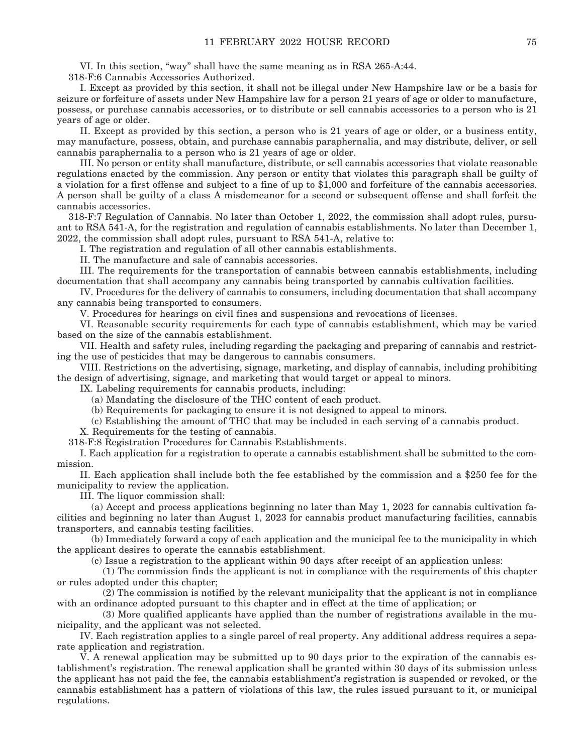VI. In this section, "way" shall have the same meaning as in RSA 265-A:44.

318-F:6 Cannabis Accessories Authorized.

I. Except as provided by this section, it shall not be illegal under New Hampshire law or be a basis for seizure or forfeiture of assets under New Hampshire law for a person 21 years of age or older to manufacture, possess, or purchase cannabis accessories, or to distribute or sell cannabis accessories to a person who is 21 years of age or older.

II. Except as provided by this section, a person who is 21 years of age or older, or a business entity, may manufacture, possess, obtain, and purchase cannabis paraphernalia, and may distribute, deliver, or sell cannabis paraphernalia to a person who is 21 years of age or older.

III. No person or entity shall manufacture, distribute, or sell cannabis accessories that violate reasonable regulations enacted by the commission. Any person or entity that violates this paragraph shall be guilty of a violation for a first offense and subject to a fine of up to $1,000 and forfeiture of the cannabis accessories. A person shall be guilty of a class A misdemeanor for a second or subsequent offense and shall forfeit the cannabis accessories.

318-F:7 Regulation of Cannabis. No later than October 1, 2022, the commission shall adopt rules, pursuant to RSA 541-A, for the registration and regulation of cannabis establishments. No later than December 1, 2022, the commission shall adopt rules, pursuant to RSA 541-A, relative to:

I. The registration and regulation of all other cannabis establishments.

II. The manufacture and sale of cannabis accessories.

III. The requirements for the transportation of cannabis between cannabis establishments, including documentation that shall accompany any cannabis being transported by cannabis cultivation facilities.

IV. Procedures for the delivery of cannabis to consumers, including documentation that shall accompany any cannabis being transported to consumers.

V. Procedures for hearings on civil fines and suspensions and revocations of licenses.

VI. Reasonable security requirements for each type of cannabis establishment, which may be varied based on the size of the cannabis establishment.

VII. Health and safety rules, including regarding the packaging and preparing of cannabis and restricting the use of pesticides that may be dangerous to cannabis consumers.

VIII. Restrictions on the advertising, signage, marketing, and display of cannabis, including prohibiting the design of advertising, signage, and marketing that would target or appeal to minors.

IX. Labeling requirements for cannabis products, including:

(a) Mandating the disclosure of the THC content of each product.

(b) Requirements for packaging to ensure it is not designed to appeal to minors.

(c) Establishing the amount of THC that may be included in each serving of a cannabis product.

X. Requirements for the testing of cannabis.

318-F:8 Registration Procedures for Cannabis Establishments.

I. Each application for a registration to operate a cannabis establishment shall be submitted to the commission.

II. Each application shall include both the fee established by the commission and a $250 fee for the municipality to review the application.

III. The liquor commission shall:

(a) Accept and process applications beginning no later than May 1, 2023 for cannabis cultivation facilities and beginning no later than August 1, 2023 for cannabis product manufacturing facilities, cannabis transporters, and cannabis testing facilities.

(b) Immediately forward a copy of each application and the municipal fee to the municipality in which the applicant desires to operate the cannabis establishment.

(c) Issue a registration to the applicant within 90 days after receipt of an application unless:

(1) The commission finds the applicant is not in compliance with the requirements of this chapter or rules adopted under this chapter;

(2) The commission is notified by the relevant municipality that the applicant is not in compliance with an ordinance adopted pursuant to this chapter and in effect at the time of application; or

(3) More qualified applicants have applied than the number of registrations available in the municipality, and the applicant was not selected.

IV. Each registration applies to a single parcel of real property. Any additional address requires a separate application and registration.

V. A renewal application may be submitted up to 90 days prior to the expiration of the cannabis establishment's registration. The renewal application shall be granted within 30 days of its submission unless the applicant has not paid the fee, the cannabis establishment's registration is suspended or revoked, or the cannabis establishment has a pattern of violations of this law, the rules issued pursuant to it, or municipal regulations.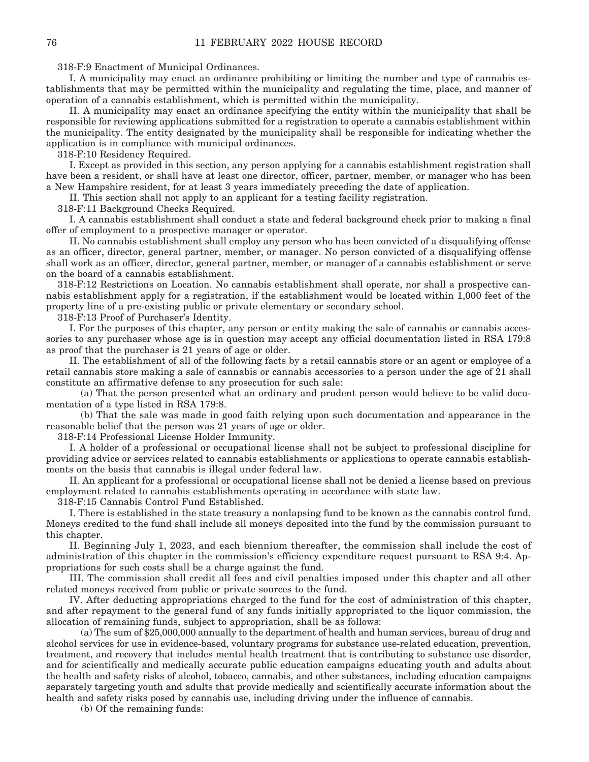318-F:9 Enactment of Municipal Ordinances.

I. A municipality may enact an ordinance prohibiting or limiting the number and type of cannabis establishments that may be permitted within the municipality and regulating the time, place, and manner of operation of a cannabis establishment, which is permitted within the municipality.

II. A municipality may enact an ordinance specifying the entity within the municipality that shall be responsible for reviewing applications submitted for a registration to operate a cannabis establishment within the municipality. The entity designated by the municipality shall be responsible for indicating whether the application is in compliance with municipal ordinances.

318-F:10 Residency Required.

I. Except as provided in this section, any person applying for a cannabis establishment registration shall have been a resident, or shall have at least one director, officer, partner, member, or manager who has been a New Hampshire resident, for at least 3 years immediately preceding the date of application.

II. This section shall not apply to an applicant for a testing facility registration.

318-F:11 Background Checks Required.

I. A cannabis establishment shall conduct a state and federal background check prior to making a final offer of employment to a prospective manager or operator.

II. No cannabis establishment shall employ any person who has been convicted of a disqualifying offense as an officer, director, general partner, member, or manager. No person convicted of a disqualifying offense shall work as an officer, director, general partner, member, or manager of a cannabis establishment or serve on the board of a cannabis establishment.

318-F:12 Restrictions on Location. No cannabis establishment shall operate, nor shall a prospective cannabis establishment apply for a registration, if the establishment would be located within 1,000 feet of the property line of a pre-existing public or private elementary or secondary school.

318-F:13 Proof of Purchaser's Identity.

I. For the purposes of this chapter, any person or entity making the sale of cannabis or cannabis accessories to any purchaser whose age is in question may accept any official documentation listed in RSA 179:8 as proof that the purchaser is 21 years of age or older.

II. The establishment of all of the following facts by a retail cannabis store or an agent or employee of a retail cannabis store making a sale of cannabis or cannabis accessories to a person under the age of 21 shall constitute an affirmative defense to any prosecution for such sale:

(a) That the person presented what an ordinary and prudent person would believe to be valid documentation of a type listed in RSA 179:8.

(b) That the sale was made in good faith relying upon such documentation and appearance in the reasonable belief that the person was 21 years of age or older.

318-F:14 Professional License Holder Immunity.

I. A holder of a professional or occupational license shall not be subject to professional discipline for providing advice or services related to cannabis establishments or applications to operate cannabis establishments on the basis that cannabis is illegal under federal law.

II. An applicant for a professional or occupational license shall not be denied a license based on previous employment related to cannabis establishments operating in accordance with state law.

318-F:15 Cannabis Control Fund Established.

I. There is established in the state treasury a nonlapsing fund to be known as the cannabis control fund. Moneys credited to the fund shall include all moneys deposited into the fund by the commission pursuant to this chapter.

II. Beginning July 1, 2023, and each biennium thereafter, the commission shall include the cost of administration of this chapter in the commission's efficiency expenditure request pursuant to RSA 9:4. Appropriations for such costs shall be a charge against the fund.

III. The commission shall credit all fees and civil penalties imposed under this chapter and all other related moneys received from public or private sources to the fund.

IV. After deducting appropriations charged to the fund for the cost of administration of this chapter, and after repayment to the general fund of any funds initially appropriated to the liquor commission, the allocation of remaining funds, subject to appropriation, shall be as follows:

(a) The sum of $25,000,000 annually to the department of health and human services, bureau of drug and alcohol services for use in evidence-based, voluntary programs for substance use-related education, prevention, treatment, and recovery that includes mental health treatment that is contributing to substance use disorder, and for scientifically and medically accurate public education campaigns educating youth and adults about the health and safety risks of alcohol, tobacco, cannabis, and other substances, including education campaigns separately targeting youth and adults that provide medically and scientifically accurate information about the health and safety risks posed by cannabis use, including driving under the influence of cannabis.

(b) Of the remaining funds: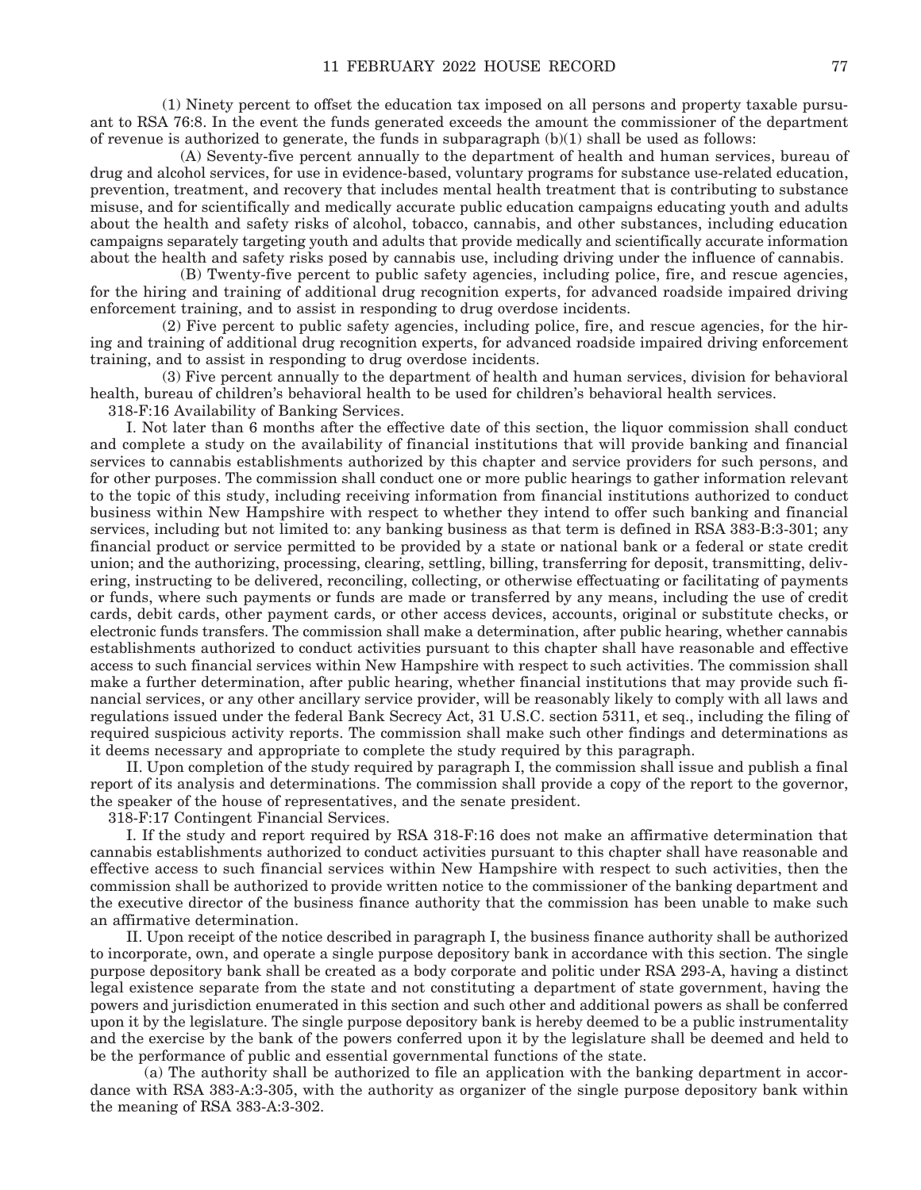(1) Ninety percent to offset the education tax imposed on all persons and property taxable pursuant to RSA 76:8. In the event the funds generated exceeds the amount the commissioner of the department of revenue is authorized to generate, the funds in subparagraph (b)(1) shall be used as follows:

(A) Seventy-five percent annually to the department of health and human services, bureau of drug and alcohol services, for use in evidence-based, voluntary programs for substance use-related education, prevention, treatment, and recovery that includes mental health treatment that is contributing to substance misuse, and for scientifically and medically accurate public education campaigns educating youth and adults about the health and safety risks of alcohol, tobacco, cannabis, and other substances, including education campaigns separately targeting youth and adults that provide medically and scientifically accurate information about the health and safety risks posed by cannabis use, including driving under the influence of cannabis.

(B) Twenty-five percent to public safety agencies, including police, fire, and rescue agencies, for the hiring and training of additional drug recognition experts, for advanced roadside impaired driving enforcement training, and to assist in responding to drug overdose incidents.

(2) Five percent to public safety agencies, including police, fire, and rescue agencies, for the hiring and training of additional drug recognition experts, for advanced roadside impaired driving enforcement training, and to assist in responding to drug overdose incidents.

(3) Five percent annually to the department of health and human services, division for behavioral health, bureau of children's behavioral health to be used for children's behavioral health services.

318-F:16 Availability of Banking Services.

I. Not later than 6 months after the effective date of this section, the liquor commission shall conduct and complete a study on the availability of financial institutions that will provide banking and financial services to cannabis establishments authorized by this chapter and service providers for such persons, and for other purposes. The commission shall conduct one or more public hearings to gather information relevant to the topic of this study, including receiving information from financial institutions authorized to conduct business within New Hampshire with respect to whether they intend to offer such banking and financial services, including but not limited to: any banking business as that term is defined in RSA 383-B:3-301; any financial product or service permitted to be provided by a state or national bank or a federal or state credit union; and the authorizing, processing, clearing, settling, billing, transferring for deposit, transmitting, delivering, instructing to be delivered, reconciling, collecting, or otherwise effectuating or facilitating of payments or funds, where such payments or funds are made or transferred by any means, including the use of credit cards, debit cards, other payment cards, or other access devices, accounts, original or substitute checks, or electronic funds transfers. The commission shall make a determination, after public hearing, whether cannabis establishments authorized to conduct activities pursuant to this chapter shall have reasonable and effective access to such financial services within New Hampshire with respect to such activities. The commission shall make a further determination, after public hearing, whether financial institutions that may provide such financial services, or any other ancillary service provider, will be reasonably likely to comply with all laws and regulations issued under the federal Bank Secrecy Act, 31 U.S.C. section 5311, et seq., including the filing of required suspicious activity reports. The commission shall make such other findings and determinations as it deems necessary and appropriate to complete the study required by this paragraph.

II. Upon completion of the study required by paragraph I, the commission shall issue and publish a final report of its analysis and determinations. The commission shall provide a copy of the report to the governor, the speaker of the house of representatives, and the senate president.

318-F:17 Contingent Financial Services.

I. If the study and report required by RSA 318-F:16 does not make an affirmative determination that cannabis establishments authorized to conduct activities pursuant to this chapter shall have reasonable and effective access to such financial services within New Hampshire with respect to such activities, then the commission shall be authorized to provide written notice to the commissioner of the banking department and the executive director of the business finance authority that the commission has been unable to make such an affirmative determination.

II. Upon receipt of the notice described in paragraph I, the business finance authority shall be authorized to incorporate, own, and operate a single purpose depository bank in accordance with this section. The single purpose depository bank shall be created as a body corporate and politic under RSA 293-A, having a distinct legal existence separate from the state and not constituting a department of state government, having the powers and jurisdiction enumerated in this section and such other and additional powers as shall be conferred upon it by the legislature. The single purpose depository bank is hereby deemed to be a public instrumentality and the exercise by the bank of the powers conferred upon it by the legislature shall be deemed and held to be the performance of public and essential governmental functions of the state.

(a) The authority shall be authorized to file an application with the banking department in accordance with RSA 383-A:3-305, with the authority as organizer of the single purpose depository bank within the meaning of RSA 383-A:3-302.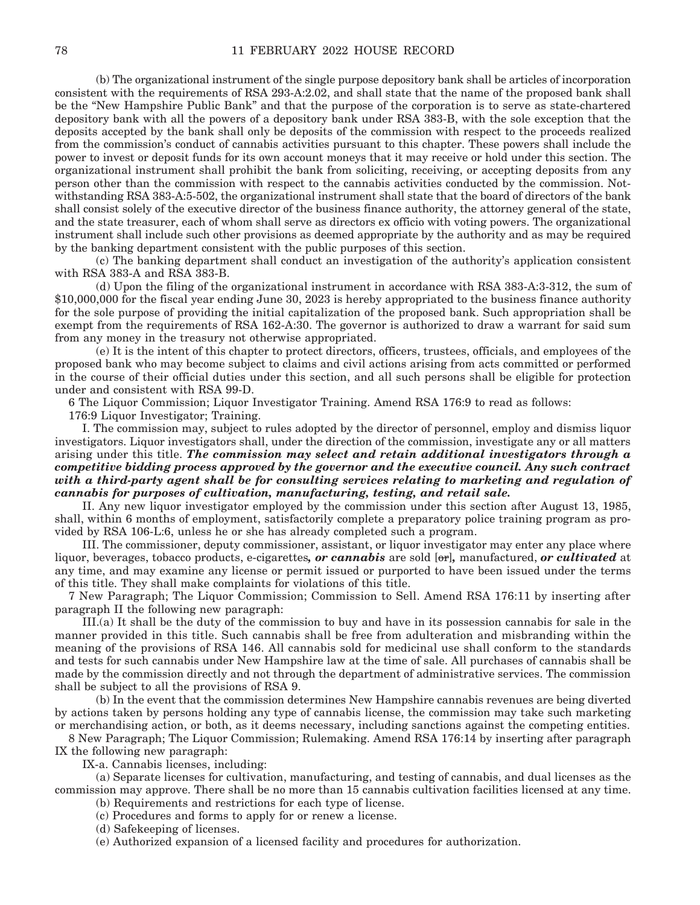(b) The organizational instrument of the single purpose depository bank shall be articles of incorporation consistent with the requirements of RSA 293-A:2.02, and shall state that the name of the proposed bank shall be the "New Hampshire Public Bank" and that the purpose of the corporation is to serve as state-chartered depository bank with all the powers of a depository bank under RSA 383-B, with the sole exception that the deposits accepted by the bank shall only be deposits of the commission with respect to the proceeds realized from the commission's conduct of cannabis activities pursuant to this chapter. These powers shall include the power to invest or deposit funds for its own account moneys that it may receive or hold under this section. The organizational instrument shall prohibit the bank from soliciting, receiving, or accepting deposits from any person other than the commission with respect to the cannabis activities conducted by the commission. Notwithstanding RSA 383-A:5-502, the organizational instrument shall state that the board of directors of the bank shall consist solely of the executive director of the business finance authority, the attorney general of the state, and the state treasurer, each of whom shall serve as directors ex officio with voting powers. The organizational instrument shall include such other provisions as deemed appropriate by the authority and as may be required by the banking department consistent with the public purposes of this section.

(c) The banking department shall conduct an investigation of the authority's application consistent with RSA 383-A and RSA 383-B.

(d) Upon the filing of the organizational instrument in accordance with RSA 383-A:3-312, the sum of $10,000,000 for the fiscal year ending June 30, 2023 is hereby appropriated to the business finance authority for the sole purpose of providing the initial capitalization of the proposed bank. Such appropriation shall be exempt from the requirements of RSA 162-A:30. The governor is authorized to draw a warrant for said sum from any money in the treasury not otherwise appropriated.

(e) It is the intent of this chapter to protect directors, officers, trustees, officials, and employees of the proposed bank who may become subject to claims and civil actions arising from acts committed or performed in the course of their official duties under this section, and all such persons shall be eligible for protection under and consistent with RSA 99-D.

6 The Liquor Commission; Liquor Investigator Training. Amend RSA 176:9 to read as follows:

176:9 Liquor Investigator; Training.

I. The commission may, subject to rules adopted by the director of personnel, employ and dismiss liquor investigators. Liquor investigators shall, under the direction of the commission, investigate any or all matters arising under this title. ***The commission may select and retain additional investigators through a competitive bidding process approved by the governor and the executive council. Any such contract with a third-party agent shall be for consulting services relating to marketing and regulation of cannabis for purposes of cultivation, manufacturing, testing, and retail sale.***

II. Any new liquor investigator employed by the commission under this section after August 13, 1985, shall, within 6 months of employment, satisfactorily complete a preparatory police training program as provided by RSA 106-L:6, unless he or she has already completed such a program.

III. The commissioner, deputy commissioner, assistant, or liquor investigator may enter any place where liquor, beverages, tobacco products, e-cigarettes***, or cannabis*** are sold [~~or~~]***,*** manufactured, ***or cultivated*** at any time, and may examine any license or permit issued or purported to have been issued under the terms of this title. They shall make complaints for violations of this title.

7 New Paragraph; The Liquor Commission; Commission to Sell. Amend RSA 176:11 by inserting after paragraph II the following new paragraph:

III.(a) It shall be the duty of the commission to buy and have in its possession cannabis for sale in the manner provided in this title. Such cannabis shall be free from adulteration and misbranding within the meaning of the provisions of RSA 146. All cannabis sold for medicinal use shall conform to the standards and tests for such cannabis under New Hampshire law at the time of sale. All purchases of cannabis shall be made by the commission directly and not through the department of administrative services. The commission shall be subject to all the provisions of RSA 9.

(b) In the event that the commission determines New Hampshire cannabis revenues are being diverted by actions taken by persons holding any type of cannabis license, the commission may take such marketing or merchandising action, or both, as it deems necessary, including sanctions against the competing entities.

8 New Paragraph; The Liquor Commission; Rulemaking. Amend RSA 176:14 by inserting after paragraph IX the following new paragraph:

IX-a. Cannabis licenses, including:

(a) Separate licenses for cultivation, manufacturing, and testing of cannabis, and dual licenses as the commission may approve. There shall be no more than 15 cannabis cultivation facilities licensed at any time.

(b) Requirements and restrictions for each type of license.

(c) Procedures and forms to apply for or renew a license.

(d) Safekeeping of licenses.

(e) Authorized expansion of a licensed facility and procedures for authorization.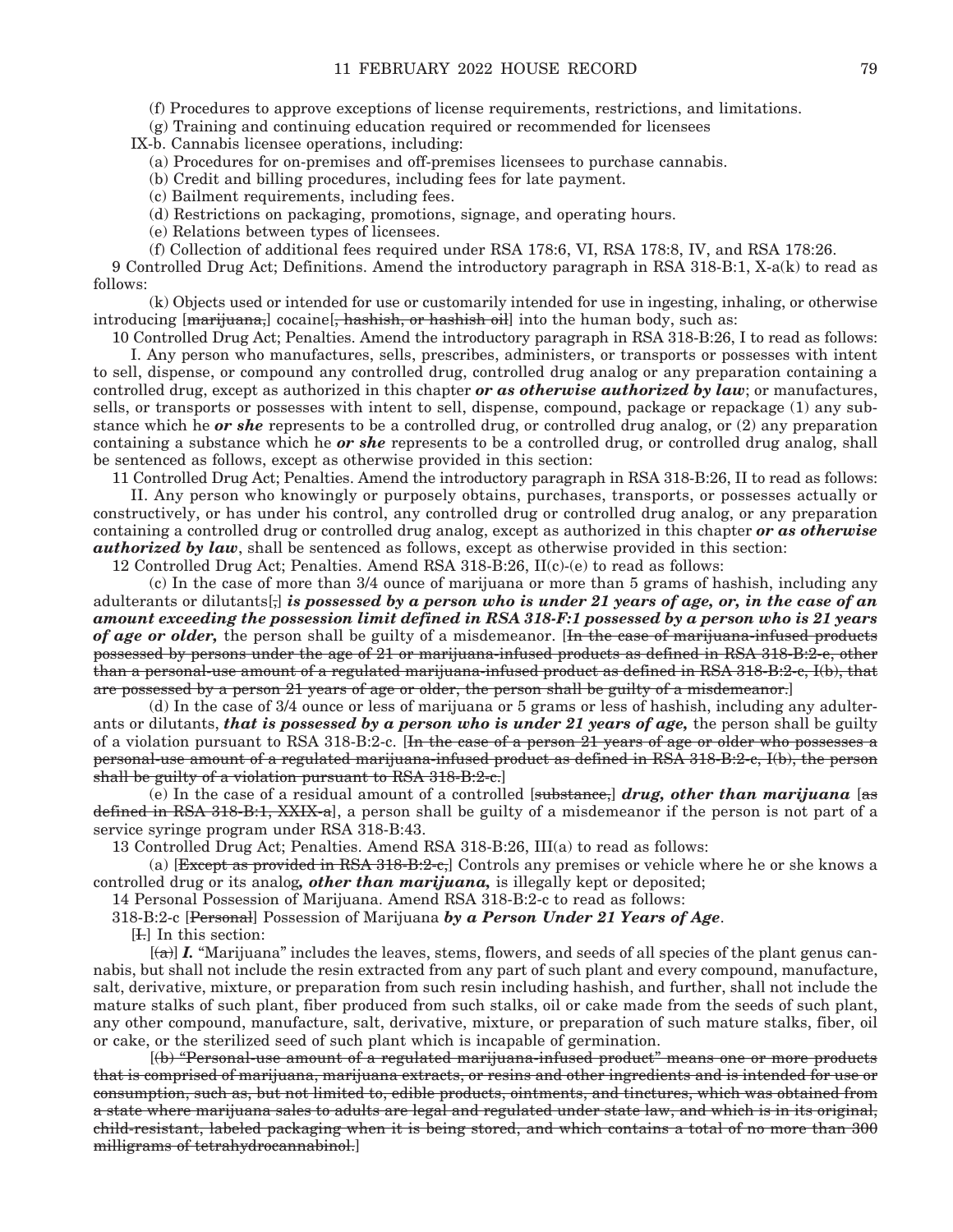(f) Procedures to approve exceptions of license requirements, restrictions, and limitations.

(g) Training and continuing education required or recommended for licensees

IX-b. Cannabis licensee operations, including:

(a) Procedures for on-premises and off-premises licensees to purchase cannabis.

(b) Credit and billing procedures, including fees for late payment.

(c) Bailment requirements, including fees.

(d) Restrictions on packaging, promotions, signage, and operating hours.

(e) Relations between types of licensees.

(f) Collection of additional fees required under RSA 178:6, VI, RSA 178:8, IV, and RSA 178:26.

9 Controlled Drug Act; Definitions. Amend the introductory paragraph in RSA 318-B:1, X-a(k) to read as follows:

(k) Objects used or intended for use or customarily intended for use in ingesting, inhaling, or otherwise introducing [~~marijuana,~~] cocaine[~~, hashish, or hashish oil~~] into the human body, such as:

10 Controlled Drug Act; Penalties. Amend the introductory paragraph in RSA 318-B:26, I to read as follows:

I. Any person who manufactures, sells, prescribes, administers, or transports or possesses with intent to sell, dispense, or compound any controlled drug, controlled drug analog or any preparation containing a controlled drug, except as authorized in this chapter ***or as otherwise authorized by law***; or manufactures, sells, or transports or possesses with intent to sell, dispense, compound, package or repackage (1) any substance which he ***or she*** represents to be a controlled drug, or controlled drug analog, or (2) any preparation containing a substance which he ***or she*** represents to be a controlled drug, or controlled drug analog, shall be sentenced as follows, except as otherwise provided in this section:

11 Controlled Drug Act; Penalties. Amend the introductory paragraph in RSA 318-B:26, II to read as follows:

II. Any person who knowingly or purposely obtains, purchases, transports, or possesses actually or constructively, or has under his control, any controlled drug or controlled drug analog, or any preparation containing a controlled drug or controlled drug analog, except as authorized in this chapter ***or as otherwise authorized by law***, shall be sentenced as follows, except as otherwise provided in this section:

12 Controlled Drug Act; Penalties. Amend RSA 318-B:26, II(c)-(e) to read as follows:

(c) In the case of more than 3/4 ounce of marijuana or more than 5 grams of hashish, including any adulterants or dilutants[~~,~~] ***is possessed by a person who is under 21 years of age, or, in the case of an amount exceeding the possession limit defined in RSA 318-F:1 possessed by a person who is 21 years of age or older,*** the person shall be guilty of a misdemeanor. [~~In the case of marijuana-infused products possessed by persons under the age of 21 or marijuana-infused products as defined in RSA 318-B:2-c, other than a personal-use amount of a regulated marijuana-infused product as defined in RSA 318-B:2-c, I(b), that are possessed by a person 21 years of age or older, the person shall be guilty of a misdemeanor.~~]

(d) In the case of 3/4 ounce or less of marijuana or 5 grams or less of hashish, including any adulterants or dilutants, ***that is possessed by a person who is under 21 years of age,*** the person shall be guilty of a violation pursuant to RSA 318-B:2-c. [~~In the case of a person 21 years of age or older who possesses a personal-use amount of a regulated marijuana-infused product as defined in RSA 318-B:2-c, I(b), the person shall be guilty of a violation pursuant to RSA 318-B:2-c.~~]

(e) In the case of a residual amount of a controlled [~~substance,~~] ***drug, other than marijuana*** [~~as defined in RSA 318-B:1, XXIX-a~~], a person shall be guilty of a misdemeanor if the person is not part of a service syringe program under RSA 318-B:43.

13 Controlled Drug Act; Penalties. Amend RSA 318-B:26, III(a) to read as follows:

(a) [~~Except as provided in RSA 318-B:2-c,~~] Controls any premises or vehicle where he or she knows a controlled drug or its analog***, other than marijuana,*** is illegally kept or deposited;

14 Personal Possession of Marijuana. Amend RSA 318-B:2-c to read as follows:

318-B:2-c [~~Personal~~] Possession of Marijuana ***by a Person Under 21 Years of Age***.

[~~I.~~] In this section:

[~~(a)~~] ***I.*** "Marijuana" includes the leaves, stems, flowers, and seeds of all species of the plant genus cannabis, but shall not include the resin extracted from any part of such plant and every compound, manufacture, salt, derivative, mixture, or preparation from such resin including hashish, and further, shall not include the mature stalks of such plant, fiber produced from such stalks, oil or cake made from the seeds of such plant, any other compound, manufacture, salt, derivative, mixture, or preparation of such mature stalks, fiber, oil or cake, or the sterilized seed of such plant which is incapable of germination.

[~~(b) "Personal-use amount of a regulated marijuana-infused product" means one or more products that is comprised of marijuana, marijuana extracts, or resins and other ingredients and is intended for use or consumption, such as, but not limited to, edible products, ointments, and tinctures, which was obtained from a state where marijuana sales to adults are legal and regulated under state law, and which is in its original, child-resistant, labeled packaging when it is being stored, and which contains a total of no more than 300 milligrams of tetrahydrocannabinol.~~]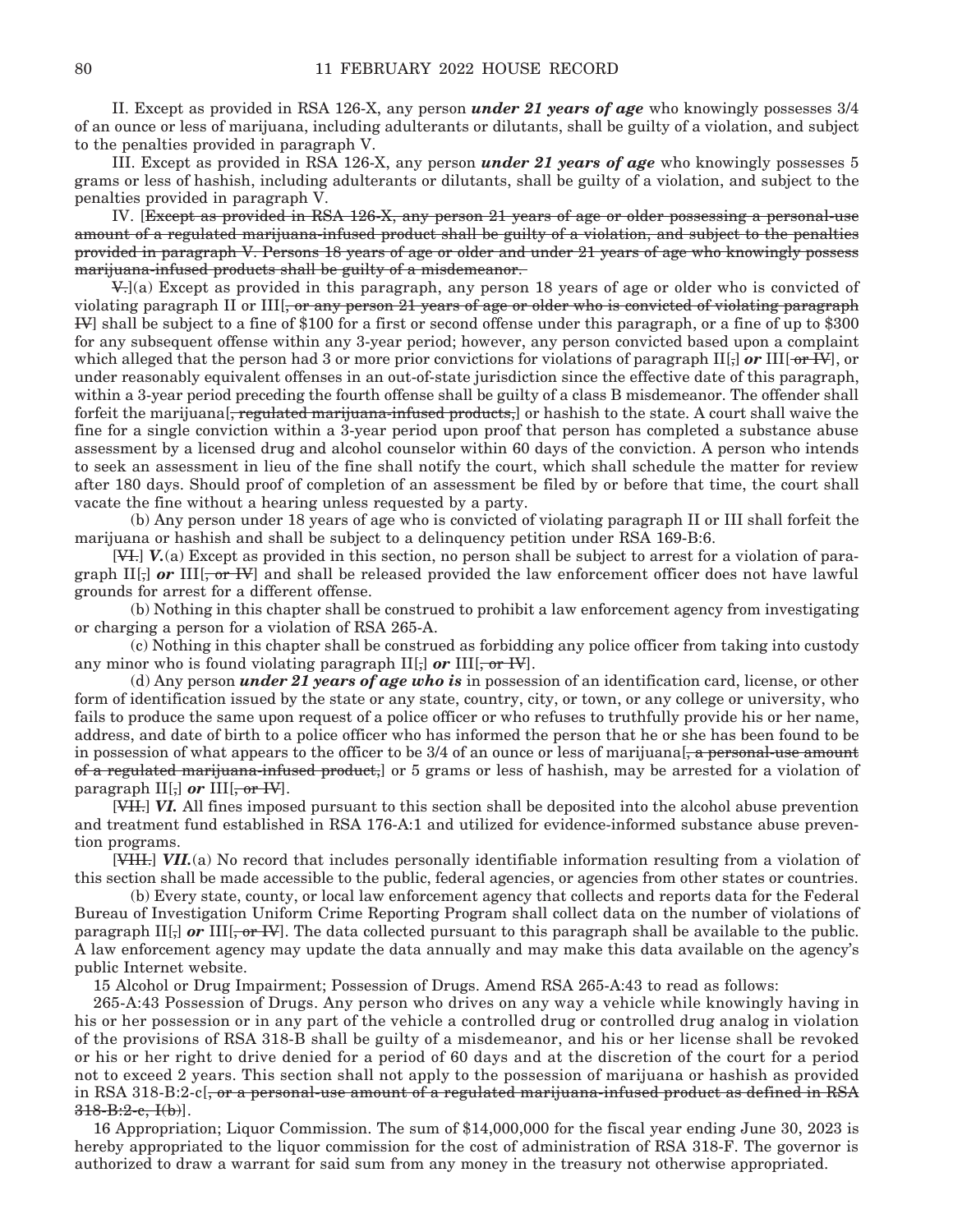II. Except as provided in RSA 126-X, any person ***under 21 years of age*** who knowingly possesses 3/4 of an ounce or less of marijuana, including adulterants or dilutants, shall be guilty of a violation, and subject to the penalties provided in paragraph V.

III. Except as provided in RSA 126-X, any person ***under 21 years of age*** who knowingly possesses 5 grams or less of hashish, including adulterants or dilutants, shall be guilty of a violation, and subject to the penalties provided in paragraph V.

IV. [~~Except as provided in RSA 126-X, any person 21 years of age or older possessing a personal-use amount of a regulated marijuana-infused product shall be guilty of a violation, and subject to the penalties provided in paragraph V. Persons 18 years of age or older and under 21 years of age who knowingly possess marijuana-infused products shall be guilty of a misdemeanor.~~

~~V.~~](a) Except as provided in this paragraph, any person 18 years of age or older who is convicted of violating paragraph II or III[~~, or any person 21 years of age or older who is convicted of violating paragraph IV~~] shall be subject to a fine of $100 for a first or second offense under this paragraph, or a fine of up to $300 for any subsequent offense within any 3-year period; however, any person convicted based upon a complaint which alleged that the person had 3 or more prior convictions for violations of paragraph II[~~,~~] ***or*** III[~~ or IV~~], or under reasonably equivalent offenses in an out-of-state jurisdiction since the effective date of this paragraph, within a 3-year period preceding the fourth offense shall be guilty of a class B misdemeanor. The offender shall forfeit the marijuana[~~, regulated marijuana-infused products,~~] or hashish to the state. A court shall waive the fine for a single conviction within a 3-year period upon proof that person has completed a substance abuse assessment by a licensed drug and alcohol counselor within 60 days of the conviction. A person who intends to seek an assessment in lieu of the fine shall notify the court, which shall schedule the matter for review after 180 days. Should proof of completion of an assessment be filed by or before that time, the court shall vacate the fine without a hearing unless requested by a party.

(b) Any person under 18 years of age who is convicted of violating paragraph II or III shall forfeit the marijuana or hashish and shall be subject to a delinquency petition under RSA 169-B:6.

[~~VI.~~] ***V.***(a) Except as provided in this section, no person shall be subject to arrest for a violation of paragraph II[~~,~~] ***or*** III[~~, or IV~~] and shall be released provided the law enforcement officer does not have lawful grounds for arrest for a different offense.

(b) Nothing in this chapter shall be construed to prohibit a law enforcement agency from investigating or charging a person for a violation of RSA 265-A.

(c) Nothing in this chapter shall be construed as forbidding any police officer from taking into custody any minor who is found violating paragraph II[~~,~~] ***or*** III[~~, or IV~~].

(d) Any person ***under 21 years of age who is*** in possession of an identification card, license, or other form of identification issued by the state or any state, country, city, or town, or any college or university, who fails to produce the same upon request of a police officer or who refuses to truthfully provide his or her name, address, and date of birth to a police officer who has informed the person that he or she has been found to be in possession of what appears to the officer to be 3/4 of an ounce or less of marijuana[~~, a personal-use amount of a regulated marijuana-infused product,~~] or 5 grams or less of hashish, may be arrested for a violation of paragraph II[~~,~~] ***or*** III[~~, or IV~~].

[~~VII.~~] ***VI.*** All fines imposed pursuant to this section shall be deposited into the alcohol abuse prevention and treatment fund established in RSA 176-A:1 and utilized for evidence-informed substance abuse prevention programs.

[~~VIII.~~] ***VII.***(a) No record that includes personally identifiable information resulting from a violation of this section shall be made accessible to the public, federal agencies, or agencies from other states or countries.

(b) Every state, county, or local law enforcement agency that collects and reports data for the Federal Bureau of Investigation Uniform Crime Reporting Program shall collect data on the number of violations of paragraph II[~~,~~] ***or*** III[~~, or IV~~]. The data collected pursuant to this paragraph shall be available to the public. A law enforcement agency may update the data annually and may make this data available on the agency's public Internet website.

15 Alcohol or Drug Impairment; Possession of Drugs. Amend RSA 265-A:43 to read as follows:

265-A:43 Possession of Drugs. Any person who drives on any way a vehicle while knowingly having in his or her possession or in any part of the vehicle a controlled drug or controlled drug analog in violation of the provisions of RSA 318-B shall be guilty of a misdemeanor, and his or her license shall be revoked or his or her right to drive denied for a period of 60 days and at the discretion of the court for a period not to exceed 2 years. This section shall not apply to the possession of marijuana or hashish as provided in RSA 318-B:2-c[~~, or a personal-use amount of a regulated marijuana-infused product as defined in RSA 318-B:2-c, I(b)~~].

16 Appropriation; Liquor Commission. The sum of $14,000,000 for the fiscal year ending June 30, 2023 is hereby appropriated to the liquor commission for the cost of administration of RSA 318-F. The governor is authorized to draw a warrant for said sum from any money in the treasury not otherwise appropriated.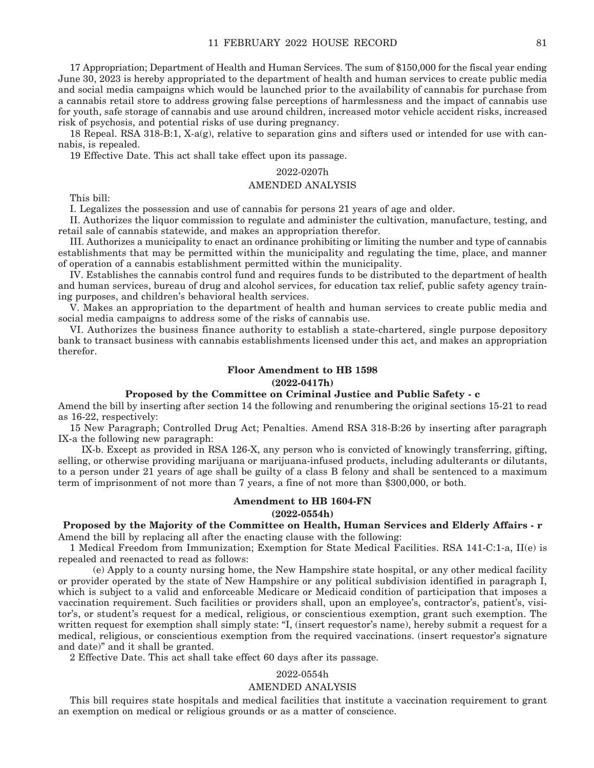17 Appropriation; Department of Health and Human Services. The sum of $150,000 for the fiscal year ending June 30, 2023 is hereby appropriated to the department of health and human services to create public media and social media campaigns which would be launched prior to the availability of cannabis for purchase from a cannabis retail store to address growing false perceptions of harmlessness and the impact of cannabis use for youth, safe storage of cannabis and use around children, increased motor vehicle accident risks, increased risk of psychosis, and potential risks of use during pregnancy.

18 Repeal. RSA 318-B:1, X-a(g), relative to separation gins and sifters used or intended for use with cannabis, is repealed.

19 Effective Date. This act shall take effect upon its passage.

2022-0207h

AMENDED ANALYSIS

This bill:

I. Legalizes the possession and use of cannabis for persons 21 years of age and older.

II. Authorizes the liquor commission to regulate and administer the cultivation, manufacture, testing, and retail sale of cannabis statewide, and makes an appropriation therefor.

III. Authorizes a municipality to enact an ordinance prohibiting or limiting the number and type of cannabis establishments that may be permitted within the municipality and regulating the time, place, and manner of operation of a cannabis establishment permitted within the municipality.

IV. Establishes the cannabis control fund and requires funds to be distributed to the department of health and human services, bureau of drug and alcohol services, for education tax relief, public safety agency training purposes, and children's behavioral health services.

V. Makes an appropriation to the department of health and human services to create public media and social media campaigns to address some of the risks of cannabis use.

VI. Authorizes the business finance authority to establish a state-chartered, single purpose depository bank to transact business with cannabis establishments licensed under this act, and makes an appropriation therefor.

**Floor Amendment to HB 1598**

**(2022-0417h)**

**Proposed by the Committee on Criminal Justice and Public Safety - c**

Amend the bill by inserting after section 14 the following and renumbering the original sections 15-21 to read as 16-22, respectively:

15 New Paragraph; Controlled Drug Act; Penalties. Amend RSA 318-B:26 by inserting after paragraph IX-a the following new paragraph:

IX-b. Except as provided in RSA 126-X, any person who is convicted of knowingly transferring, gifting, selling, or otherwise providing marijuana or marijuana-infused products, including adulterants or dilutants, to a person under 21 years of age shall be guilty of a class B felony and shall be sentenced to a maximum term of imprisonment of not more than 7 years, a fine of not more than $300,000, or both.

**Amendment to HB 1604-FN**

**(2022-0554h)**

**Proposed by the Majority of the Committee on Health, Human Services and Elderly Affairs - r**

Amend the bill by replacing all after the enacting clause with the following:

1 Medical Freedom from Immunization; Exemption for State Medical Facilities. RSA 141-C:1-a, II(e) is repealed and reenacted to read as follows:

(e) Apply to a county nursing home, the New Hampshire state hospital, or any other medical facility or provider operated by the state of New Hampshire or any political subdivision identified in paragraph I, which is subject to a valid and enforceable Medicare or Medicaid condition of participation that imposes a vaccination requirement. Such facilities or providers shall, upon an employee's, contractor's, patient's, visitor's, or student's request for a medical, religious, or conscientious exemption, grant such exemption. The written request for exemption shall simply state: "I, (insert requestor's name), hereby submit a request for a medical, religious, or conscientious exemption from the required vaccinations. (insert requestor's signature and date)" and it shall be granted.

2 Effective Date. This act shall take effect 60 days after its passage.

2022-0554h

AMENDED ANALYSIS

This bill requires state hospitals and medical facilities that institute a vaccination requirement to grant an exemption on medical or religious grounds or as a matter of conscience.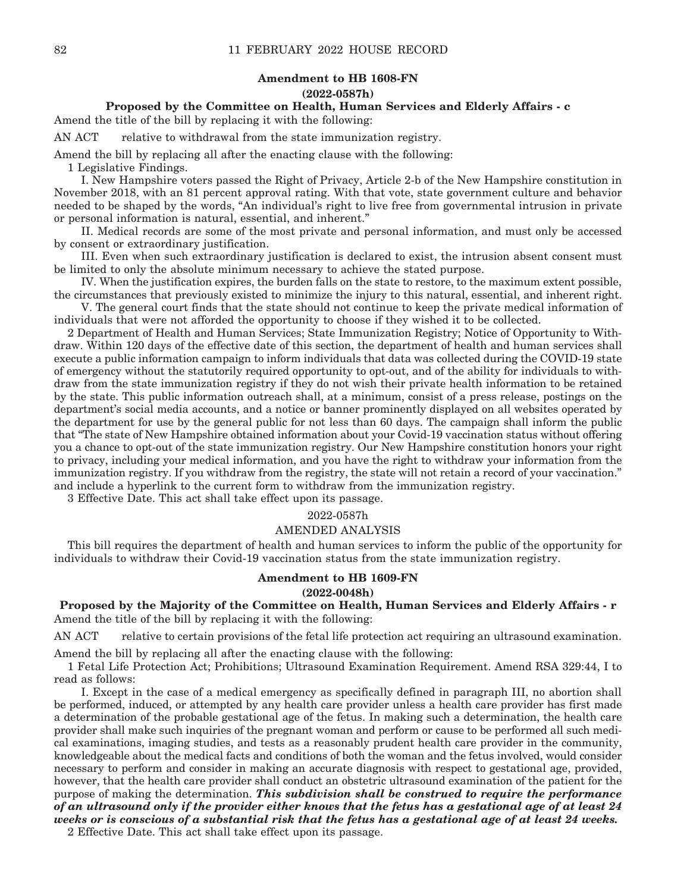**Amendment to HB 1608-FN**

**(2022-0587h)**

**Proposed by the Committee on Health, Human Services and Elderly Affairs - c**

Amend the title of the bill by replacing it with the following:

AN ACT relative to withdrawal from the state immunization registry.

Amend the bill by replacing all after the enacting clause with the following:

1 Legislative Findings.

I. New Hampshire voters passed the Right of Privacy, Article 2-b of the New Hampshire constitution in November 2018, with an 81 percent approval rating. With that vote, state government culture and behavior needed to be shaped by the words, "An individual's right to live free from governmental intrusion in private or personal information is natural, essential, and inherent."

II. Medical records are some of the most private and personal information, and must only be accessed by consent or extraordinary justification.

III. Even when such extraordinary justification is declared to exist, the intrusion absent consent must be limited to only the absolute minimum necessary to achieve the stated purpose.

IV. When the justification expires, the burden falls on the state to restore, to the maximum extent possible, the circumstances that previously existed to minimize the injury to this natural, essential, and inherent right.

V. The general court finds that the state should not continue to keep the private medical information of individuals that were not afforded the opportunity to choose if they wished it to be collected.

2 Department of Health and Human Services; State Immunization Registry; Notice of Opportunity to Withdraw. Within 120 days of the effective date of this section, the department of health and human services shall execute a public information campaign to inform individuals that data was collected during the COVID-19 state of emergency without the statutorily required opportunity to opt-out, and of the ability for individuals to withdraw from the state immunization registry if they do not wish their private health information to be retained by the state. This public information outreach shall, at a minimum, consist of a press release, postings on the department's social media accounts, and a notice or banner prominently displayed on all websites operated by the department for use by the general public for not less than 60 days. The campaign shall inform the public that "The state of New Hampshire obtained information about your Covid-19 vaccination status without offering you a chance to opt-out of the state immunization registry. Our New Hampshire constitution honors your right to privacy, including your medical information, and you have the right to withdraw your information from the immunization registry. If you withdraw from the registry, the state will not retain a record of your vaccination." and include a hyperlink to the current form to withdraw from the immunization registry.

3 Effective Date. This act shall take effect upon its passage.

2022-0587h

AMENDED ANALYSIS

This bill requires the department of health and human services to inform the public of the opportunity for individuals to withdraw their Covid-19 vaccination status from the state immunization registry.

**Amendment to HB 1609-FN**

**(2022-0048h)**

**Proposed by the Majority of the Committee on Health, Human Services and Elderly Affairs - r**

Amend the title of the bill by replacing it with the following:

AN ACT relative to certain provisions of the fetal life protection act requiring an ultrasound examination.

Amend the bill by replacing all after the enacting clause with the following:

1 Fetal Life Protection Act; Prohibitions; Ultrasound Examination Requirement. Amend RSA 329:44, I to read as follows:

I. Except in the case of a medical emergency as specifically defined in paragraph III, no abortion shall be performed, induced, or attempted by any health care provider unless a health care provider has first made a determination of the probable gestational age of the fetus. In making such a determination, the health care provider shall make such inquiries of the pregnant woman and perform or cause to be performed all such medical examinations, imaging studies, and tests as a reasonably prudent health care provider in the community, knowledgeable about the medical facts and conditions of both the woman and the fetus involved, would consider necessary to perform and consider in making an accurate diagnosis with respect to gestational age, provided, however, that the health care provider shall conduct an obstetric ultrasound examination of the patient for the purpose of making the determination. ***This subdivision shall be construed to require the performance of an ultrasound only if the provider either knows that the fetus has a gestational age of at least 24 weeks or is conscious of a substantial risk that the fetus has a gestational age of at least 24 weeks.***

2 Effective Date. This act shall take effect upon its passage.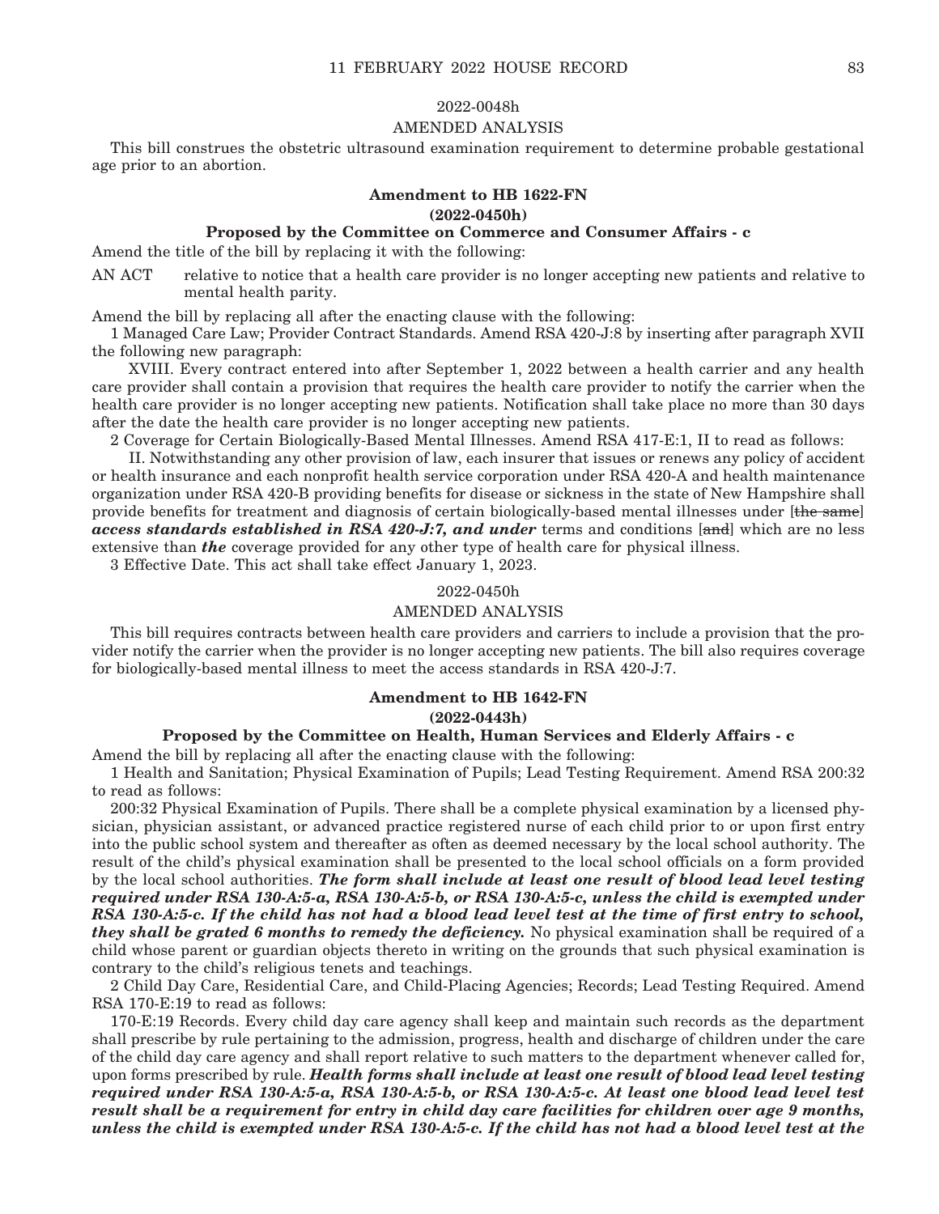2022-0048h

AMENDED ANALYSIS

This bill construes the obstetric ultrasound examination requirement to determine probable gestational age prior to an abortion.

**Amendment to HB 1622-FN**

**(2022-0450h)**

**Proposed by the Committee on Commerce and Consumer Affairs - c**

Amend the title of the bill by replacing it with the following:

AN ACT relative to notice that a health care provider is no longer accepting new patients and relative to mental health parity.

Amend the bill by replacing all after the enacting clause with the following:

1 Managed Care Law; Provider Contract Standards. Amend RSA 420-J:8 by inserting after paragraph XVII the following new paragraph:

XVIII. Every contract entered into after September 1, 2022 between a health carrier and any health care provider shall contain a provision that requires the health care provider to notify the carrier when the health care provider is no longer accepting new patients. Notification shall take place no more than 30 days after the date the health care provider is no longer accepting new patients.

2 Coverage for Certain Biologically-Based Mental Illnesses. Amend RSA 417-E:1, II to read as follows:

II. Notwithstanding any other provision of law, each insurer that issues or renews any policy of accident or health insurance and each nonprofit health service corporation under RSA 420-A and health maintenance organization under RSA 420-B providing benefits for disease or sickness in the state of New Hampshire shall provide benefits for treatment and diagnosis of certain biologically-based mental illnesses under [~~the same~~] ***access standards established in RSA 420-J:7, and under*** terms and conditions [~~and~~] which are no less extensive than ***the*** coverage provided for any other type of health care for physical illness.

3 Effective Date. This act shall take effect January 1, 2023.

2022-0450h

AMENDED ANALYSIS

This bill requires contracts between health care providers and carriers to include a provision that the provider notify the carrier when the provider is no longer accepting new patients. The bill also requires coverage for biologically-based mental illness to meet the access standards in RSA 420-J:7.

**Amendment to HB 1642-FN**

**(2022-0443h)**

**Proposed by the Committee on Health, Human Services and Elderly Affairs - c**

Amend the bill by replacing all after the enacting clause with the following:

1 Health and Sanitation; Physical Examination of Pupils; Lead Testing Requirement. Amend RSA 200:32 to read as follows:

200:32 Physical Examination of Pupils. There shall be a complete physical examination by a licensed physician, physician assistant, or advanced practice registered nurse of each child prior to or upon first entry into the public school system and thereafter as often as deemed necessary by the local school authority. The result of the child's physical examination shall be presented to the local school officials on a form provided by the local school authorities. ***The form shall include at least one result of blood lead level testing required under RSA 130-A:5-a, RSA 130-A:5-b, or RSA 130-A:5-c, unless the child is exempted under RSA 130-A:5-c. If the child has not had a blood lead level test at the time of first entry to school, they shall be grated 6 months to remedy the deficiency.*** No physical examination shall be required of a child whose parent or guardian objects thereto in writing on the grounds that such physical examination is contrary to the child's religious tenets and teachings.

2 Child Day Care, Residential Care, and Child-Placing Agencies; Records; Lead Testing Required. Amend RSA 170-E:19 to read as follows:

170-E:19 Records. Every child day care agency shall keep and maintain such records as the department shall prescribe by rule pertaining to the admission, progress, health and discharge of children under the care of the child day care agency and shall report relative to such matters to the department whenever called for, upon forms prescribed by rule. ***Health forms shall include at least one result of blood lead level testing required under RSA 130-A:5-a, RSA 130-A:5-b, or RSA 130-A:5-c. At least one blood lead level test result shall be a requirement for entry in child day care facilities for children over age 9 months, unless the child is exempted under RSA 130-A:5-c. If the child has not had a blood level test at the***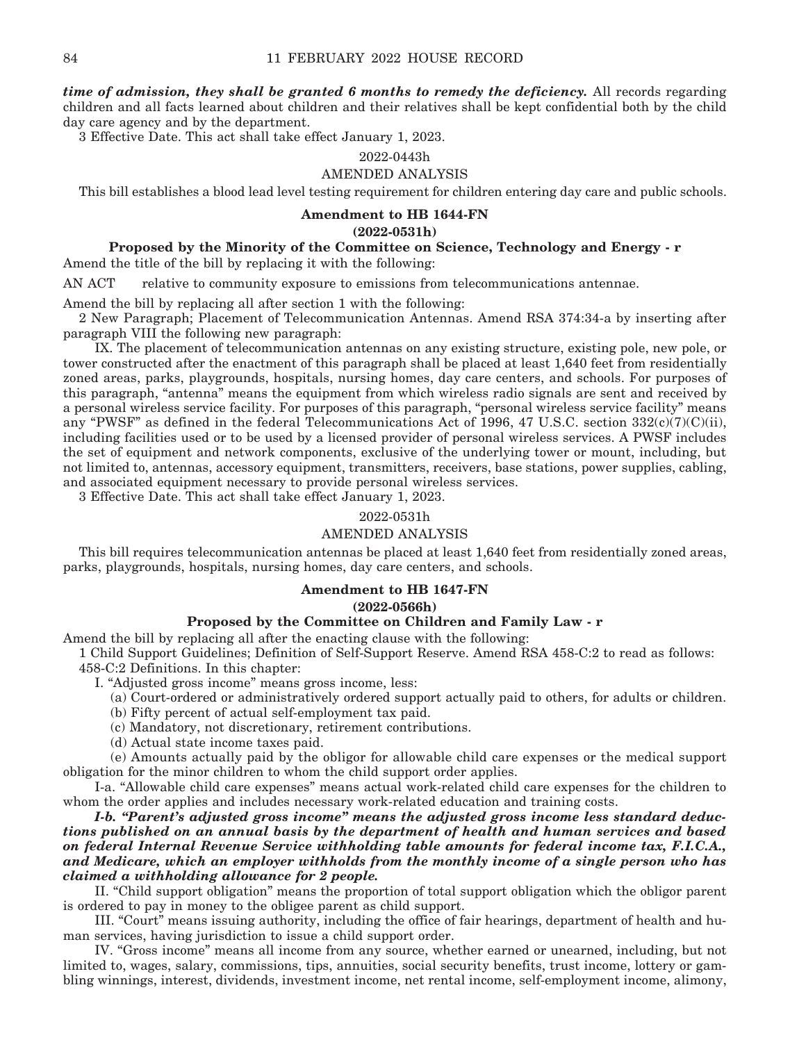***time of admission, they shall be granted 6 months to remedy the deficiency.*** All records regarding children and all facts learned about children and their relatives shall be kept confidential both by the child day care agency and by the department.

3 Effective Date. This act shall take effect January 1, 2023.

2022-0443h

AMENDED ANALYSIS

This bill establishes a blood lead level testing requirement for children entering day care and public schools.

**Amendment to HB 1644-FN**

**(2022-0531h)**

**Proposed by the Minority of the Committee on Science, Technology and Energy - r**

Amend the title of the bill by replacing it with the following:

AN ACT relative to community exposure to emissions from telecommunications antennae.

Amend the bill by replacing all after section 1 with the following:

2 New Paragraph; Placement of Telecommunication Antennas. Amend RSA 374:34-a by inserting after paragraph VIII the following new paragraph:

IX. The placement of telecommunication antennas on any existing structure, existing pole, new pole, or tower constructed after the enactment of this paragraph shall be placed at least 1,640 feet from residentially zoned areas, parks, playgrounds, hospitals, nursing homes, day care centers, and schools. For purposes of this paragraph, "antenna" means the equipment from which wireless radio signals are sent and received by a personal wireless service facility. For purposes of this paragraph, "personal wireless service facility" means any "PWSF" as defined in the federal Telecommunications Act of 1996, 47 U.S.C. section 332(c)(7)(C)(ii), including facilities used or to be used by a licensed provider of personal wireless services. A PWSF includes the set of equipment and network components, exclusive of the underlying tower or mount, including, but not limited to, antennas, accessory equipment, transmitters, receivers, base stations, power supplies, cabling, and associated equipment necessary to provide personal wireless services.

3 Effective Date. This act shall take effect January 1, 2023.

2022-0531h

AMENDED ANALYSIS

This bill requires telecommunication antennas be placed at least 1,640 feet from residentially zoned areas, parks, playgrounds, hospitals, nursing homes, day care centers, and schools.

**Amendment to HB 1647-FN**

**(2022-0566h)**

**Proposed by the Committee on Children and Family Law - r**

Amend the bill by replacing all after the enacting clause with the following:

1 Child Support Guidelines; Definition of Self-Support Reserve. Amend RSA 458-C:2 to read as follows:

458-C:2 Definitions. In this chapter:

I. "Adjusted gross income" means gross income, less:

(a) Court-ordered or administratively ordered support actually paid to others, for adults or children.

(b) Fifty percent of actual self-employment tax paid.

(c) Mandatory, not discretionary, retirement contributions.

(d) Actual state income taxes paid.

(e) Amounts actually paid by the obligor for allowable child care expenses or the medical support obligation for the minor children to whom the child support order applies.

I-a. "Allowable child care expenses" means actual work-related child care expenses for the children to whom the order applies and includes necessary work-related education and training costs.

***I-b. "Parent's adjusted gross income" means the adjusted gross income less standard deductions published on an annual basis by the department of health and human services and based on federal Internal Revenue Service withholding table amounts for federal income tax, F.I.C.A., and Medicare, which an employer withholds from the monthly income of a single person who has claimed a withholding allowance for 2 people.***

II. "Child support obligation" means the proportion of total support obligation which the obligor parent is ordered to pay in money to the obligee parent as child support.

III. "Court" means issuing authority, including the office of fair hearings, department of health and human services, having jurisdiction to issue a child support order.

IV. "Gross income" means all income from any source, whether earned or unearned, including, but not limited to, wages, salary, commissions, tips, annuities, social security benefits, trust income, lottery or gambling winnings, interest, dividends, investment income, net rental income, self-employment income, alimony,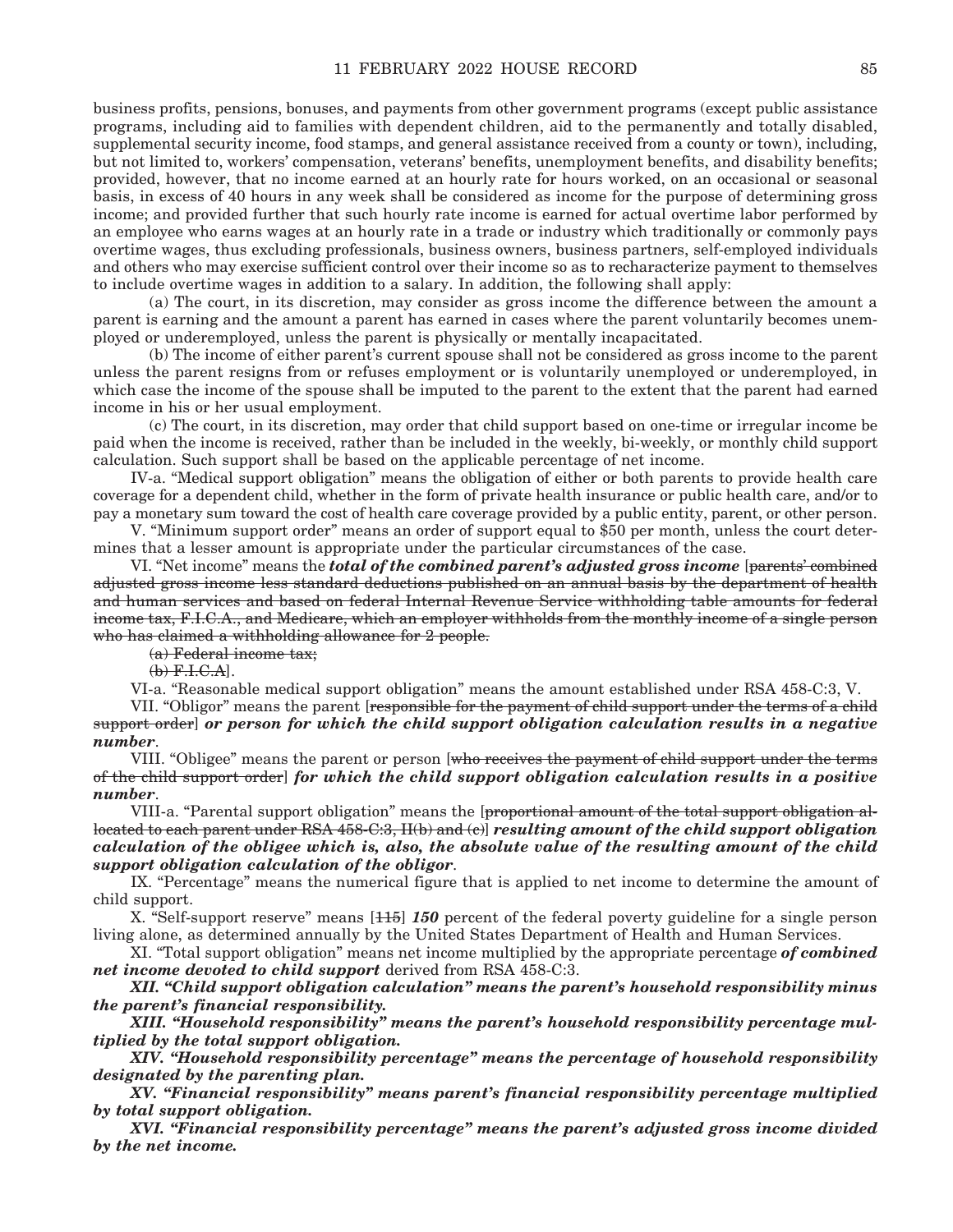business profits, pensions, bonuses, and payments from other government programs (except public assistance programs, including aid to families with dependent children, aid to the permanently and totally disabled, supplemental security income, food stamps, and general assistance received from a county or town), including, but not limited to, workers' compensation, veterans' benefits, unemployment benefits, and disability benefits; provided, however, that no income earned at an hourly rate for hours worked, on an occasional or seasonal basis, in excess of 40 hours in any week shall be considered as income for the purpose of determining gross income; and provided further that such hourly rate income is earned for actual overtime labor performed by an employee who earns wages at an hourly rate in a trade or industry which traditionally or commonly pays overtime wages, thus excluding professionals, business owners, business partners, self-employed individuals and others who may exercise sufficient control over their income so as to recharacterize payment to themselves to include overtime wages in addition to a salary. In addition, the following shall apply:

(a) The court, in its discretion, may consider as gross income the difference between the amount a parent is earning and the amount a parent has earned in cases where the parent voluntarily becomes unemployed or underemployed, unless the parent is physically or mentally incapacitated.

(b) The income of either parent's current spouse shall not be considered as gross income to the parent unless the parent resigns from or refuses employment or is voluntarily unemployed or underemployed, in which case the income of the spouse shall be imputed to the parent to the extent that the parent had earned income in his or her usual employment.

(c) The court, in its discretion, may order that child support based on one-time or irregular income be paid when the income is received, rather than be included in the weekly, bi-weekly, or monthly child support calculation. Such support shall be based on the applicable percentage of net income.

IV-a. "Medical support obligation" means the obligation of either or both parents to provide health care coverage for a dependent child, whether in the form of private health insurance or public health care, and/or to pay a monetary sum toward the cost of health care coverage provided by a public entity, parent, or other person.

V. "Minimum support order" means an order of support equal to $50 per month, unless the court determines that a lesser amount is appropriate under the particular circumstances of the case.

VI. "Net income" means the ***total of the combined parent's adjusted gross income*** [~~parents' combined adjusted gross income less standard deductions published on an annual basis by the department of health and human services and based on federal Internal Revenue Service withholding table amounts for federal income tax, F.I.C.A., and Medicare, which an employer withholds from the monthly income of a single person who has claimed a withholding allowance for 2 people.~~

~~(a) Federal income tax;~~

~~(b) F.I.C.A~~].

VI-a. "Reasonable medical support obligation" means the amount established under RSA 458-C:3, V.

VII. "Obligor" means the parent [~~responsible for the payment of child support under the terms of a child support order~~] ***or person for which the child support obligation calculation results in a negative number***.

VIII. "Obligee" means the parent or person [~~who receives the payment of child support under the terms of the child support order~~] ***for which the child support obligation calculation results in a positive number***.

VIII-a. "Parental support obligation" means the [~~proportional amount of the total support obligation allocated to each parent under RSA 458-C:3, II(b) and (c)~~] ***resulting amount of the child support obligation calculation of the obligee which is, also, the absolute value of the resulting amount of the child support obligation calculation of the obligor***.

IX. "Percentage" means the numerical figure that is applied to net income to determine the amount of child support.

X. "Self-support reserve" means [~~115~~] ***150*** percent of the federal poverty guideline for a single person living alone, as determined annually by the United States Department of Health and Human Services.

XI. "Total support obligation" means net income multiplied by the appropriate percentage ***of combined net income devoted to child support*** derived from RSA 458-C:3.

***XII. "Child support obligation calculation" means the parent's household responsibility minus the parent's financial responsibility.***

***XIII. "Household responsibility" means the parent's household responsibility percentage multiplied by the total support obligation.***

***XIV. "Household responsibility percentage" means the percentage of household responsibility designated by the parenting plan.***

***XV. "Financial responsibility" means parent's financial responsibility percentage multiplied by total support obligation.***

***XVI. "Financial responsibility percentage" means the parent's adjusted gross income divided by the net income.***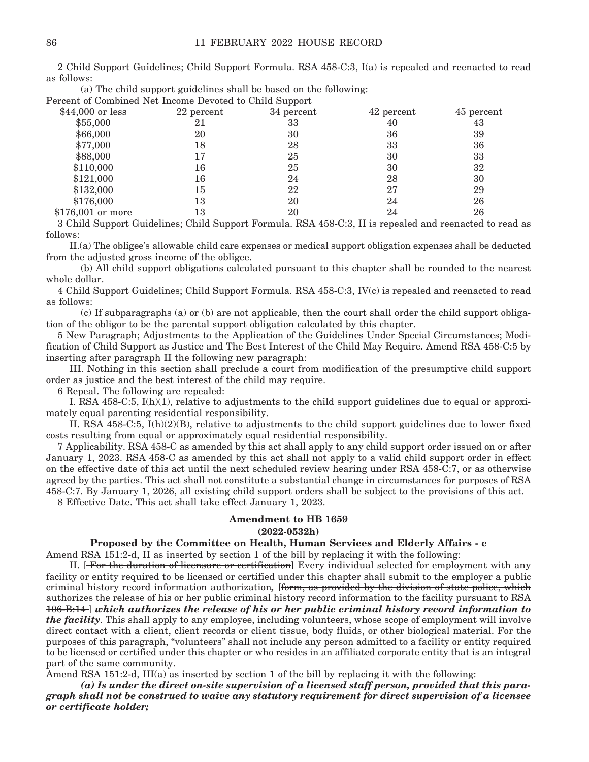2 Child Support Guidelines; Child Support Formula. RSA 458-C:3, I(a) is repealed and reenacted to read as follows:

(a) The child support guidelines shall be based on the following:

Percent of Combined Net Income Devoted to Child Support

| | | | | |
|---|---|---|---|---|
| $44,000 or less | 22 percent | 34 percent | 42 percent | 45 percent |
| $55,000 | 21 | 33 | 40 | 43 |
| $66,000 | 20 | 30 | 36 | 39 |
| $77,000 | 18 | 28 | 33 | 36 |
| $88,000 | 17 | 25 | 30 | 33 |
| $110,000 | 16 | 25 | 30 | 32 |
| $121,000 | 16 | 24 | 28 | 30 |
| $132,000 | 15 | 22 | 27 | 29 |
| $176,000 | 13 | 20 | 24 | 26 |
| $176,001 or more | 13 | 20 | 24 | 26 |

3 Child Support Guidelines; Child Support Formula. RSA 458-C:3, II is repealed and reenacted to read as follows:

II.(a) The obligee's allowable child care expenses or medical support obligation expenses shall be deducted from the adjusted gross income of the obligee.

(b) All child support obligations calculated pursuant to this chapter shall be rounded to the nearest whole dollar.

4 Child Support Guidelines; Child Support Formula. RSA 458-C:3, IV(c) is repealed and reenacted to read as follows:

(c) If subparagraphs (a) or (b) are not applicable, then the court shall order the child support obligation of the obligor to be the parental support obligation calculated by this chapter.

5 New Paragraph; Adjustments to the Application of the Guidelines Under Special Circumstances; Modification of Child Support as Justice and The Best Interest of the Child May Require. Amend RSA 458-C:5 by inserting after paragraph II the following new paragraph:

III. Nothing in this section shall preclude a court from modification of the presumptive child support order as justice and the best interest of the child may require.

6 Repeal. The following are repealed:

I. RSA 458-C:5, I(h)(1), relative to adjustments to the child support guidelines due to equal or approximately equal parenting residential responsibility.

II. RSA 458-C:5, I(h)(2)(B), relative to adjustments to the child support guidelines due to lower fixed costs resulting from equal or approximately equal residential responsibility.

7 Applicability. RSA 458-C as amended by this act shall apply to any child support order issued on or after January 1, 2023. RSA 458-C as amended by this act shall not apply to a valid child support order in effect on the effective date of this act until the next scheduled review hearing under RSA 458-C:7, or as otherwise agreed by the parties. This act shall not constitute a substantial change in circumstances for purposes of RSA 458-C:7. By January 1, 2026, all existing child support orders shall be subject to the provisions of this act.

8 Effective Date. This act shall take effect January 1, 2023.

**Amendment to HB 1659**
**(2022-0532h)**

**Proposed by the Committee on Health, Human Services and Elderly Affairs - c**

Amend RSA 151:2-d, II as inserted by section 1 of the bill by replacing it with the following:

II. [~~For the duration of licensure or certification~~] Every individual selected for employment with any facility or entity required to be licensed or certified under this chapter shall submit to the employer a public criminal history record information authorization***,*** [~~form, as provided by the division of state police, which authorizes the release of his or her public criminal history record information to the facility pursuant to RSA 106-B:14~~] ***which authorizes the release of his or her public criminal history record information to the facility***. This shall apply to any employee, including volunteers, whose scope of employment will involve direct contact with a client, client records or client tissue, body fluids, or other biological material. For the purposes of this paragraph, "volunteers" shall not include any person admitted to a facility or entity required to be licensed or certified under this chapter or who resides in an affiliated corporate entity that is an integral part of the same community.

Amend RSA 151:2-d, III(a) as inserted by section 1 of the bill by replacing it with the following:

***(a) Is under the direct on-site supervision of a licensed staff person, provided that this paragraph shall not be construed to waive any statutory requirement for direct supervision of a licensee or certificate holder;***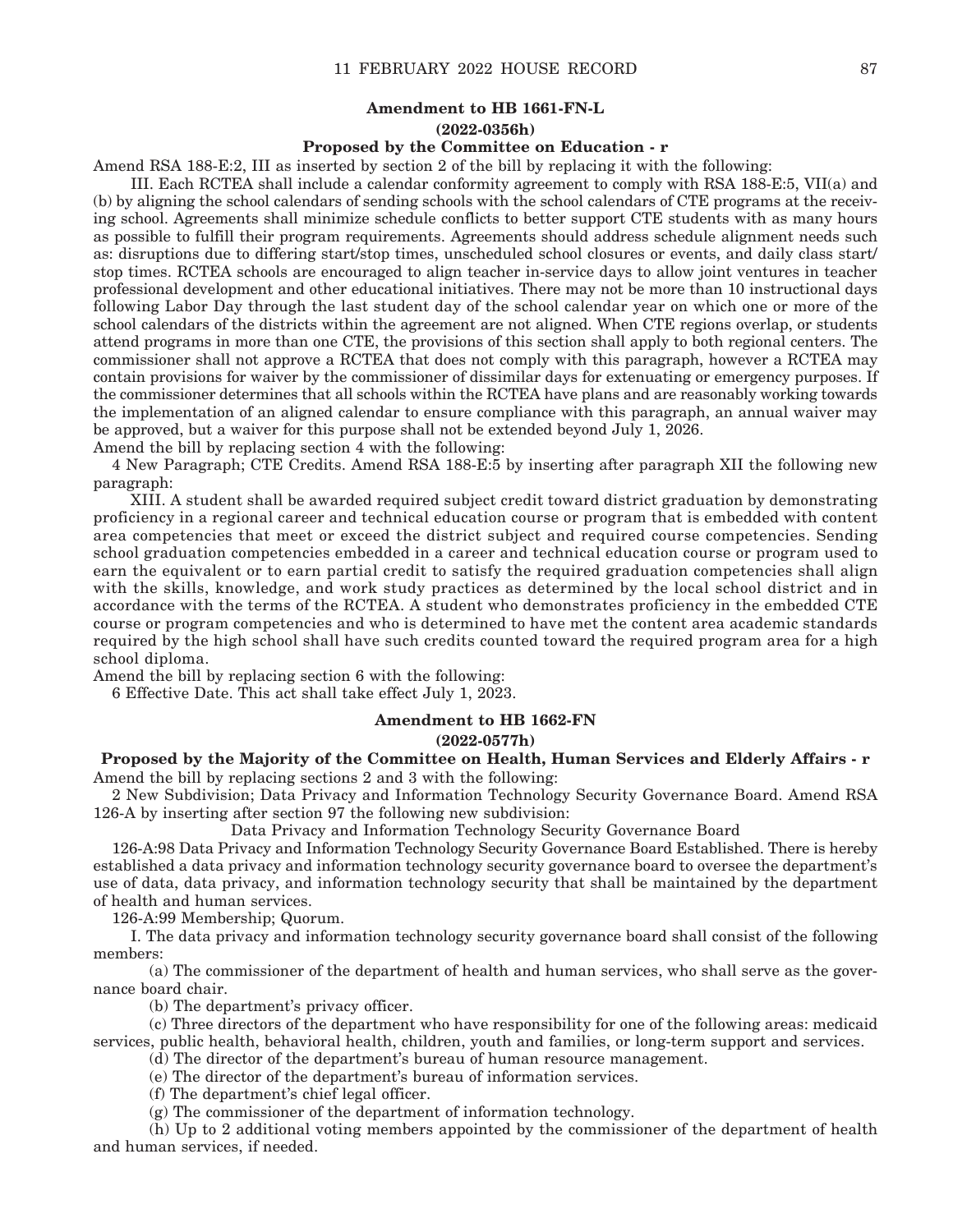### Amendment to HB 1661-FN-L

**(2022-0356h)**

**Proposed by the Committee on Education - r**

Amend RSA 188-E:2, III as inserted by section 2 of the bill by replacing it with the following:

III. Each RCTEA shall include a calendar conformity agreement to comply with RSA 188-E:5, VII(a) and (b) by aligning the school calendars of sending schools with the school calendars of CTE programs at the receiving school. Agreements shall minimize schedule conflicts to better support CTE students with as many hours as possible to fulfill their program requirements. Agreements should address schedule alignment needs such as: disruptions due to differing start/stop times, unscheduled school closures or events, and daily class start/stop times. RCTEA schools are encouraged to align teacher in-service days to allow joint ventures in teacher professional development and other educational initiatives. There may not be more than 10 instructional days following Labor Day through the last student day of the school calendar year on which one or more of the school calendars of the districts within the agreement are not aligned. When CTE regions overlap, or students attend programs in more than one CTE, the provisions of this section shall apply to both regional centers. The commissioner shall not approve a RCTEA that does not comply with this paragraph, however a RCTEA may contain provisions for waiver by the commissioner of dissimilar days for extenuating or emergency purposes. If the commissioner determines that all schools within the RCTEA have plans and are reasonably working towards the implementation of an aligned calendar to ensure compliance with this paragraph, an annual waiver may be approved, but a waiver for this purpose shall not be extended beyond July 1, 2026.

Amend the bill by replacing section 4 with the following:

4 New Paragraph; CTE Credits. Amend RSA 188-E:5 by inserting after paragraph XII the following new paragraph:

XIII. A student shall be awarded required subject credit toward district graduation by demonstrating proficiency in a regional career and technical education course or program that is embedded with content area competencies that meet or exceed the district subject and required course competencies. Sending school graduation competencies embedded in a career and technical education course or program used to earn the equivalent or to earn partial credit to satisfy the required graduation competencies shall align with the skills, knowledge, and work study practices as determined by the local school district and in accordance with the terms of the RCTEA. A student who demonstrates proficiency in the embedded CTE course or program competencies and who is determined to have met the content area academic standards required by the high school shall have such credits counted toward the required program area for a high school diploma.

Amend the bill by replacing section 6 with the following:

6 Effective Date. This act shall take effect July 1, 2023.

### Amendment to HB 1662-FN

**(2022-0577h)**

**Proposed by the Majority of the Committee on Health, Human Services and Elderly Affairs - r**

Amend the bill by replacing sections 2 and 3 with the following:

2 New Subdivision; Data Privacy and Information Technology Security Governance Board. Amend RSA 126-A by inserting after section 97 the following new subdivision:

Data Privacy and Information Technology Security Governance Board

126-A:98 Data Privacy and Information Technology Security Governance Board Established. There is hereby established a data privacy and information technology security governance board to oversee the department's use of data, data privacy, and information technology security that shall be maintained by the department of health and human services.

126-A:99 Membership; Quorum.

I. The data privacy and information technology security governance board shall consist of the following members:

(a) The commissioner of the department of health and human services, who shall serve as the governance board chair.

(b) The department's privacy officer.

(c) Three directors of the department who have responsibility for one of the following areas: medicaid services, public health, behavioral health, children, youth and families, or long-term support and services.

(d) The director of the department's bureau of human resource management.

(e) The director of the department's bureau of information services.

(f) The department's chief legal officer.

(g) The commissioner of the department of information technology.

(h) Up to 2 additional voting members appointed by the commissioner of the department of health and human services, if needed.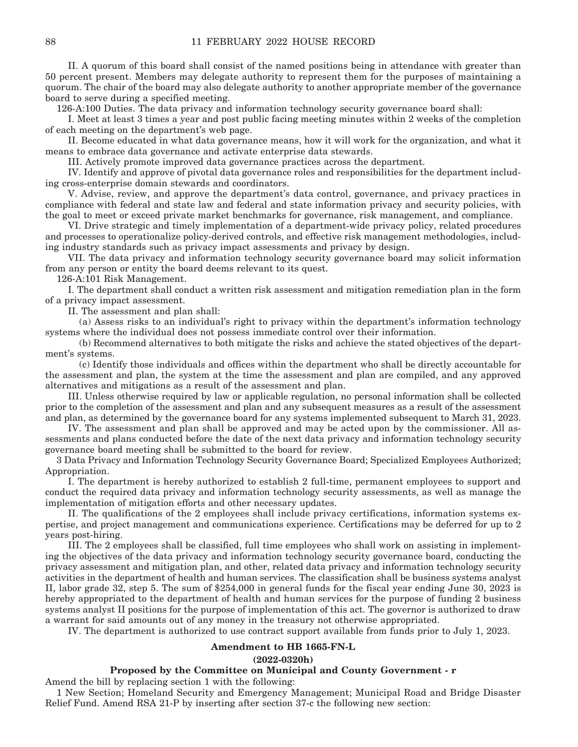II. A quorum of this board shall consist of the named positions being in attendance with greater than 50 percent present. Members may delegate authority to represent them for the purposes of maintaining a quorum. The chair of the board may also delegate authority to another appropriate member of the governance board to serve during a specified meeting.

126-A:100 Duties. The data privacy and information technology security governance board shall:

I. Meet at least 3 times a year and post public facing meeting minutes within 2 weeks of the completion of each meeting on the department's web page.

II. Become educated in what data governance means, how it will work for the organization, and what it means to embrace data governance and activate enterprise data stewards.

III. Actively promote improved data governance practices across the department.

IV. Identify and approve of pivotal data governance roles and responsibilities for the department including cross-enterprise domain stewards and coordinators.

V. Advise, review, and approve the department's data control, governance, and privacy practices in compliance with federal and state law and federal and state information privacy and security policies, with the goal to meet or exceed private market benchmarks for governance, risk management, and compliance.

VI. Drive strategic and timely implementation of a department-wide privacy policy, related procedures and processes to operationalize policy-derived controls, and effective risk management methodologies, including industry standards such as privacy impact assessments and privacy by design.

VII. The data privacy and information technology security governance board may solicit information from any person or entity the board deems relevant to its quest.

126-A:101 Risk Management.

I. The department shall conduct a written risk assessment and mitigation remediation plan in the form of a privacy impact assessment.

II. The assessment and plan shall:

(a) Assess risks to an individual's right to privacy within the department's information technology systems where the individual does not possess immediate control over their information.

(b) Recommend alternatives to both mitigate the risks and achieve the stated objectives of the department's systems.

(c) Identify those individuals and offices within the department who shall be directly accountable for the assessment and plan, the system at the time the assessment and plan are compiled, and any approved alternatives and mitigations as a result of the assessment and plan.

III. Unless otherwise required by law or applicable regulation, no personal information shall be collected prior to the completion of the assessment and plan and any subsequent measures as a result of the assessment and plan, as determined by the governance board for any systems implemented subsequent to March 31, 2023.

IV. The assessment and plan shall be approved and may be acted upon by the commissioner. All assessments and plans conducted before the date of the next data privacy and information technology security governance board meeting shall be submitted to the board for review.

3 Data Privacy and Information Technology Security Governance Board; Specialized Employees Authorized; Appropriation.

I. The department is hereby authorized to establish 2 full-time, permanent employees to support and conduct the required data privacy and information technology security assessments, as well as manage the implementation of mitigation efforts and other necessary updates.

II. The qualifications of the 2 employees shall include privacy certifications, information systems expertise, and project management and communications experience. Certifications may be deferred for up to 2 years post-hiring.

III. The 2 employees shall be classified, full time employees who shall work on assisting in implementing the objectives of the data privacy and information technology security governance board, conducting the privacy assessment and mitigation plan, and other, related data privacy and information technology security activities in the department of health and human services. The classification shall be business systems analyst II, labor grade 32, step 5. The sum of $254,000 in general funds for the fiscal year ending June 30, 2023 is hereby appropriated to the department of health and human services for the purpose of funding 2 business systems analyst II positions for the purpose of implementation of this act. The governor is authorized to draw a warrant for said amounts out of any money in the treasury not otherwise appropriated.

IV. The department is authorized to use contract support available from funds prior to July 1, 2023.

**Amendment to HB 1665-FN-L**

**(2022-0320h)**

**Proposed by the Committee on Municipal and County Government - r**

Amend the bill by replacing section 1 with the following:

1 New Section; Homeland Security and Emergency Management; Municipal Road and Bridge Disaster Relief Fund. Amend RSA 21-P by inserting after section 37-c the following new section: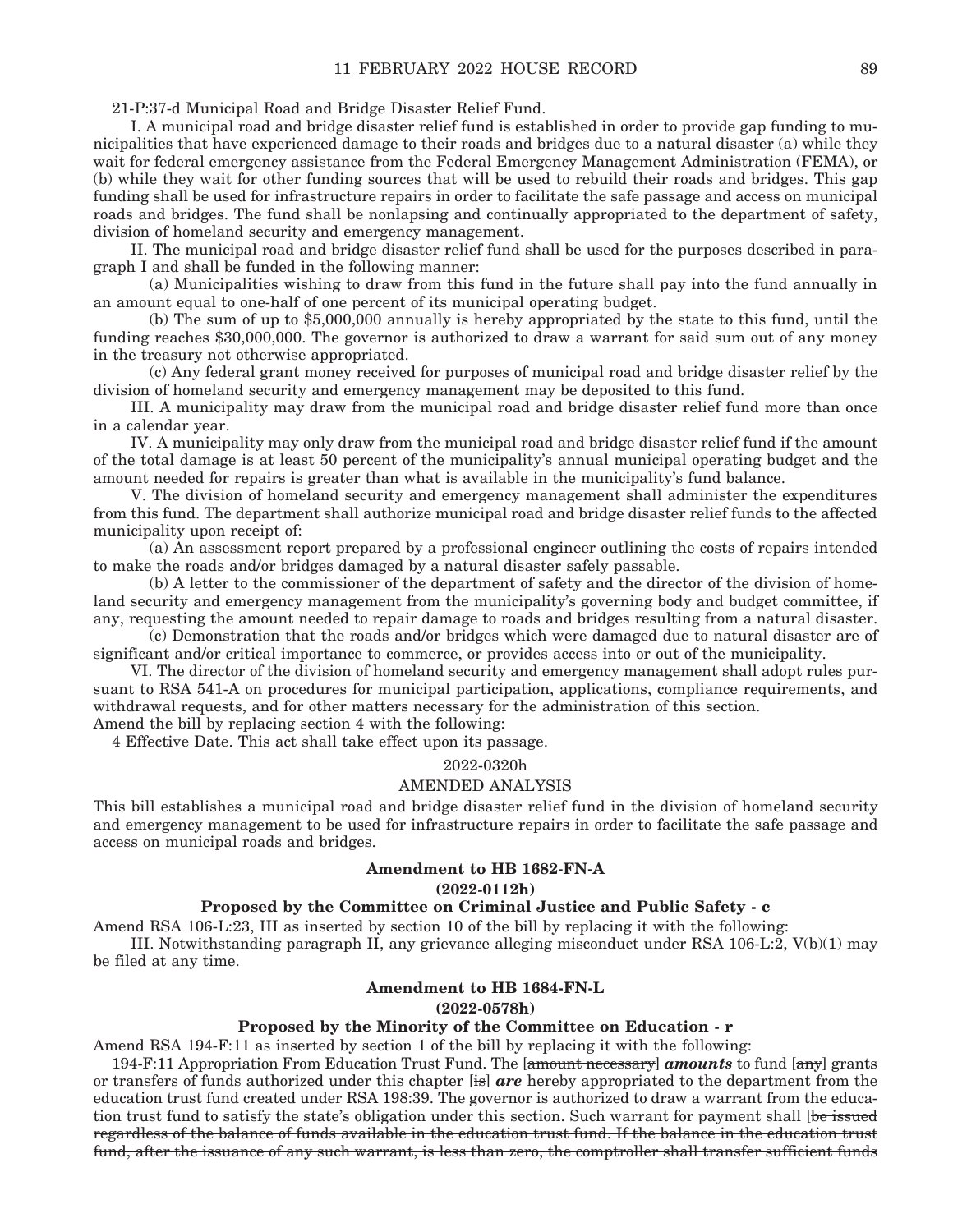21-P:37-d Municipal Road and Bridge Disaster Relief Fund.

I. A municipal road and bridge disaster relief fund is established in order to provide gap funding to municipalities that have experienced damage to their roads and bridges due to a natural disaster (a) while they wait for federal emergency assistance from the Federal Emergency Management Administration (FEMA), or (b) while they wait for other funding sources that will be used to rebuild their roads and bridges. This gap funding shall be used for infrastructure repairs in order to facilitate the safe passage and access on municipal roads and bridges. The fund shall be nonlapsing and continually appropriated to the department of safety, division of homeland security and emergency management.

II. The municipal road and bridge disaster relief fund shall be used for the purposes described in paragraph I and shall be funded in the following manner:

(a) Municipalities wishing to draw from this fund in the future shall pay into the fund annually in an amount equal to one-half of one percent of its municipal operating budget.

(b) The sum of up to $5,000,000 annually is hereby appropriated by the state to this fund, until the funding reaches $30,000,000. The governor is authorized to draw a warrant for said sum out of any money in the treasury not otherwise appropriated.

(c) Any federal grant money received for purposes of municipal road and bridge disaster relief by the division of homeland security and emergency management may be deposited to this fund.

III. A municipality may draw from the municipal road and bridge disaster relief fund more than once in a calendar year.

IV. A municipality may only draw from the municipal road and bridge disaster relief fund if the amount of the total damage is at least 50 percent of the municipality's annual municipal operating budget and the amount needed for repairs is greater than what is available in the municipality's fund balance.

V. The division of homeland security and emergency management shall administer the expenditures from this fund. The department shall authorize municipal road and bridge disaster relief funds to the affected municipality upon receipt of:

(a) An assessment report prepared by a professional engineer outlining the costs of repairs intended to make the roads and/or bridges damaged by a natural disaster safely passable.

(b) A letter to the commissioner of the department of safety and the director of the division of homeland security and emergency management from the municipality's governing body and budget committee, if any, requesting the amount needed to repair damage to roads and bridges resulting from a natural disaster.

(c) Demonstration that the roads and/or bridges which were damaged due to natural disaster are of significant and/or critical importance to commerce, or provides access into or out of the municipality.

VI. The director of the division of homeland security and emergency management shall adopt rules pursuant to RSA 541-A on procedures for municipal participation, applications, compliance requirements, and withdrawal requests, and for other matters necessary for the administration of this section.

Amend the bill by replacing section 4 with the following:

4 Effective Date. This act shall take effect upon its passage.

2022-0320h

AMENDED ANALYSIS

This bill establishes a municipal road and bridge disaster relief fund in the division of homeland security and emergency management to be used for infrastructure repairs in order to facilitate the safe passage and access on municipal roads and bridges.

**Amendment to HB 1682-FN-A**

**(2022-0112h)**

**Proposed by the Committee on Criminal Justice and Public Safety - c**

Amend RSA 106-L:23, III as inserted by section 10 of the bill by replacing it with the following:

III. Notwithstanding paragraph II, any grievance alleging misconduct under RSA 106-L:2, V(b)(1) may be filed at any time.

**Amendment to HB 1684-FN-L**

**(2022-0578h)**

**Proposed by the Minority of the Committee on Education - r**

Amend RSA 194-F:11 as inserted by section 1 of the bill by replacing it with the following:

194-F:11 Appropriation From Education Trust Fund. The [~~amount necessary~~] ***amounts*** to fund [~~any~~] grants or transfers of funds authorized under this chapter [~~is~~] ***are*** hereby appropriated to the department from the education trust fund created under RSA 198:39. The governor is authorized to draw a warrant from the education trust fund to satisfy the state's obligation under this section. Such warrant for payment shall [~~be issued regardless of the balance of funds available in the education trust fund. If the balance in the education trust fund, after the issuance of any such warrant, is less than zero, the comptroller shall transfer sufficient funds~~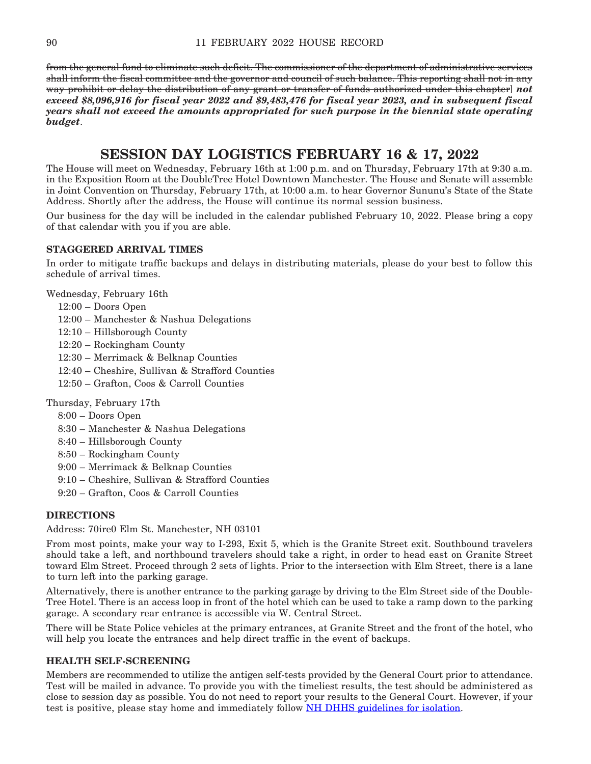~~from the general fund to eliminate such deficit. The commissioner of the department of administrative services shall inform the fiscal committee and the governor and council of such balance. This reporting shall not in any way prohibit or delay the distribution of any grant or transfer of funds authorized under this chapter~~] ***not exceed $8,096,916 for fiscal year 2022 and $9,483,476 for fiscal year 2023, and in subsequent fiscal years shall not exceed the amounts appropriated for such purpose in the biennial state operating budget***.

# SESSION DAY LOGISTICS FEBRUARY 16 & 17, 2022

The House will meet on Wednesday, February 16th at 1:00 p.m. and on Thursday, February 17th at 9:30 a.m. in the Exposition Room at the DoubleTree Hotel Downtown Manchester. The House and Senate will assemble in Joint Convention on Thursday, February 17th, at 10:00 a.m. to hear Governor Sununu's State of the State Address. Shortly after the address, the House will continue its normal session business.

Our business for the day will be included in the calendar published February 10, 2022. Please bring a copy of that calendar with you if you are able.

### STAGGERED ARRIVAL TIMES

In order to mitigate traffic backups and delays in distributing materials, please do your best to follow this schedule of arrival times.

Wednesday, February 16th

- 12:00 – Doors Open
- 12:00 – Manchester & Nashua Delegations
- 12:10 – Hillsborough County
- 12:20 – Rockingham County
- 12:30 – Merrimack & Belknap Counties
- 12:40 – Cheshire, Sullivan & Strafford Counties
- 12:50 – Grafton, Coos & Carroll Counties

Thursday, February 17th

- 8:00 – Doors Open
- 8:30 – Manchester & Nashua Delegations
- 8:40 – Hillsborough County
- 8:50 – Rockingham County
- 9:00 – Merrimack & Belknap Counties
- 9:10 – Cheshire, Sullivan & Strafford Counties
- 9:20 – Grafton, Coos & Carroll Counties

### DIRECTIONS

Address: 70ire0 Elm St. Manchester, NH 03101

From most points, make your way to I-293, Exit 5, which is the Granite Street exit. Southbound travelers should take a left, and northbound travelers should take a right, in order to head east on Granite Street toward Elm Street. Proceed through 2 sets of lights. Prior to the intersection with Elm Street, there is a lane to turn left into the parking garage.

Alternatively, there is another entrance to the parking garage by driving to the Elm Street side of the DoubleTree Hotel. There is an access loop in front of the hotel which can be used to take a ramp down to the parking garage. A secondary rear entrance is accessible via W. Central Street.

There will be State Police vehicles at the primary entrances, at Granite Street and the front of the hotel, who will help you locate the entrances and help direct traffic in the event of backups.

### HEALTH SELF-SCREENING

Members are recommended to utilize the antigen self-tests provided by the General Court prior to attendance. Test will be mailed in advance. To provide you with the timeliest results, the test should be administered as close to session day as possible. You do not need to report your results to the General Court. However, if your test is positive, please stay home and immediately follow NH DHHS guidelines for isolation.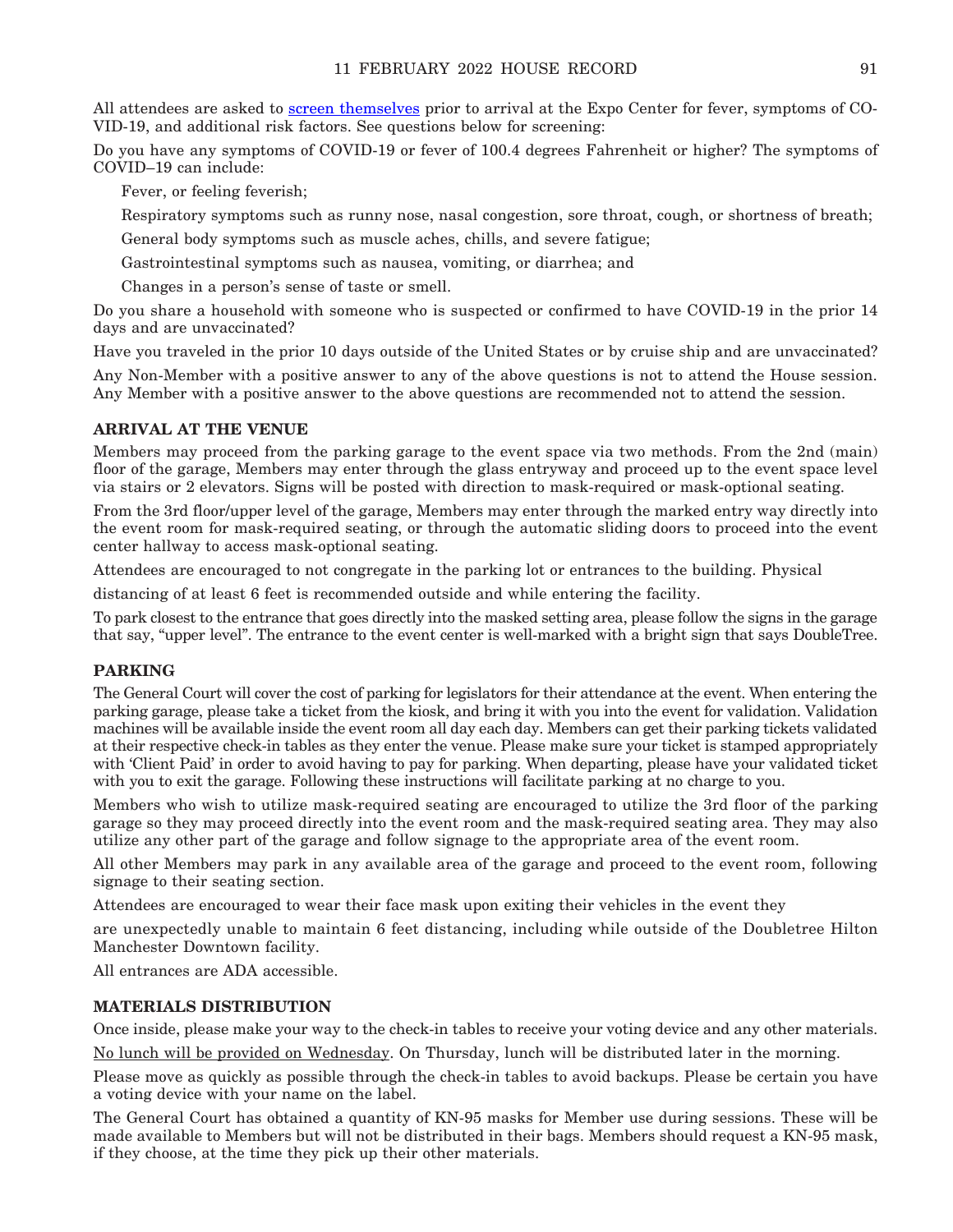All attendees are asked to screen themselves prior to arrival at the Expo Center for fever, symptoms of COVID-19, and additional risk factors. See questions below for screening:

Do you have any symptoms of COVID-19 or fever of 100.4 degrees Fahrenheit or higher? The symptoms of COVID–19 can include:

Fever, or feeling feverish;

Respiratory symptoms such as runny nose, nasal congestion, sore throat, cough, or shortness of breath;

General body symptoms such as muscle aches, chills, and severe fatigue;

Gastrointestinal symptoms such as nausea, vomiting, or diarrhea; and

Changes in a person's sense of taste or smell.

Do you share a household with someone who is suspected or confirmed to have COVID-19 in the prior 14 days and are unvaccinated?

Have you traveled in the prior 10 days outside of the United States or by cruise ship and are unvaccinated?

Any Non-Member with a positive answer to any of the above questions is not to attend the House session. Any Member with a positive answer to the above questions are recommended not to attend the session.

### ARRIVAL AT THE VENUE

Members may proceed from the parking garage to the event space via two methods. From the 2nd (main) floor of the garage, Members may enter through the glass entryway and proceed up to the event space level via stairs or 2 elevators. Signs will be posted with direction to mask-required or mask-optional seating.

From the 3rd floor/upper level of the garage, Members may enter through the marked entry way directly into the event room for mask-required seating, or through the automatic sliding doors to proceed into the event center hallway to access mask-optional seating.

Attendees are encouraged to not congregate in the parking lot or entrances to the building. Physical distancing of at least 6 feet is recommended outside and while entering the facility.

To park closest to the entrance that goes directly into the masked setting area, please follow the signs in the garage that say, "upper level". The entrance to the event center is well-marked with a bright sign that says DoubleTree.

### PARKING

The General Court will cover the cost of parking for legislators for their attendance at the event. When entering the parking garage, please take a ticket from the kiosk, and bring it with you into the event for validation. Validation machines will be available inside the event room all day each day. Members can get their parking tickets validated at their respective check-in tables as they enter the venue. Please make sure your ticket is stamped appropriately with 'Client Paid' in order to avoid having to pay for parking. When departing, please have your validated ticket with you to exit the garage. Following these instructions will facilitate parking at no charge to you.

Members who wish to utilize mask-required seating are encouraged to utilize the 3rd floor of the parking garage so they may proceed directly into the event room and the mask-required seating area. They may also utilize any other part of the garage and follow signage to the appropriate area of the event room.

All other Members may park in any available area of the garage and proceed to the event room, following signage to their seating section.

Attendees are encouraged to wear their face mask upon exiting their vehicles in the event they are unexpectedly unable to maintain 6 feet distancing, including while outside of the Doubletree Hilton Manchester Downtown facility.

All entrances are ADA accessible.

### MATERIALS DISTRIBUTION

Once inside, please make your way to the check-in tables to receive your voting device and any other materials.

No lunch will be provided on Wednesday. On Thursday, lunch will be distributed later in the morning.

Please move as quickly as possible through the check-in tables to avoid backups. Please be certain you have a voting device with your name on the label.

The General Court has obtained a quantity of KN-95 masks for Member use during sessions. These will be made available to Members but will not be distributed in their bags. Members should request a KN-95 mask, if they choose, at the time they pick up their other materials.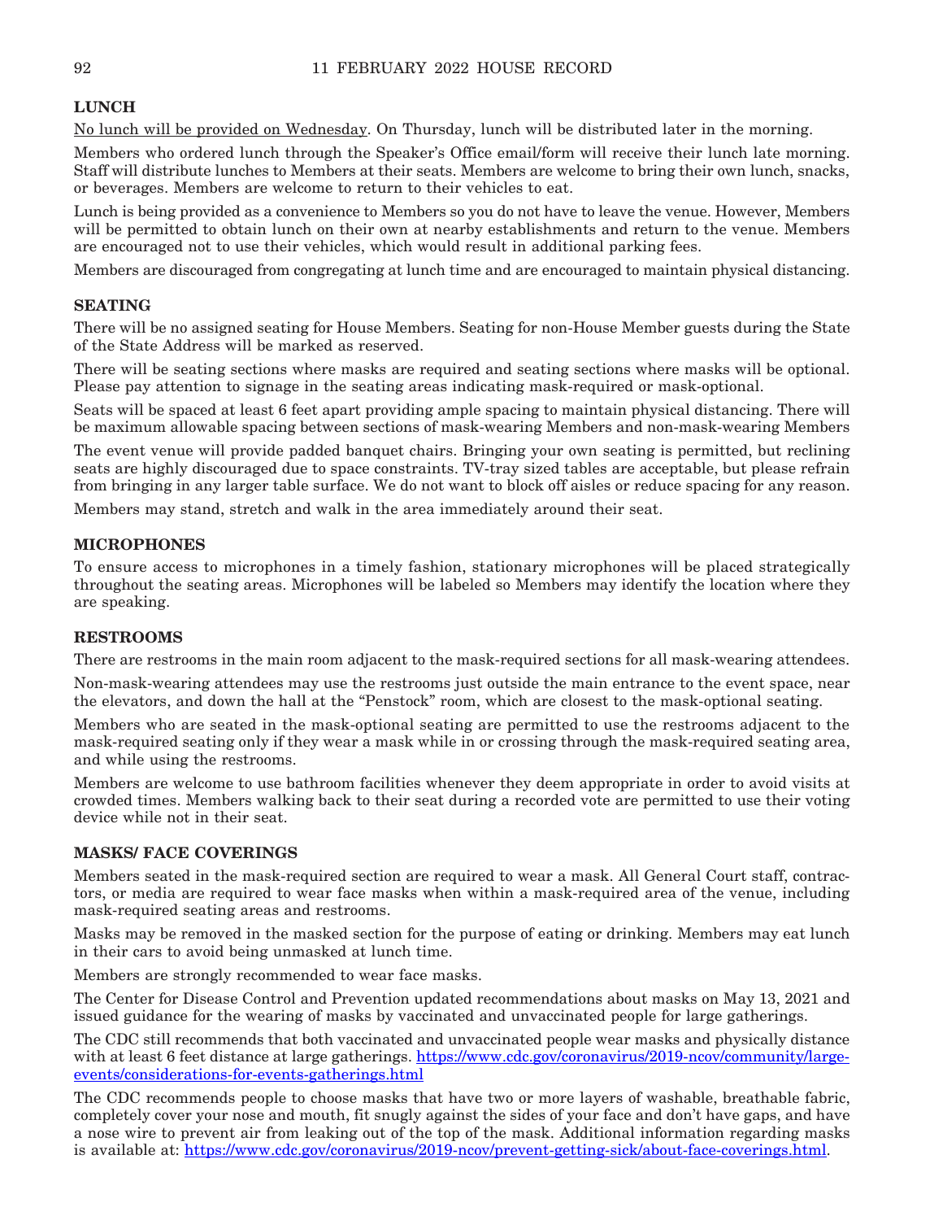### LUNCH

No lunch will be provided on Wednesday. On Thursday, lunch will be distributed later in the morning.

Members who ordered lunch through the Speaker's Office email/form will receive their lunch late morning. Staff will distribute lunches to Members at their seats. Members are welcome to bring their own lunch, snacks, or beverages. Members are welcome to return to their vehicles to eat.

Lunch is being provided as a convenience to Members so you do not have to leave the venue. However, Members will be permitted to obtain lunch on their own at nearby establishments and return to the venue. Members are encouraged not to use their vehicles, which would result in additional parking fees.

Members are discouraged from congregating at lunch time and are encouraged to maintain physical distancing.

### SEATING

There will be no assigned seating for House Members. Seating for non-House Member guests during the State of the State Address will be marked as reserved.

There will be seating sections where masks are required and seating sections where masks will be optional. Please pay attention to signage in the seating areas indicating mask-required or mask-optional.

Seats will be spaced at least 6 feet apart providing ample spacing to maintain physical distancing. There will be maximum allowable spacing between sections of mask-wearing Members and non-mask-wearing Members

The event venue will provide padded banquet chairs. Bringing your own seating is permitted, but reclining seats are highly discouraged due to space constraints. TV-tray sized tables are acceptable, but please refrain from bringing in any larger table surface. We do not want to block off aisles or reduce spacing for any reason.

Members may stand, stretch and walk in the area immediately around their seat.

### MICROPHONES

To ensure access to microphones in a timely fashion, stationary microphones will be placed strategically throughout the seating areas. Microphones will be labeled so Members may identify the location where they are speaking.

### RESTROOMS

There are restrooms in the main room adjacent to the mask-required sections for all mask-wearing attendees.

Non-mask-wearing attendees may use the restrooms just outside the main entrance to the event space, near the elevators, and down the hall at the "Penstock" room, which are closest to the mask-optional seating.

Members who are seated in the mask-optional seating are permitted to use the restrooms adjacent to the mask-required seating only if they wear a mask while in or crossing through the mask-required seating area, and while using the restrooms.

Members are welcome to use bathroom facilities whenever they deem appropriate in order to avoid visits at crowded times. Members walking back to their seat during a recorded vote are permitted to use their voting device while not in their seat.

### MASKS/ FACE COVERINGS

Members seated in the mask-required section are required to wear a mask. All General Court staff, contractors, or media are required to wear face masks when within a mask-required area of the venue, including mask-required seating areas and restrooms.

Masks may be removed in the masked section for the purpose of eating or drinking. Members may eat lunch in their cars to avoid being unmasked at lunch time.

Members are strongly recommended to wear face masks.

The Center for Disease Control and Prevention updated recommendations about masks on May 13, 2021 and issued guidance for the wearing of masks by vaccinated and unvaccinated people for large gatherings.

The CDC still recommends that both vaccinated and unvaccinated people wear masks and physically distance with at least 6 feet distance at large gatherings. https://www.cdc.gov/coronavirus/2019-ncov/community/large-events/considerations-for-events-gatherings.html

The CDC recommends people to choose masks that have two or more layers of washable, breathable fabric, completely cover your nose and mouth, fit snugly against the sides of your face and don't have gaps, and have a nose wire to prevent air from leaking out of the top of the mask. Additional information regarding masks is available at: https://www.cdc.gov/coronavirus/2019-ncov/prevent-getting-sick/about-face-coverings.html.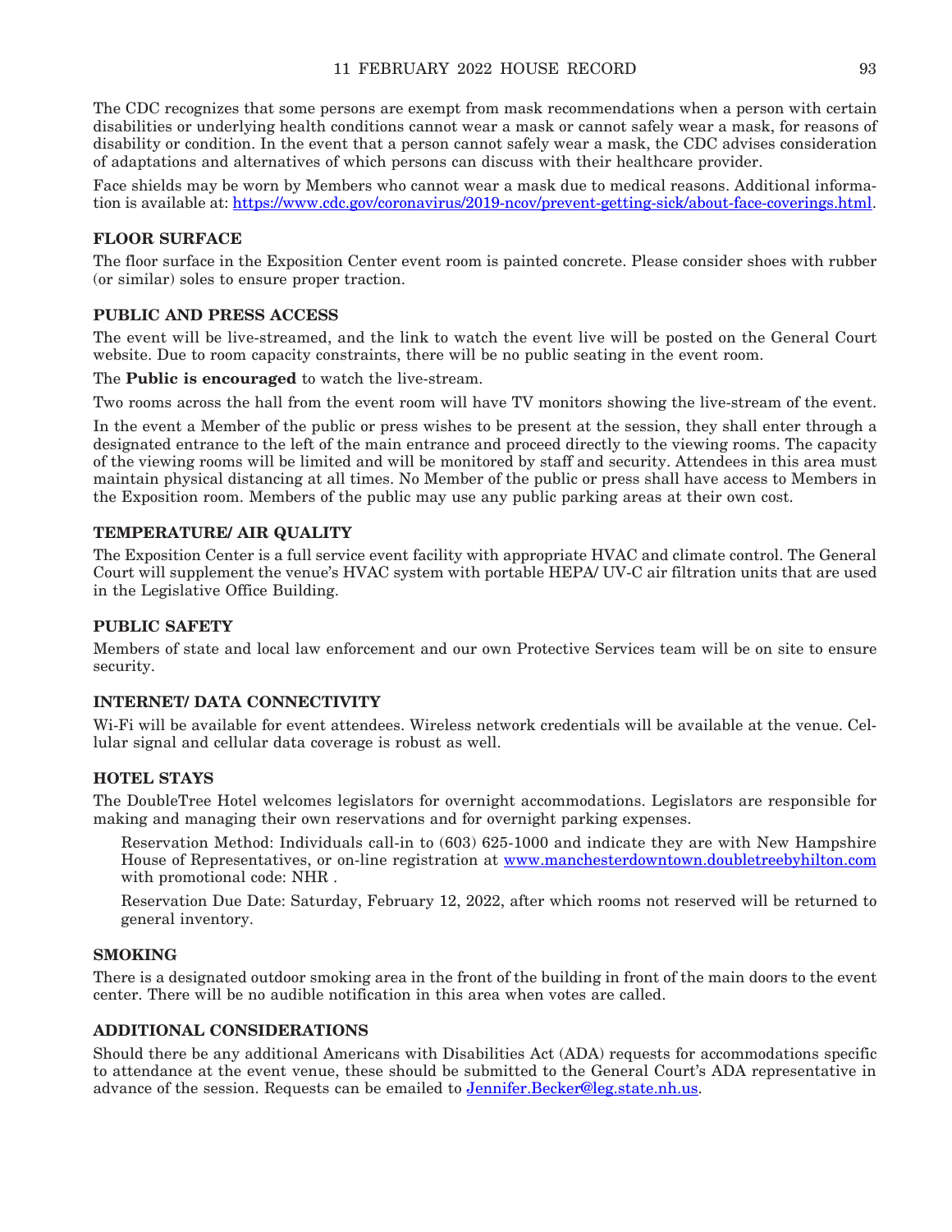The CDC recognizes that some persons are exempt from mask recommendations when a person with certain disabilities or underlying health conditions cannot wear a mask or cannot safely wear a mask, for reasons of disability or condition. In the event that a person cannot safely wear a mask, the CDC advises consideration of adaptations and alternatives of which persons can discuss with their healthcare provider.

Face shields may be worn by Members who cannot wear a mask due to medical reasons. Additional information is available at: https://www.cdc.gov/coronavirus/2019-ncov/prevent-getting-sick/about-face-coverings.html.

### FLOOR SURFACE

The floor surface in the Exposition Center event room is painted concrete. Please consider shoes with rubber (or similar) soles to ensure proper traction.

### PUBLIC AND PRESS ACCESS

The event will be live-streamed, and the link to watch the event live will be posted on the General Court website. Due to room capacity constraints, there will be no public seating in the event room.

The **Public is encouraged** to watch the live-stream.

Two rooms across the hall from the event room will have TV monitors showing the live-stream of the event.

In the event a Member of the public or press wishes to be present at the session, they shall enter through a designated entrance to the left of the main entrance and proceed directly to the viewing rooms. The capacity of the viewing rooms will be limited and will be monitored by staff and security. Attendees in this area must maintain physical distancing at all times. No Member of the public or press shall have access to Members in the Exposition room. Members of the public may use any public parking areas at their own cost.

### TEMPERATURE/ AIR QUALITY

The Exposition Center is a full service event facility with appropriate HVAC and climate control. The General Court will supplement the venue's HVAC system with portable HEPA/ UV-C air filtration units that are used in the Legislative Office Building.

### PUBLIC SAFETY

Members of state and local law enforcement and our own Protective Services team will be on site to ensure security.

### INTERNET/ DATA CONNECTIVITY

Wi-Fi will be available for event attendees. Wireless network credentials will be available at the venue. Cellular signal and cellular data coverage is robust as well.

### HOTEL STAYS

The DoubleTree Hotel welcomes legislators for overnight accommodations. Legislators are responsible for making and managing their own reservations and for overnight parking expenses.

Reservation Method: Individuals call-in to (603) 625-1000 and indicate they are with New Hampshire House of Representatives, or on-line registration at www.manchesterdowntown.doubletreebyhilton.com with promotional code: NHR .

Reservation Due Date: Saturday, February 12, 2022, after which rooms not reserved will be returned to general inventory.

### SMOKING

There is a designated outdoor smoking area in the front of the building in front of the main doors to the event center. There will be no audible notification in this area when votes are called.

### ADDITIONAL CONSIDERATIONS

Should there be any additional Americans with Disabilities Act (ADA) requests for accommodations specific to attendance at the event venue, these should be submitted to the General Court's ADA representative in advance of the session. Requests can be emailed to Jennifer.Becker@leg.state.nh.us.